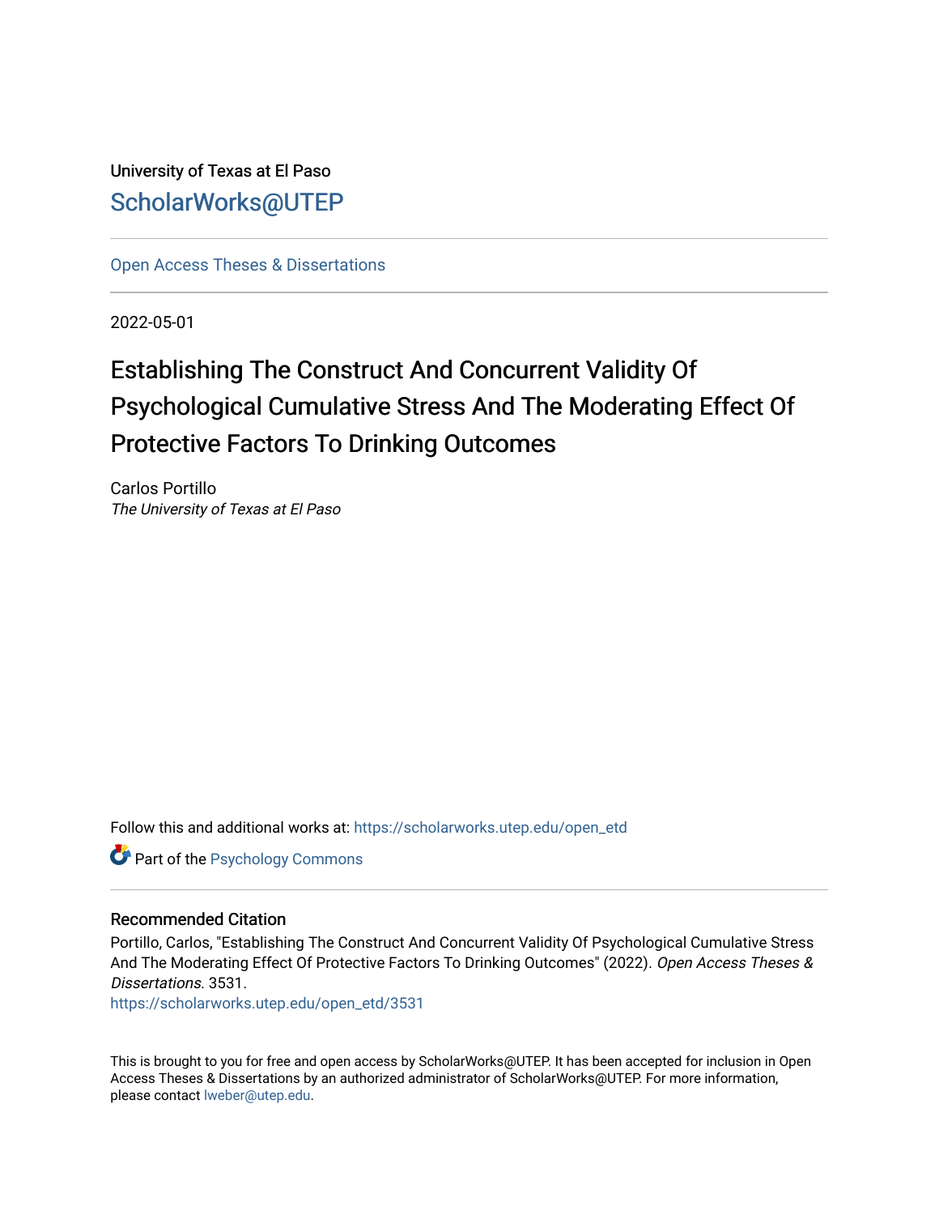University of Texas at El Paso

ScholarWorks@UTEP

Open Access Theses & Dissertations

2022-05-01

# Establishing The Construct And Concurrent Validity Of Psychological Cumulative Stress And The Moderating Effect Of Protective Factors To Drinking Outcomes

Carlos Portillo

*The University of Texas at El Paso*

Follow this and additional works at: https://scholarworks.utep.edu/open_etd

Part of the Psychology Commons

## Recommended Citation

Portillo, Carlos, "Establishing The Construct And Concurrent Validity Of Psychological Cumulative Stress And The Moderating Effect Of Protective Factors To Drinking Outcomes" (2022). *Open Access Theses & Dissertations*. 3531.
https://scholarworks.utep.edu/open_etd/3531

This is brought to you for free and open access by ScholarWorks@UTEP. It has been accepted for inclusion in Open Access Theses & Dissertations by an authorized administrator of ScholarWorks@UTEP. For more information, please contact lweber@utep.edu.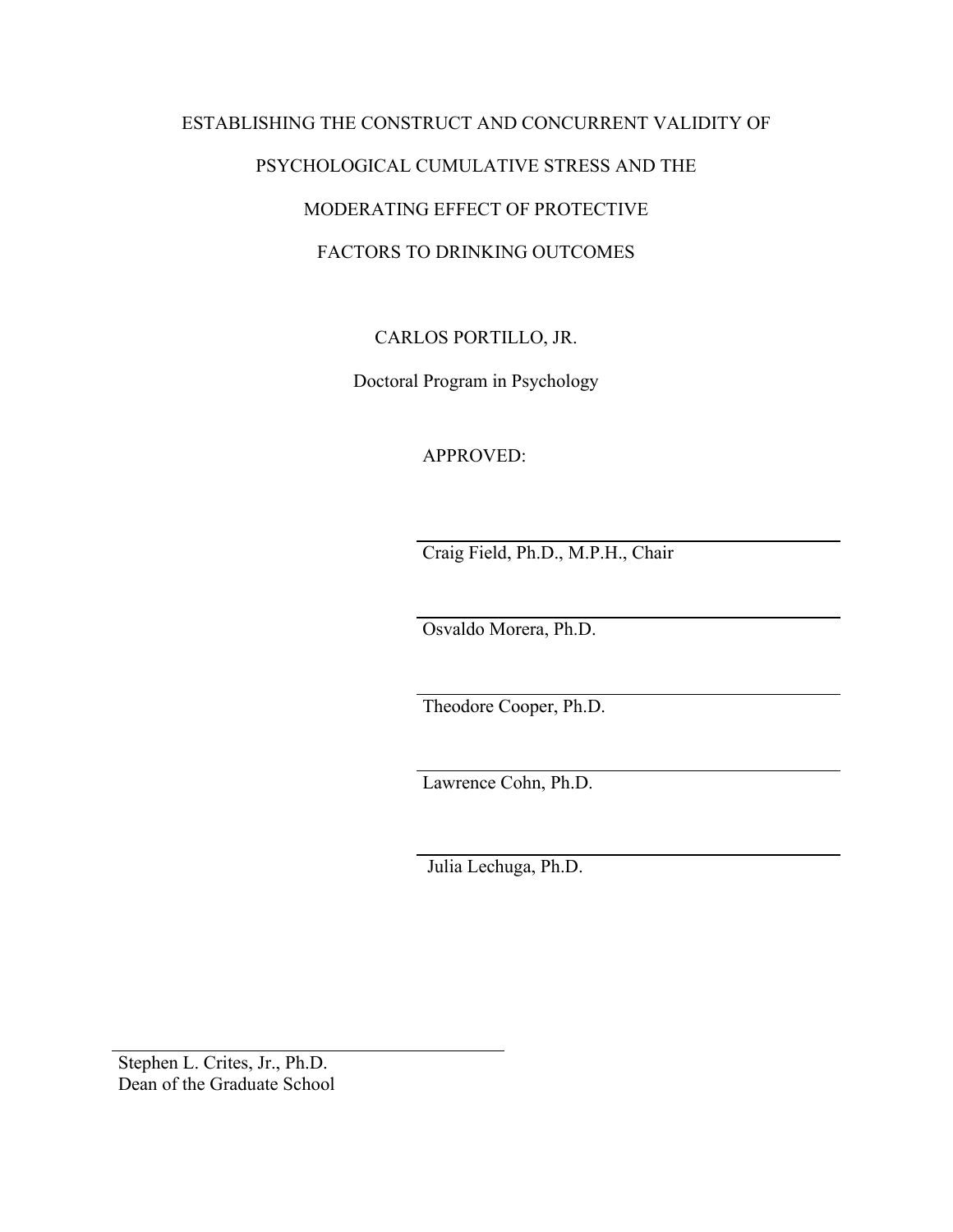ESTABLISHING THE CONSTRUCT AND CONCURRENT VALIDITY OF

PSYCHOLOGICAL CUMULATIVE STRESS AND THE

MODERATING EFFECT OF PROTECTIVE

FACTORS TO DRINKING OUTCOMES

CARLOS PORTILLO, JR.

Doctoral Program in Psychology

APPROVED:

Craig Field, Ph.D., M.P.H., Chair

Osvaldo Morera, Ph.D.

Theodore Cooper, Ph.D.

Lawrence Cohn, Ph.D.

Julia Lechuga, Ph.D.

Stephen L. Crites, Jr., Ph.D.
Dean of the Graduate School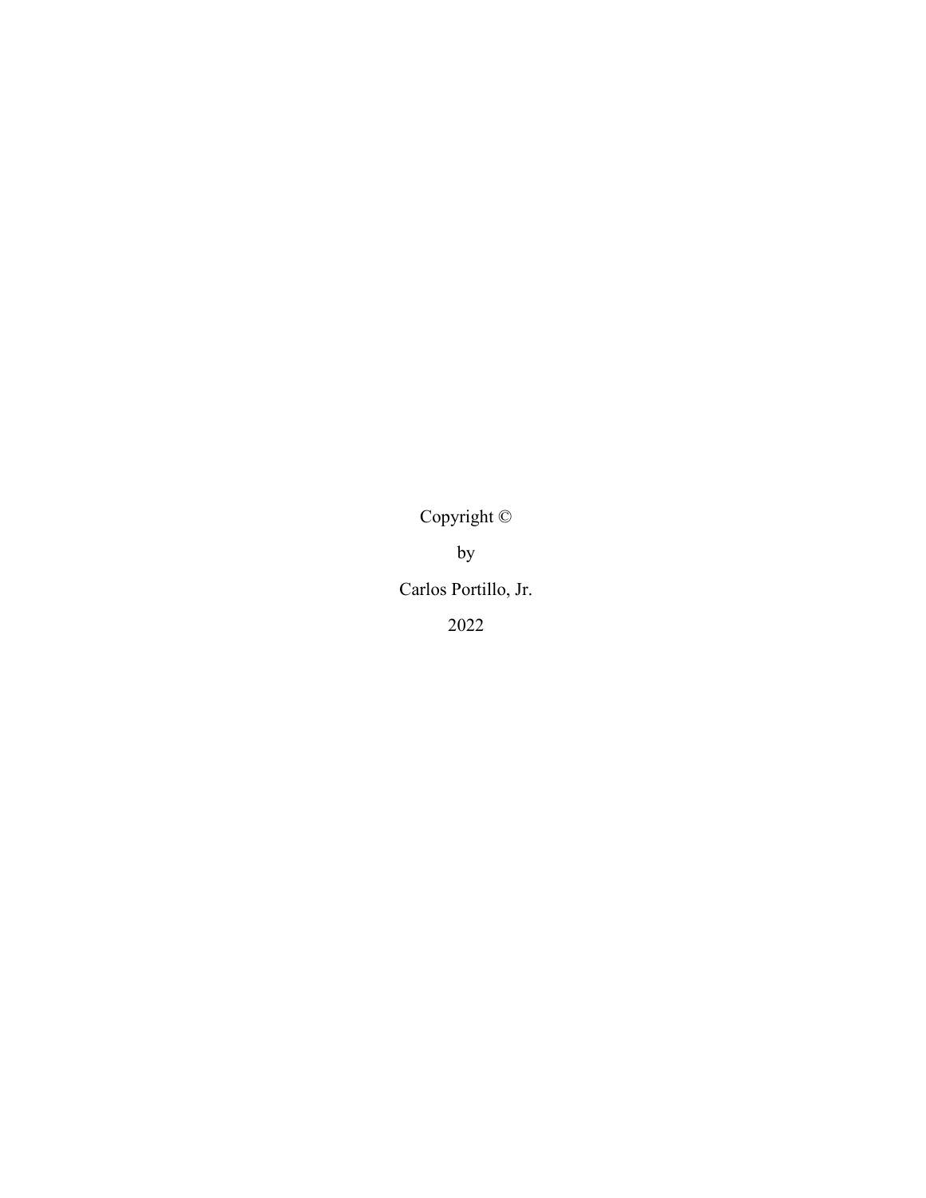Copyright ©

by

Carlos Portillo, Jr.

2022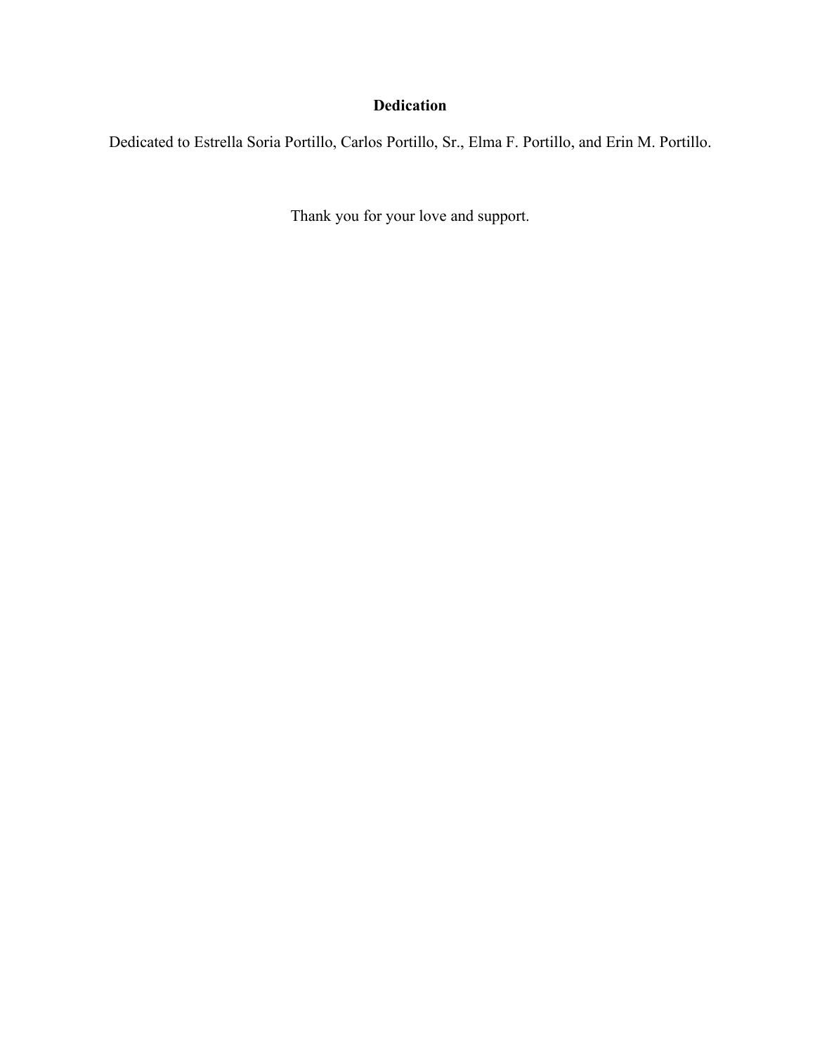# Dedication

Dedicated to Estrella Soria Portillo, Carlos Portillo, Sr., Elma F. Portillo, and Erin M. Portillo.

Thank you for your love and support.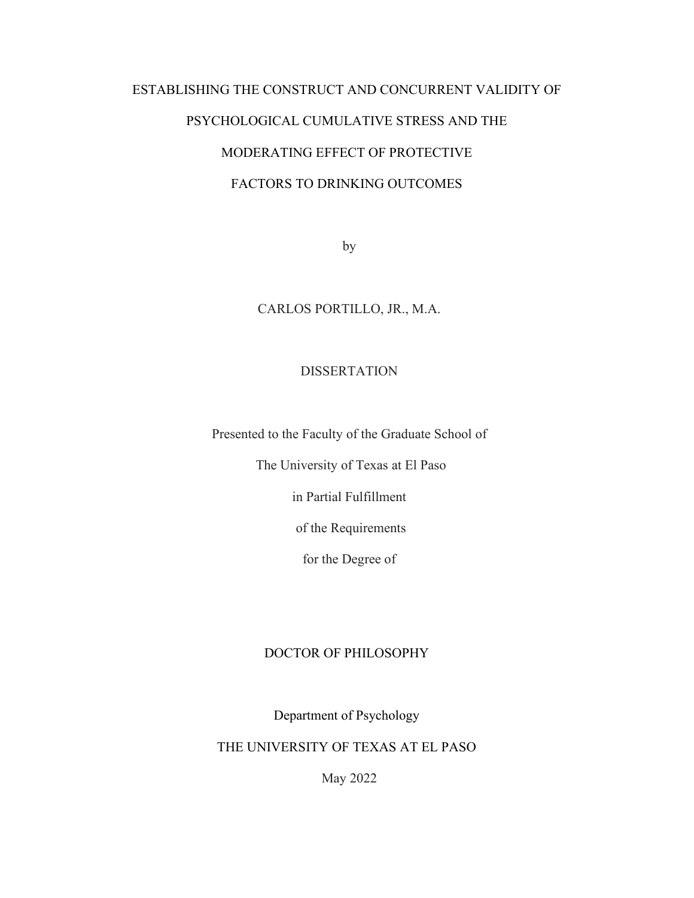# ESTABLISHING THE CONSTRUCT AND CONCURRENT VALIDITY OF PSYCHOLOGICAL CUMULATIVE STRESS AND THE MODERATING EFFECT OF PROTECTIVE FACTORS TO DRINKING OUTCOMES

by

CARLOS PORTILLO, JR., M.A.

DISSERTATION

Presented to the Faculty of the Graduate School of

The University of Texas at El Paso

in Partial Fulfillment

of the Requirements

for the Degree of

DOCTOR OF PHILOSOPHY

Department of Psychology

THE UNIVERSITY OF TEXAS AT EL PASO

May 2022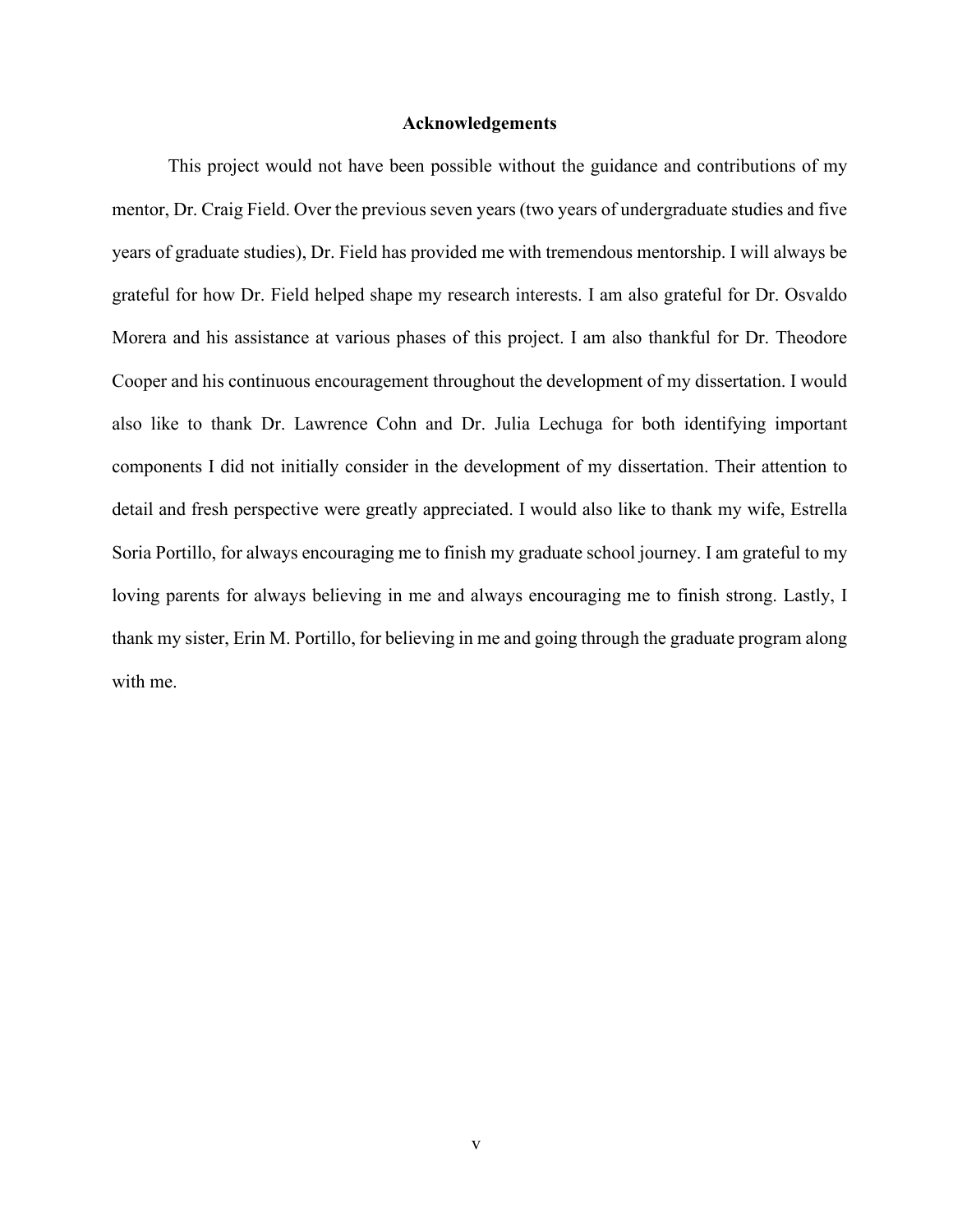# Acknowledgements

This project would not have been possible without the guidance and contributions of my mentor, Dr. Craig Field. Over the previous seven years (two years of undergraduate studies and five years of graduate studies), Dr. Field has provided me with tremendous mentorship. I will always be grateful for how Dr. Field helped shape my research interests. I am also grateful for Dr. Osvaldo Morera and his assistance at various phases of this project. I am also thankful for Dr. Theodore Cooper and his continuous encouragement throughout the development of my dissertation. I would also like to thank Dr. Lawrence Cohn and Dr. Julia Lechuga for both identifying important components I did not initially consider in the development of my dissertation. Their attention to detail and fresh perspective were greatly appreciated. I would also like to thank my wife, Estrella Soria Portillo, for always encouraging me to finish my graduate school journey. I am grateful to my loving parents for always believing in me and always encouraging me to finish strong. Lastly, I thank my sister, Erin M. Portillo, for believing in me and going through the graduate program along with me.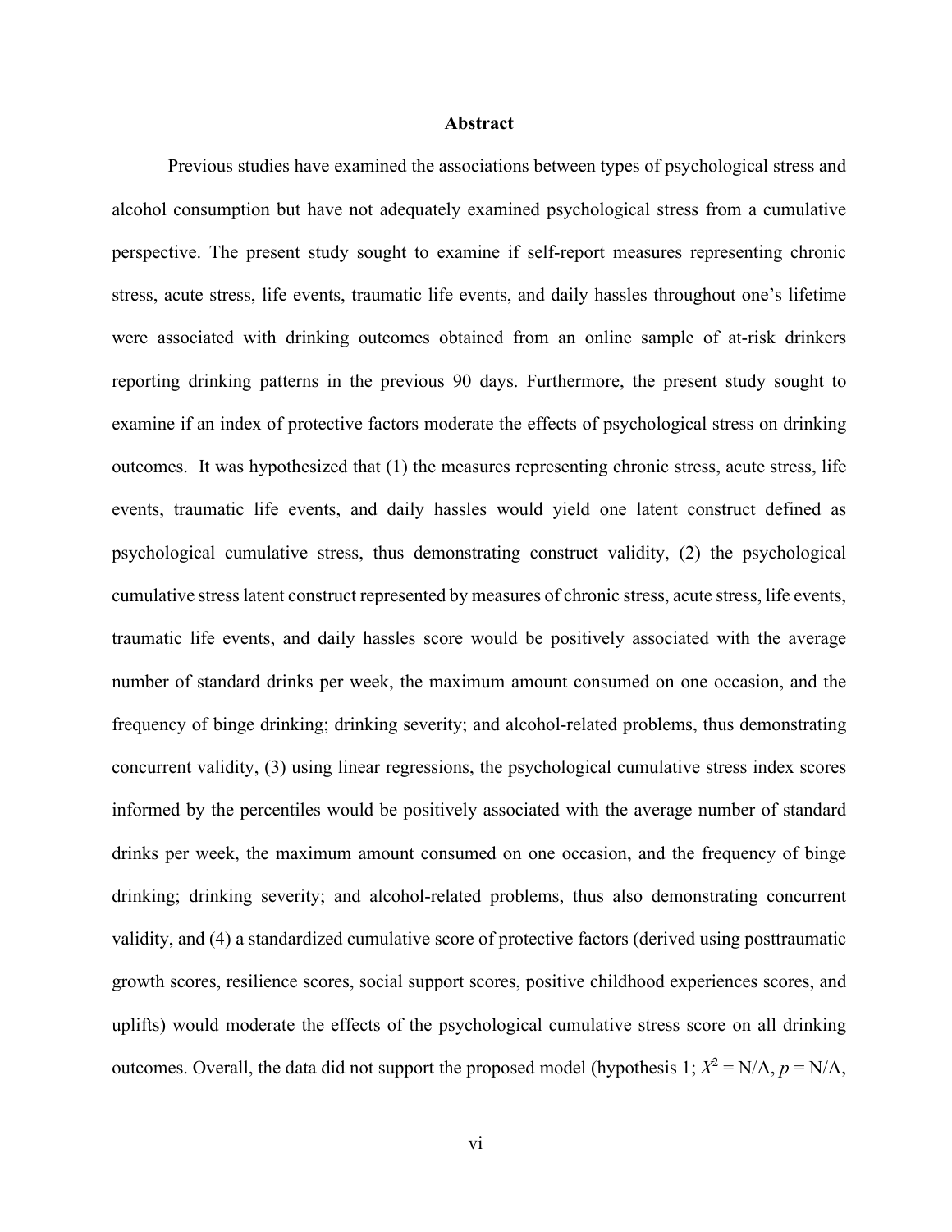# Abstract

Previous studies have examined the associations between types of psychological stress and alcohol consumption but have not adequately examined psychological stress from a cumulative perspective. The present study sought to examine if self-report measures representing chronic stress, acute stress, life events, traumatic life events, and daily hassles throughout one's lifetime were associated with drinking outcomes obtained from an online sample of at-risk drinkers reporting drinking patterns in the previous 90 days. Furthermore, the present study sought to examine if an index of protective factors moderate the effects of psychological stress on drinking outcomes. It was hypothesized that (1) the measures representing chronic stress, acute stress, life events, traumatic life events, and daily hassles would yield one latent construct defined as psychological cumulative stress, thus demonstrating construct validity, (2) the psychological cumulative stress latent construct represented by measures of chronic stress, acute stress, life events, traumatic life events, and daily hassles score would be positively associated with the average number of standard drinks per week, the maximum amount consumed on one occasion, and the frequency of binge drinking; drinking severity; and alcohol-related problems, thus demonstrating concurrent validity, (3) using linear regressions, the psychological cumulative stress index scores informed by the percentiles would be positively associated with the average number of standard drinks per week, the maximum amount consumed on one occasion, and the frequency of binge drinking; drinking severity; and alcohol-related problems, thus also demonstrating concurrent validity, and (4) a standardized cumulative score of protective factors (derived using posttraumatic growth scores, resilience scores, social support scores, positive childhood experiences scores, and uplifts) would moderate the effects of the psychological cumulative stress score on all drinking outcomes. Overall, the data did not support the proposed model (hypothesis 1; $X^2$ = N/A, $p$ = N/A,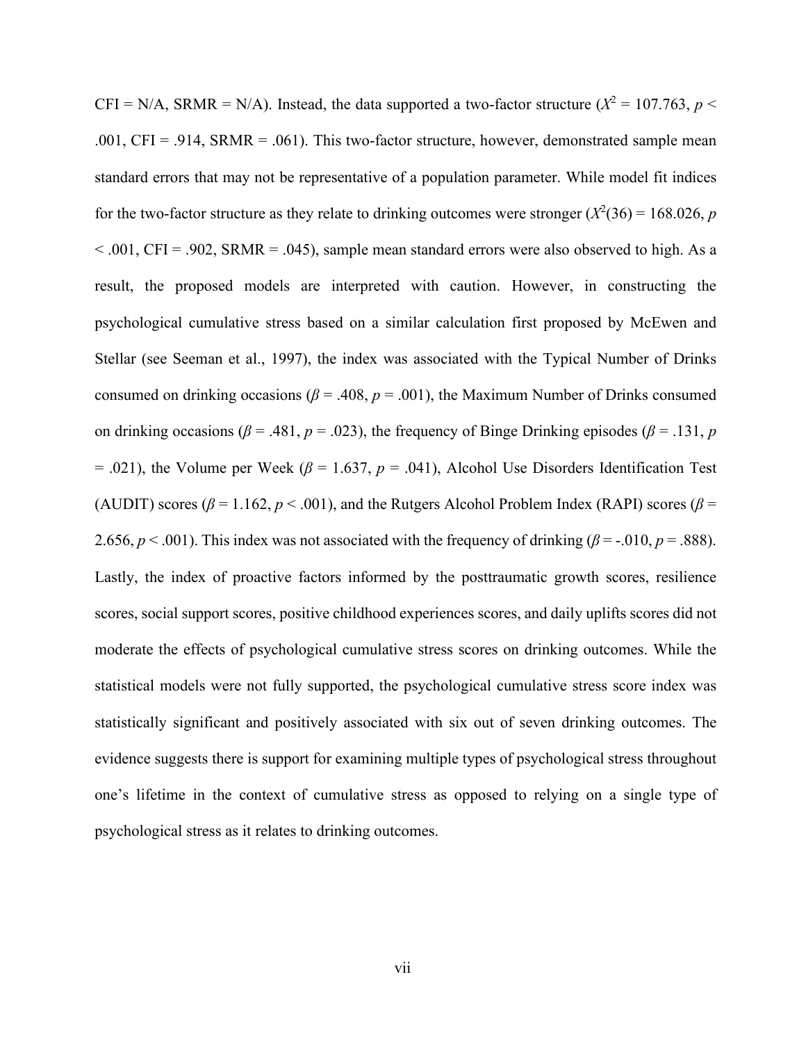CFI = N/A, SRMR = N/A). Instead, the data supported a two-factor structure ($X^2$ = 107.763, $p$ < .001, CFI = .914, SRMR = .061). This two-factor structure, however, demonstrated sample mean standard errors that may not be representative of a population parameter. While model fit indices for the two-factor structure as they relate to drinking outcomes were stronger ($X^2(36)$ = 168.026, $p$ < .001, CFI = .902, SRMR = .045), sample mean standard errors were also observed to high. As a result, the proposed models are interpreted with caution. However, in constructing the psychological cumulative stress based on a similar calculation first proposed by McEwen and Stellar (see Seeman et al., 1997), the index was associated with the Typical Number of Drinks consumed on drinking occasions ($\beta$ = .408, $p$ = .001), the Maximum Number of Drinks consumed on drinking occasions ($\beta$ = .481, $p$ = .023), the frequency of Binge Drinking episodes ($\beta$ = .131, $p$ = .021), the Volume per Week ($\beta$ = 1.637, $p$ = .041), Alcohol Use Disorders Identification Test (AUDIT) scores ($\beta$ = 1.162, $p$ < .001), and the Rutgers Alcohol Problem Index (RAPI) scores ($\beta$ = 2.656, $p$ < .001). This index was not associated with the frequency of drinking ($\beta$ = -.010, $p$ = .888). Lastly, the index of proactive factors informed by the posttraumatic growth scores, resilience scores, social support scores, positive childhood experiences scores, and daily uplifts scores did not moderate the effects of psychological cumulative stress scores on drinking outcomes. While the statistical models were not fully supported, the psychological cumulative stress score index was statistically significant and positively associated with six out of seven drinking outcomes. The evidence suggests there is support for examining multiple types of psychological stress throughout one's lifetime in the context of cumulative stress as opposed to relying on a single type of psychological stress as it relates to drinking outcomes.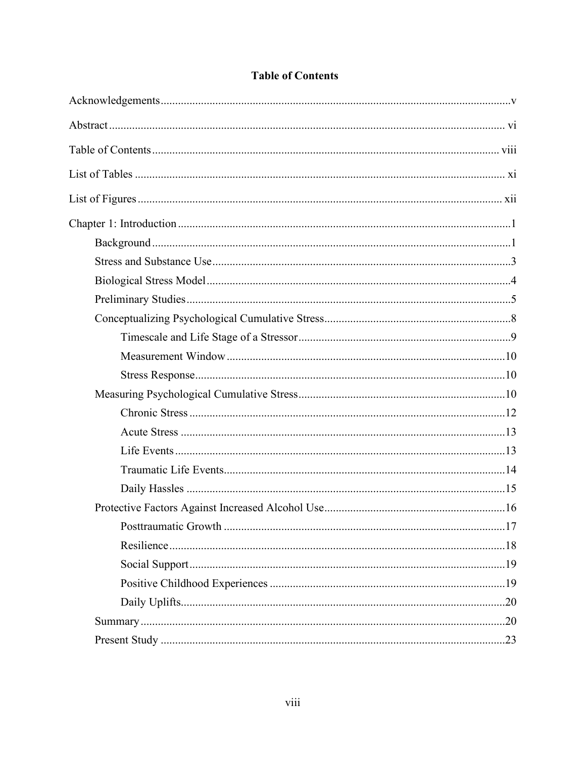# Table of Contents

Acknowledgements .......... v

Abstract .......... vi

Table of Contents .......... viii

List of Tables .......... xi

List of Figures .......... xii

Chapter 1: Introduction .......... 1

- Background .......... 1
- Stress and Substance Use .......... 3
- Biological Stress Model .......... 4
- Preliminary Studies .......... 5
- Conceptualizing Psychological Cumulative Stress .......... 8
  - Timescale and Life Stage of a Stressor .......... 9
  - Measurement Window .......... 10
  - Stress Response .......... 10
- Measuring Psychological Cumulative Stress .......... 10
  - Chronic Stress .......... 12
  - Acute Stress .......... 13
  - Life Events .......... 13
  - Traumatic Life Events .......... 14
  - Daily Hassles .......... 15
- Protective Factors Against Increased Alcohol Use .......... 16
  - Posttraumatic Growth .......... 17
  - Resilience .......... 18
  - Social Support .......... 19
  - Positive Childhood Experiences .......... 19
  - Daily Uplifts .......... 20
- Summary .......... 20
- Present Study .......... 23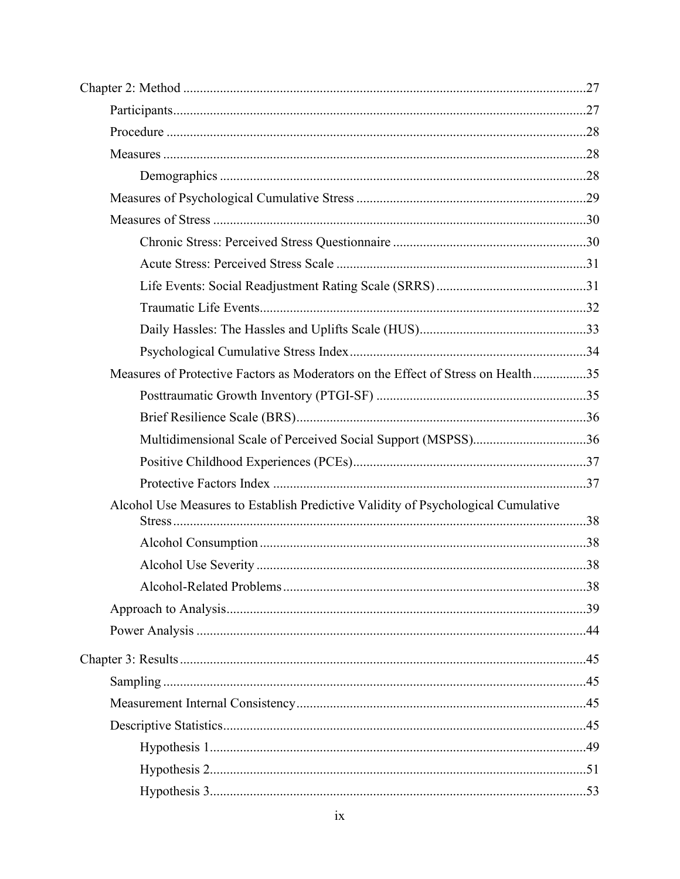Chapter 2: Method ........................................................................................................................27

- Participants...........................................................................................................................27
- Procedure .............................................................................................................................28
- Measures ..............................................................................................................................28
    - Demographics .............................................................................................................28
- Measures of Psychological Cumulative Stress ....................................................................29
- Measures of Stress ...............................................................................................................30
    - Chronic Stress: Perceived Stress Questionnaire ..........................................................30
    - Acute Stress: Perceived Stress Scale ...........................................................................31
    - Life Events: Social Readjustment Rating Scale (SRRS) .............................................31
    - Traumatic Life Events.................................................................................................32
    - Daily Hassles: The Hassles and Uplifts Scale (HUS)..................................................33
    - Psychological Cumulative Stress Index.......................................................................34
- Measures of Protective Factors as Moderators on the Effect of Stress on Health................35
    - Posttraumatic Growth Inventory (PTGI-SF) ...............................................................35
    - Brief Resilience Scale (BRS).......................................................................................36
    - Multidimensional Scale of Perceived Social Support (MSPSS)..................................36
    - Positive Childhood Experiences (PCEs)......................................................................37
    - Protective Factors Index ..............................................................................................37
- Alcohol Use Measures to Establish Predictive Validity of Psychological Cumulative Stress ............................................................................................................................38
    - Alcohol Consumption..................................................................................................38
    - Alcohol Use Severity ...................................................................................................38
    - Alcohol-Related Problems...........................................................................................38
- Approach to Analysis............................................................................................................39
- Power Analysis ....................................................................................................................44

Chapter 3: Results .........................................................................................................................45

- Sampling ..............................................................................................................................45
- Measurement Internal Consistency.......................................................................................45
- Descriptive Statistics.............................................................................................................45
    - Hypothesis 1.................................................................................................................49
    - Hypothesis 2.................................................................................................................51
    - Hypothesis 3.................................................................................................................53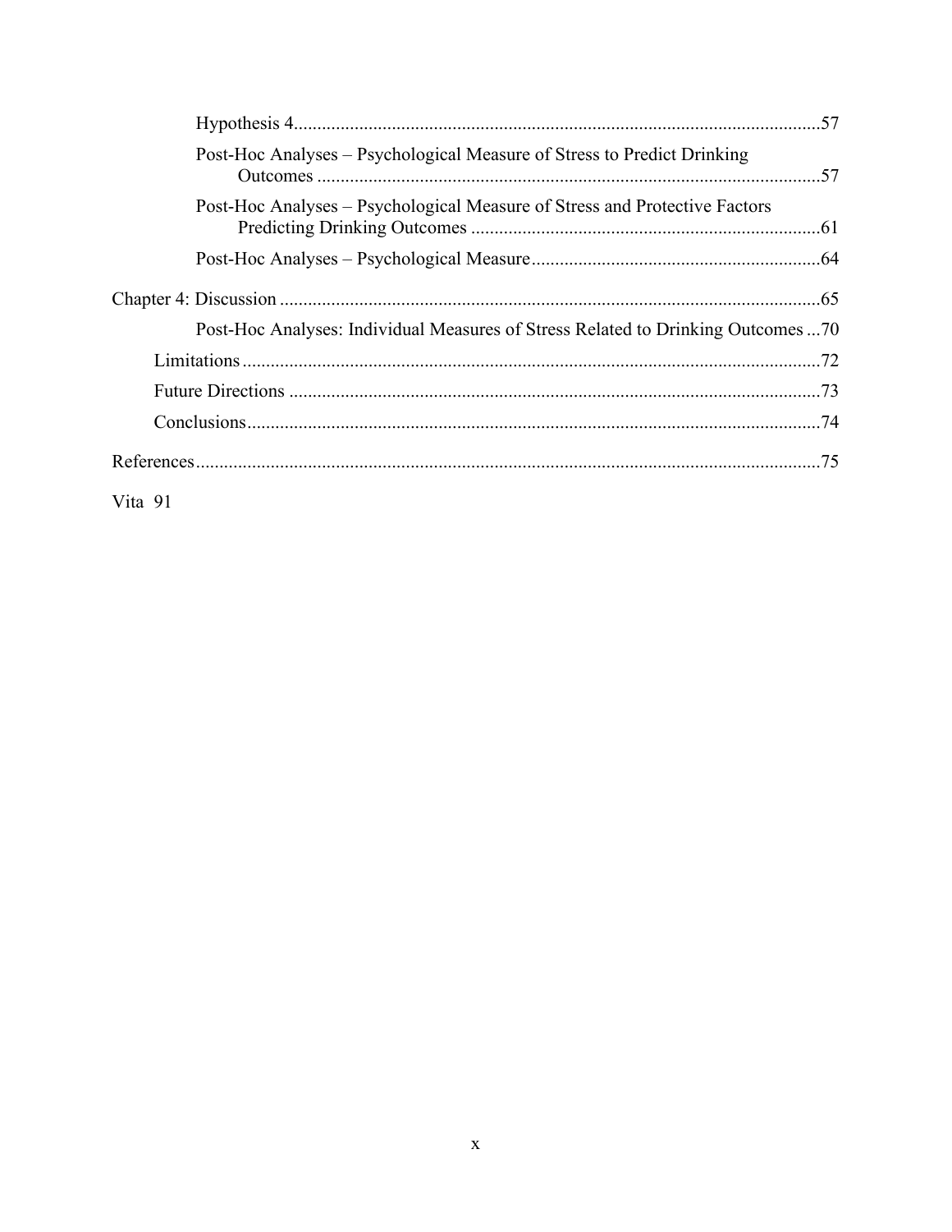Hypothesis 4 ....................................................................................................... 57

Post-Hoc Analyses – Psychological Measure of Stress to Predict Drinking Outcomes ........................................................................................................ 57

Post-Hoc Analyses – Psychological Measure of Stress and Protective Factors Predicting Drinking Outcomes ....................................................................... 61

Post-Hoc Analyses – Psychological Measure ........................................................... 64

Chapter 4: Discussion ............................................................................................................ 65

Post-Hoc Analyses: Individual Measures of Stress Related to Drinking Outcomes ... 70

Limitations ........................................................................................................................ 72

Future Directions .............................................................................................................. 73

Conclusions ....................................................................................................................... 74

References ............................................................................................................................. 75

Vita 91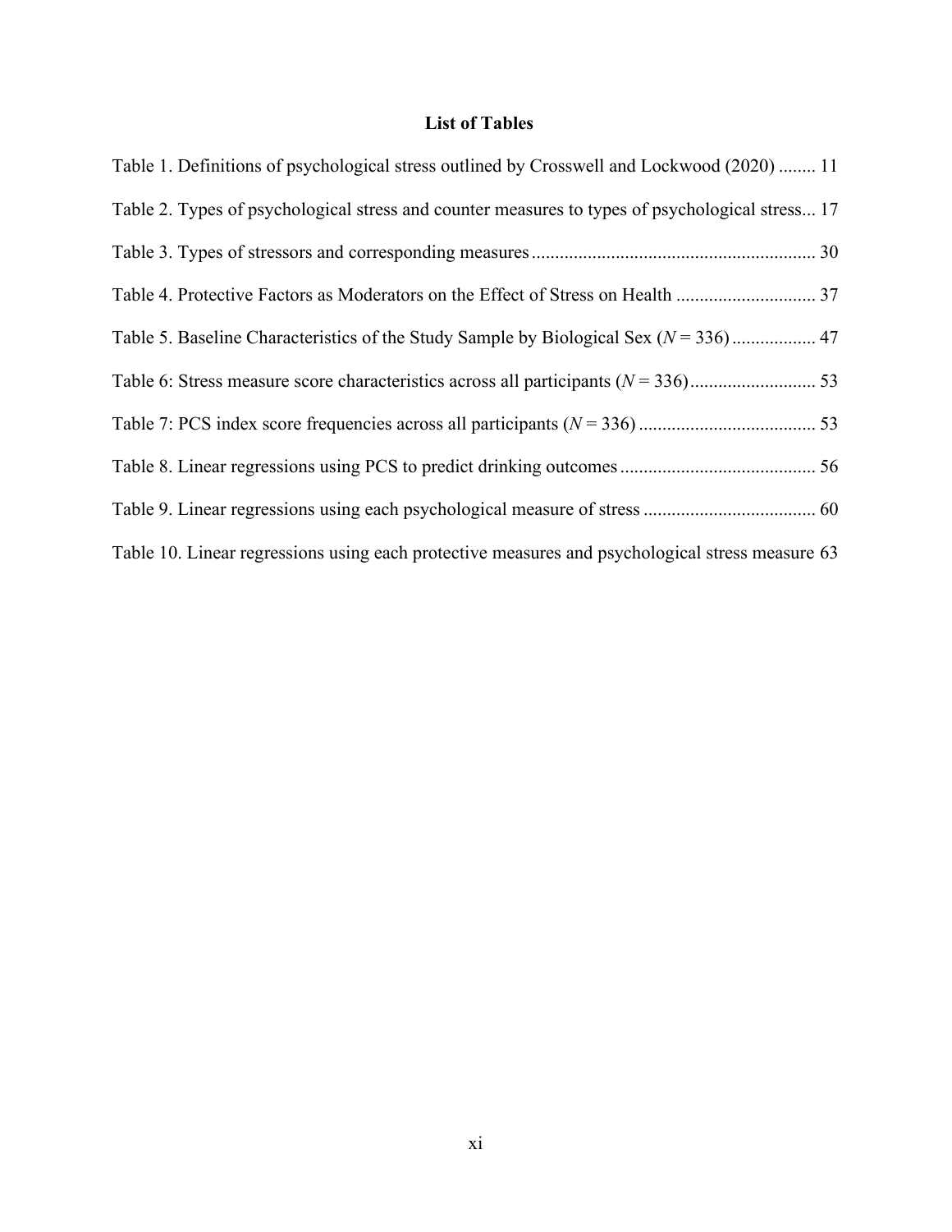# List of Tables

Table 1. Definitions of psychological stress outlined by Crosswell and Lockwood (2020) ........ 11

Table 2. Types of psychological stress and counter measures to types of psychological stress... 17

Table 3. Types of stressors and corresponding measures ............................................................ 30

Table 4. Protective Factors as Moderators on the Effect of Stress on Health .............................. 37

Table 5. Baseline Characteristics of the Study Sample by Biological Sex (*N* = 336) .................. 47

Table 6: Stress measure score characteristics across all participants (*N* = 336) ........................... 53

Table 7: PCS index score frequencies across all participants (*N* = 336) ...................................... 53

Table 8. Linear regressions using PCS to predict drinking outcomes .......................................... 56

Table 9. Linear regressions using each psychological measure of stress ..................................... 60

Table 10. Linear regressions using each protective measures and psychological stress measure 63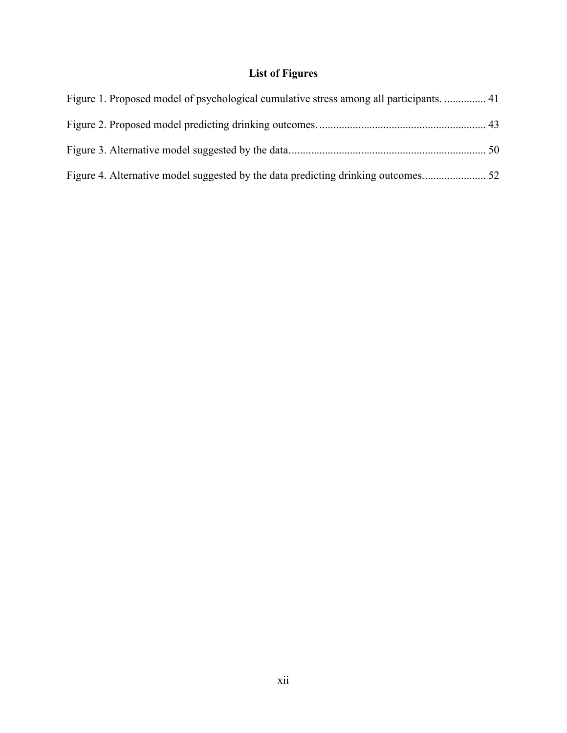## List of Figures

Figure 1. Proposed model of psychological cumulative stress among all participants. ............... 41

Figure 2. Proposed model predicting drinking outcomes. ............................................................ 43

Figure 3. Alternative model suggested by the data. ...................................................................... 50

Figure 4. Alternative model suggested by the data predicting drinking outcomes. ...................... 52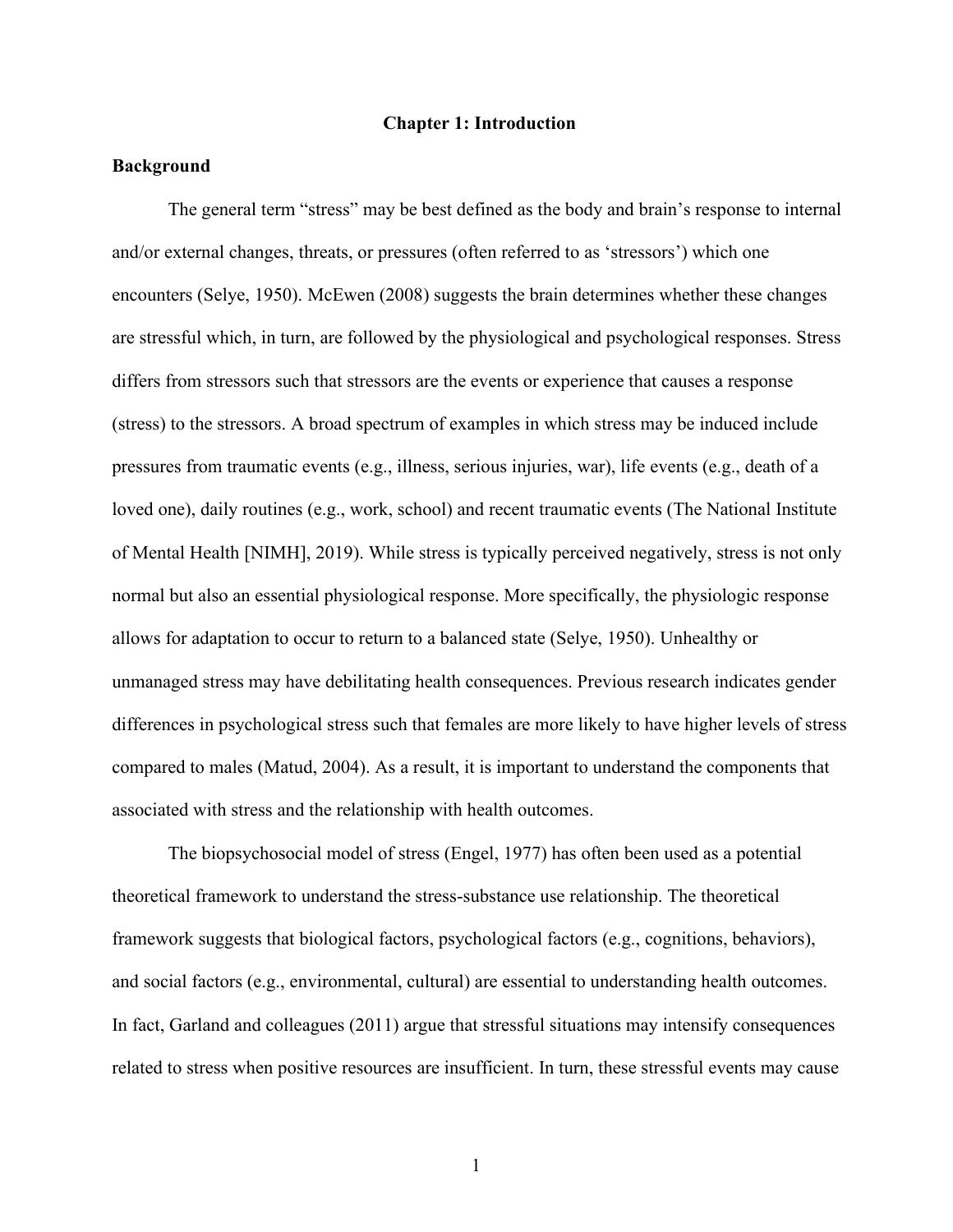# Chapter 1: Introduction

## Background

The general term "stress" may be best defined as the body and brain's response to internal and/or external changes, threats, or pressures (often referred to as 'stressors') which one encounters (Selye, 1950). McEwen (2008) suggests the brain determines whether these changes are stressful which, in turn, are followed by the physiological and psychological responses. Stress differs from stressors such that stressors are the events or experience that causes a response (stress) to the stressors. A broad spectrum of examples in which stress may be induced include pressures from traumatic events (e.g., illness, serious injuries, war), life events (e.g., death of a loved one), daily routines (e.g., work, school) and recent traumatic events (The National Institute of Mental Health [NIMH], 2019). While stress is typically perceived negatively, stress is not only normal but also an essential physiological response. More specifically, the physiologic response allows for adaptation to occur to return to a balanced state (Selye, 1950). Unhealthy or unmanaged stress may have debilitating health consequences. Previous research indicates gender differences in psychological stress such that females are more likely to have higher levels of stress compared to males (Matud, 2004). As a result, it is important to understand the components that associated with stress and the relationship with health outcomes.

The biopsychosocial model of stress (Engel, 1977) has often been used as a potential theoretical framework to understand the stress-substance use relationship. The theoretical framework suggests that biological factors, psychological factors (e.g., cognitions, behaviors), and social factors (e.g., environmental, cultural) are essential to understanding health outcomes. In fact, Garland and colleagues (2011) argue that stressful situations may intensify consequences related to stress when positive resources are insufficient. In turn, these stressful events may cause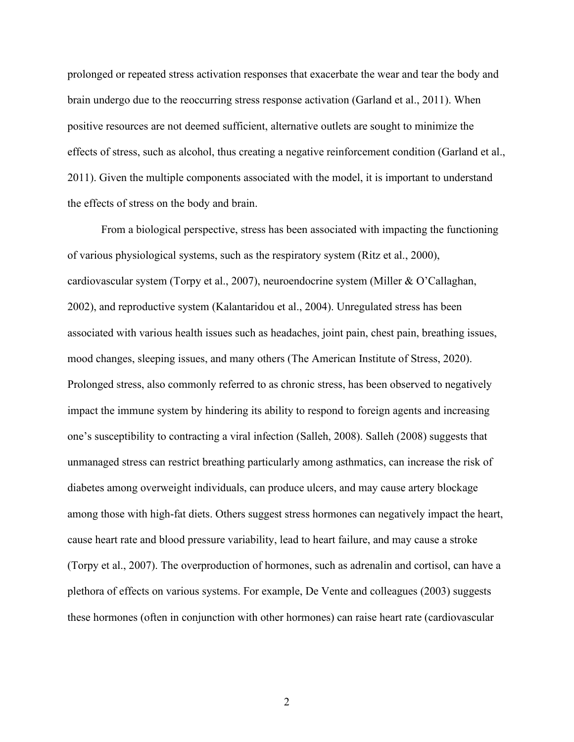prolonged or repeated stress activation responses that exacerbate the wear and tear the body and brain undergo due to the reoccurring stress response activation (Garland et al., 2011). When positive resources are not deemed sufficient, alternative outlets are sought to minimize the effects of stress, such as alcohol, thus creating a negative reinforcement condition (Garland et al., 2011). Given the multiple components associated with the model, it is important to understand the effects of stress on the body and brain.

From a biological perspective, stress has been associated with impacting the functioning of various physiological systems, such as the respiratory system (Ritz et al., 2000), cardiovascular system (Torpy et al., 2007), neuroendocrine system (Miller & O'Callaghan, 2002), and reproductive system (Kalantaridou et al., 2004). Unregulated stress has been associated with various health issues such as headaches, joint pain, chest pain, breathing issues, mood changes, sleeping issues, and many others (The American Institute of Stress, 2020). Prolonged stress, also commonly referred to as chronic stress, has been observed to negatively impact the immune system by hindering its ability to respond to foreign agents and increasing one's susceptibility to contracting a viral infection (Salleh, 2008). Salleh (2008) suggests that unmanaged stress can restrict breathing particularly among asthmatics, can increase the risk of diabetes among overweight individuals, can produce ulcers, and may cause artery blockage among those with high-fat diets. Others suggest stress hormones can negatively impact the heart, cause heart rate and blood pressure variability, lead to heart failure, and may cause a stroke (Torpy et al., 2007). The overproduction of hormones, such as adrenalin and cortisol, can have a plethora of effects on various systems. For example, De Vente and colleagues (2003) suggests these hormones (often in conjunction with other hormones) can raise heart rate (cardiovascular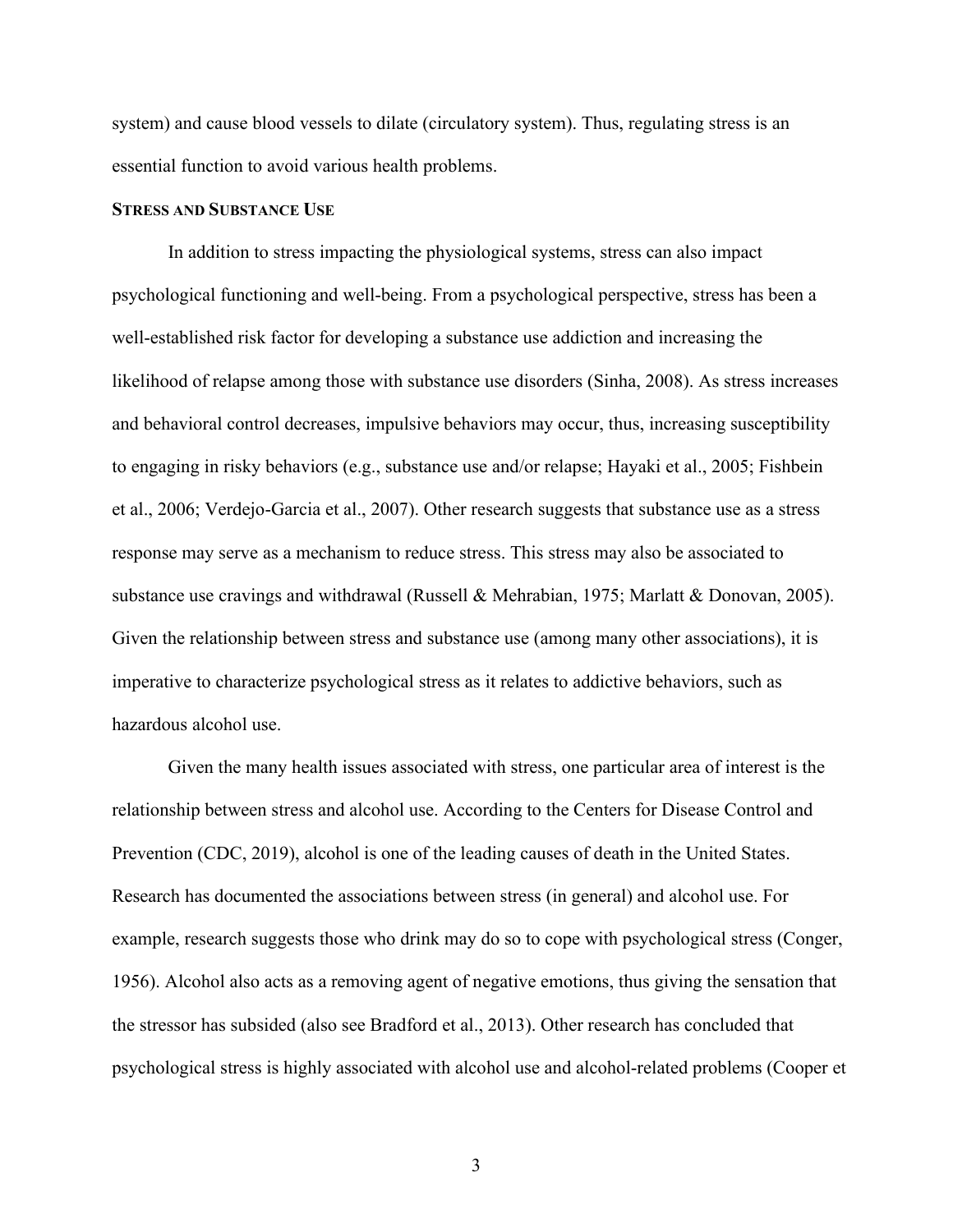system) and cause blood vessels to dilate (circulatory system). Thus, regulating stress is an essential function to avoid various health problems.

### Stress and Substance Use

In addition to stress impacting the physiological systems, stress can also impact psychological functioning and well-being. From a psychological perspective, stress has been a well-established risk factor for developing a substance use addiction and increasing the likelihood of relapse among those with substance use disorders (Sinha, 2008). As stress increases and behavioral control decreases, impulsive behaviors may occur, thus, increasing susceptibility to engaging in risky behaviors (e.g., substance use and/or relapse; Hayaki et al., 2005; Fishbein et al., 2006; Verdejo-Garcia et al., 2007). Other research suggests that substance use as a stress response may serve as a mechanism to reduce stress. This stress may also be associated to substance use cravings and withdrawal (Russell & Mehrabian, 1975; Marlatt & Donovan, 2005). Given the relationship between stress and substance use (among many other associations), it is imperative to characterize psychological stress as it relates to addictive behaviors, such as hazardous alcohol use.

Given the many health issues associated with stress, one particular area of interest is the relationship between stress and alcohol use. According to the Centers for Disease Control and Prevention (CDC, 2019), alcohol is one of the leading causes of death in the United States. Research has documented the associations between stress (in general) and alcohol use. For example, research suggests those who drink may do so to cope with psychological stress (Conger, 1956). Alcohol also acts as a removing agent of negative emotions, thus giving the sensation that the stressor has subsided (also see Bradford et al., 2013). Other research has concluded that psychological stress is highly associated with alcohol use and alcohol-related problems (Cooper et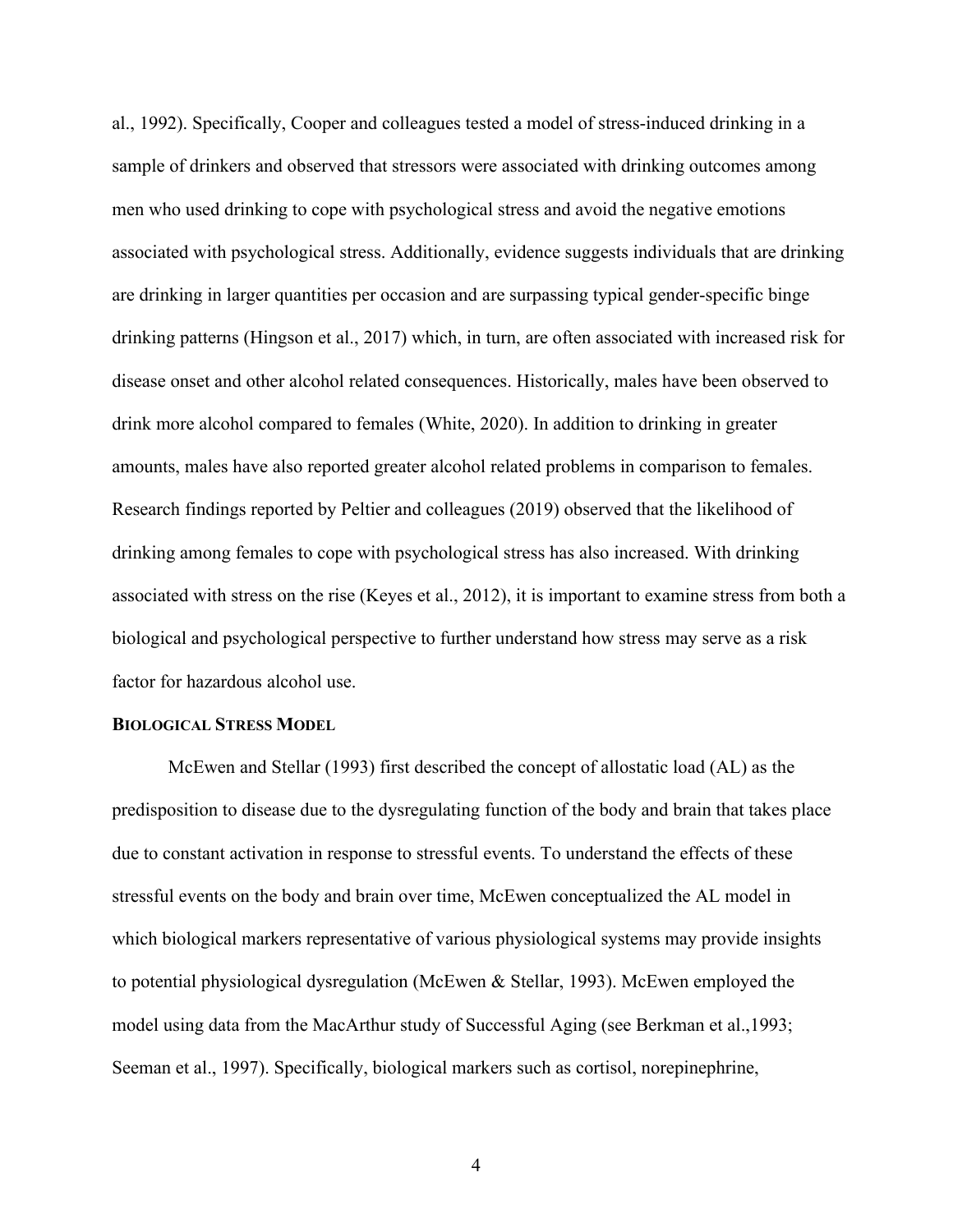al., 1992). Specifically, Cooper and colleagues tested a model of stress-induced drinking in a sample of drinkers and observed that stressors were associated with drinking outcomes among men who used drinking to cope with psychological stress and avoid the negative emotions associated with psychological stress. Additionally, evidence suggests individuals that are drinking are drinking in larger quantities per occasion and are surpassing typical gender-specific binge drinking patterns (Hingson et al., 2017) which, in turn, are often associated with increased risk for disease onset and other alcohol related consequences. Historically, males have been observed to drink more alcohol compared to females (White, 2020). In addition to drinking in greater amounts, males have also reported greater alcohol related problems in comparison to females. Research findings reported by Peltier and colleagues (2019) observed that the likelihood of drinking among females to cope with psychological stress has also increased. With drinking associated with stress on the rise (Keyes et al., 2012), it is important to examine stress from both a biological and psychological perspective to further understand how stress may serve as a risk factor for hazardous alcohol use.

### BIOLOGICAL STRESS MODEL

McEwen and Stellar (1993) first described the concept of allostatic load (AL) as the predisposition to disease due to the dysregulating function of the body and brain that takes place due to constant activation in response to stressful events. To understand the effects of these stressful events on the body and brain over time, McEwen conceptualized the AL model in which biological markers representative of various physiological systems may provide insights to potential physiological dysregulation (McEwen & Stellar, 1993). McEwen employed the model using data from the MacArthur study of Successful Aging (see Berkman et al.,1993; Seeman et al., 1997). Specifically, biological markers such as cortisol, norepinephrine,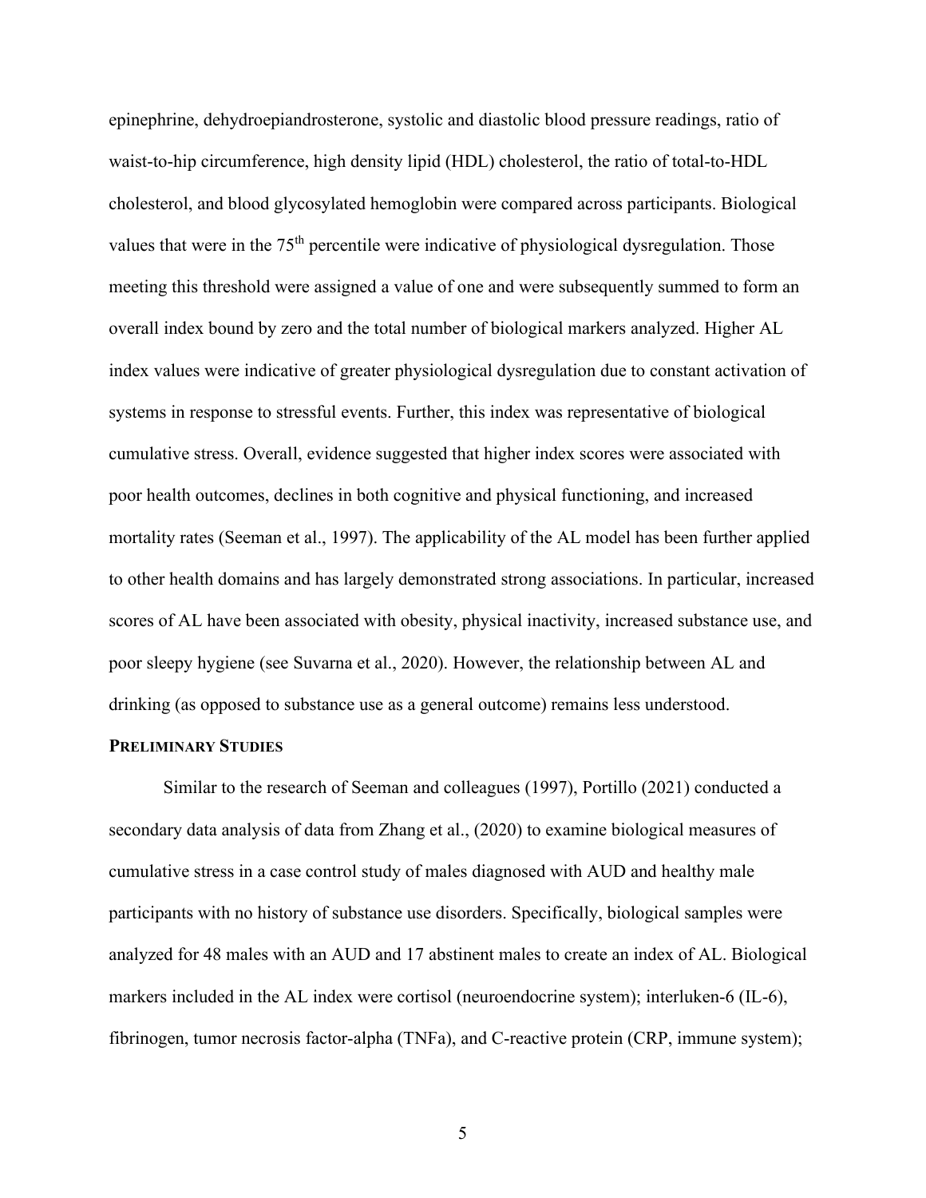epinephrine, dehydroepiandrosterone, systolic and diastolic blood pressure readings, ratio of waist-to-hip circumference, high density lipid (HDL) cholesterol, the ratio of total-to-HDL cholesterol, and blood glycosylated hemoglobin were compared across participants. Biological values that were in the 75th percentile were indicative of physiological dysregulation. Those meeting this threshold were assigned a value of one and were subsequently summed to form an overall index bound by zero and the total number of biological markers analyzed. Higher AL index values were indicative of greater physiological dysregulation due to constant activation of systems in response to stressful events. Further, this index was representative of biological cumulative stress. Overall, evidence suggested that higher index scores were associated with poor health outcomes, declines in both cognitive and physical functioning, and increased mortality rates (Seeman et al., 1997). The applicability of the AL model has been further applied to other health domains and has largely demonstrated strong associations. In particular, increased scores of AL have been associated with obesity, physical inactivity, increased substance use, and poor sleepy hygiene (see Suvarna et al., 2020). However, the relationship between AL and drinking (as opposed to substance use as a general outcome) remains less understood.

### PRELIMINARY STUDIES

Similar to the research of Seeman and colleagues (1997), Portillo (2021) conducted a secondary data analysis of data from Zhang et al., (2020) to examine biological measures of cumulative stress in a case control study of males diagnosed with AUD and healthy male participants with no history of substance use disorders. Specifically, biological samples were analyzed for 48 males with an AUD and 17 abstinent males to create an index of AL. Biological markers included in the AL index were cortisol (neuroendocrine system); interluken-6 (IL-6), fibrinogen, tumor necrosis factor-alpha (TNFa), and C-reactive protein (CRP, immune system);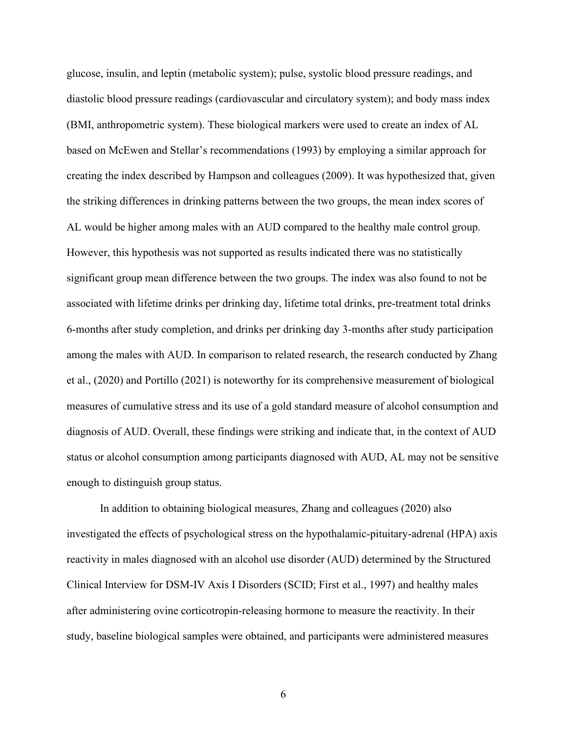glucose, insulin, and leptin (metabolic system); pulse, systolic blood pressure readings, and diastolic blood pressure readings (cardiovascular and circulatory system); and body mass index (BMI, anthropometric system). These biological markers were used to create an index of AL based on McEwen and Stellar's recommendations (1993) by employing a similar approach for creating the index described by Hampson and colleagues (2009). It was hypothesized that, given the striking differences in drinking patterns between the two groups, the mean index scores of AL would be higher among males with an AUD compared to the healthy male control group. However, this hypothesis was not supported as results indicated there was no statistically significant group mean difference between the two groups. The index was also found to not be associated with lifetime drinks per drinking day, lifetime total drinks, pre-treatment total drinks 6-months after study completion, and drinks per drinking day 3-months after study participation among the males with AUD. In comparison to related research, the research conducted by Zhang et al., (2020) and Portillo (2021) is noteworthy for its comprehensive measurement of biological measures of cumulative stress and its use of a gold standard measure of alcohol consumption and diagnosis of AUD. Overall, these findings were striking and indicate that, in the context of AUD status or alcohol consumption among participants diagnosed with AUD, AL may not be sensitive enough to distinguish group status.

In addition to obtaining biological measures, Zhang and colleagues (2020) also investigated the effects of psychological stress on the hypothalamic-pituitary-adrenal (HPA) axis reactivity in males diagnosed with an alcohol use disorder (AUD) determined by the Structured Clinical Interview for DSM-IV Axis I Disorders (SCID; First et al., 1997) and healthy males after administering ovine corticotropin-releasing hormone to measure the reactivity. In their study, baseline biological samples were obtained, and participants were administered measures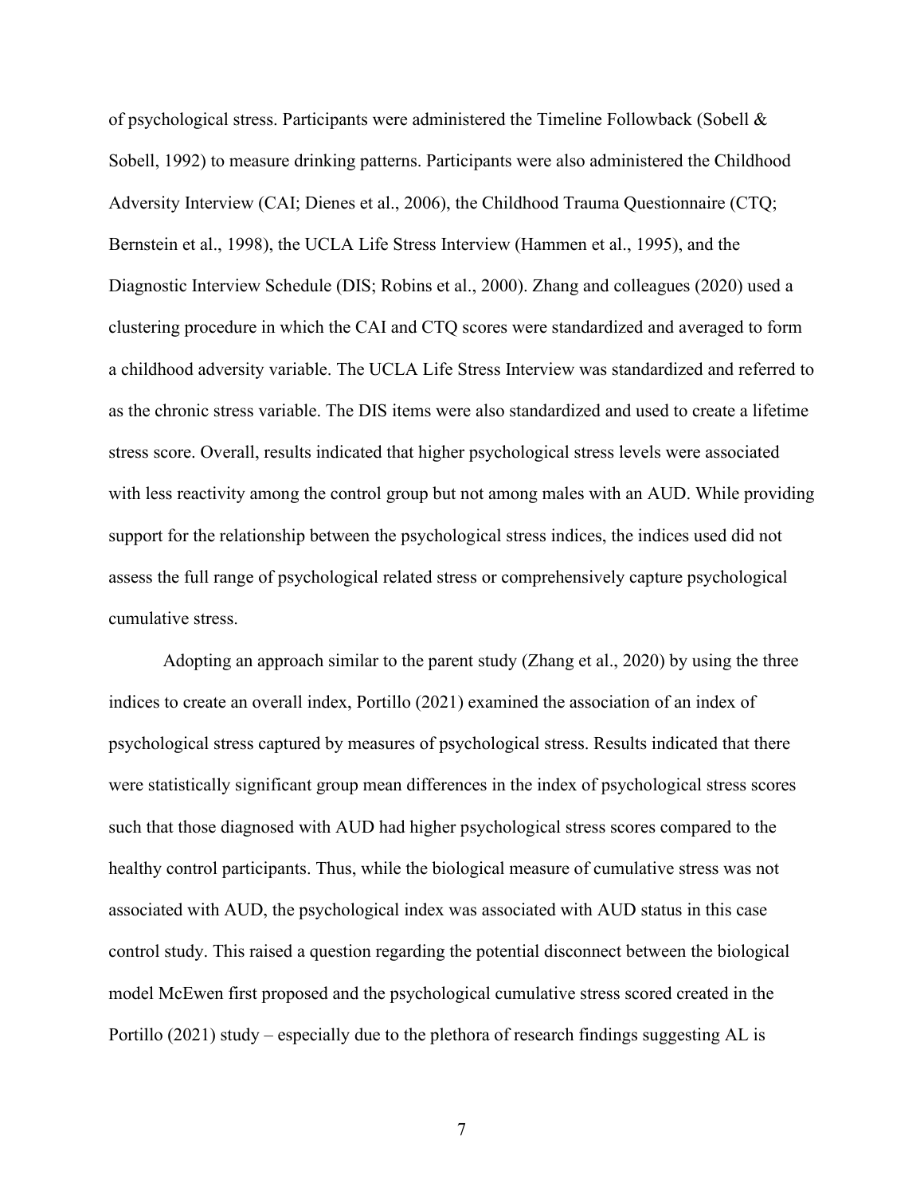of psychological stress. Participants were administered the Timeline Followback (Sobell & Sobell, 1992) to measure drinking patterns. Participants were also administered the Childhood Adversity Interview (CAI; Dienes et al., 2006), the Childhood Trauma Questionnaire (CTQ; Bernstein et al., 1998), the UCLA Life Stress Interview (Hammen et al., 1995), and the Diagnostic Interview Schedule (DIS; Robins et al., 2000). Zhang and colleagues (2020) used a clustering procedure in which the CAI and CTQ scores were standardized and averaged to form a childhood adversity variable. The UCLA Life Stress Interview was standardized and referred to as the chronic stress variable. The DIS items were also standardized and used to create a lifetime stress score. Overall, results indicated that higher psychological stress levels were associated with less reactivity among the control group but not among males with an AUD. While providing support for the relationship between the psychological stress indices, the indices used did not assess the full range of psychological related stress or comprehensively capture psychological cumulative stress.

Adopting an approach similar to the parent study (Zhang et al., 2020) by using the three indices to create an overall index, Portillo (2021) examined the association of an index of psychological stress captured by measures of psychological stress. Results indicated that there were statistically significant group mean differences in the index of psychological stress scores such that those diagnosed with AUD had higher psychological stress scores compared to the healthy control participants. Thus, while the biological measure of cumulative stress was not associated with AUD, the psychological index was associated with AUD status in this case control study. This raised a question regarding the potential disconnect between the biological model McEwen first proposed and the psychological cumulative stress scored created in the Portillo (2021) study – especially due to the plethora of research findings suggesting AL is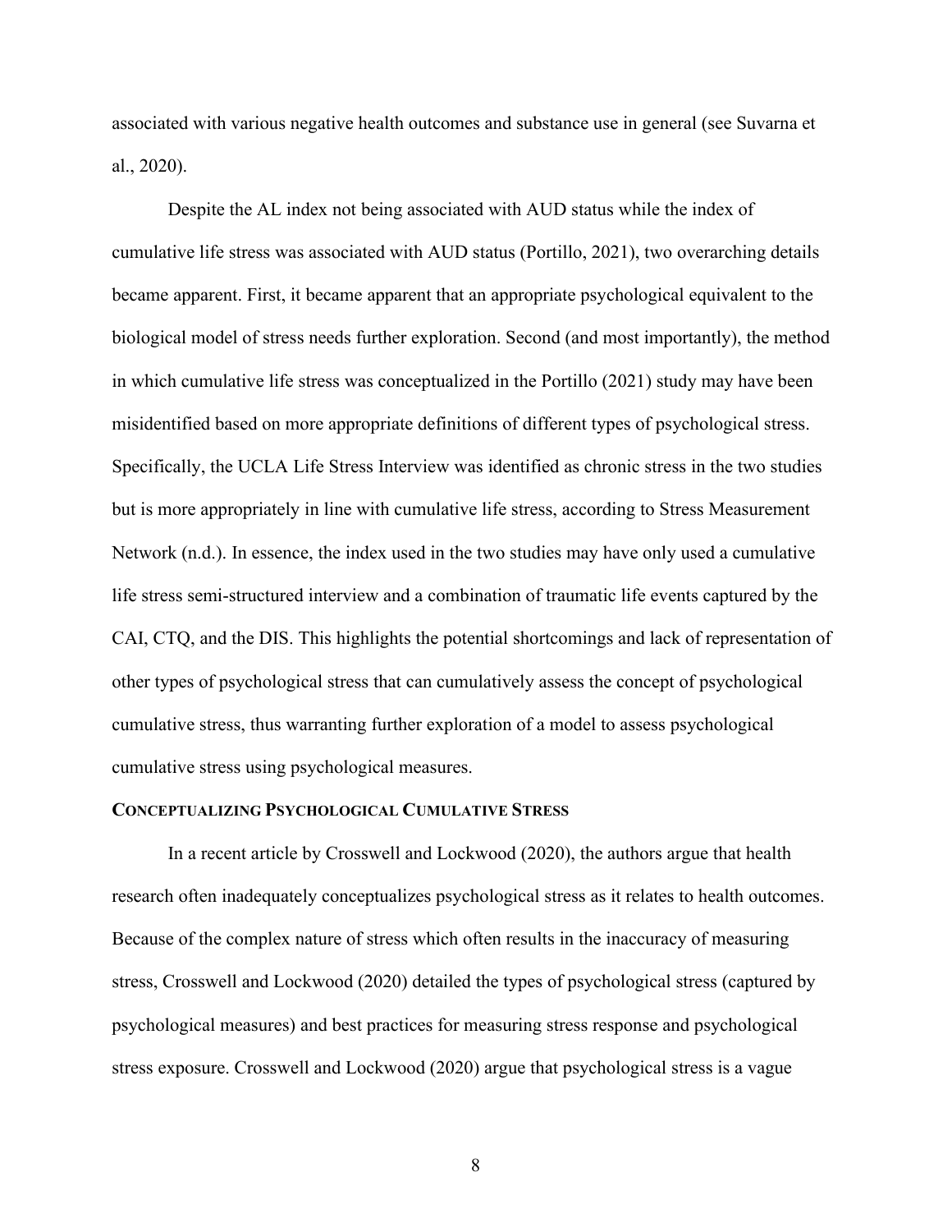associated with various negative health outcomes and substance use in general (see Suvarna et al., 2020).

Despite the AL index not being associated with AUD status while the index of cumulative life stress was associated with AUD status (Portillo, 2021), two overarching details became apparent. First, it became apparent that an appropriate psychological equivalent to the biological model of stress needs further exploration. Second (and most importantly), the method in which cumulative life stress was conceptualized in the Portillo (2021) study may have been misidentified based on more appropriate definitions of different types of psychological stress. Specifically, the UCLA Life Stress Interview was identified as chronic stress in the two studies but is more appropriately in line with cumulative life stress, according to Stress Measurement Network (n.d.). In essence, the index used in the two studies may have only used a cumulative life stress semi-structured interview and a combination of traumatic life events captured by the CAI, CTQ, and the DIS. This highlights the potential shortcomings and lack of representation of other types of psychological stress that can cumulatively assess the concept of psychological cumulative stress, thus warranting further exploration of a model to assess psychological cumulative stress using psychological measures.

## Conceptualizing Psychological Cumulative Stress

In a recent article by Crosswell and Lockwood (2020), the authors argue that health research often inadequately conceptualizes psychological stress as it relates to health outcomes. Because of the complex nature of stress which often results in the inaccuracy of measuring stress, Crosswell and Lockwood (2020) detailed the types of psychological stress (captured by psychological measures) and best practices for measuring stress response and psychological stress exposure. Crosswell and Lockwood (2020) argue that psychological stress is a vague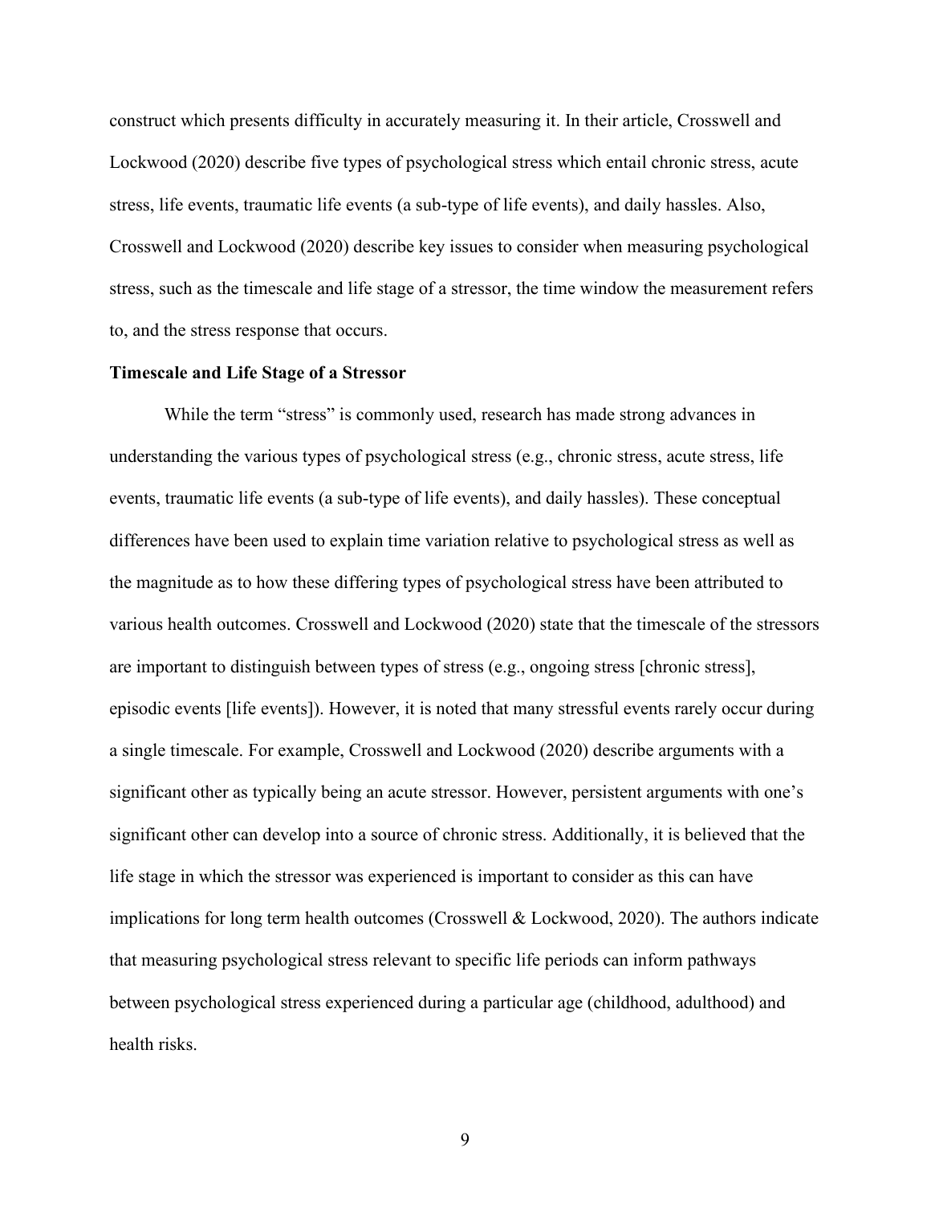construct which presents difficulty in accurately measuring it. In their article, Crosswell and Lockwood (2020) describe five types of psychological stress which entail chronic stress, acute stress, life events, traumatic life events (a sub-type of life events), and daily hassles. Also, Crosswell and Lockwood (2020) describe key issues to consider when measuring psychological stress, such as the timescale and life stage of a stressor, the time window the measurement refers to, and the stress response that occurs.

**Timescale and Life Stage of a Stressor**

While the term "stress" is commonly used, research has made strong advances in understanding the various types of psychological stress (e.g., chronic stress, acute stress, life events, traumatic life events (a sub-type of life events), and daily hassles). These conceptual differences have been used to explain time variation relative to psychological stress as well as the magnitude as to how these differing types of psychological stress have been attributed to various health outcomes. Crosswell and Lockwood (2020) state that the timescale of the stressors are important to distinguish between types of stress (e.g., ongoing stress [chronic stress], episodic events [life events]). However, it is noted that many stressful events rarely occur during a single timescale. For example, Crosswell and Lockwood (2020) describe arguments with a significant other as typically being an acute stressor. However, persistent arguments with one's significant other can develop into a source of chronic stress. Additionally, it is believed that the life stage in which the stressor was experienced is important to consider as this can have implications for long term health outcomes (Crosswell & Lockwood, 2020). The authors indicate that measuring psychological stress relevant to specific life periods can inform pathways between psychological stress experienced during a particular age (childhood, adulthood) and health risks.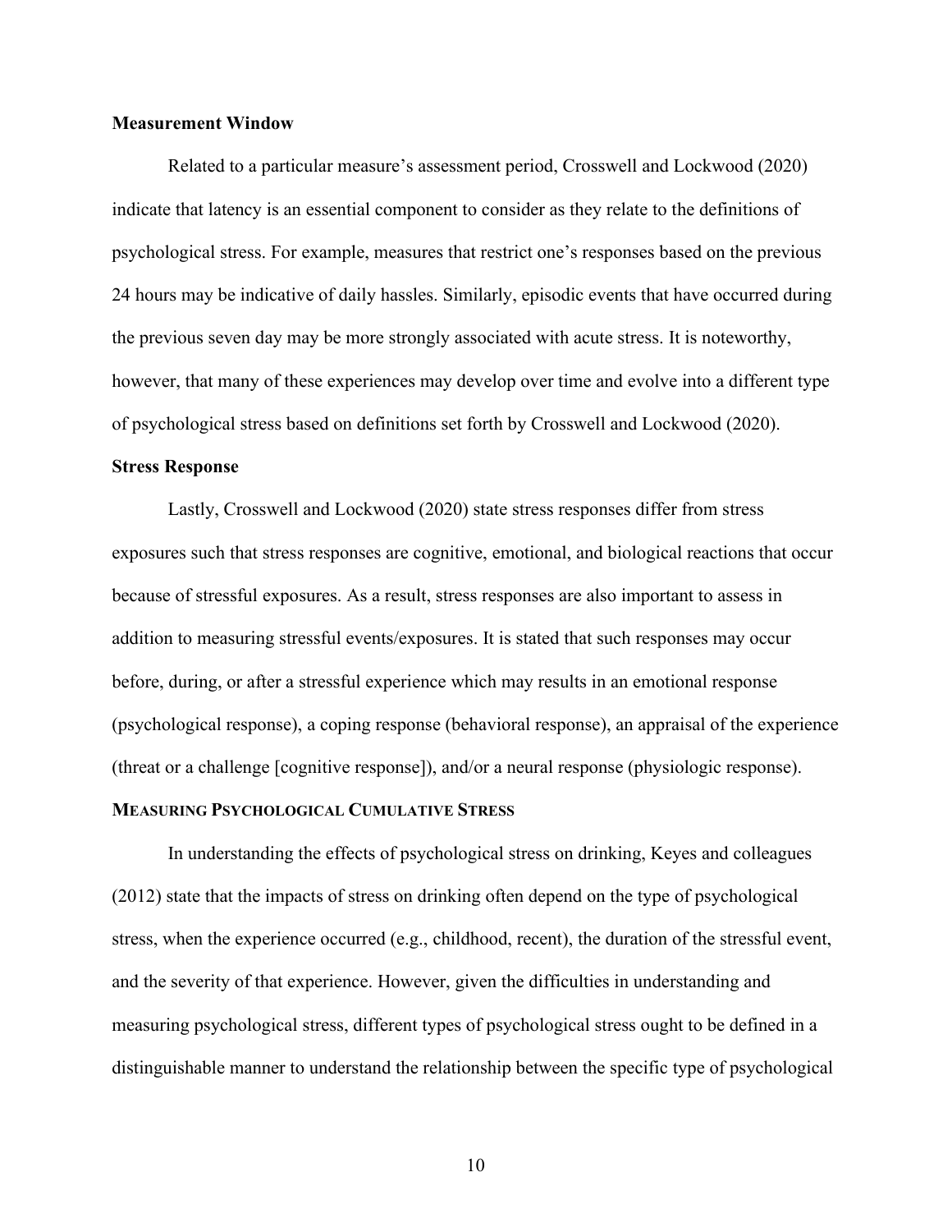**Measurement Window**

Related to a particular measure's assessment period, Crosswell and Lockwood (2020) indicate that latency is an essential component to consider as they relate to the definitions of psychological stress. For example, measures that restrict one's responses based on the previous 24 hours may be indicative of daily hassles. Similarly, episodic events that have occurred during the previous seven day may be more strongly associated with acute stress. It is noteworthy, however, that many of these experiences may develop over time and evolve into a different type of psychological stress based on definitions set forth by Crosswell and Lockwood (2020).

**Stress Response**

Lastly, Crosswell and Lockwood (2020) state stress responses differ from stress exposures such that stress responses are cognitive, emotional, and biological reactions that occur because of stressful exposures. As a result, stress responses are also important to assess in addition to measuring stressful events/exposures. It is stated that such responses may occur before, during, or after a stressful experience which may results in an emotional response (psychological response), a coping response (behavioral response), an appraisal of the experience (threat or a challenge [cognitive response]), and/or a neural response (physiologic response).

**MEASURING PSYCHOLOGICAL CUMULATIVE STRESS**

In understanding the effects of psychological stress on drinking, Keyes and colleagues (2012) state that the impacts of stress on drinking often depend on the type of psychological stress, when the experience occurred (e.g., childhood, recent), the duration of the stressful event, and the severity of that experience. However, given the difficulties in understanding and measuring psychological stress, different types of psychological stress ought to be defined in a distinguishable manner to understand the relationship between the specific type of psychological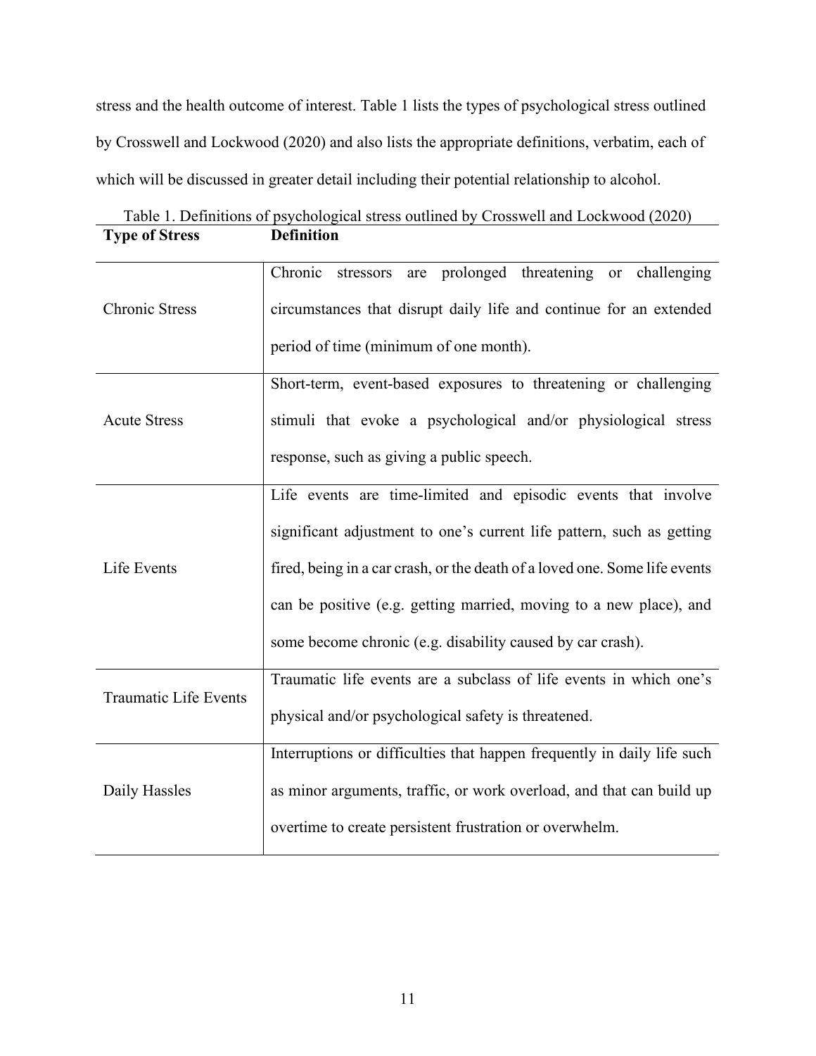stress and the health outcome of interest. Table 1 lists the types of psychological stress outlined by Crosswell and Lockwood (2020) and also lists the appropriate definitions, verbatim, each of which will be discussed in greater detail including their potential relationship to alcohol.

Table 1. Definitions of psychological stress outlined by Crosswell and Lockwood (2020)

| **Type of Stress** | **Definition** |
|---|---|
| Chronic Stress | Chronic stressors are prolonged threatening or challenging circumstances that disrupt daily life and continue for an extended period of time (minimum of one month). |
| Acute Stress | Short-term, event-based exposures to threatening or challenging stimuli that evoke a psychological and/or physiological stress response, such as giving a public speech. |
| Life Events | Life events are time-limited and episodic events that involve significant adjustment to one's current life pattern, such as getting fired, being in a car crash, or the death of a loved one. Some life events can be positive (e.g. getting married, moving to a new place), and some become chronic (e.g. disability caused by car crash). |
| Traumatic Life Events | Traumatic life events are a subclass of life events in which one's physical and/or psychological safety is threatened. |
| Daily Hassles | Interruptions or difficulties that happen frequently in daily life such as minor arguments, traffic, or work overload, and that can build up overtime to create persistent frustration or overwhelm. |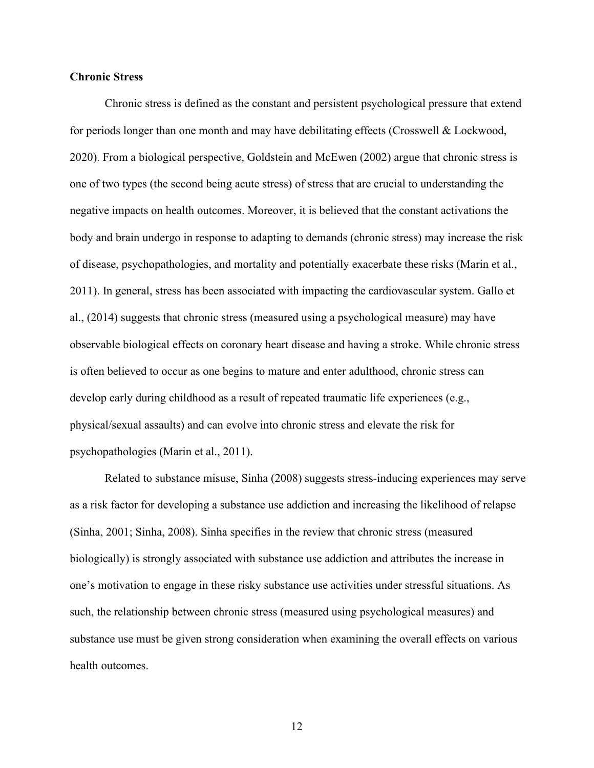**Chronic Stress**

Chronic stress is defined as the constant and persistent psychological pressure that extend for periods longer than one month and may have debilitating effects (Crosswell & Lockwood, 2020). From a biological perspective, Goldstein and McEwen (2002) argue that chronic stress is one of two types (the second being acute stress) of stress that are crucial to understanding the negative impacts on health outcomes. Moreover, it is believed that the constant activations the body and brain undergo in response to adapting to demands (chronic stress) may increase the risk of disease, psychopathologies, and mortality and potentially exacerbate these risks (Marin et al., 2011). In general, stress has been associated with impacting the cardiovascular system. Gallo et al., (2014) suggests that chronic stress (measured using a psychological measure) may have observable biological effects on coronary heart disease and having a stroke. While chronic stress is often believed to occur as one begins to mature and enter adulthood, chronic stress can develop early during childhood as a result of repeated traumatic life experiences (e.g., physical/sexual assaults) and can evolve into chronic stress and elevate the risk for psychopathologies (Marin et al., 2011).

Related to substance misuse, Sinha (2008) suggests stress-inducing experiences may serve as a risk factor for developing a substance use addiction and increasing the likelihood of relapse (Sinha, 2001; Sinha, 2008). Sinha specifies in the review that chronic stress (measured biologically) is strongly associated with substance use addiction and attributes the increase in one's motivation to engage in these risky substance use activities under stressful situations. As such, the relationship between chronic stress (measured using psychological measures) and substance use must be given strong consideration when examining the overall effects on various health outcomes.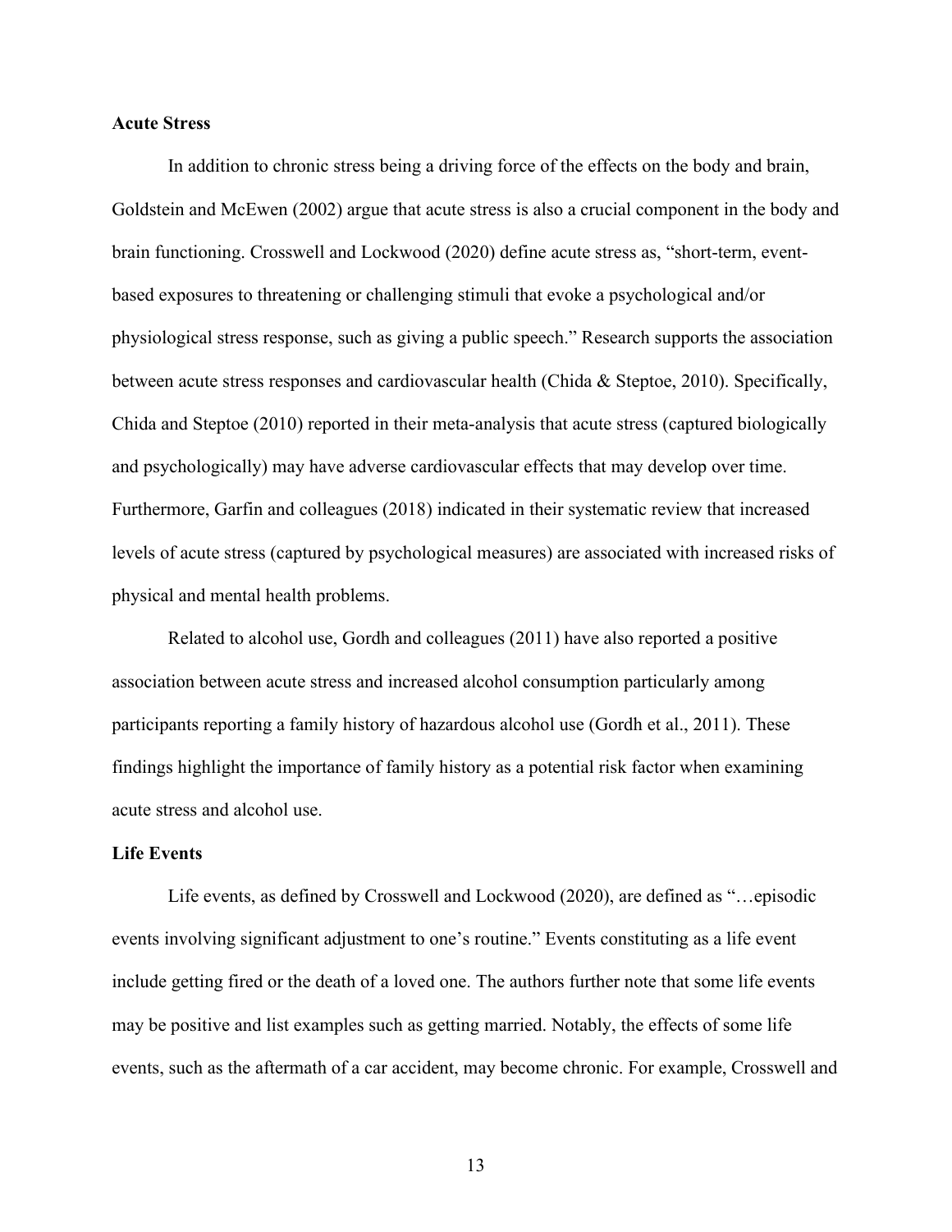**Acute Stress**

In addition to chronic stress being a driving force of the effects on the body and brain, Goldstein and McEwen (2002) argue that acute stress is also a crucial component in the body and brain functioning. Crosswell and Lockwood (2020) define acute stress as, “short-term, event-based exposures to threatening or challenging stimuli that evoke a psychological and/or physiological stress response, such as giving a public speech.” Research supports the association between acute stress responses and cardiovascular health (Chida & Steptoe, 2010). Specifically, Chida and Steptoe (2010) reported in their meta-analysis that acute stress (captured biologically and psychologically) may have adverse cardiovascular effects that may develop over time. Furthermore, Garfin and colleagues (2018) indicated in their systematic review that increased levels of acute stress (captured by psychological measures) are associated with increased risks of physical and mental health problems.

Related to alcohol use, Gordh and colleagues (2011) have also reported a positive association between acute stress and increased alcohol consumption particularly among participants reporting a family history of hazardous alcohol use (Gordh et al., 2011). These findings highlight the importance of family history as a potential risk factor when examining acute stress and alcohol use.

**Life Events**

Life events, as defined by Crosswell and Lockwood (2020), are defined as “…episodic events involving significant adjustment to one’s routine.” Events constituting as a life event include getting fired or the death of a loved one. The authors further note that some life events may be positive and list examples such as getting married. Notably, the effects of some life events, such as the aftermath of a car accident, may become chronic. For example, Crosswell and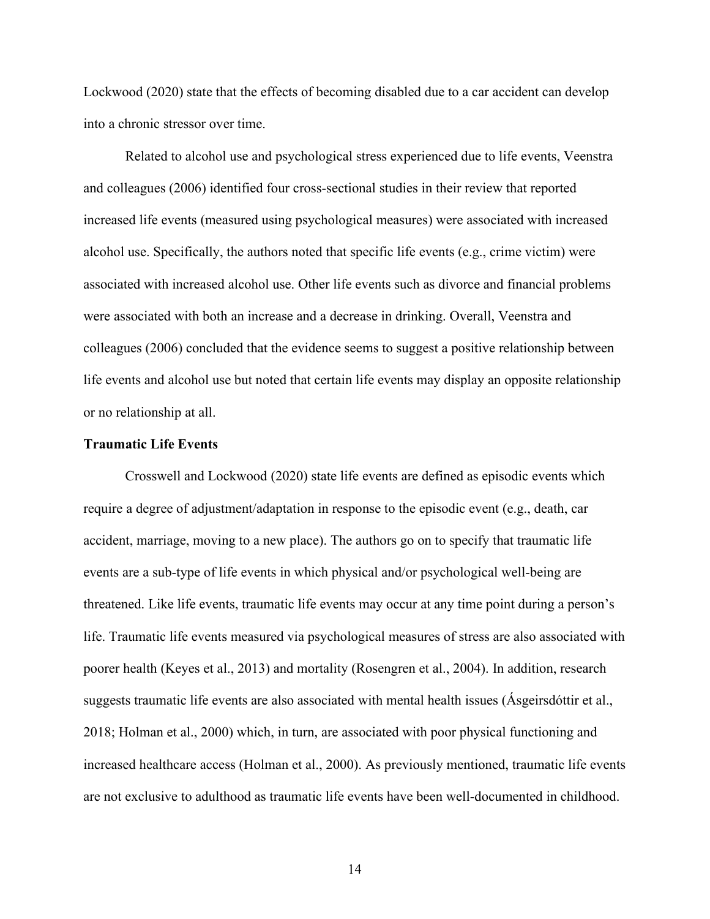Lockwood (2020) state that the effects of becoming disabled due to a car accident can develop into a chronic stressor over time.

Related to alcohol use and psychological stress experienced due to life events, Veenstra and colleagues (2006) identified four cross-sectional studies in their review that reported increased life events (measured using psychological measures) were associated with increased alcohol use. Specifically, the authors noted that specific life events (e.g., crime victim) were associated with increased alcohol use. Other life events such as divorce and financial problems were associated with both an increase and a decrease in drinking. Overall, Veenstra and colleagues (2006) concluded that the evidence seems to suggest a positive relationship between life events and alcohol use but noted that certain life events may display an opposite relationship or no relationship at all.

**Traumatic Life Events**

Crosswell and Lockwood (2020) state life events are defined as episodic events which require a degree of adjustment/adaptation in response to the episodic event (e.g., death, car accident, marriage, moving to a new place). The authors go on to specify that traumatic life events are a sub-type of life events in which physical and/or psychological well-being are threatened. Like life events, traumatic life events may occur at any time point during a person's life. Traumatic life events measured via psychological measures of stress are also associated with poorer health (Keyes et al., 2013) and mortality (Rosengren et al., 2004). In addition, research suggests traumatic life events are also associated with mental health issues (Ásgeirsdóttir et al., 2018; Holman et al., 2000) which, in turn, are associated with poor physical functioning and increased healthcare access (Holman et al., 2000). As previously mentioned, traumatic life events are not exclusive to adulthood as traumatic life events have been well-documented in childhood.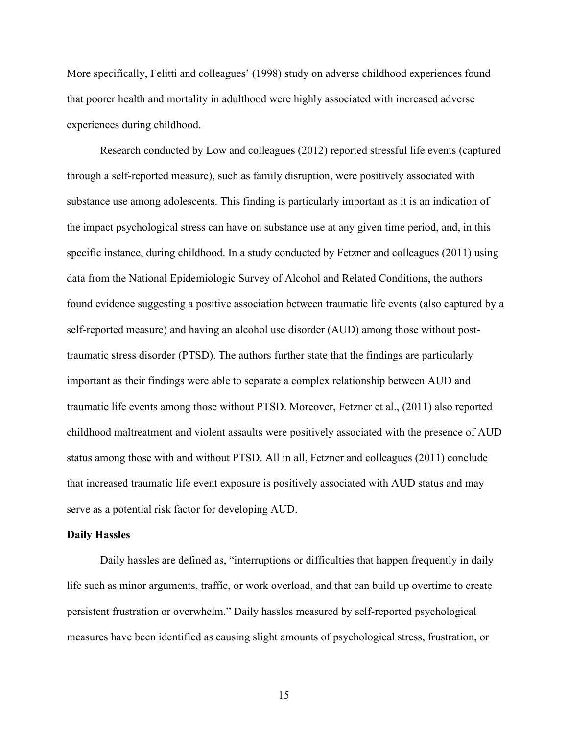More specifically, Felitti and colleagues' (1998) study on adverse childhood experiences found that poorer health and mortality in adulthood were highly associated with increased adverse experiences during childhood.

Research conducted by Low and colleagues (2012) reported stressful life events (captured through a self-reported measure), such as family disruption, were positively associated with substance use among adolescents. This finding is particularly important as it is an indication of the impact psychological stress can have on substance use at any given time period, and, in this specific instance, during childhood. In a study conducted by Fetzner and colleagues (2011) using data from the National Epidemiologic Survey of Alcohol and Related Conditions, the authors found evidence suggesting a positive association between traumatic life events (also captured by a self-reported measure) and having an alcohol use disorder (AUD) among those without post-traumatic stress disorder (PTSD). The authors further state that the findings are particularly important as their findings were able to separate a complex relationship between AUD and traumatic life events among those without PTSD. Moreover, Fetzner et al., (2011) also reported childhood maltreatment and violent assaults were positively associated with the presence of AUD status among those with and without PTSD. All in all, Fetzner and colleagues (2011) conclude that increased traumatic life event exposure is positively associated with AUD status and may serve as a potential risk factor for developing AUD.

**Daily Hassles**

Daily hassles are defined as, "interruptions or difficulties that happen frequently in daily life such as minor arguments, traffic, or work overload, and that can build up overtime to create persistent frustration or overwhelm." Daily hassles measured by self-reported psychological measures have been identified as causing slight amounts of psychological stress, frustration, or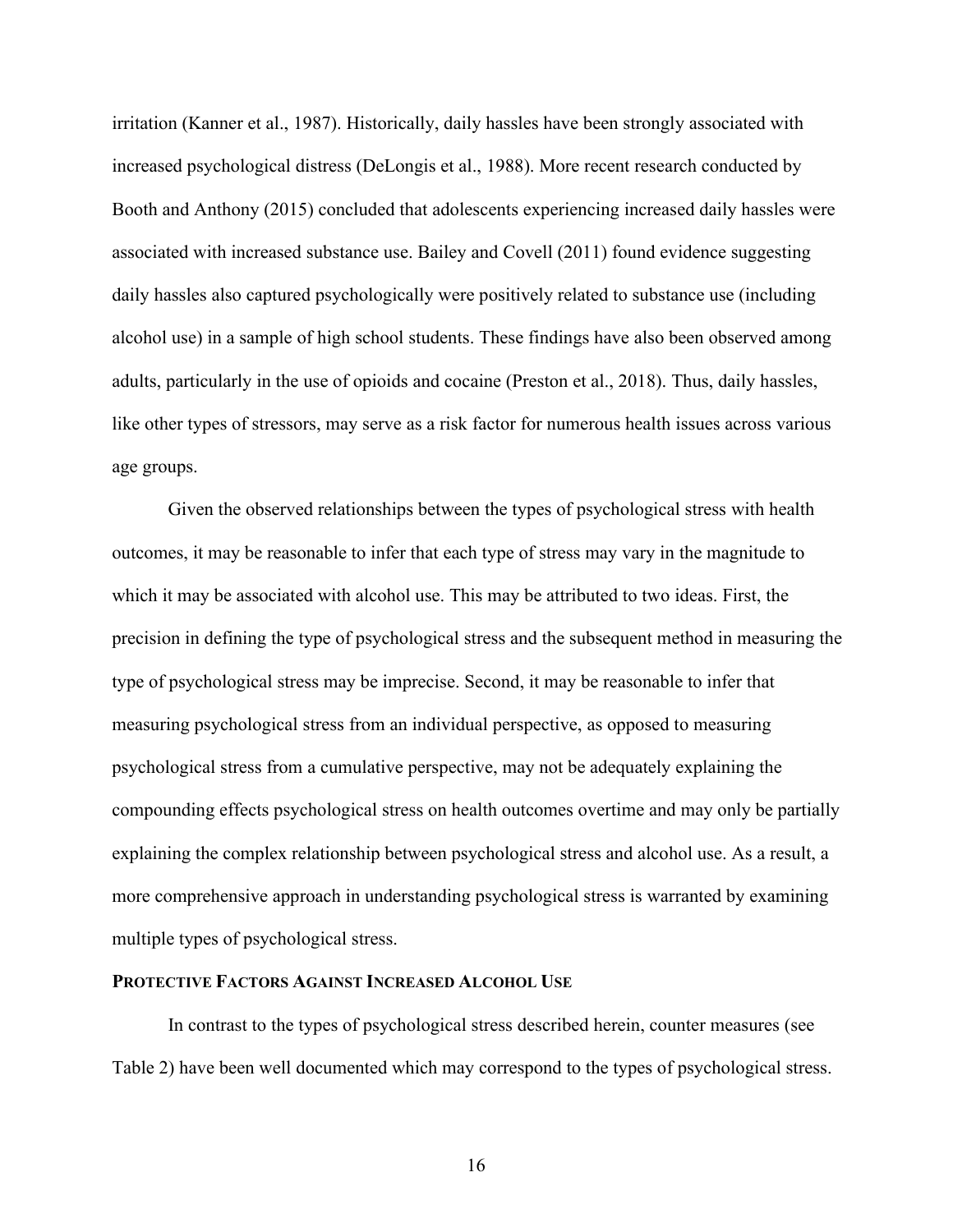irritation (Kanner et al., 1987). Historically, daily hassles have been strongly associated with increased psychological distress (DeLongis et al., 1988). More recent research conducted by Booth and Anthony (2015) concluded that adolescents experiencing increased daily hassles were associated with increased substance use. Bailey and Covell (2011) found evidence suggesting daily hassles also captured psychologically were positively related to substance use (including alcohol use) in a sample of high school students. These findings have also been observed among adults, particularly in the use of opioids and cocaine (Preston et al., 2018). Thus, daily hassles, like other types of stressors, may serve as a risk factor for numerous health issues across various age groups.

Given the observed relationships between the types of psychological stress with health outcomes, it may be reasonable to infer that each type of stress may vary in the magnitude to which it may be associated with alcohol use. This may be attributed to two ideas. First, the precision in defining the type of psychological stress and the subsequent method in measuring the type of psychological stress may be imprecise. Second, it may be reasonable to infer that measuring psychological stress from an individual perspective, as opposed to measuring psychological stress from a cumulative perspective, may not be adequately explaining the compounding effects psychological stress on health outcomes overtime and may only be partially explaining the complex relationship between psychological stress and alcohol use. As a result, a more comprehensive approach in understanding psychological stress is warranted by examining multiple types of psychological stress.

### Protective Factors Against Increased Alcohol Use

In contrast to the types of psychological stress described herein, counter measures (see Table 2) have been well documented which may correspond to the types of psychological stress.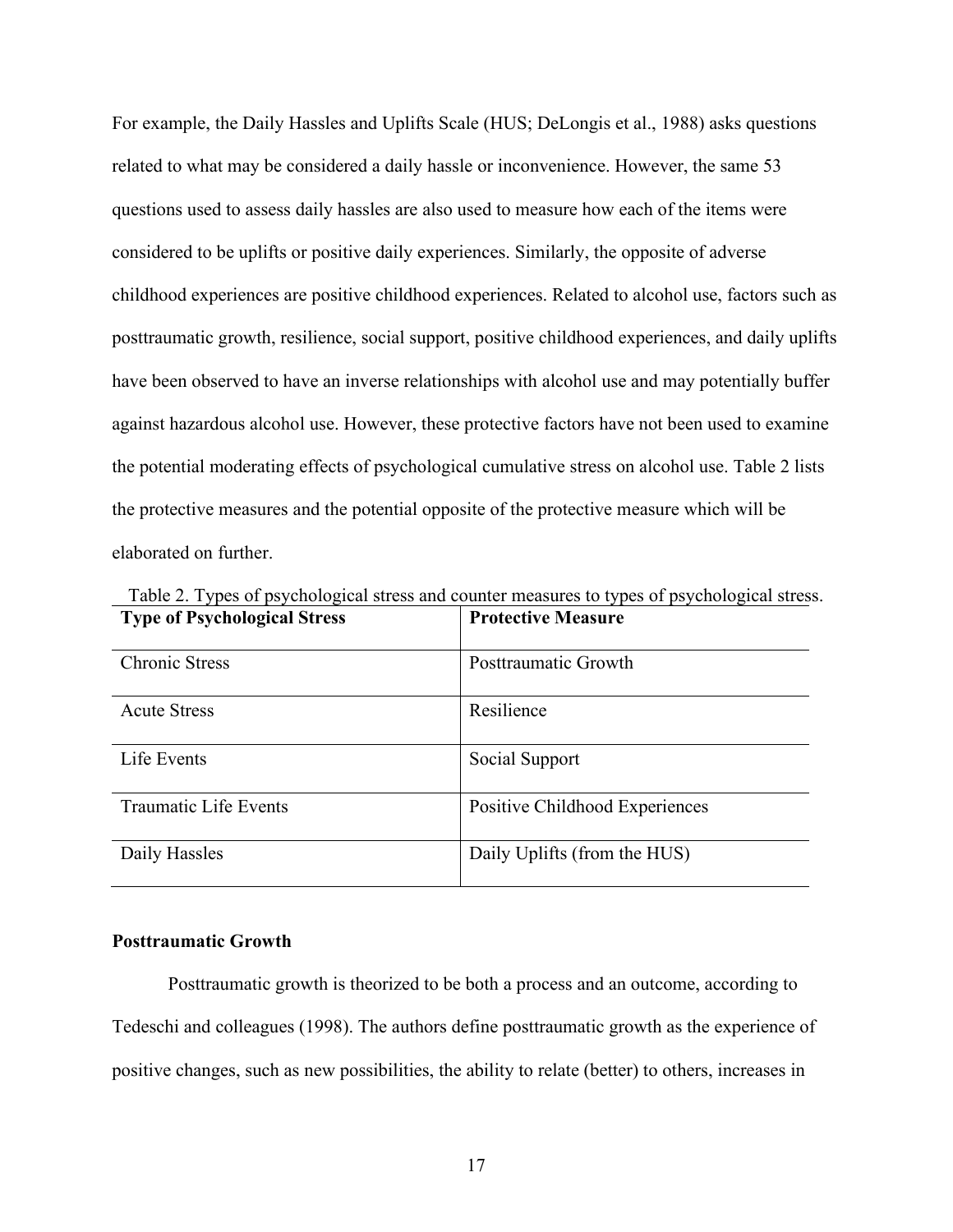For example, the Daily Hassles and Uplifts Scale (HUS; DeLongis et al., 1988) asks questions related to what may be considered a daily hassle or inconvenience. However, the same 53 questions used to assess daily hassles are also used to measure how each of the items were considered to be uplifts or positive daily experiences. Similarly, the opposite of adverse childhood experiences are positive childhood experiences. Related to alcohol use, factors such as posttraumatic growth, resilience, social support, positive childhood experiences, and daily uplifts have been observed to have an inverse relationships with alcohol use and may potentially buffer against hazardous alcohol use. However, these protective factors have not been used to examine the potential moderating effects of psychological cumulative stress on alcohol use. Table 2 lists the protective measures and the potential opposite of the protective measure which will be elaborated on further.

Table 2. Types of psychological stress and counter measures to types of psychological stress.

| Type of Psychological Stress | Protective Measure |
|---|---|
| Chronic Stress | Posttraumatic Growth |
| Acute Stress | Resilience |
| Life Events | Social Support |
| Traumatic Life Events | Positive Childhood Experiences |
| Daily Hassles | Daily Uplifts (from the HUS) |

**Posttraumatic Growth**

Posttraumatic growth is theorized to be both a process and an outcome, according to Tedeschi and colleagues (1998). The authors define posttraumatic growth as the experience of positive changes, such as new possibilities, the ability to relate (better) to others, increases in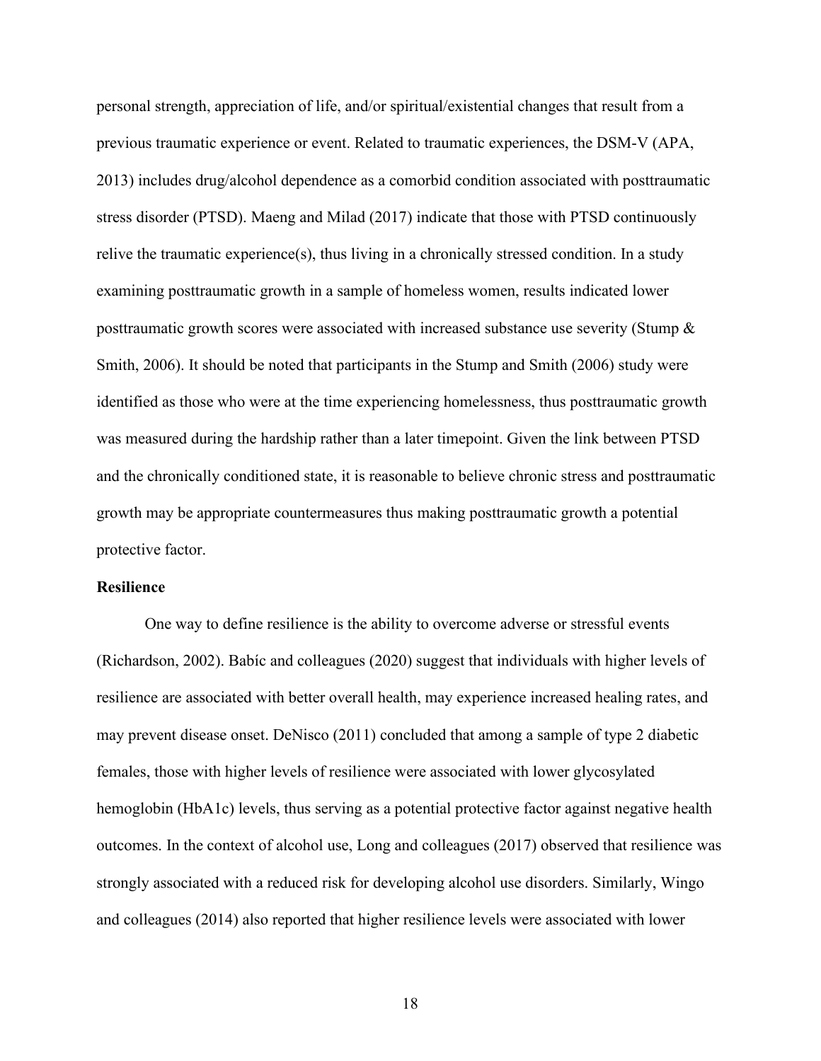personal strength, appreciation of life, and/or spiritual/existential changes that result from a previous traumatic experience or event. Related to traumatic experiences, the DSM-V (APA, 2013) includes drug/alcohol dependence as a comorbid condition associated with posttraumatic stress disorder (PTSD). Maeng and Milad (2017) indicate that those with PTSD continuously relive the traumatic experience(s), thus living in a chronically stressed condition. In a study examining posttraumatic growth in a sample of homeless women, results indicated lower posttraumatic growth scores were associated with increased substance use severity (Stump & Smith, 2006). It should be noted that participants in the Stump and Smith (2006) study were identified as those who were at the time experiencing homelessness, thus posttraumatic growth was measured during the hardship rather than a later timepoint. Given the link between PTSD and the chronically conditioned state, it is reasonable to believe chronic stress and posttraumatic growth may be appropriate countermeasures thus making posttraumatic growth a potential protective factor.

**Resilience**

One way to define resilience is the ability to overcome adverse or stressful events (Richardson, 2002). Babíc and colleagues (2020) suggest that individuals with higher levels of resilience are associated with better overall health, may experience increased healing rates, and may prevent disease onset. DeNisco (2011) concluded that among a sample of type 2 diabetic females, those with higher levels of resilience were associated with lower glycosylated hemoglobin (HbA1c) levels, thus serving as a potential protective factor against negative health outcomes. In the context of alcohol use, Long and colleagues (2017) observed that resilience was strongly associated with a reduced risk for developing alcohol use disorders. Similarly, Wingo and colleagues (2014) also reported that higher resilience levels were associated with lower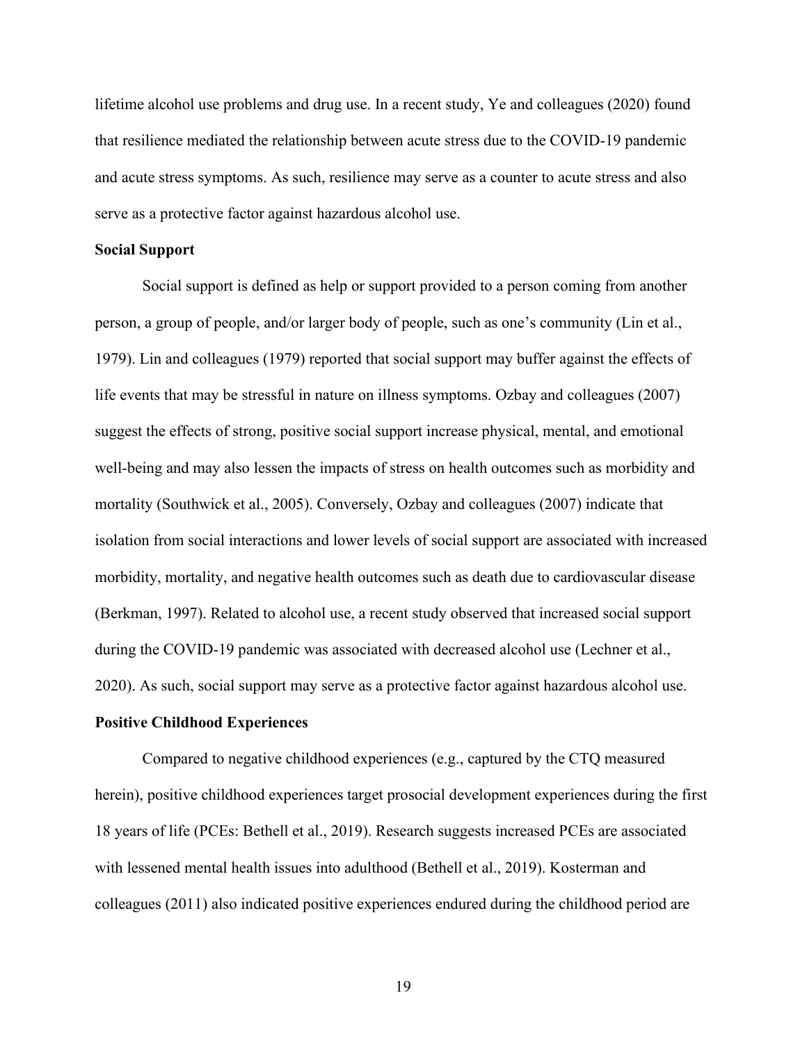lifetime alcohol use problems and drug use. In a recent study, Ye and colleagues (2020) found that resilience mediated the relationship between acute stress due to the COVID-19 pandemic and acute stress symptoms. As such, resilience may serve as a counter to acute stress and also serve as a protective factor against hazardous alcohol use.

### Social Support

Social support is defined as help or support provided to a person coming from another person, a group of people, and/or larger body of people, such as one's community (Lin et al., 1979). Lin and colleagues (1979) reported that social support may buffer against the effects of life events that may be stressful in nature on illness symptoms. Ozbay and colleagues (2007) suggest the effects of strong, positive social support increase physical, mental, and emotional well-being and may also lessen the impacts of stress on health outcomes such as morbidity and mortality (Southwick et al., 2005). Conversely, Ozbay and colleagues (2007) indicate that isolation from social interactions and lower levels of social support are associated with increased morbidity, mortality, and negative health outcomes such as death due to cardiovascular disease (Berkman, 1997). Related to alcohol use, a recent study observed that increased social support during the COVID-19 pandemic was associated with decreased alcohol use (Lechner et al., 2020). As such, social support may serve as a protective factor against hazardous alcohol use.

### Positive Childhood Experiences

Compared to negative childhood experiences (e.g., captured by the CTQ measured herein), positive childhood experiences target prosocial development experiences during the first 18 years of life (PCEs: Bethell et al., 2019). Research suggests increased PCEs are associated with lessened mental health issues into adulthood (Bethell et al., 2019). Kosterman and colleagues (2011) also indicated positive experiences endured during the childhood period are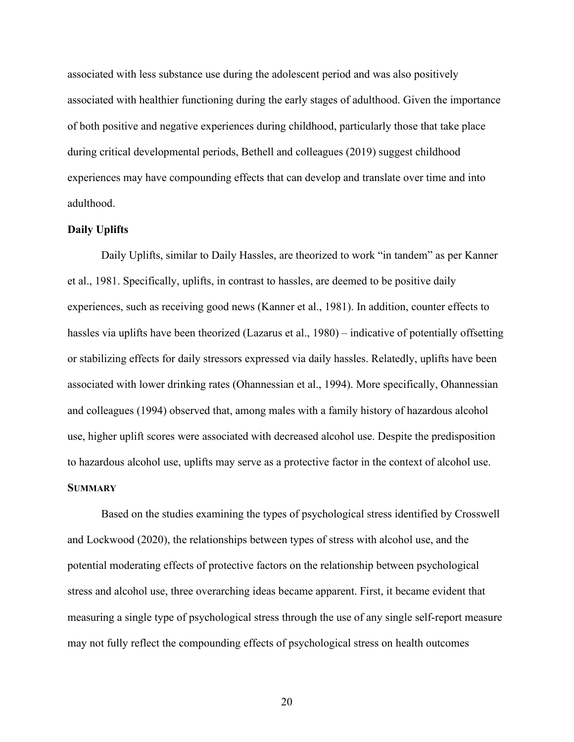associated with less substance use during the adolescent period and was also positively associated with healthier functioning during the early stages of adulthood. Given the importance of both positive and negative experiences during childhood, particularly those that take place during critical developmental periods, Bethell and colleagues (2019) suggest childhood experiences may have compounding effects that can develop and translate over time and into adulthood.

### Daily Uplifts

Daily Uplifts, similar to Daily Hassles, are theorized to work "in tandem" as per Kanner et al., 1981. Specifically, uplifts, in contrast to hassles, are deemed to be positive daily experiences, such as receiving good news (Kanner et al., 1981). In addition, counter effects to hassles via uplifts have been theorized (Lazarus et al., 1980) – indicative of potentially offsetting or stabilizing effects for daily stressors expressed via daily hassles. Relatedly, uplifts have been associated with lower drinking rates (Ohannessian et al., 1994). More specifically, Ohannessian and colleagues (1994) observed that, among males with a family history of hazardous alcohol use, higher uplift scores were associated with decreased alcohol use. Despite the predisposition to hazardous alcohol use, uplifts may serve as a protective factor in the context of alcohol use.

## SUMMARY

Based on the studies examining the types of psychological stress identified by Crosswell and Lockwood (2020), the relationships between types of stress with alcohol use, and the potential moderating effects of protective factors on the relationship between psychological stress and alcohol use, three overarching ideas became apparent. First, it became evident that measuring a single type of psychological stress through the use of any single self-report measure may not fully reflect the compounding effects of psychological stress on health outcomes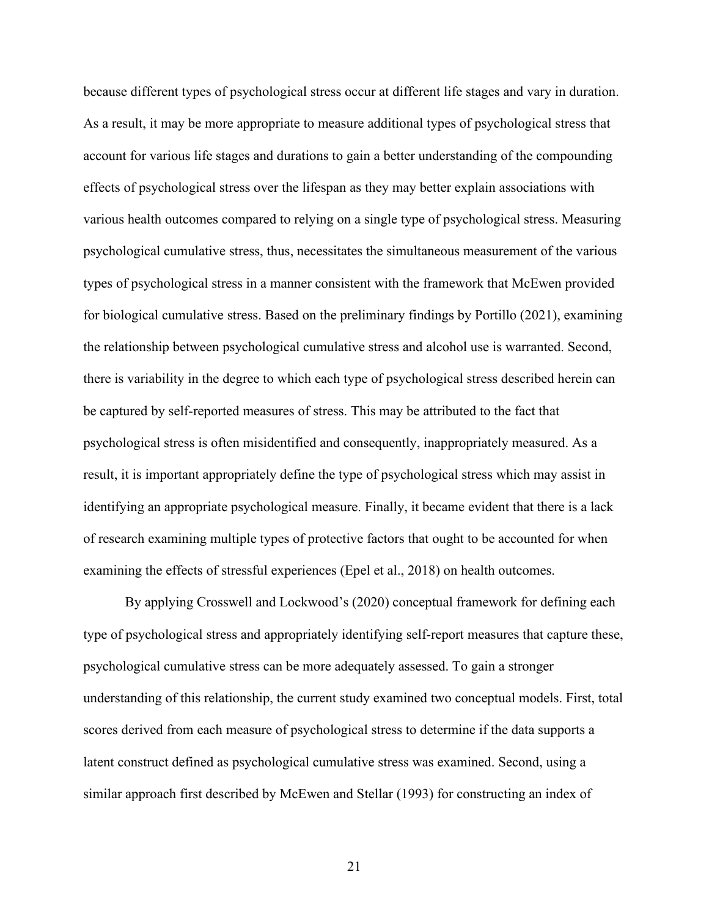because different types of psychological stress occur at different life stages and vary in duration. As a result, it may be more appropriate to measure additional types of psychological stress that account for various life stages and durations to gain a better understanding of the compounding effects of psychological stress over the lifespan as they may better explain associations with various health outcomes compared to relying on a single type of psychological stress. Measuring psychological cumulative stress, thus, necessitates the simultaneous measurement of the various types of psychological stress in a manner consistent with the framework that McEwen provided for biological cumulative stress. Based on the preliminary findings by Portillo (2021), examining the relationship between psychological cumulative stress and alcohol use is warranted. Second, there is variability in the degree to which each type of psychological stress described herein can be captured by self-reported measures of stress. This may be attributed to the fact that psychological stress is often misidentified and consequently, inappropriately measured. As a result, it is important appropriately define the type of psychological stress which may assist in identifying an appropriate psychological measure. Finally, it became evident that there is a lack of research examining multiple types of protective factors that ought to be accounted for when examining the effects of stressful experiences (Epel et al., 2018) on health outcomes.

By applying Crosswell and Lockwood's (2020) conceptual framework for defining each type of psychological stress and appropriately identifying self-report measures that capture these, psychological cumulative stress can be more adequately assessed. To gain a stronger understanding of this relationship, the current study examined two conceptual models. First, total scores derived from each measure of psychological stress to determine if the data supports a latent construct defined as psychological cumulative stress was examined. Second, using a similar approach first described by McEwen and Stellar (1993) for constructing an index of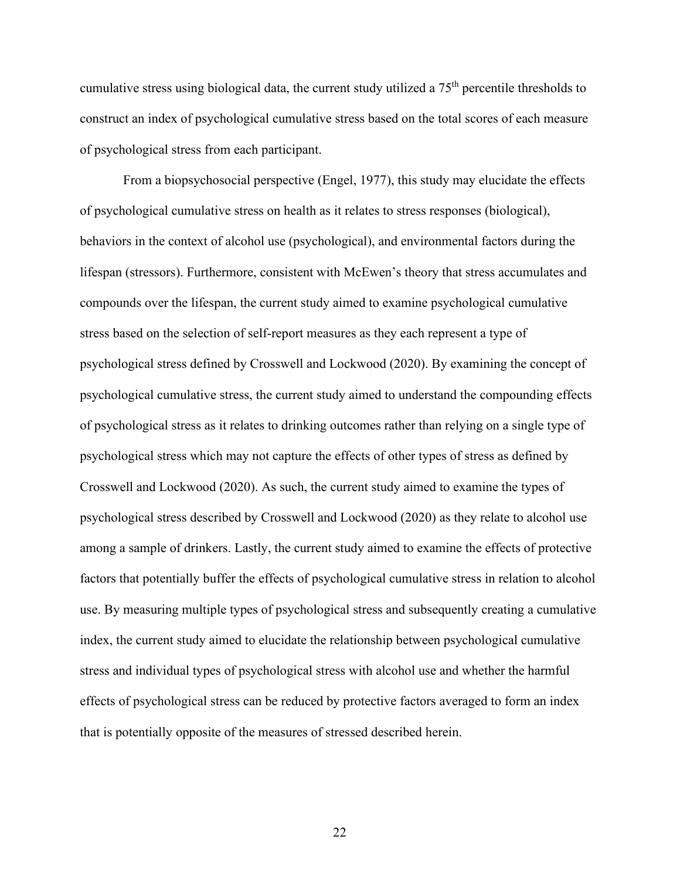cumulative stress using biological data, the current study utilized a 75th percentile thresholds to construct an index of psychological cumulative stress based on the total scores of each measure of psychological stress from each participant.

From a biopsychosocial perspective (Engel, 1977), this study may elucidate the effects of psychological cumulative stress on health as it relates to stress responses (biological), behaviors in the context of alcohol use (psychological), and environmental factors during the lifespan (stressors). Furthermore, consistent with McEwen's theory that stress accumulates and compounds over the lifespan, the current study aimed to examine psychological cumulative stress based on the selection of self-report measures as they each represent a type of psychological stress defined by Crosswell and Lockwood (2020). By examining the concept of psychological cumulative stress, the current study aimed to understand the compounding effects of psychological stress as it relates to drinking outcomes rather than relying on a single type of psychological stress which may not capture the effects of other types of stress as defined by Crosswell and Lockwood (2020). As such, the current study aimed to examine the types of psychological stress described by Crosswell and Lockwood (2020) as they relate to alcohol use among a sample of drinkers. Lastly, the current study aimed to examine the effects of protective factors that potentially buffer the effects of psychological cumulative stress in relation to alcohol use. By measuring multiple types of psychological stress and subsequently creating a cumulative index, the current study aimed to elucidate the relationship between psychological cumulative stress and individual types of psychological stress with alcohol use and whether the harmful effects of psychological stress can be reduced by protective factors averaged to form an index that is potentially opposite of the measures of stressed described herein.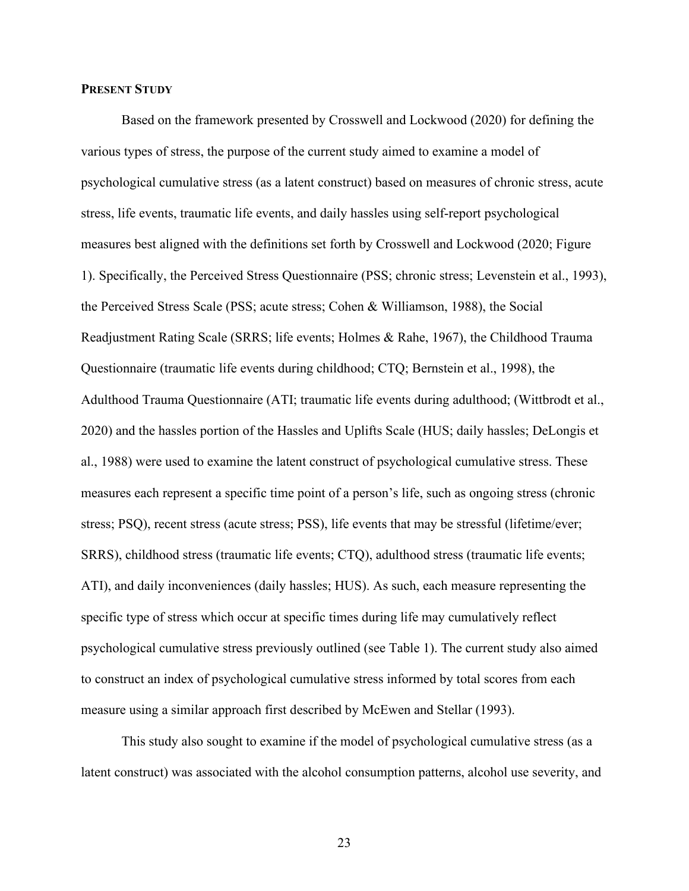## PRESENT STUDY

Based on the framework presented by Crosswell and Lockwood (2020) for defining the various types of stress, the purpose of the current study aimed to examine a model of psychological cumulative stress (as a latent construct) based on measures of chronic stress, acute stress, life events, traumatic life events, and daily hassles using self-report psychological measures best aligned with the definitions set forth by Crosswell and Lockwood (2020; Figure 1). Specifically, the Perceived Stress Questionnaire (PSS; chronic stress; Levenstein et al., 1993), the Perceived Stress Scale (PSS; acute stress; Cohen & Williamson, 1988), the Social Readjustment Rating Scale (SRRS; life events; Holmes & Rahe, 1967), the Childhood Trauma Questionnaire (traumatic life events during childhood; CTQ; Bernstein et al., 1998), the Adulthood Trauma Questionnaire (ATI; traumatic life events during adulthood; (Wittbrodt et al., 2020) and the hassles portion of the Hassles and Uplifts Scale (HUS; daily hassles; DeLongis et al., 1988) were used to examine the latent construct of psychological cumulative stress. These measures each represent a specific time point of a person's life, such as ongoing stress (chronic stress; PSQ), recent stress (acute stress; PSS), life events that may be stressful (lifetime/ever; SRRS), childhood stress (traumatic life events; CTQ), adulthood stress (traumatic life events; ATI), and daily inconveniences (daily hassles; HUS). As such, each measure representing the specific type of stress which occur at specific times during life may cumulatively reflect psychological cumulative stress previously outlined (see Table 1). The current study also aimed to construct an index of psychological cumulative stress informed by total scores from each measure using a similar approach first described by McEwen and Stellar (1993).

This study also sought to examine if the model of psychological cumulative stress (as a latent construct) was associated with the alcohol consumption patterns, alcohol use severity, and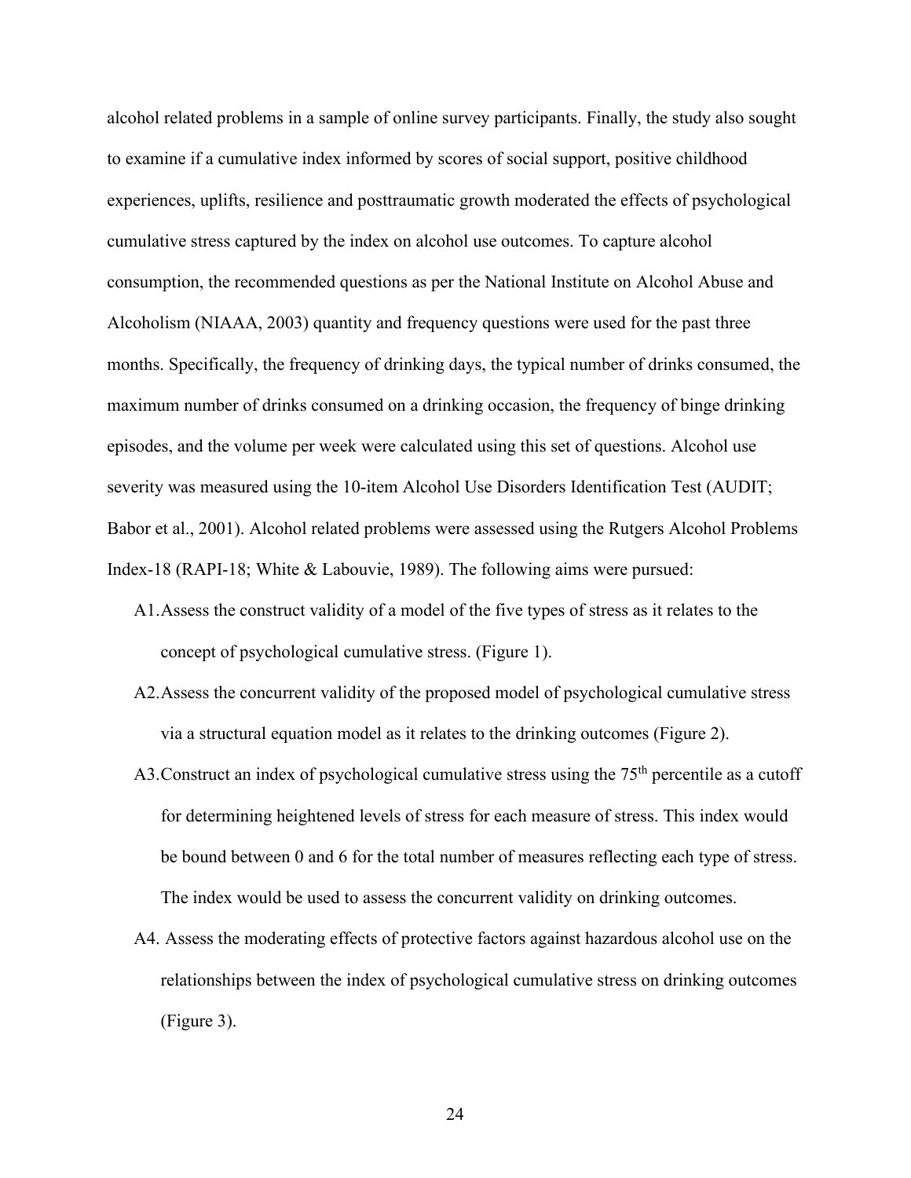alcohol related problems in a sample of online survey participants. Finally, the study also sought to examine if a cumulative index informed by scores of social support, positive childhood experiences, uplifts, resilience and posttraumatic growth moderated the effects of psychological cumulative stress captured by the index on alcohol use outcomes. To capture alcohol consumption, the recommended questions as per the National Institute on Alcohol Abuse and Alcoholism (NIAAA, 2003) quantity and frequency questions were used for the past three months. Specifically, the frequency of drinking days, the typical number of drinks consumed, the maximum number of drinks consumed on a drinking occasion, the frequency of binge drinking episodes, and the volume per week were calculated using this set of questions. Alcohol use severity was measured using the 10-item Alcohol Use Disorders Identification Test (AUDIT; Babor et al., 2001). Alcohol related problems were assessed using the Rutgers Alcohol Problems Index-18 (RAPI-18; White & Labouvie, 1989). The following aims were pursued:

A1. Assess the construct validity of a model of the five types of stress as it relates to the concept of psychological cumulative stress. (Figure 1).

A2. Assess the concurrent validity of the proposed model of psychological cumulative stress via a structural equation model as it relates to the drinking outcomes (Figure 2).

A3. Construct an index of psychological cumulative stress using the 75$^{th}$ percentile as a cutoff for determining heightened levels of stress for each measure of stress. This index would be bound between 0 and 6 for the total number of measures reflecting each type of stress. The index would be used to assess the concurrent validity on drinking outcomes.

A4. Assess the moderating effects of protective factors against hazardous alcohol use on the relationships between the index of psychological cumulative stress on drinking outcomes (Figure 3).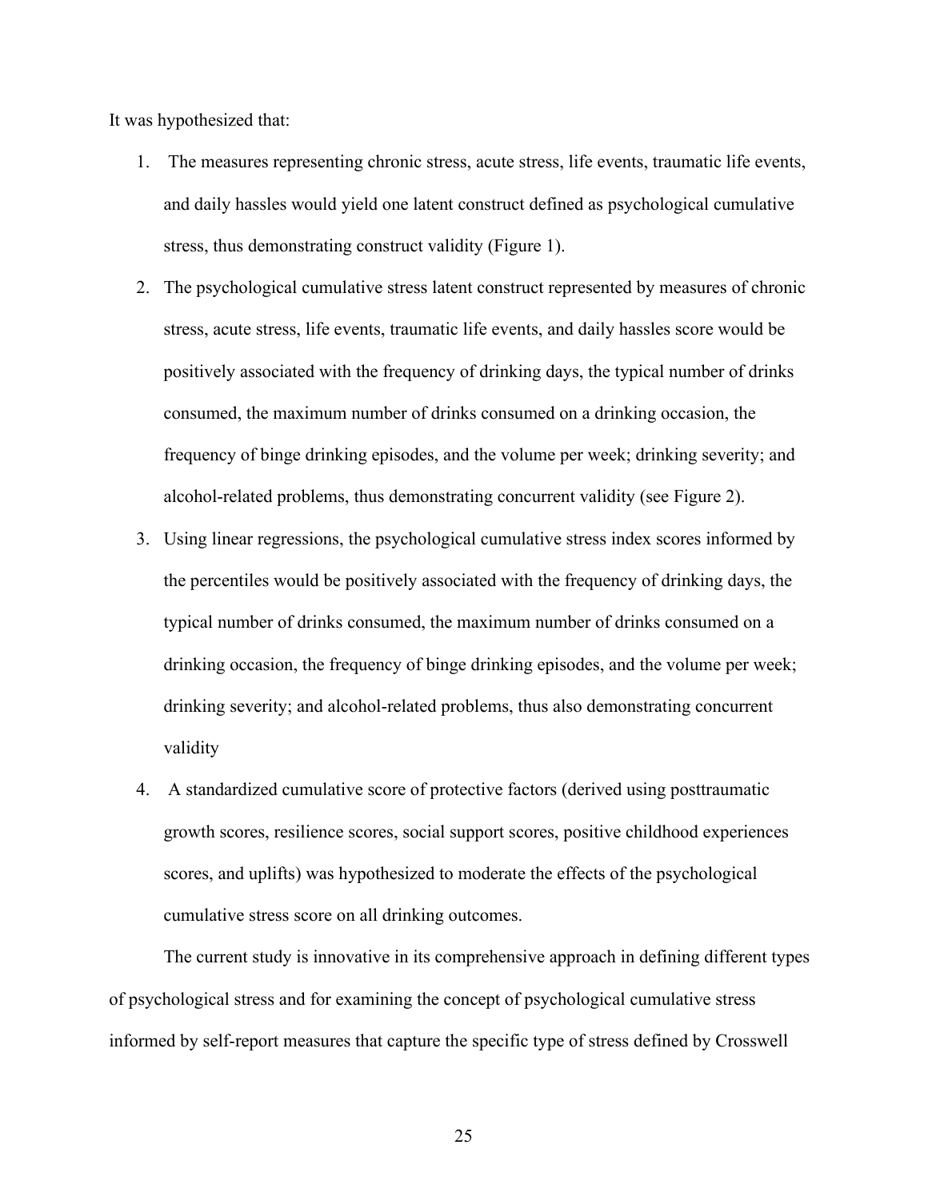It was hypothesized that:

1. The measures representing chronic stress, acute stress, life events, traumatic life events, and daily hassles would yield one latent construct defined as psychological cumulative stress, thus demonstrating construct validity (Figure 1).
2. The psychological cumulative stress latent construct represented by measures of chronic stress, acute stress, life events, traumatic life events, and daily hassles score would be positively associated with the frequency of drinking days, the typical number of drinks consumed, the maximum number of drinks consumed on a drinking occasion, the frequency of binge drinking episodes, and the volume per week; drinking severity; and alcohol-related problems, thus demonstrating concurrent validity (see Figure 2).
3. Using linear regressions, the psychological cumulative stress index scores informed by the percentiles would be positively associated with the frequency of drinking days, the typical number of drinks consumed, the maximum number of drinks consumed on a drinking occasion, the frequency of binge drinking episodes, and the volume per week; drinking severity; and alcohol-related problems, thus also demonstrating concurrent validity
4. A standardized cumulative score of protective factors (derived using posttraumatic growth scores, resilience scores, social support scores, positive childhood experiences scores, and uplifts) was hypothesized to moderate the effects of the psychological cumulative stress score on all drinking outcomes.

The current study is innovative in its comprehensive approach in defining different types of psychological stress and for examining the concept of psychological cumulative stress informed by self-report measures that capture the specific type of stress defined by Crosswell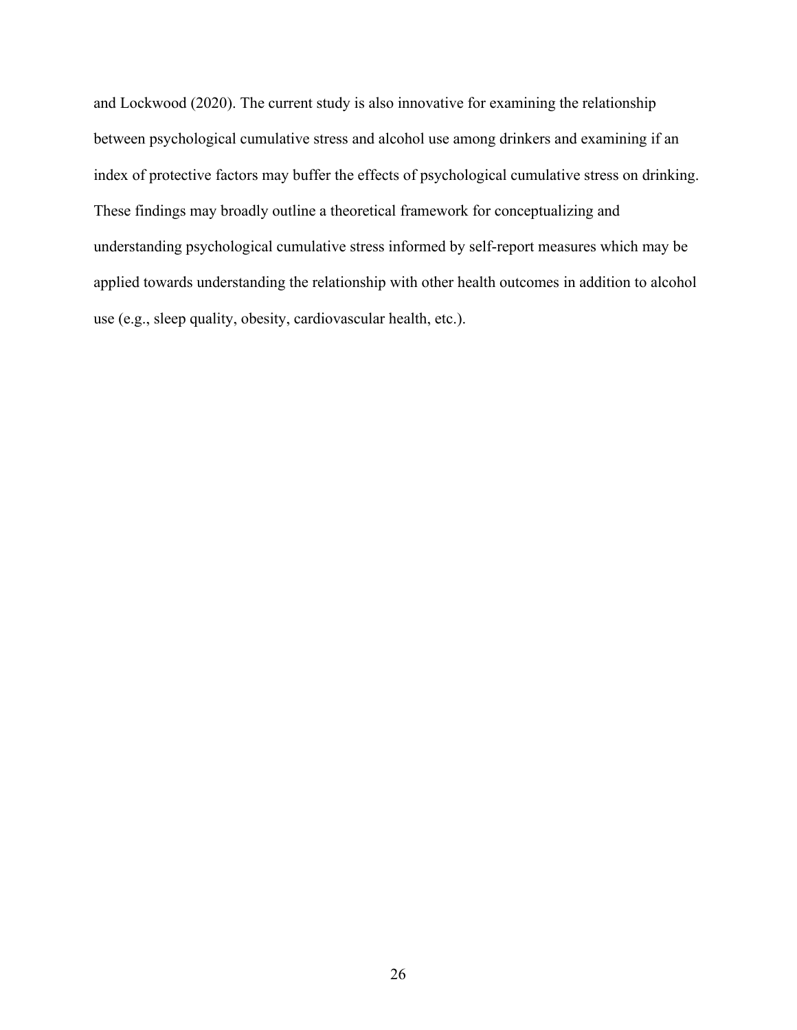and Lockwood (2020). The current study is also innovative for examining the relationship between psychological cumulative stress and alcohol use among drinkers and examining if an index of protective factors may buffer the effects of psychological cumulative stress on drinking. These findings may broadly outline a theoretical framework for conceptualizing and understanding psychological cumulative stress informed by self-report measures which may be applied towards understanding the relationship with other health outcomes in addition to alcohol use (e.g., sleep quality, obesity, cardiovascular health, etc.).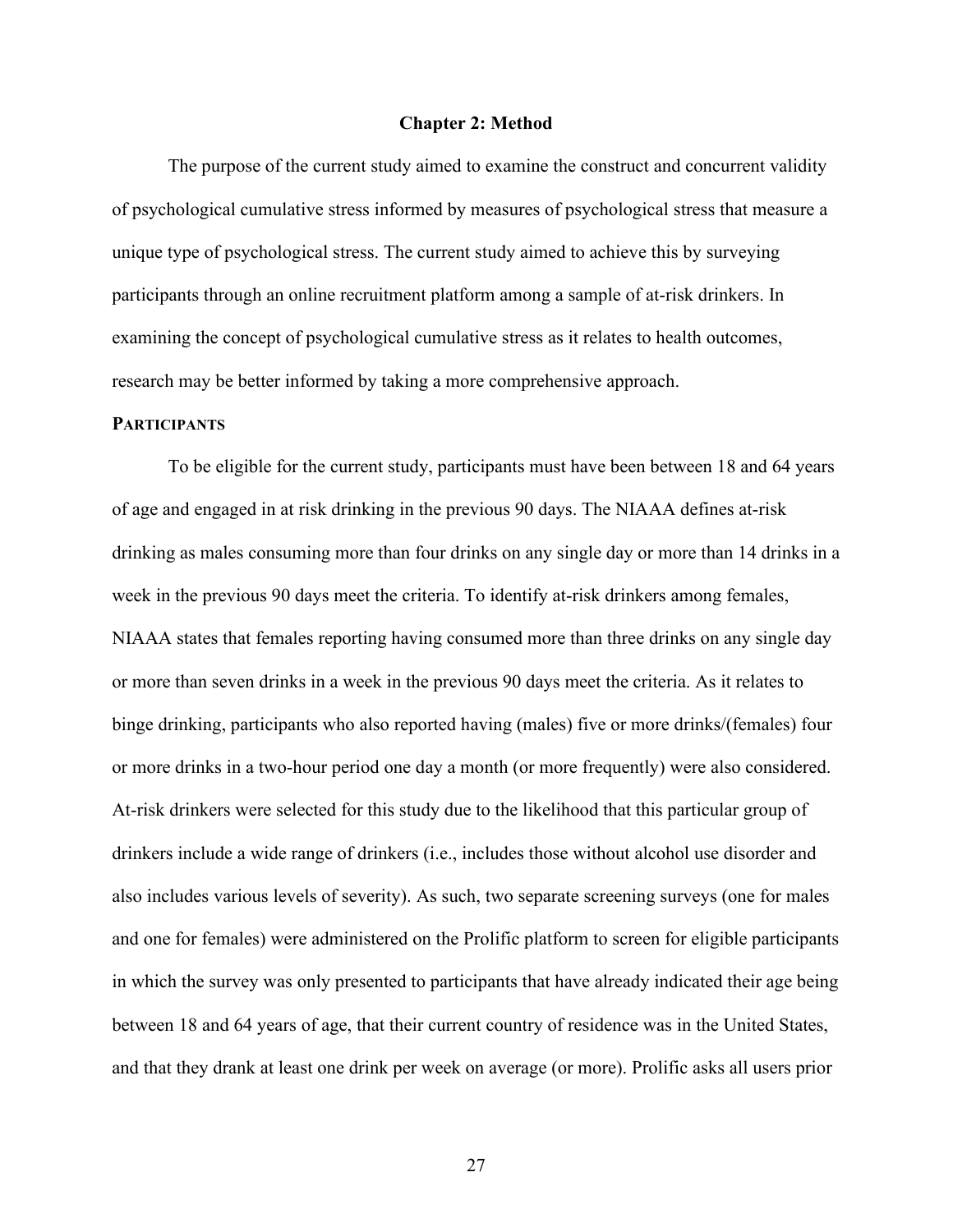## Chapter 2: Method

The purpose of the current study aimed to examine the construct and concurrent validity of psychological cumulative stress informed by measures of psychological stress that measure a unique type of psychological stress. The current study aimed to achieve this by surveying participants through an online recruitment platform among a sample of at-risk drinkers. In examining the concept of psychological cumulative stress as it relates to health outcomes, research may be better informed by taking a more comprehensive approach.

### PARTICIPANTS

To be eligible for the current study, participants must have been between 18 and 64 years of age and engaged in at risk drinking in the previous 90 days. The NIAAA defines at-risk drinking as males consuming more than four drinks on any single day or more than 14 drinks in a week in the previous 90 days meet the criteria. To identify at-risk drinkers among females, NIAAA states that females reporting having consumed more than three drinks on any single day or more than seven drinks in a week in the previous 90 days meet the criteria. As it relates to binge drinking, participants who also reported having (males) five or more drinks/(females) four or more drinks in a two-hour period one day a month (or more frequently) were also considered. At-risk drinkers were selected for this study due to the likelihood that this particular group of drinkers include a wide range of drinkers (i.e., includes those without alcohol use disorder and also includes various levels of severity). As such, two separate screening surveys (one for males and one for females) were administered on the Prolific platform to screen for eligible participants in which the survey was only presented to participants that have already indicated their age being between 18 and 64 years of age, that their current country of residence was in the United States, and that they drank at least one drink per week on average (or more). Prolific asks all users prior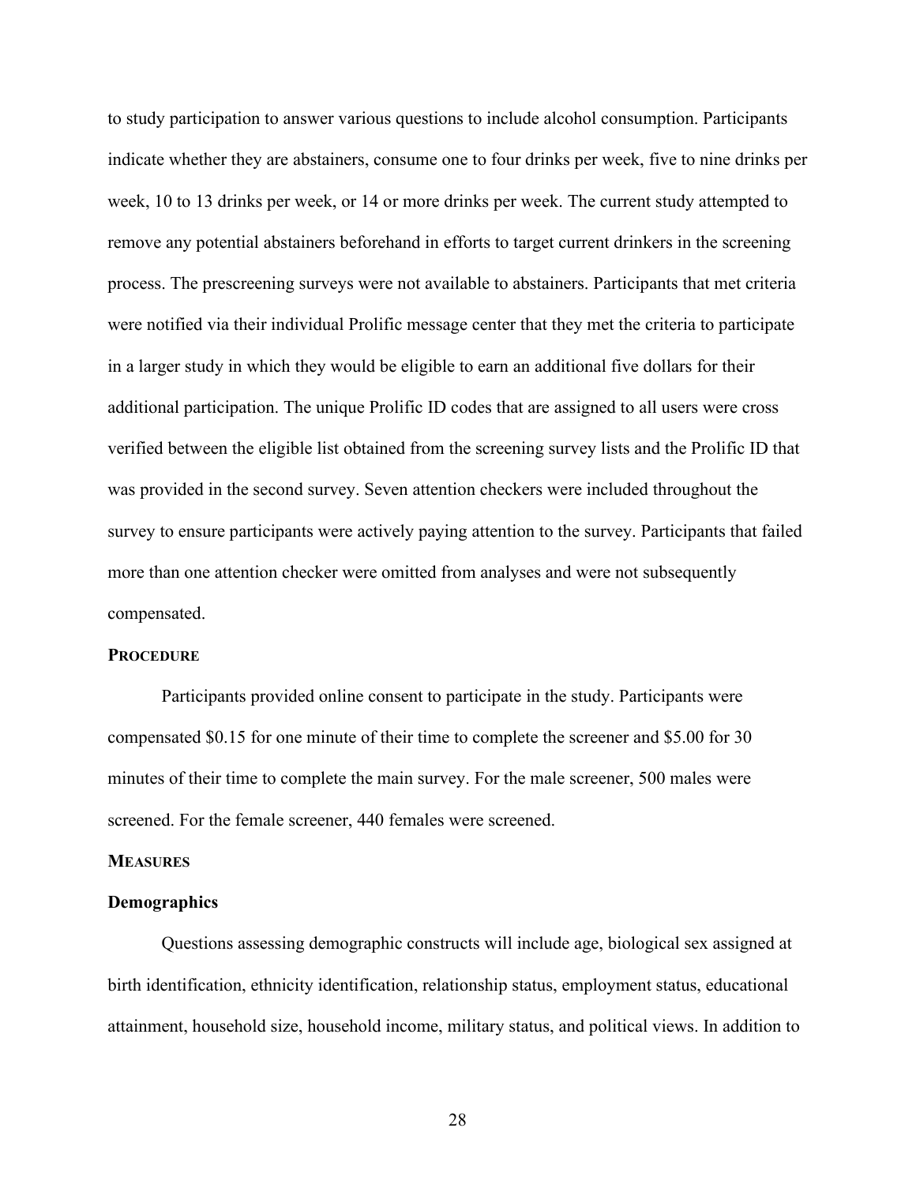to study participation to answer various questions to include alcohol consumption. Participants indicate whether they are abstainers, consume one to four drinks per week, five to nine drinks per week, 10 to 13 drinks per week, or 14 or more drinks per week. The current study attempted to remove any potential abstainers beforehand in efforts to target current drinkers in the screening process. The prescreening surveys were not available to abstainers. Participants that met criteria were notified via their individual Prolific message center that they met the criteria to participate in a larger study in which they would be eligible to earn an additional five dollars for their additional participation. The unique Prolific ID codes that are assigned to all users were cross verified between the eligible list obtained from the screening survey lists and the Prolific ID that was provided in the second survey. Seven attention checkers were included throughout the survey to ensure participants were actively paying attention to the survey. Participants that failed more than one attention checker were omitted from analyses and were not subsequently compensated.

## PROCEDURE

Participants provided online consent to participate in the study. Participants were compensated $0.15 for one minute of their time to complete the screener and $5.00 for 30 minutes of their time to complete the main survey. For the male screener, 500 males were screened. For the female screener, 440 females were screened.

## MEASURES

### Demographics

Questions assessing demographic constructs will include age, biological sex assigned at birth identification, ethnicity identification, relationship status, employment status, educational attainment, household size, household income, military status, and political views. In addition to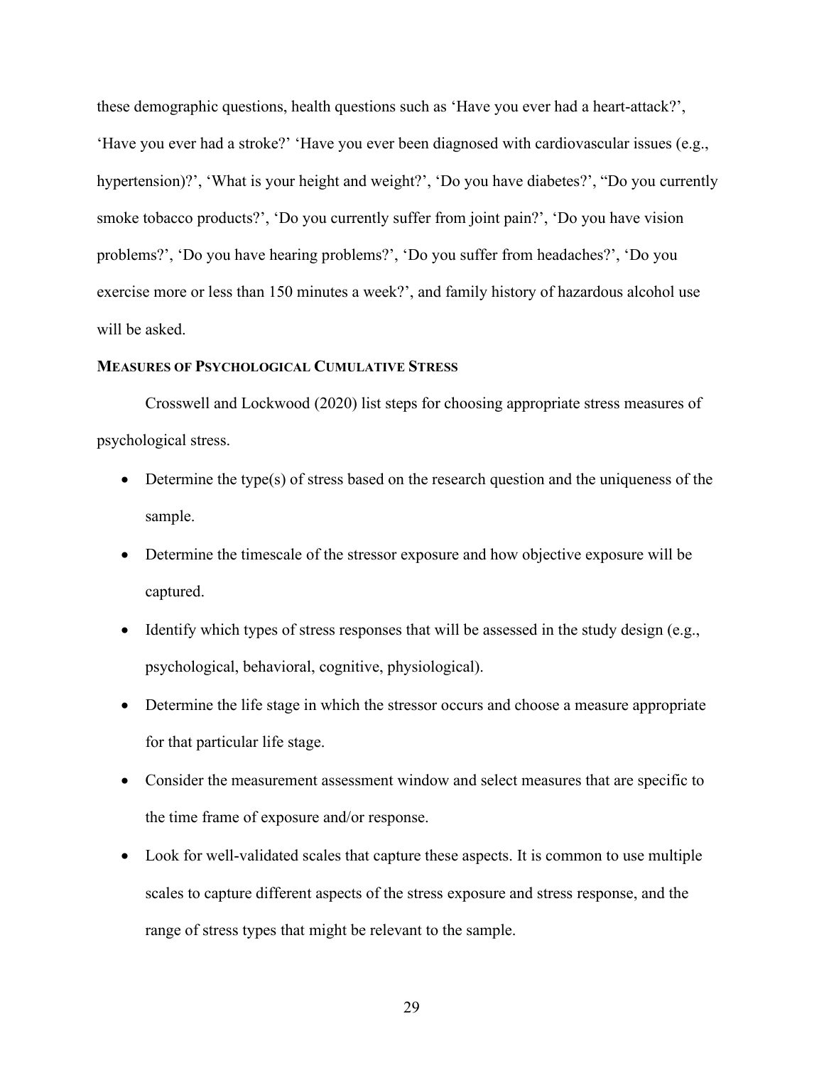these demographic questions, health questions such as ‘Have you ever had a heart-attack?’, ‘Have you ever had a stroke?’ ‘Have you ever been diagnosed with cardiovascular issues (e.g., hypertension)?’, ‘What is your height and weight?’, ‘Do you have diabetes?’, “Do you currently smoke tobacco products?’, ‘Do you currently suffer from joint pain?’, ‘Do you have vision problems?’, ‘Do you have hearing problems?’, ‘Do you suffer from headaches?’, ‘Do you exercise more or less than 150 minutes a week?’, and family history of hazardous alcohol use will be asked.

## MEASURES OF PSYCHOLOGICAL CUMULATIVE STRESS

Crosswell and Lockwood (2020) list steps for choosing appropriate stress measures of psychological stress.

- Determine the type(s) of stress based on the research question and the uniqueness of the sample.
- Determine the timescale of the stressor exposure and how objective exposure will be captured.
- Identify which types of stress responses that will be assessed in the study design (e.g., psychological, behavioral, cognitive, physiological).
- Determine the life stage in which the stressor occurs and choose a measure appropriate for that particular life stage.
- Consider the measurement assessment window and select measures that are specific to the time frame of exposure and/or response.
- Look for well-validated scales that capture these aspects. It is common to use multiple scales to capture different aspects of the stress exposure and stress response, and the range of stress types that might be relevant to the sample.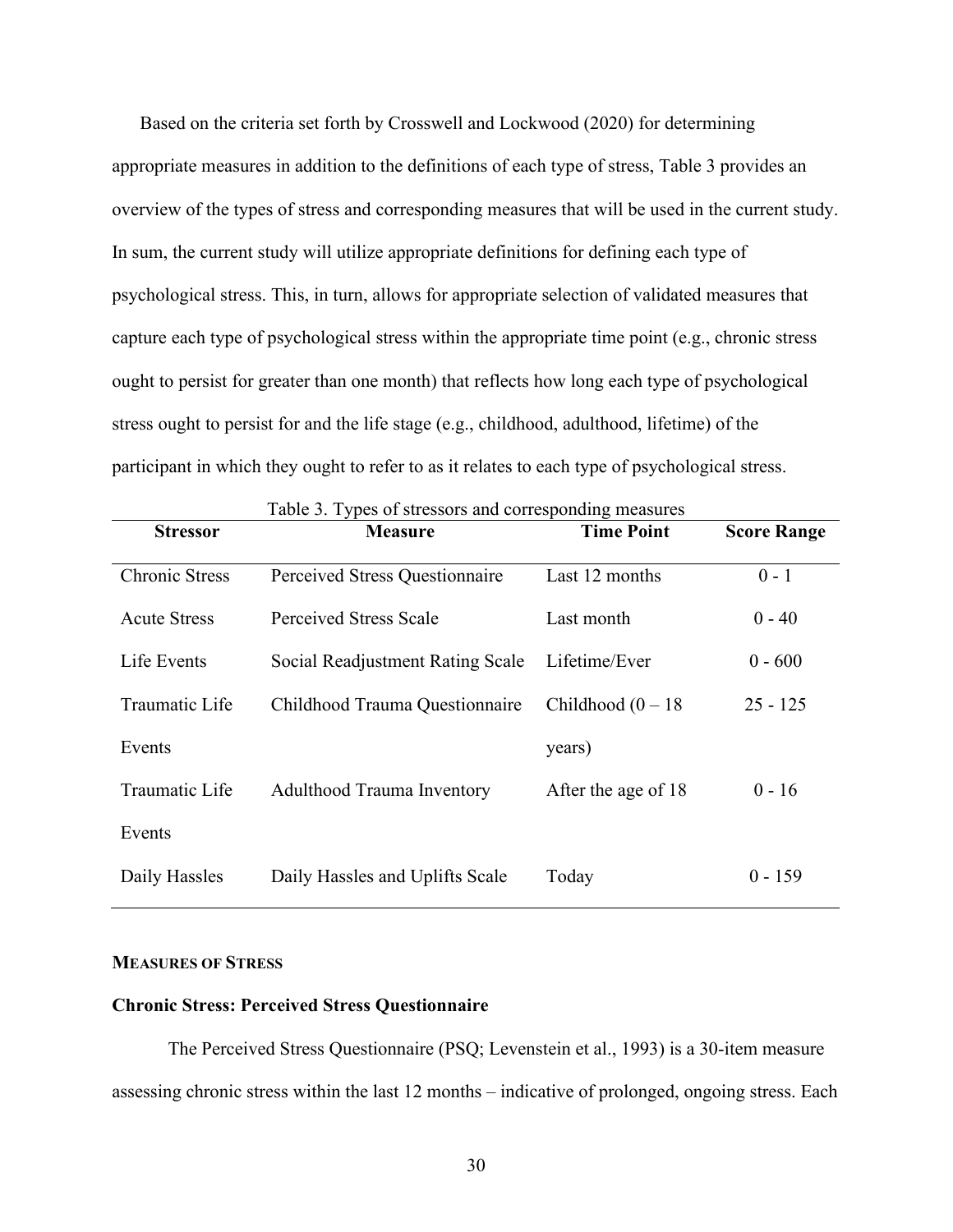Based on the criteria set forth by Crosswell and Lockwood (2020) for determining appropriate measures in addition to the definitions of each type of stress, Table 3 provides an overview of the types of stress and corresponding measures that will be used in the current study. In sum, the current study will utilize appropriate definitions for defining each type of psychological stress. This, in turn, allows for appropriate selection of validated measures that capture each type of psychological stress within the appropriate time point (e.g., chronic stress ought to persist for greater than one month) that reflects how long each type of psychological stress ought to persist for and the life stage (e.g., childhood, adulthood, lifetime) of the participant in which they ought to refer to as it relates to each type of psychological stress.

Table 3. Types of stressors and corresponding measures

| Stressor | Measure | Time Point | Score Range |
|---|---|---|---|
| Chronic Stress | Perceived Stress Questionnaire | Last 12 months | 0 - 1 |
| Acute Stress | Perceived Stress Scale | Last month | 0 - 40 |
| Life Events | Social Readjustment Rating Scale | Lifetime/Ever | 0 - 600 |
| Traumatic Life Events | Childhood Trauma Questionnaire | Childhood (0 – 18 years) | 25 - 125 |
| Traumatic Life Events | Adulthood Trauma Inventory | After the age of 18 | 0 - 16 |
| Daily Hassles | Daily Hassles and Uplifts Scale | Today | 0 - 159 |

## MEASURES OF STRESS

### Chronic Stress: Perceived Stress Questionnaire

The Perceived Stress Questionnaire (PSQ; Levenstein et al., 1993) is a 30-item measure assessing chronic stress within the last 12 months – indicative of prolonged, ongoing stress. Each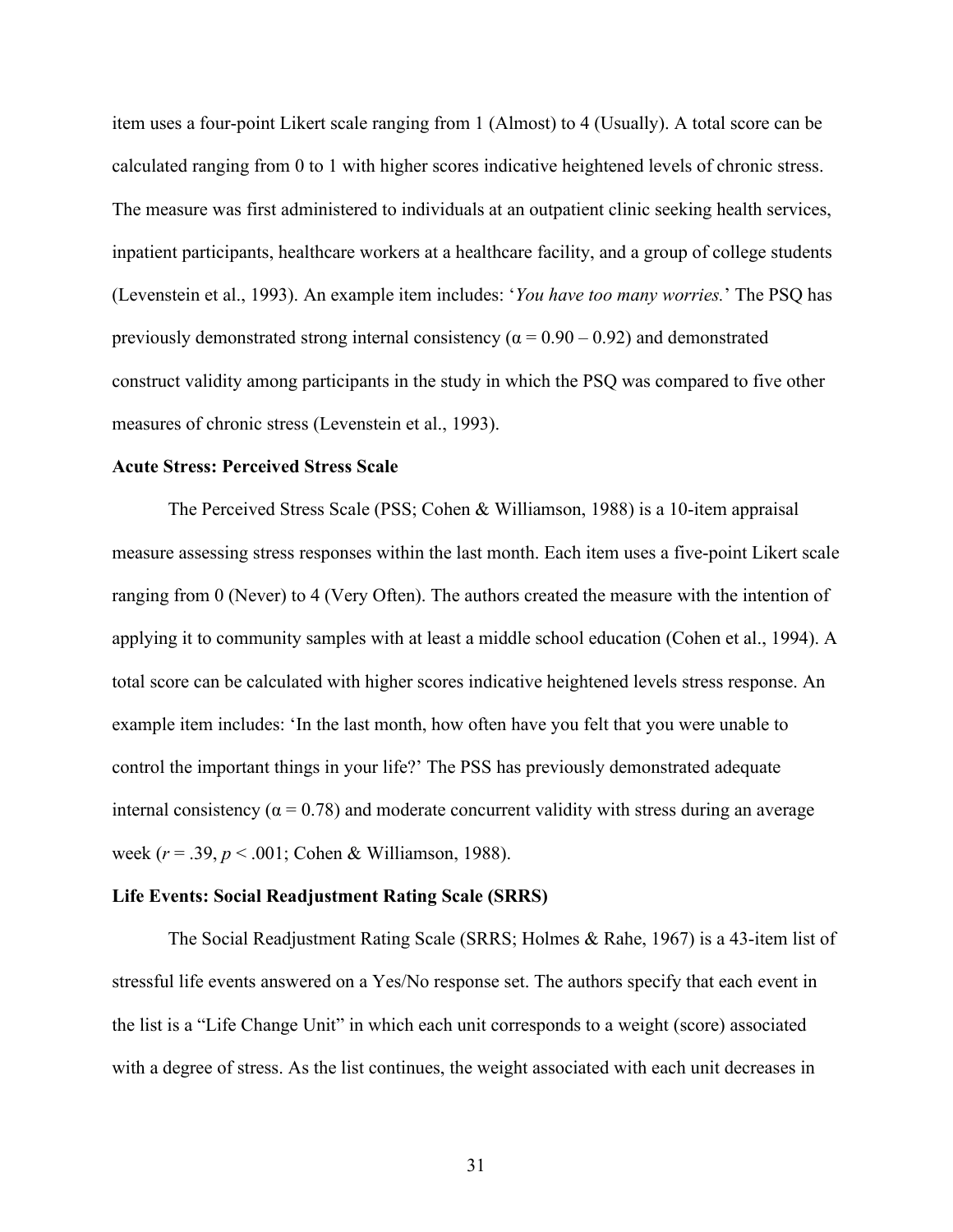item uses a four-point Likert scale ranging from 1 (Almost) to 4 (Usually). A total score can be calculated ranging from 0 to 1 with higher scores indicative heightened levels of chronic stress. The measure was first administered to individuals at an outpatient clinic seeking health services, inpatient participants, healthcare workers at a healthcare facility, and a group of college students (Levenstein et al., 1993). An example item includes: '*You have too many worries.*' The PSQ has previously demonstrated strong internal consistency ($\alpha = 0.90 – 0.92$) and demonstrated construct validity among participants in the study in which the PSQ was compared to five other measures of chronic stress (Levenstein et al., 1993).

**Acute Stress: Perceived Stress Scale**

The Perceived Stress Scale (PSS; Cohen & Williamson, 1988) is a 10-item appraisal measure assessing stress responses within the last month. Each item uses a five-point Likert scale ranging from 0 (Never) to 4 (Very Often). The authors created the measure with the intention of applying it to community samples with at least a middle school education (Cohen et al., 1994). A total score can be calculated with higher scores indicative heightened levels stress response. An example item includes: 'In the last month, how often have you felt that you were unable to control the important things in your life?' The PSS has previously demonstrated adequate internal consistency ($\alpha = 0.78$) and moderate concurrent validity with stress during an average week ($r = .39$, $p < .001$; Cohen & Williamson, 1988).

**Life Events: Social Readjustment Rating Scale (SRRS)**

The Social Readjustment Rating Scale (SRRS; Holmes & Rahe, 1967) is a 43-item list of stressful life events answered on a Yes/No response set. The authors specify that each event in the list is a "Life Change Unit" in which each unit corresponds to a weight (score) associated with a degree of stress. As the list continues, the weight associated with each unit decreases in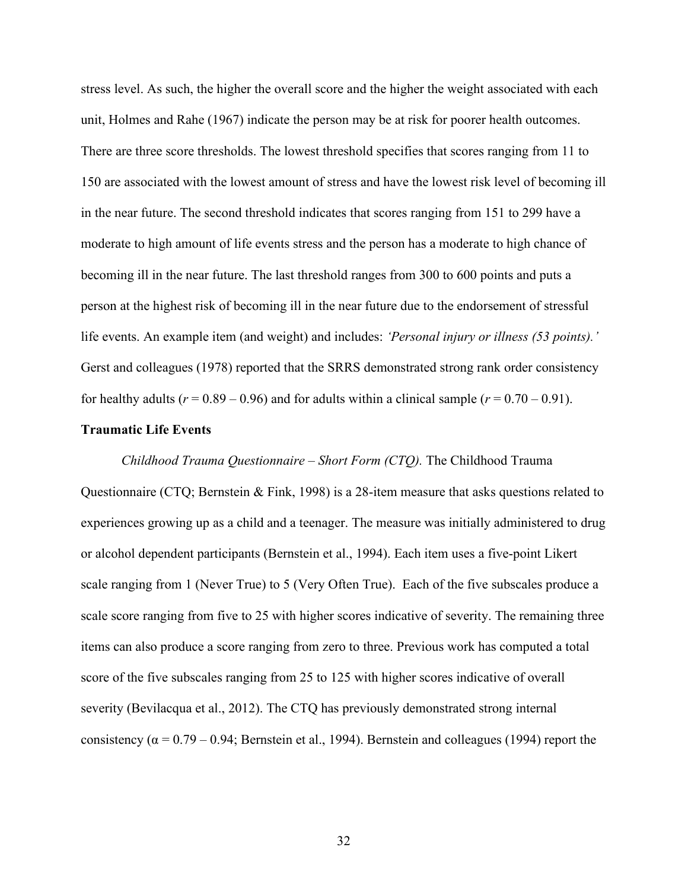stress level. As such, the higher the overall score and the higher the weight associated with each unit, Holmes and Rahe (1967) indicate the person may be at risk for poorer health outcomes. There are three score thresholds. The lowest threshold specifies that scores ranging from 11 to 150 are associated with the lowest amount of stress and have the lowest risk level of becoming ill in the near future. The second threshold indicates that scores ranging from 151 to 299 have a moderate to high amount of life events stress and the person has a moderate to high chance of becoming ill in the near future. The last threshold ranges from 300 to 600 points and puts a person at the highest risk of becoming ill in the near future due to the endorsement of stressful life events. An example item (and weight) and includes: *'Personal injury or illness (53 points).'* Gerst and colleagues (1978) reported that the SRRS demonstrated strong rank order consistency for healthy adults ($r$ = 0.89 – 0.96) and for adults within a clinical sample ($r$ = 0.70 – 0.91).

**Traumatic Life Events**

*Childhood Trauma Questionnaire – Short Form (CTQ).* The Childhood Trauma Questionnaire (CTQ; Bernstein & Fink, 1998) is a 28-item measure that asks questions related to experiences growing up as a child and a teenager. The measure was initially administered to drug or alcohol dependent participants (Bernstein et al., 1994). Each item uses a five-point Likert scale ranging from 1 (Never True) to 5 (Very Often True). Each of the five subscales produce a scale score ranging from five to 25 with higher scores indicative of severity. The remaining three items can also produce a score ranging from zero to three. Previous work has computed a total score of the five subscales ranging from 25 to 125 with higher scores indicative of overall severity (Bevilacqua et al., 2012). The CTQ has previously demonstrated strong internal consistency (α = 0.79 – 0.94; Bernstein et al., 1994). Bernstein and colleagues (1994) report the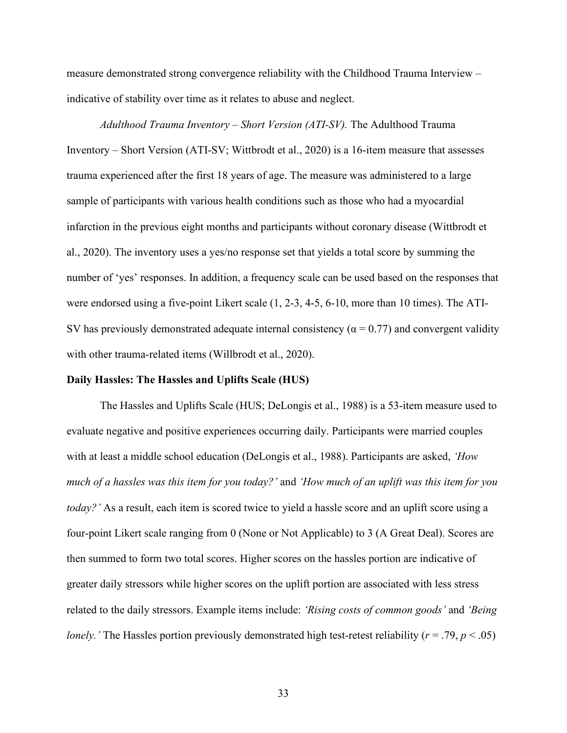measure demonstrated strong convergence reliability with the Childhood Trauma Interview – indicative of stability over time as it relates to abuse and neglect.

*Adulthood Trauma Inventory – Short Version (ATI-SV).* The Adulthood Trauma Inventory – Short Version (ATI-SV; Wittbrodt et al., 2020) is a 16-item measure that assesses trauma experienced after the first 18 years of age. The measure was administered to a large sample of participants with various health conditions such as those who had a myocardial infarction in the previous eight months and participants without coronary disease (Wittbrodt et al., 2020). The inventory uses a yes/no response set that yields a total score by summing the number of 'yes' responses. In addition, a frequency scale can be used based on the responses that were endorsed using a five-point Likert scale (1, 2-3, 4-5, 6-10, more than 10 times). The ATI-SV has previously demonstrated adequate internal consistency ($\alpha = 0.77$) and convergent validity with other trauma-related items (Willbrodt et al., 2020).

**Daily Hassles: The Hassles and Uplifts Scale (HUS)**

The Hassles and Uplifts Scale (HUS; DeLongis et al., 1988) is a 53-item measure used to evaluate negative and positive experiences occurring daily. Participants were married couples with at least a middle school education (DeLongis et al., 1988). Participants are asked, *'How much of a hassles was this item for you today?'* and *'How much of an uplift was this item for you today?'* As a result, each item is scored twice to yield a hassle score and an uplift score using a four-point Likert scale ranging from 0 (None or Not Applicable) to 3 (A Great Deal). Scores are then summed to form two total scores. Higher scores on the hassles portion are indicative of greater daily stressors while higher scores on the uplift portion are associated with less stress related to the daily stressors. Example items include: *'Rising costs of common goods'* and *'Being lonely.'* The Hassles portion previously demonstrated high test-retest reliability ($r = .79$, $p < .05$)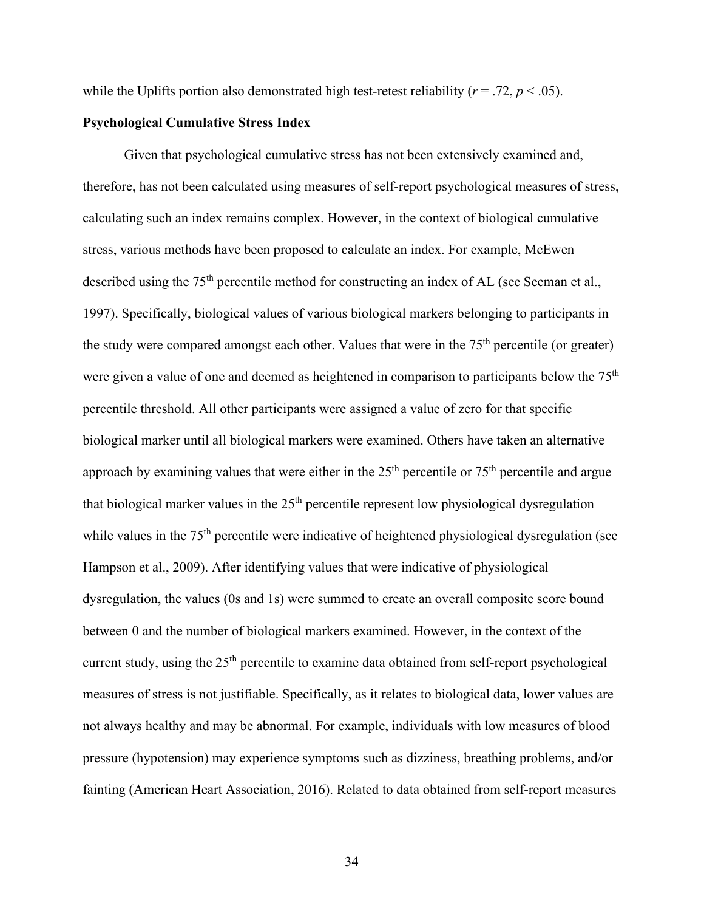while the Uplifts portion also demonstrated high test-retest reliability ($r = .72$, $p < .05$).

**Psychological Cumulative Stress Index**

Given that psychological cumulative stress has not been extensively examined and, therefore, has not been calculated using measures of self-report psychological measures of stress, calculating such an index remains complex. However, in the context of biological cumulative stress, various methods have been proposed to calculate an index. For example, McEwen described using the 75th percentile method for constructing an index of AL (see Seeman et al., 1997). Specifically, biological values of various biological markers belonging to participants in the study were compared amongst each other. Values that were in the 75th percentile (or greater) were given a value of one and deemed as heightened in comparison to participants below the 75th percentile threshold. All other participants were assigned a value of zero for that specific biological marker until all biological markers were examined. Others have taken an alternative approach by examining values that were either in the 25th percentile or 75th percentile and argue that biological marker values in the 25th percentile represent low physiological dysregulation while values in the 75th percentile were indicative of heightened physiological dysregulation (see Hampson et al., 2009). After identifying values that were indicative of physiological dysregulation, the values (0s and 1s) were summed to create an overall composite score bound between 0 and the number of biological markers examined. However, in the context of the current study, using the 25th percentile to examine data obtained from self-report psychological measures of stress is not justifiable. Specifically, as it relates to biological data, lower values are not always healthy and may be abnormal. For example, individuals with low measures of blood pressure (hypotension) may experience symptoms such as dizziness, breathing problems, and/or fainting (American Heart Association, 2016). Related to data obtained from self-report measures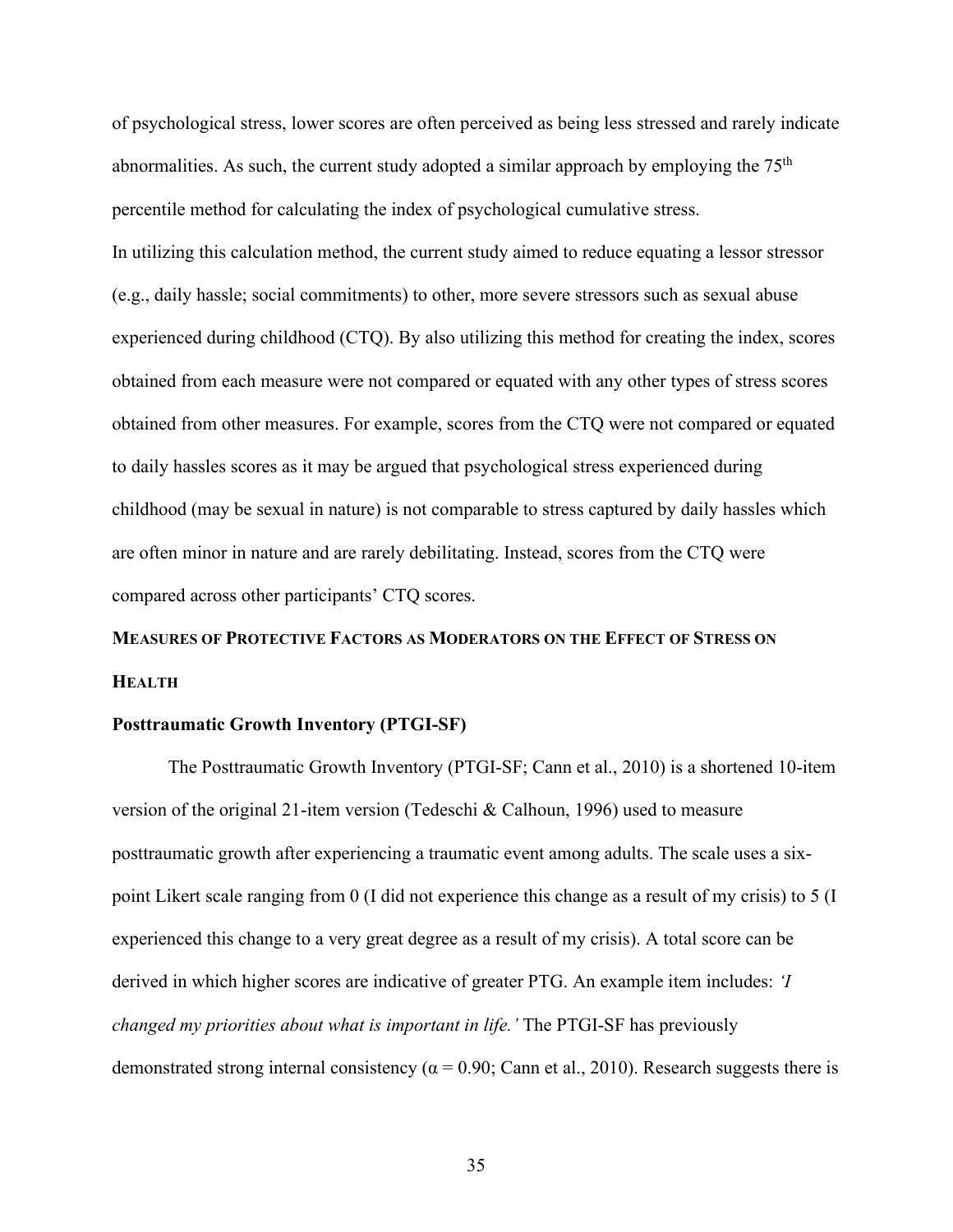of psychological stress, lower scores are often perceived as being less stressed and rarely indicate abnormalities. As such, the current study adopted a similar approach by employing the 75th percentile method for calculating the index of psychological cumulative stress.

In utilizing this calculation method, the current study aimed to reduce equating a lessor stressor (e.g., daily hassle; social commitments) to other, more severe stressors such as sexual abuse experienced during childhood (CTQ). By also utilizing this method for creating the index, scores obtained from each measure were not compared or equated with any other types of stress scores obtained from other measures. For example, scores from the CTQ were not compared or equated to daily hassles scores as it may be argued that psychological stress experienced during childhood (may be sexual in nature) is not comparable to stress captured by daily hassles which are often minor in nature and are rarely debilitating. Instead, scores from the CTQ were compared across other participants' CTQ scores.

## Measures of Protective Factors as Moderators on the Effect of Stress on Health

### Posttraumatic Growth Inventory (PTGI-SF)

The Posttraumatic Growth Inventory (PTGI-SF; Cann et al., 2010) is a shortened 10-item version of the original 21-item version (Tedeschi & Calhoun, 1996) used to measure posttraumatic growth after experiencing a traumatic event among adults. The scale uses a six-point Likert scale ranging from 0 (I did not experience this change as a result of my crisis) to 5 (I experienced this change to a very great degree as a result of my crisis). A total score can be derived in which higher scores are indicative of greater PTG. An example item includes: *'I changed my priorities about what is important in life.'* The PTGI-SF has previously demonstrated strong internal consistency ($\alpha = 0.90$; Cann et al., 2010). Research suggests there is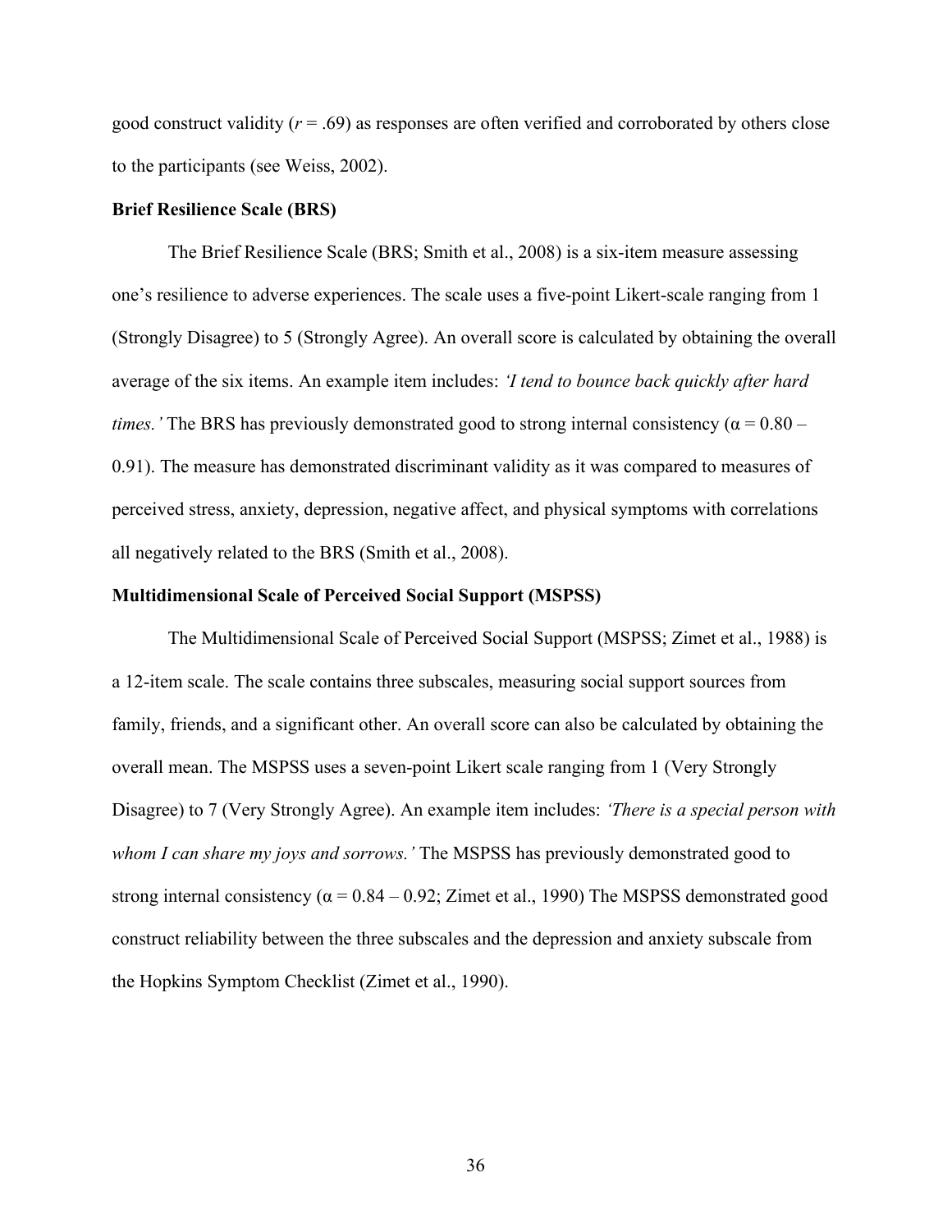good construct validity ($r$ = .69) as responses are often verified and corroborated by others close to the participants (see Weiss, 2002).

**Brief Resilience Scale (BRS)**

The Brief Resilience Scale (BRS; Smith et al., 2008) is a six-item measure assessing one's resilience to adverse experiences. The scale uses a five-point Likert-scale ranging from 1 (Strongly Disagree) to 5 (Strongly Agree). An overall score is calculated by obtaining the overall average of the six items. An example item includes: *'I tend to bounce back quickly after hard times.'* The BRS has previously demonstrated good to strong internal consistency ($\alpha = 0.80 - 0.91$). The measure has demonstrated discriminant validity as it was compared to measures of perceived stress, anxiety, depression, negative affect, and physical symptoms with correlations all negatively related to the BRS (Smith et al., 2008).

**Multidimensional Scale of Perceived Social Support (MSPSS)**

The Multidimensional Scale of Perceived Social Support (MSPSS; Zimet et al., 1988) is a 12-item scale. The scale contains three subscales, measuring social support sources from family, friends, and a significant other. An overall score can also be calculated by obtaining the overall mean. The MSPSS uses a seven-point Likert scale ranging from 1 (Very Strongly Disagree) to 7 (Very Strongly Agree). An example item includes: *'There is a special person with whom I can share my joys and sorrows.'* The MSPSS has previously demonstrated good to strong internal consistency ($\alpha = 0.84 - 0.92$; Zimet et al., 1990) The MSPSS demonstrated good construct reliability between the three subscales and the depression and anxiety subscale from the Hopkins Symptom Checklist (Zimet et al., 1990).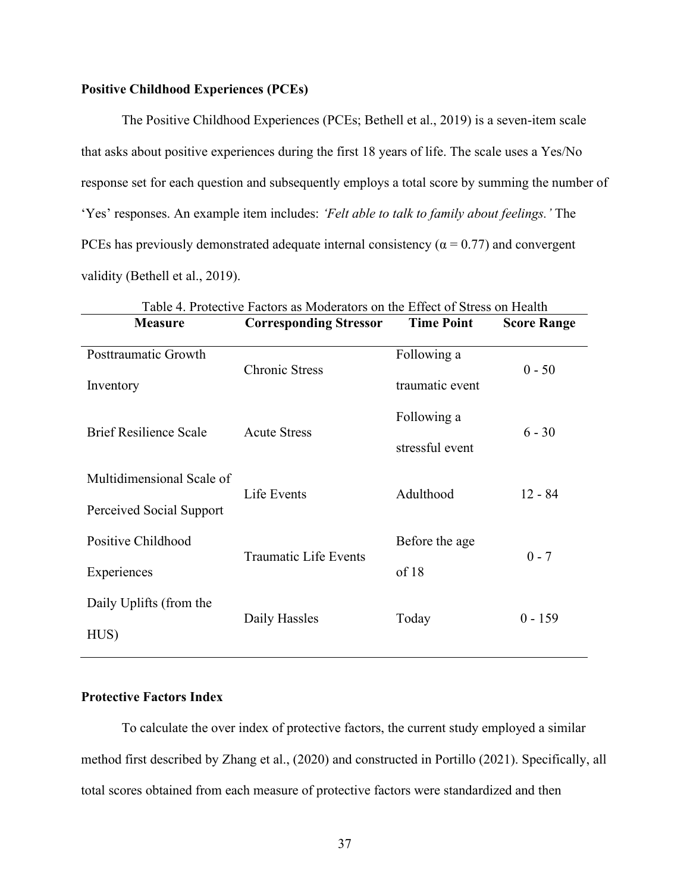**Positive Childhood Experiences (PCEs)**

The Positive Childhood Experiences (PCEs; Bethell et al., 2019) is a seven-item scale that asks about positive experiences during the first 18 years of life. The scale uses a Yes/No response set for each question and subsequently employs a total score by summing the number of 'Yes' responses. An example item includes: *'Felt able to talk to family about feelings.'* The PCEs has previously demonstrated adequate internal consistency ($\alpha = 0.77$) and convergent validity (Bethell et al., 2019).

Table 4. Protective Factors as Moderators on the Effect of Stress on Health

| Measure | Corresponding Stressor | Time Point | Score Range |
|---|---|---|---|
| Posttraumatic Growth Inventory | Chronic Stress | Following a traumatic event | 0 - 50 |
| Brief Resilience Scale | Acute Stress | Following a stressful event | 6 - 30 |
| Multidimensional Scale of Perceived Social Support | Life Events | Adulthood | 12 - 84 |
| Positive Childhood Experiences | Traumatic Life Events | Before the age of 18 | 0 - 7 |
| Daily Uplifts (from the HUS) | Daily Hassles | Today | 0 - 159 |

**Protective Factors Index**

To calculate the over index of protective factors, the current study employed a similar method first described by Zhang et al., (2020) and constructed in Portillo (2021). Specifically, all total scores obtained from each measure of protective factors were standardized and then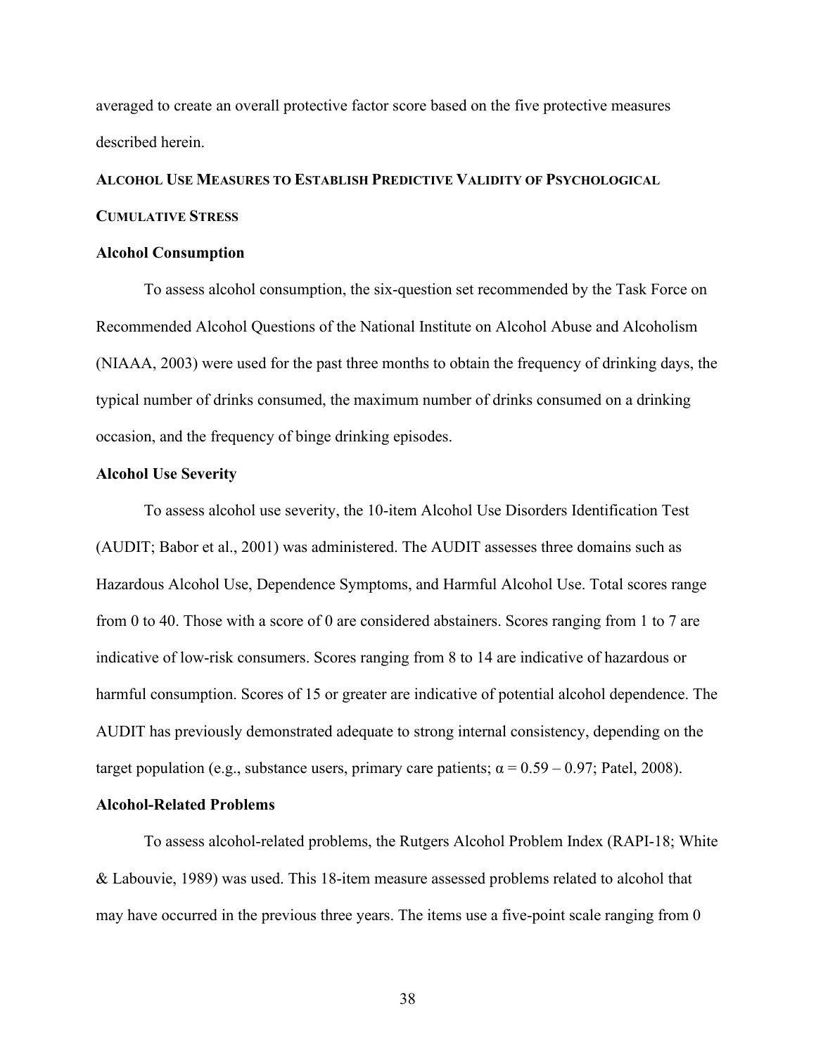averaged to create an overall protective factor score based on the five protective measures described herein.

## Alcohol Use Measures to Establish Predictive Validity of Psychological Cumulative Stress

### Alcohol Consumption

To assess alcohol consumption, the six-question set recommended by the Task Force on Recommended Alcohol Questions of the National Institute on Alcohol Abuse and Alcoholism (NIAAA, 2003) were used for the past three months to obtain the frequency of drinking days, the typical number of drinks consumed, the maximum number of drinks consumed on a drinking occasion, and the frequency of binge drinking episodes.

### Alcohol Use Severity

To assess alcohol use severity, the 10-item Alcohol Use Disorders Identification Test (AUDIT; Babor et al., 2001) was administered. The AUDIT assesses three domains such as Hazardous Alcohol Use, Dependence Symptoms, and Harmful Alcohol Use. Total scores range from 0 to 40. Those with a score of 0 are considered abstainers. Scores ranging from 1 to 7 are indicative of low-risk consumers. Scores ranging from 8 to 14 are indicative of hazardous or harmful consumption. Scores of 15 or greater are indicative of potential alcohol dependence. The AUDIT has previously demonstrated adequate to strong internal consistency, depending on the target population (e.g., substance users, primary care patients; $\alpha = 0.59 – 0.97$; Patel, 2008).

### Alcohol-Related Problems

To assess alcohol-related problems, the Rutgers Alcohol Problem Index (RAPI-18; White & Labouvie, 1989) was used. This 18-item measure assessed problems related to alcohol that may have occurred in the previous three years. The items use a five-point scale ranging from 0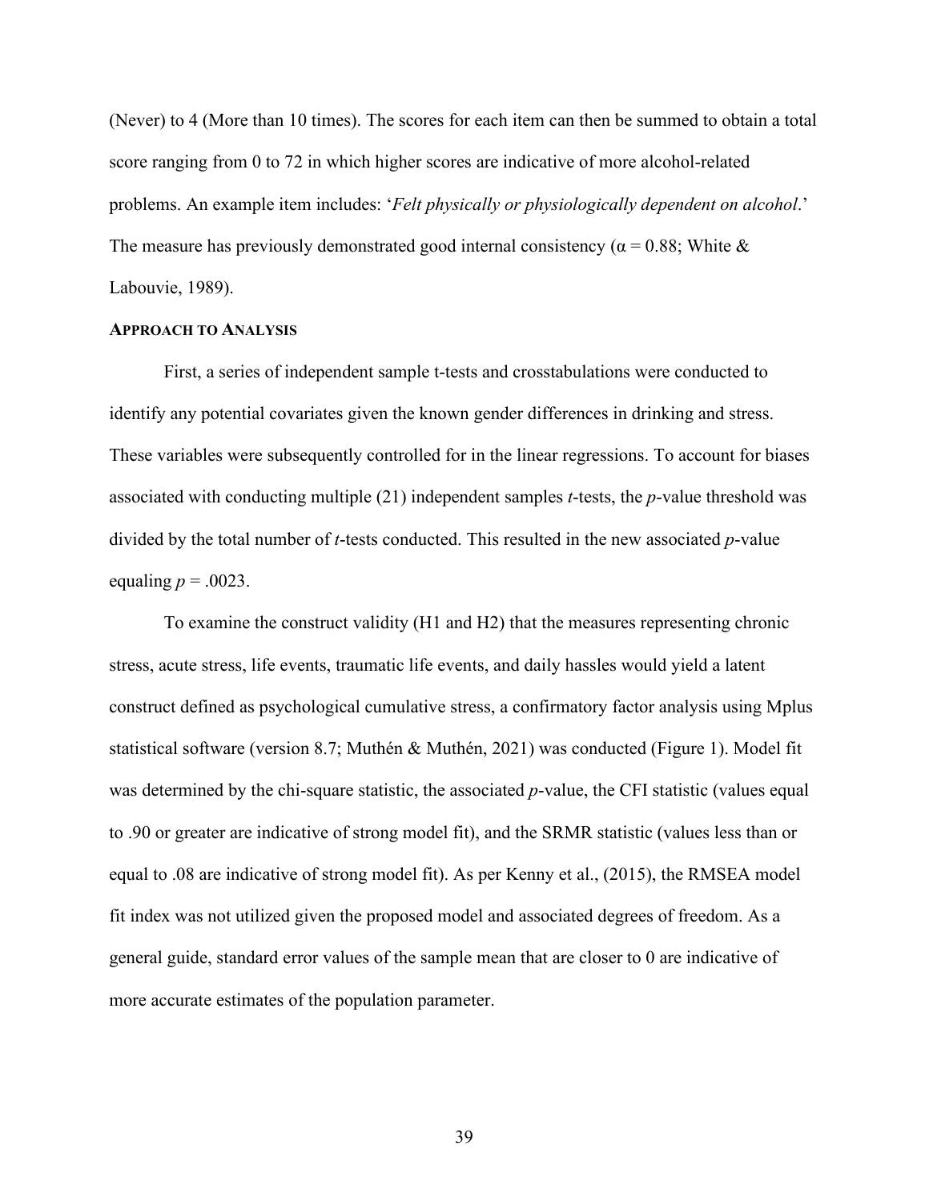(Never) to 4 (More than 10 times). The scores for each item can then be summed to obtain a total score ranging from 0 to 72 in which higher scores are indicative of more alcohol-related problems. An example item includes: '*Felt physically or physiologically dependent on alcohol*.' The measure has previously demonstrated good internal consistency ($\alpha = 0.88$; White & Labouvie, 1989).

### APPROACH TO ANALYSIS

First, a series of independent sample t-tests and crosstabulations were conducted to identify any potential covariates given the known gender differences in drinking and stress. These variables were subsequently controlled for in the linear regressions. To account for biases associated with conducting multiple (21) independent samples *t*-tests, the *p*-value threshold was divided by the total number of *t*-tests conducted. This resulted in the new associated *p*-value equaling $p = .0023$.

To examine the construct validity (H1 and H2) that the measures representing chronic stress, acute stress, life events, traumatic life events, and daily hassles would yield a latent construct defined as psychological cumulative stress, a confirmatory factor analysis using Mplus statistical software (version 8.7; Muthén & Muthén, 2021) was conducted (Figure 1). Model fit was determined by the chi-square statistic, the associated *p*-value, the CFI statistic (values equal to .90 or greater are indicative of strong model fit), and the SRMR statistic (values less than or equal to .08 are indicative of strong model fit). As per Kenny et al., (2015), the RMSEA model fit index was not utilized given the proposed model and associated degrees of freedom. As a general guide, standard error values of the sample mean that are closer to 0 are indicative of more accurate estimates of the population parameter.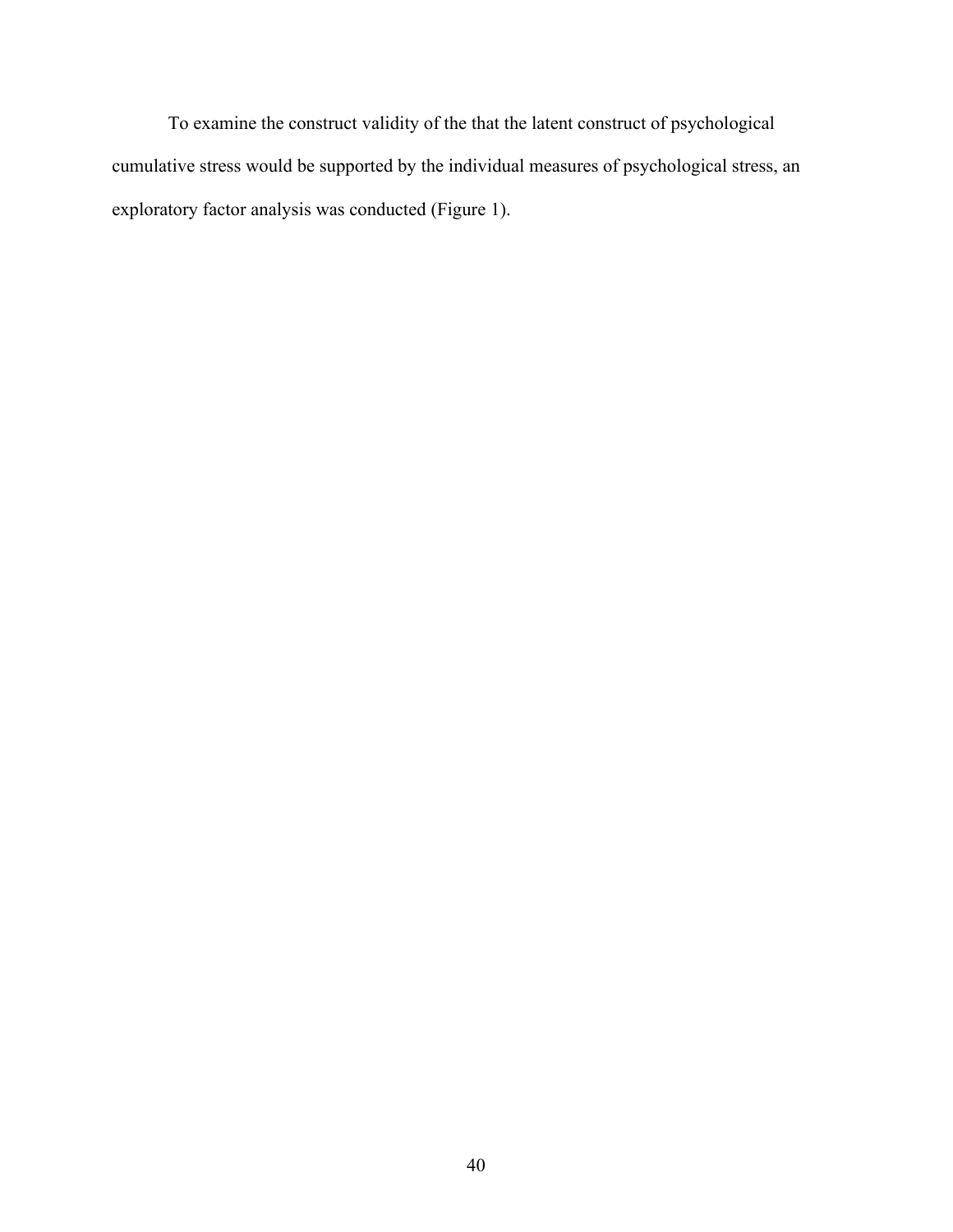To examine the construct validity of the that the latent construct of psychological cumulative stress would be supported by the individual measures of psychological stress, an exploratory factor analysis was conducted (Figure 1).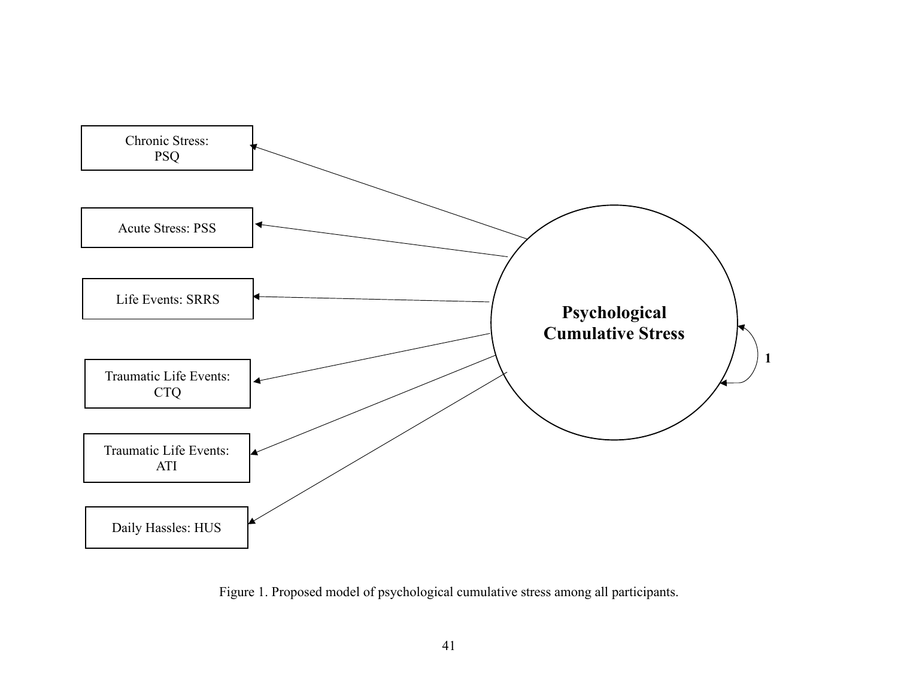Chronic Stress: PSQ

Acute Stress: PSS

Life Events: SRRS

Traumatic Life Events: CTQ

Traumatic Life Events: ATI

Daily Hassles: HUS

**Psychological Cumulative Stress**

**1**

Figure 1. Proposed model of psychological cumulative stress among all participants.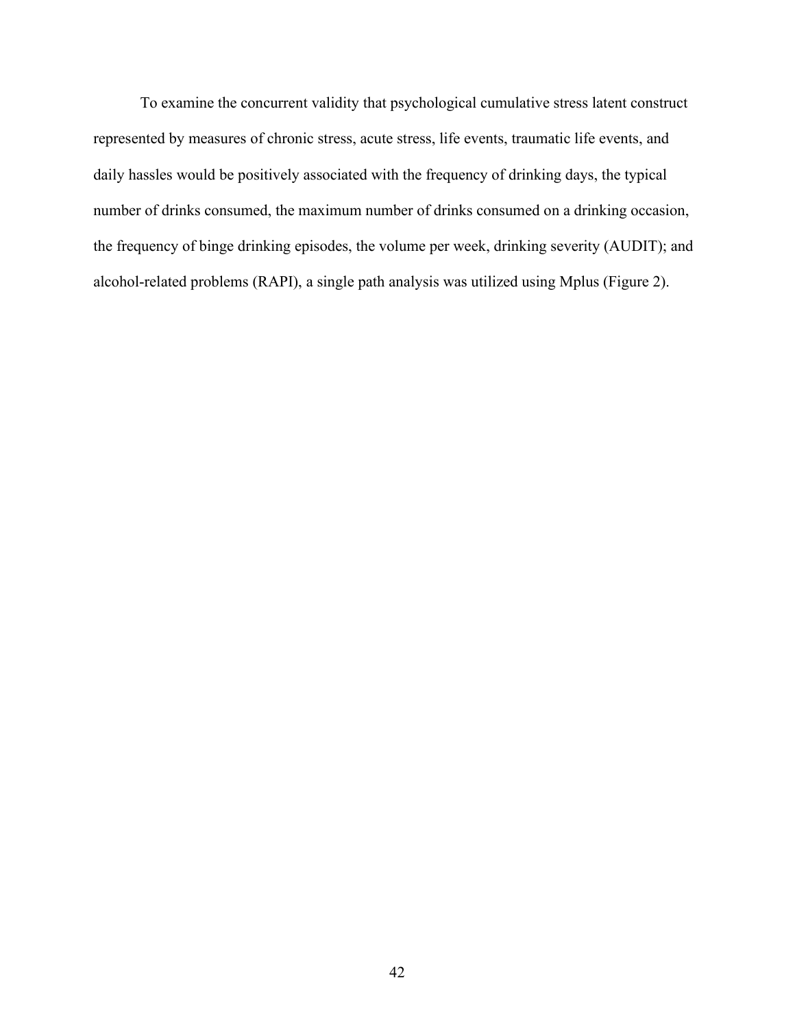To examine the concurrent validity that psychological cumulative stress latent construct represented by measures of chronic stress, acute stress, life events, traumatic life events, and daily hassles would be positively associated with the frequency of drinking days, the typical number of drinks consumed, the maximum number of drinks consumed on a drinking occasion, the frequency of binge drinking episodes, the volume per week, drinking severity (AUDIT); and alcohol-related problems (RAPI), a single path analysis was utilized using Mplus (Figure 2).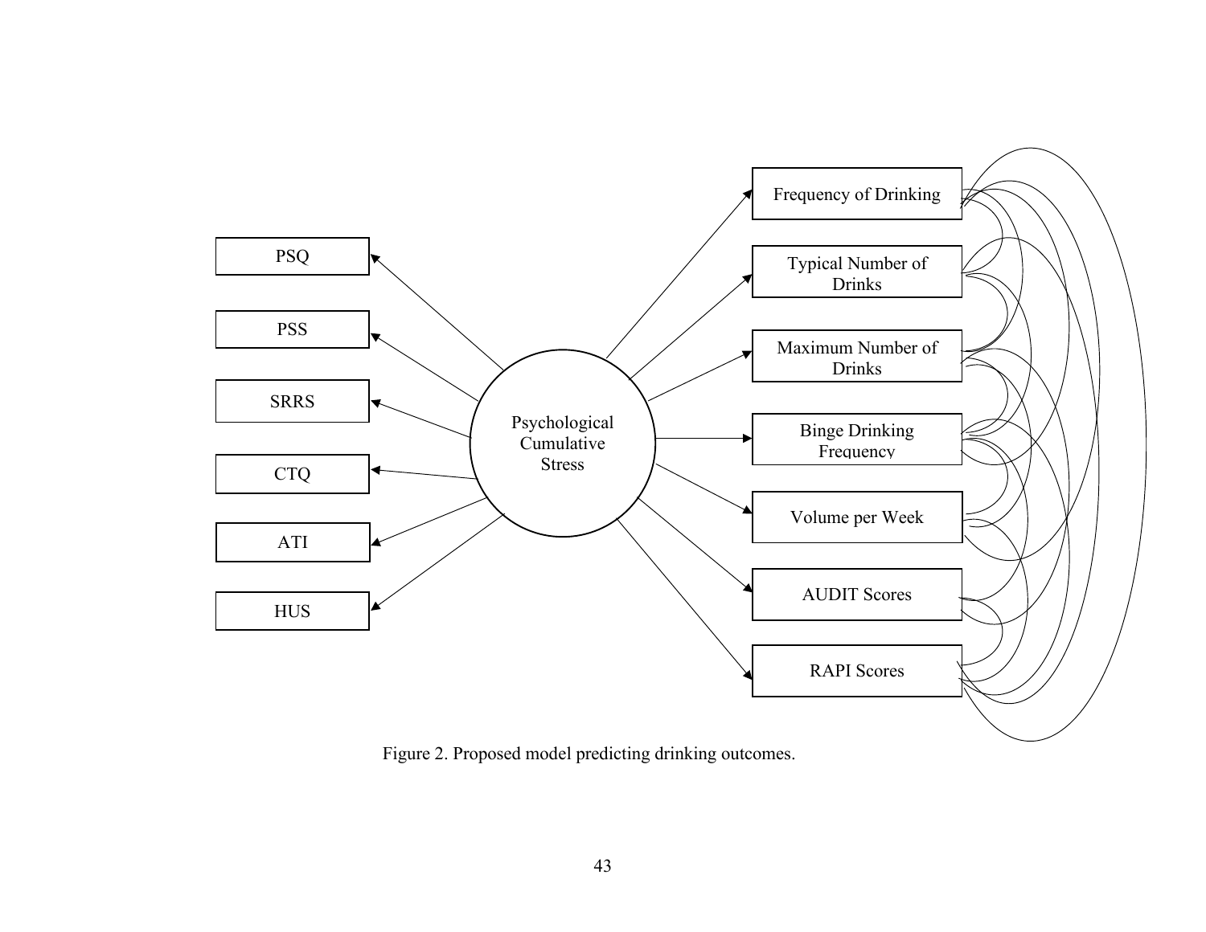PSQ

PSS

SRRS

CTQ

ATI

HUS

Psychological Cumulative Stress

Frequency of Drinking

Typical Number of Drinks

Maximum Number of Drinks

Binge Drinking Frequency

Volume per Week

AUDIT Scores

RAPI Scores

Figure 2. Proposed model predicting drinking outcomes.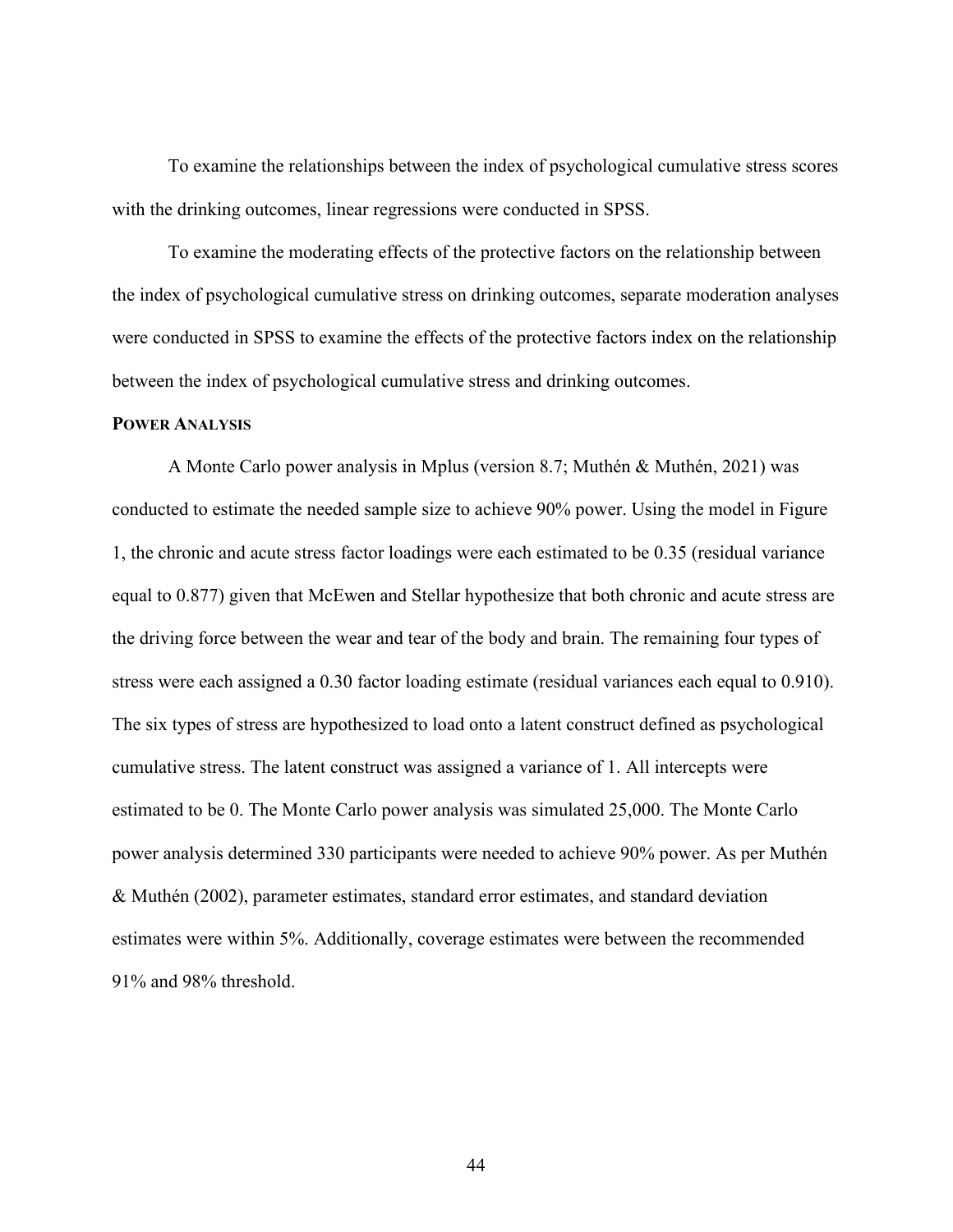To examine the relationships between the index of psychological cumulative stress scores with the drinking outcomes, linear regressions were conducted in SPSS.

To examine the moderating effects of the protective factors on the relationship between the index of psychological cumulative stress on drinking outcomes, separate moderation analyses were conducted in SPSS to examine the effects of the protective factors index on the relationship between the index of psychological cumulative stress and drinking outcomes.

### POWER ANALYSIS

A Monte Carlo power analysis in Mplus (version 8.7; Muthén & Muthén, 2021) was conducted to estimate the needed sample size to achieve 90% power. Using the model in Figure 1, the chronic and acute stress factor loadings were each estimated to be 0.35 (residual variance equal to 0.877) given that McEwen and Stellar hypothesize that both chronic and acute stress are the driving force between the wear and tear of the body and brain. The remaining four types of stress were each assigned a 0.30 factor loading estimate (residual variances each equal to 0.910). The six types of stress are hypothesized to load onto a latent construct defined as psychological cumulative stress. The latent construct was assigned a variance of 1. All intercepts were estimated to be 0. The Monte Carlo power analysis was simulated 25,000. The Monte Carlo power analysis determined 330 participants were needed to achieve 90% power. As per Muthén & Muthén (2002), parameter estimates, standard error estimates, and standard deviation estimates were within 5%. Additionally, coverage estimates were between the recommended 91% and 98% threshold.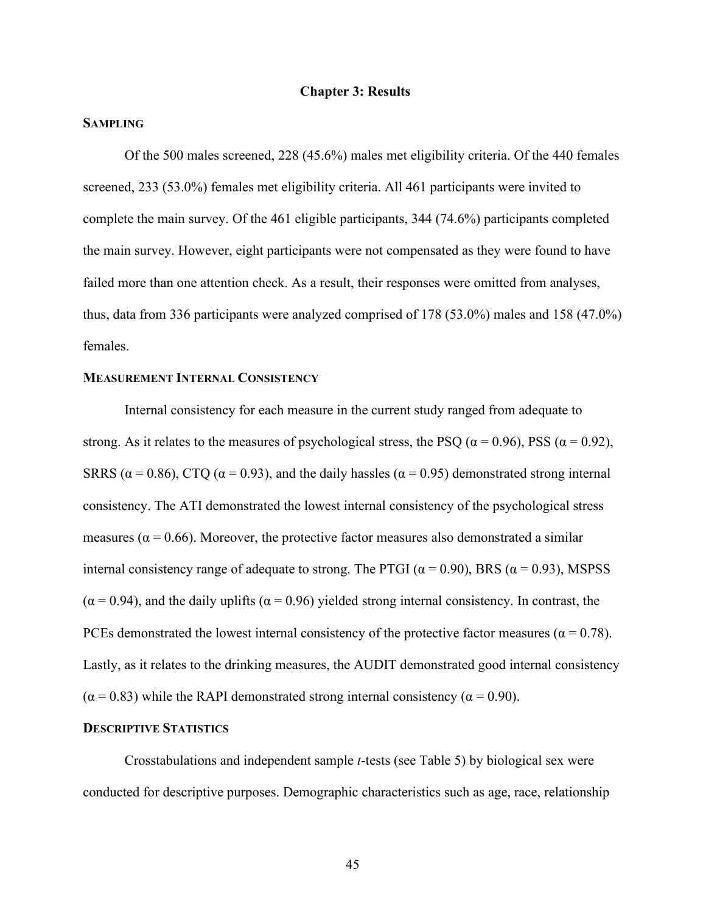# Chapter 3: Results

## Sampling

Of the 500 males screened, 228 (45.6%) males met eligibility criteria. Of the 440 females screened, 233 (53.0%) females met eligibility criteria. All 461 participants were invited to complete the main survey. Of the 461 eligible participants, 344 (74.6%) participants completed the main survey. However, eight participants were not compensated as they were found to have failed more than one attention check. As a result, their responses were omitted from analyses, thus, data from 336 participants were analyzed comprised of 178 (53.0%) males and 158 (47.0%) females.

## Measurement Internal Consistency

Internal consistency for each measure in the current study ranged from adequate to strong. As it relates to the measures of psychological stress, the PSQ ($\alpha = 0.96$), PSS ($\alpha = 0.92$), SRRS ($\alpha = 0.86$), CTQ ($\alpha = 0.93$), and the daily hassles ($\alpha = 0.95$) demonstrated strong internal consistency. The ATI demonstrated the lowest internal consistency of the psychological stress measures ($\alpha = 0.66$). Moreover, the protective factor measures also demonstrated a similar internal consistency range of adequate to strong. The PTGI ($\alpha = 0.90$), BRS ($\alpha = 0.93$), MSPSS ($\alpha = 0.94$), and the daily uplifts ($\alpha = 0.96$) yielded strong internal consistency. In contrast, the PCEs demonstrated the lowest internal consistency of the protective factor measures ($\alpha = 0.78$). Lastly, as it relates to the drinking measures, the AUDIT demonstrated good internal consistency ($\alpha = 0.83$) while the RAPI demonstrated strong internal consistency ($\alpha = 0.90$).

## Descriptive Statistics

Crosstabulations and independent sample *t*-tests (see Table 5) by biological sex were conducted for descriptive purposes. Demographic characteristics such as age, race, relationship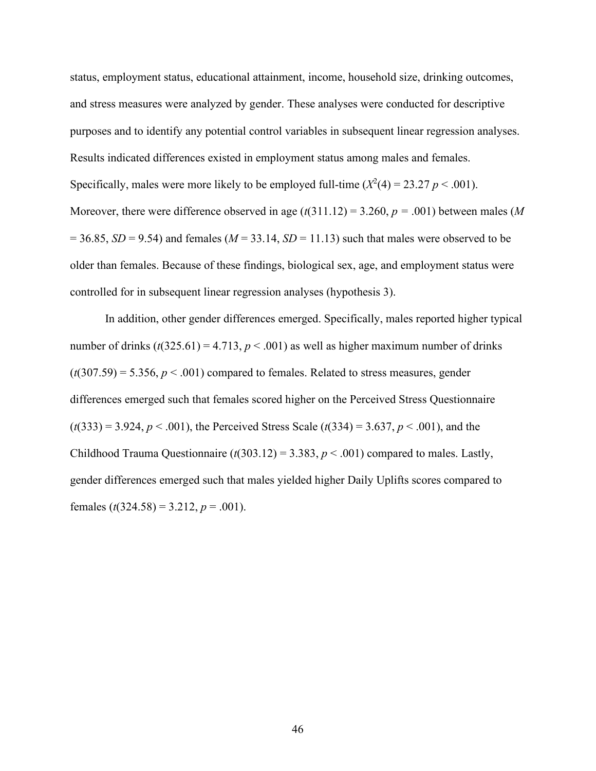status, employment status, educational attainment, income, household size, drinking outcomes, and stress measures were analyzed by gender. These analyses were conducted for descriptive purposes and to identify any potential control variables in subsequent linear regression analyses. Results indicated differences existed in employment status among males and females. Specifically, males were more likely to be employed full-time ($X^2(4) = 23.27$ $p < .001$). Moreover, there were difference observed in age ($t(311.12) = 3.260$, $p = .001$) between males ($M = 36.85$, $SD = 9.54$) and females ($M = 33.14$, $SD = 11.13$) such that males were observed to be older than females. Because of these findings, biological sex, age, and employment status were controlled for in subsequent linear regression analyses (hypothesis 3).

In addition, other gender differences emerged. Specifically, males reported higher typical number of drinks ($t(325.61) = 4.713$, $p < .001$) as well as higher maximum number of drinks ($t(307.59) = 5.356$, $p < .001$) compared to females. Related to stress measures, gender differences emerged such that females scored higher on the Perceived Stress Questionnaire ($t(333) = 3.924$, $p < .001$), the Perceived Stress Scale ($t(334) = 3.637$, $p < .001$), and the Childhood Trauma Questionnaire ($t(303.12) = 3.383$, $p < .001$) compared to males. Lastly, gender differences emerged such that males yielded higher Daily Uplifts scores compared to females ($t(324.58) = 3.212$, $p = .001$).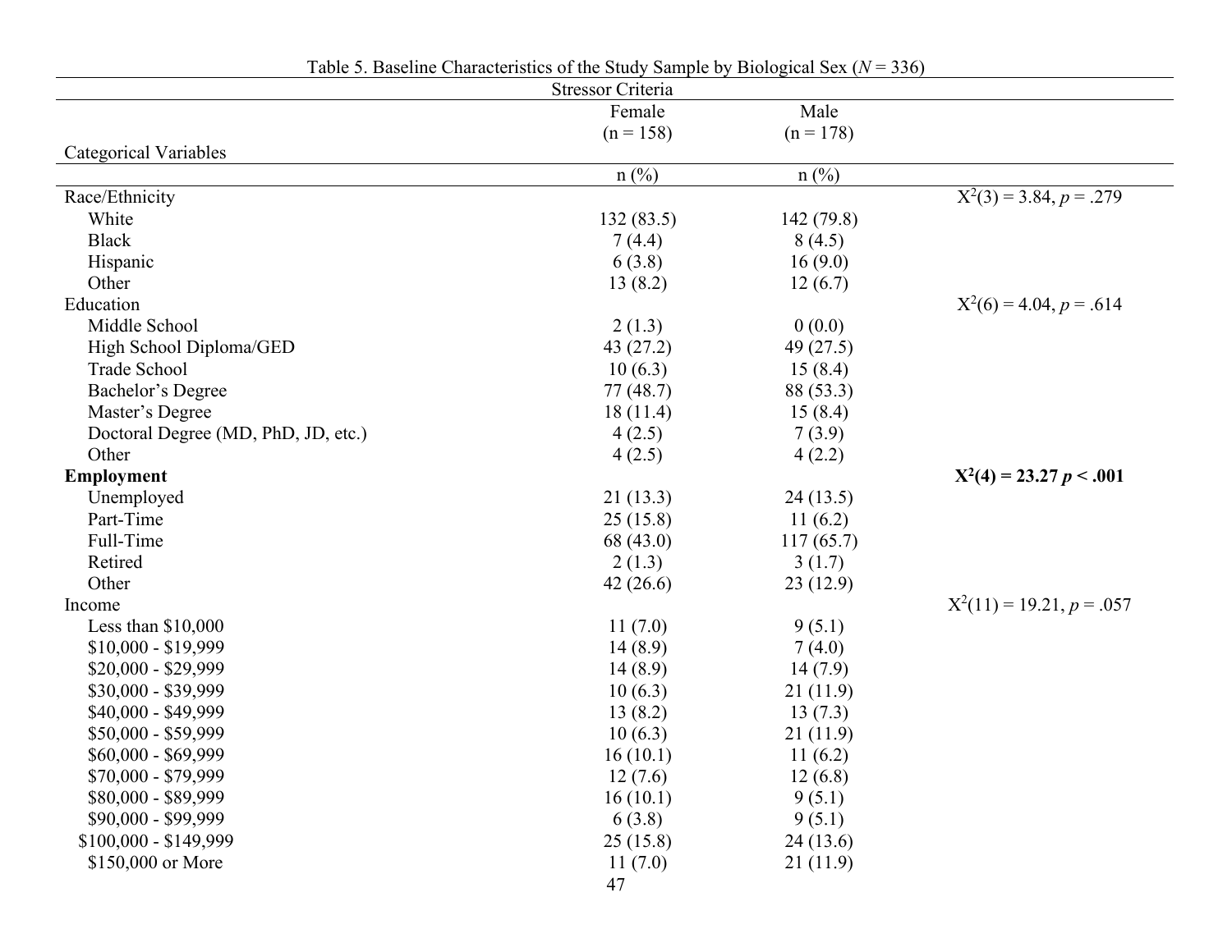Table 5. Baseline Characteristics of the Study Sample by Biological Sex ($N$ = 336)

| | Stressor Criteria | | |
|---|---|---|---|
| | Female (n = 158) | Male (n = 178) | |
| Categorical Variables | | | |
| | n (%) | n (%) | |
| Race/Ethnicity | | | $X^2(3) = 3.84$, $p = .279$ |
| White | 132 (83.5) | 142 (79.8) | |
| Black | 7 (4.4) | 8 (4.5) | |
| Hispanic | 6 (3.8) | 16 (9.0) | |
| Other | 13 (8.2) | 12 (6.7) | |
| Education | | | $X^2(6) = 4.04$, $p = .614$ |
| Middle School | 2 (1.3) | 0 (0.0) | |
| High School Diploma/GED | 43 (27.2) | 49 (27.5) | |
| Trade School | 10 (6.3) | 15 (8.4) | |
| Bachelor's Degree | 77 (48.7) | 88 (53.3) | |
| Master's Degree | 18 (11.4) | 15 (8.4) | |
| Doctoral Degree (MD, PhD, JD, etc.) | 4 (2.5) | 7 (3.9) | |
| Other | 4 (2.5) | 4 (2.2) | |
| **Employment** | | | **$X^2(4) = 23.27$ $p < .001$** |
| Unemployed | 21 (13.3) | 24 (13.5) | |
| Part-Time | 25 (15.8) | 11 (6.2) | |
| Full-Time | 68 (43.0) | 117 (65.7) | |
| Retired | 2 (1.3) | 3 (1.7) | |
| Other | 42 (26.6) | 23 (12.9) | |
| Income | | | $X^2(11) = 19.21$, $p = .057$ |
| Less than $10,000 | 11 (7.0) | 9 (5.1) | |
| $10,000 - $19,999 | 14 (8.9) | 7 (4.0) | |
| $20,000 - $29,999 | 14 (8.9) | 14 (7.9) | |
| $30,000 - $39,999 | 10 (6.3) | 21 (11.9) | |
| $40,000 - $49,999 | 13 (8.2) | 13 (7.3) | |
| $50,000 - $59,999 | 10 (6.3) | 21 (11.9) | |
| $60,000 - $69,999 | 16 (10.1) | 11 (6.2) | |
| $70,000 - $79,999 | 12 (7.6) | 12 (6.8) | |
| $80,000 - $89,999 | 16 (10.1) | 9 (5.1) | |
| $90,000 - $99,999 | 6 (3.8) | 9 (5.1) | |
| $100,000 - $149,999 | 25 (15.8) | 24 (13.6) | |
| $150,000 or More | 11 (7.0) | 21 (11.9) | |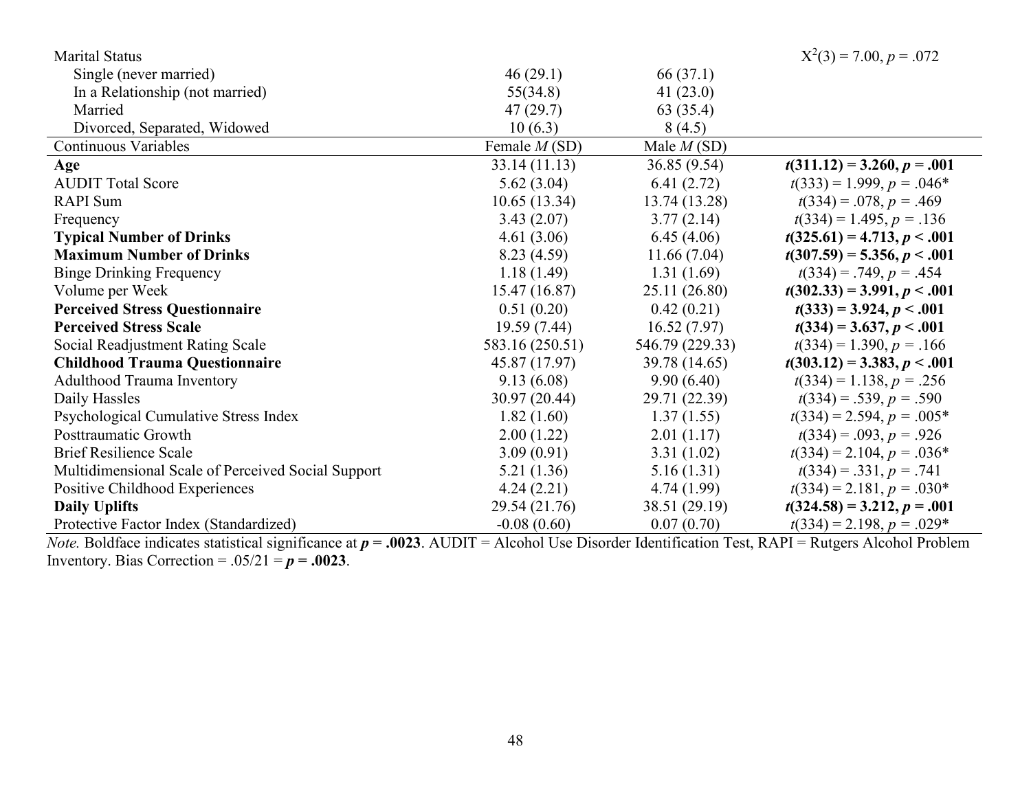| | | | |
|---|---|---|---|
| Marital Status | | | $X^2(3) = 7.00$, *p* = .072 |
| Single (never married) | 46 (29.1) | 66 (37.1) | |
| In a Relationship (not married) | 55(34.8) | 41 (23.0) | |
| Married | 47 (29.7) | 63 (35.4) | |
| Divorced, Separated, Widowed | 10 (6.3) | 8 (4.5) | |
| Continuous Variables | Female *M* (SD) | Male *M* (SD) | |
| **Age** | 33.14 (11.13) | 36.85 (9.54) | ***t*(311.12) = 3.260, *p* = .001** |
| AUDIT Total Score | 5.62 (3.04) | 6.41 (2.72) | *t*(333) = 1.999, *p* = .046* |
| RAPI Sum | 10.65 (13.34) | 13.74 (13.28) | *t*(334) = .078, *p* = .469 |
| Frequency | 3.43 (2.07) | 3.77 (2.14) | *t*(334) = 1.495, *p* = .136 |
| **Typical Number of Drinks** | 4.61 (3.06) | 6.45 (4.06) | ***t*(325.61) = 4.713, *p* < .001** |
| **Maximum Number of Drinks** | 8.23 (4.59) | 11.66 (7.04) | ***t*(307.59) = 5.356, *p* < .001** |
| Binge Drinking Frequency | 1.18 (1.49) | 1.31 (1.69) | *t*(334) = .749, *p* = .454 |
| Volume per Week | 15.47 (16.87) | 25.11 (26.80) | ***t*(302.33) = 3.991, *p* < .001** |
| **Perceived Stress Questionnaire** | 0.51 (0.20) | 0.42 (0.21) | ***t*(333) = 3.924, *p* < .001** |
| **Perceived Stress Scale** | 19.59 (7.44) | 16.52 (7.97) | ***t*(334) = 3.637, *p* < .001** |
| Social Readjustment Rating Scale | 583.16 (250.51) | 546.79 (229.33) | *t*(334) = 1.390, *p* = .166 |
| **Childhood Trauma Questionnaire** | 45.87 (17.97) | 39.78 (14.65) | ***t*(303.12) = 3.383, *p* < .001** |
| Adulthood Trauma Inventory | 9.13 (6.08) | 9.90 (6.40) | *t*(334) = 1.138, *p* = .256 |
| Daily Hassles | 30.97 (20.44) | 29.71 (22.39) | *t*(334) = .539, *p* = .590 |
| Psychological Cumulative Stress Index | 1.82 (1.60) | 1.37 (1.55) | *t*(334) = 2.594, *p* = .005* |
| Posttraumatic Growth | 2.00 (1.22) | 2.01 (1.17) | *t*(334) = .093, *p* = .926 |
| Brief Resilience Scale | 3.09 (0.91) | 3.31 (1.02) | *t*(334) = 2.104, *p* = .036* |
| Multidimensional Scale of Perceived Social Support | 5.21 (1.36) | 5.16 (1.31) | *t*(334) = .331, *p* = .741 |
| Positive Childhood Experiences | 4.24 (2.21) | 4.74 (1.99) | *t*(334) = 2.181, *p* = .030* |
| **Daily Uplifts** | 29.54 (21.76) | 38.51 (29.19) | ***t*(324.58) = 3.212, *p* = .001** |
| Protective Factor Index (Standardized) | -0.08 (0.60) | 0.07 (0.70) | *t*(334) = 2.198, *p* = .029* |

*Note.* Boldface indicates statistical significance at ***p* = .0023**. AUDIT = Alcohol Use Disorder Identification Test, RAPI = Rutgers Alcohol Problem Inventory. Bias Correction = .05/21 = ***p* = .0023**.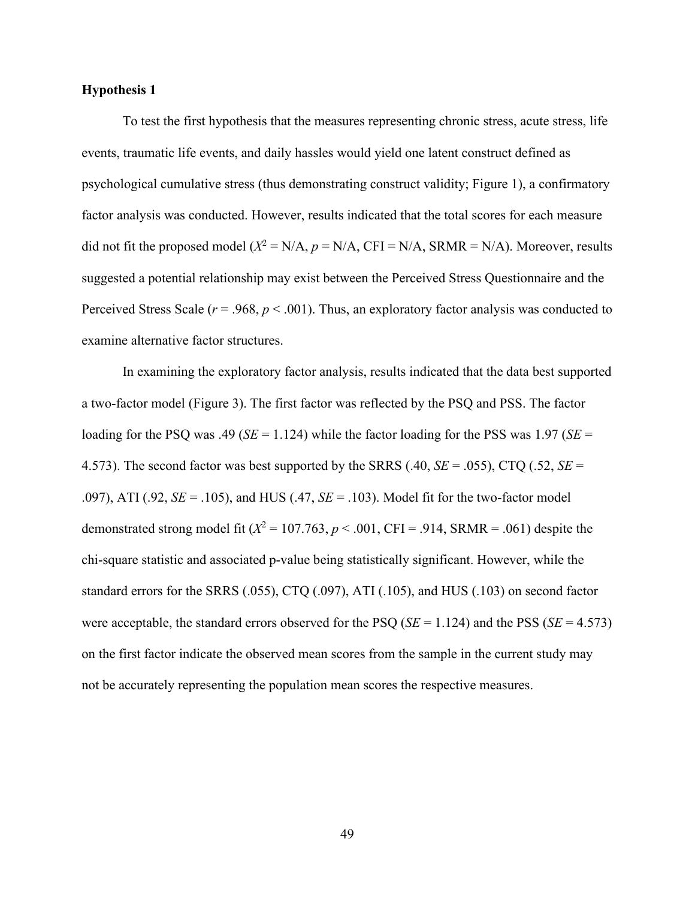**Hypothesis 1**

To test the first hypothesis that the measures representing chronic stress, acute stress, life events, traumatic life events, and daily hassles would yield one latent construct defined as psychological cumulative stress (thus demonstrating construct validity; Figure 1), a confirmatory factor analysis was conducted. However, results indicated that the total scores for each measure did not fit the proposed model ($X^2$ = N/A, *p* = N/A, CFI = N/A, SRMR = N/A). Moreover, results suggested a potential relationship may exist between the Perceived Stress Questionnaire and the Perceived Stress Scale ($r = .968$, $p < .001$). Thus, an exploratory factor analysis was conducted to examine alternative factor structures.

In examining the exploratory factor analysis, results indicated that the data best supported a two-factor model (Figure 3). The first factor was reflected by the PSQ and PSS. The factor loading for the PSQ was .49 (*SE* = 1.124) while the factor loading for the PSS was 1.97 (*SE* = 4.573). The second factor was best supported by the SRRS (.40, *SE* = .055), CTQ (.52, *SE* = .097), ATI (.92, *SE* = .105), and HUS (.47, *SE* = .103). Model fit for the two-factor model demonstrated strong model fit ($X^2 = 107.763$, $p < .001$, CFI = .914, SRMR = .061) despite the chi-square statistic and associated p-value being statistically significant. However, while the standard errors for the SRRS (.055), CTQ (.097), ATI (.105), and HUS (.103) on second factor were acceptable, the standard errors observed for the PSQ (*SE* = 1.124) and the PSS (*SE* = 4.573) on the first factor indicate the observed mean scores from the sample in the current study may not be accurately representing the population mean scores the respective measures.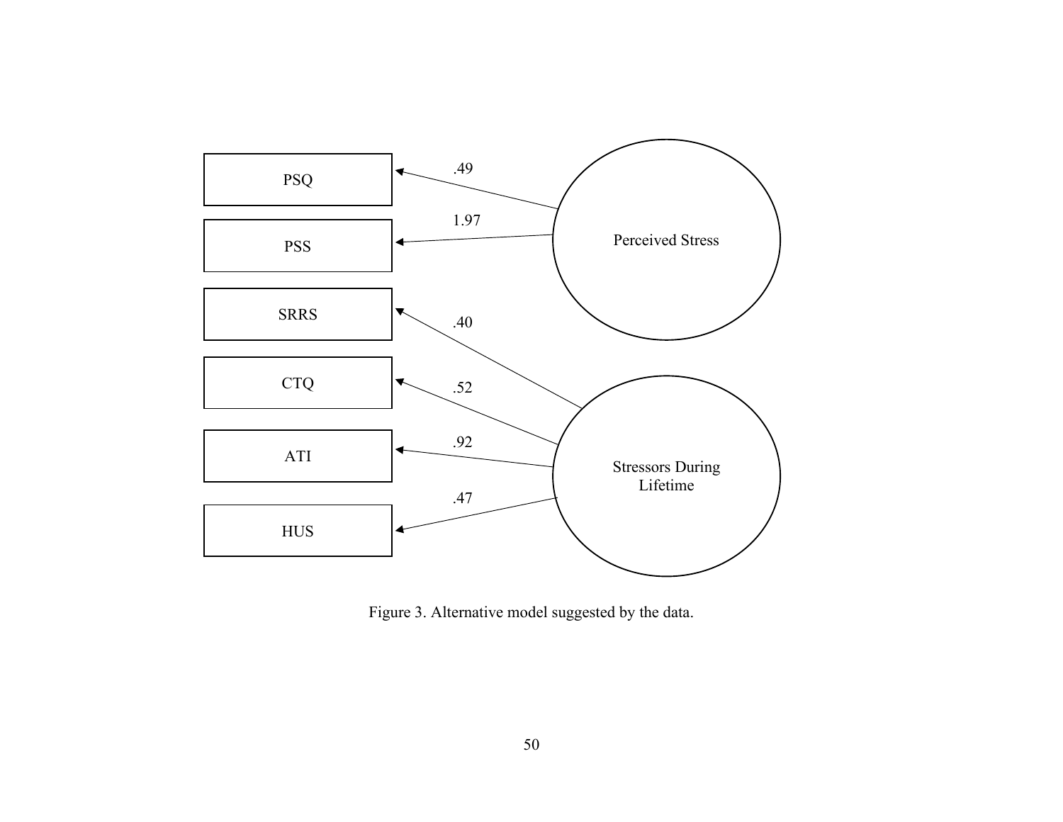PSQ

.49

1.97

Perceived Stress

PSS

SRRS

.40

CTQ

.52

ATI

.92

Stressors During Lifetime

.47

HUS

Figure 3. Alternative model suggested by the data.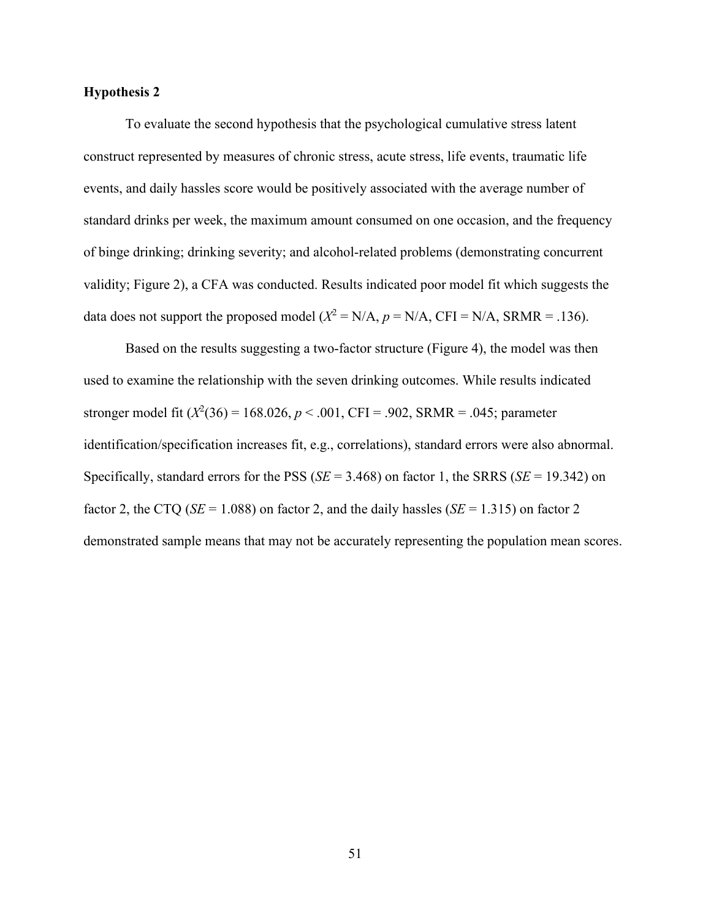**Hypothesis 2**

To evaluate the second hypothesis that the psychological cumulative stress latent construct represented by measures of chronic stress, acute stress, life events, traumatic life events, and daily hassles score would be positively associated with the average number of standard drinks per week, the maximum amount consumed on one occasion, and the frequency of binge drinking; drinking severity; and alcohol-related problems (demonstrating concurrent validity; Figure 2), a CFA was conducted. Results indicated poor model fit which suggests the data does not support the proposed model ($X^2$ = N/A, $p$ = N/A, CFI = N/A, SRMR = .136).

Based on the results suggesting a two-factor structure (Figure 4), the model was then used to examine the relationship with the seven drinking outcomes. While results indicated stronger model fit ($X^2(36) = 168.026$, $p < .001$, CFI = .902, SRMR = .045; parameter identification/specification increases fit, e.g., correlations), standard errors were also abnormal. Specifically, standard errors for the PSS (*SE* = 3.468) on factor 1, the SRRS (*SE* = 19.342) on factor 2, the CTQ (*SE* = 1.088) on factor 2, and the daily hassles (*SE* = 1.315) on factor 2 demonstrated sample means that may not be accurately representing the population mean scores.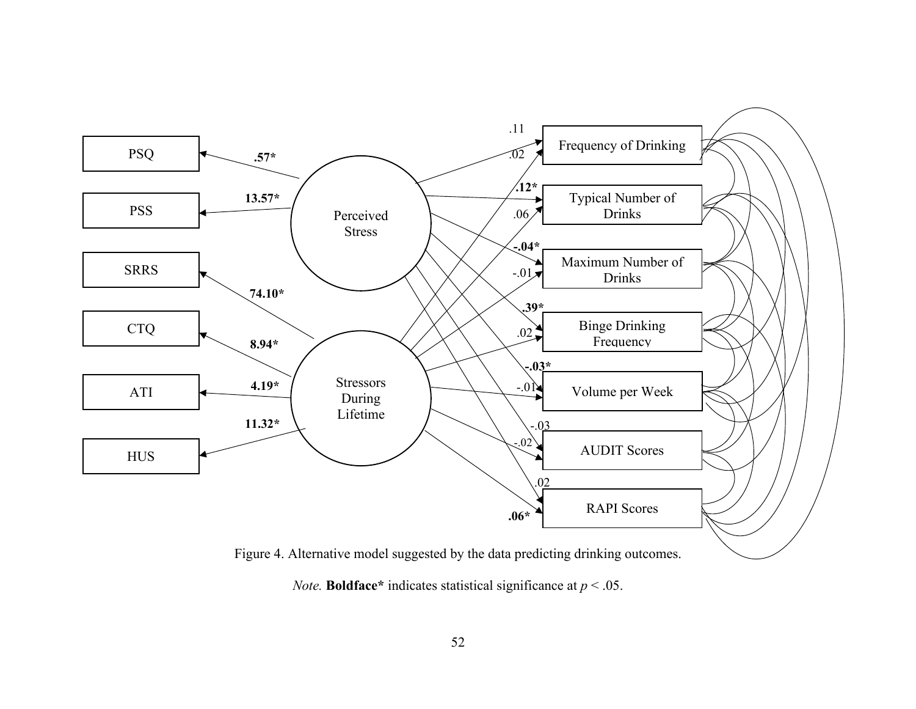Figure 4. Alternative model suggested by the data predicting drinking outcomes.

*Note.* **Boldface*** indicates statistical significance at $p < .05$.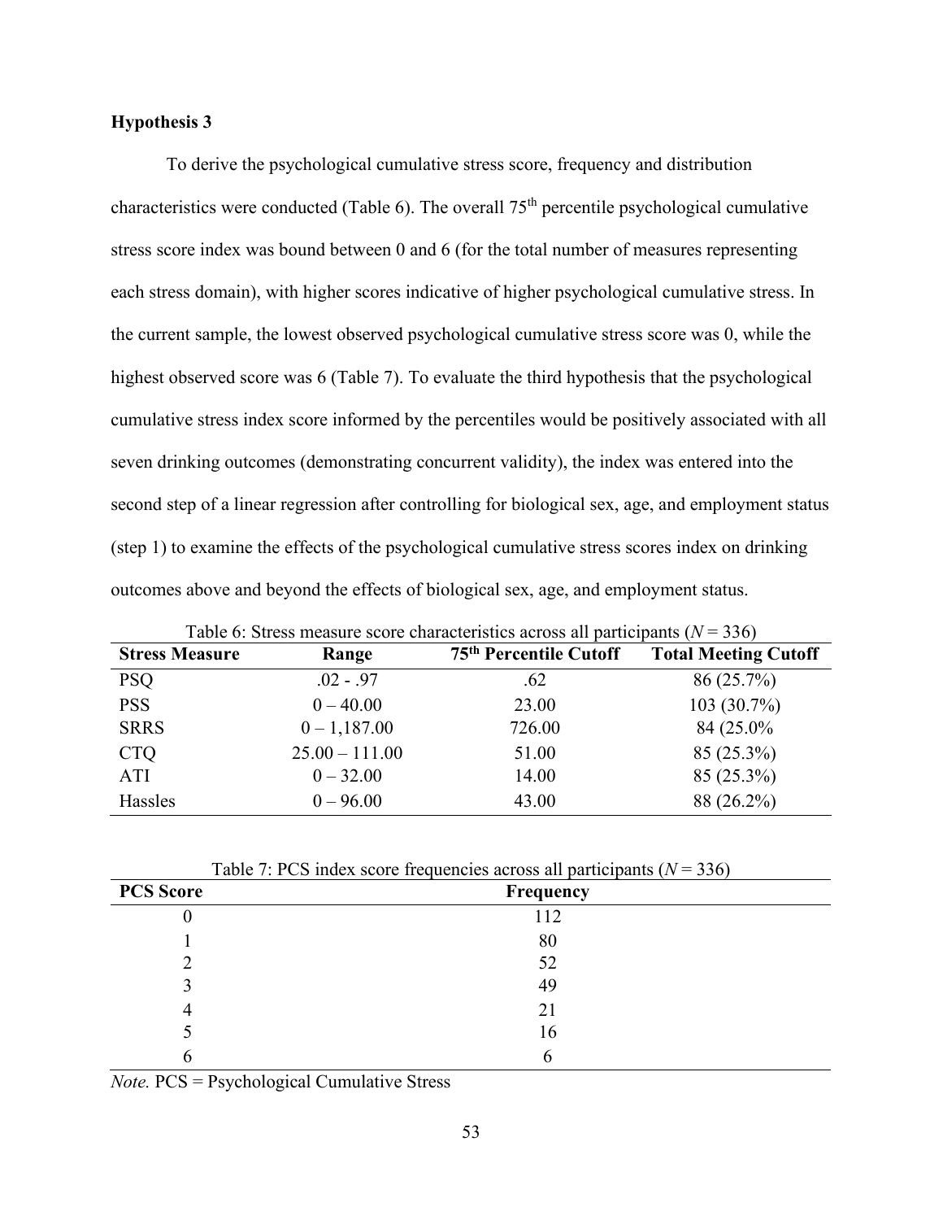**Hypothesis 3**

To derive the psychological cumulative stress score, frequency and distribution characteristics were conducted (Table 6). The overall 75th percentile psychological cumulative stress score index was bound between 0 and 6 (for the total number of measures representing each stress domain), with higher scores indicative of higher psychological cumulative stress. In the current sample, the lowest observed psychological cumulative stress score was 0, while the highest observed score was 6 (Table 7). To evaluate the third hypothesis that the psychological cumulative stress index score informed by the percentiles would be positively associated with all seven drinking outcomes (demonstrating concurrent validity), the index was entered into the second step of a linear regression after controlling for biological sex, age, and employment status (step 1) to examine the effects of the psychological cumulative stress scores index on drinking outcomes above and beyond the effects of biological sex, age, and employment status.

Table 6: Stress measure score characteristics across all participants (*N* = 336)

| Stress Measure | Range | 75th Percentile Cutoff | Total Meeting Cutoff |
|---|---|---|---|
| PSQ | .02 - .97 | .62 | 86 (25.7%) |
| PSS | 0 – 40.00 | 23.00 | 103 (30.7%) |
| SRRS | 0 – 1,187.00 | 726.00 | 84 (25.0% |
| CTQ | 25.00 – 111.00 | 51.00 | 85 (25.3%) |
| ATI | 0 – 32.00 | 14.00 | 85 (25.3%) |
| Hassles | 0 – 96.00 | 43.00 | 88 (26.2%) |

Table 7: PCS index score frequencies across all participants (*N* = 336)

| PCS Score | Frequency |
|---|---|
| 0 | 112 |
| 1 | 80 |
| 2 | 52 |
| 3 | 49 |
| 4 | 21 |
| 5 | 16 |
| 6 | 6 |

*Note.* PCS = Psychological Cumulative Stress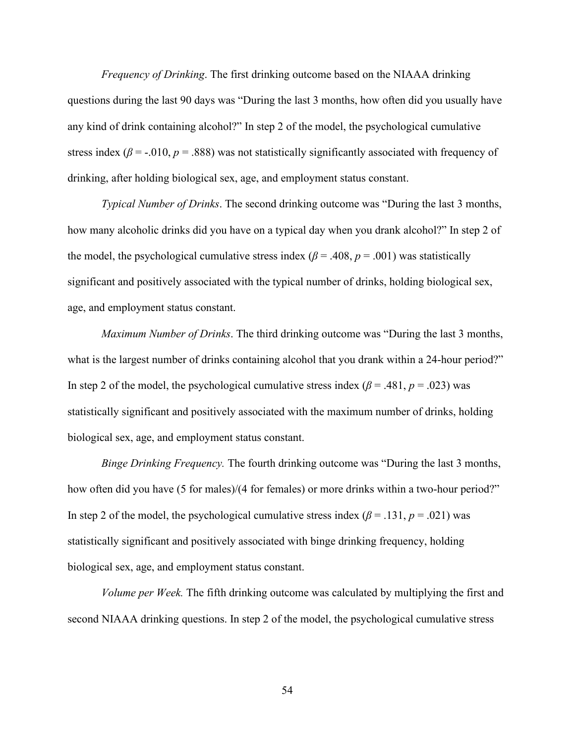*Frequency of Drinking*. The first drinking outcome based on the NIAAA drinking questions during the last 90 days was "During the last 3 months, how often did you usually have any kind of drink containing alcohol?" In step 2 of the model, the psychological cumulative stress index ($\beta$ = -.010, $p$ = .888) was not statistically significantly associated with frequency of drinking, after holding biological sex, age, and employment status constant.

*Typical Number of Drinks*. The second drinking outcome was "During the last 3 months, how many alcoholic drinks did you have on a typical day when you drank alcohol?" In step 2 of the model, the psychological cumulative stress index ($\beta$ = .408, $p$ = .001) was statistically significant and positively associated with the typical number of drinks, holding biological sex, age, and employment status constant.

*Maximum Number of Drinks*. The third drinking outcome was "During the last 3 months, what is the largest number of drinks containing alcohol that you drank within a 24-hour period?" In step 2 of the model, the psychological cumulative stress index ($\beta$ = .481, $p$ = .023) was statistically significant and positively associated with the maximum number of drinks, holding biological sex, age, and employment status constant.

*Binge Drinking Frequency.* The fourth drinking outcome was "During the last 3 months, how often did you have (5 for males)/(4 for females) or more drinks within a two-hour period?" In step 2 of the model, the psychological cumulative stress index ($\beta$ = .131, $p$ = .021) was statistically significant and positively associated with binge drinking frequency, holding biological sex, age, and employment status constant.

*Volume per Week.* The fifth drinking outcome was calculated by multiplying the first and second NIAAA drinking questions. In step 2 of the model, the psychological cumulative stress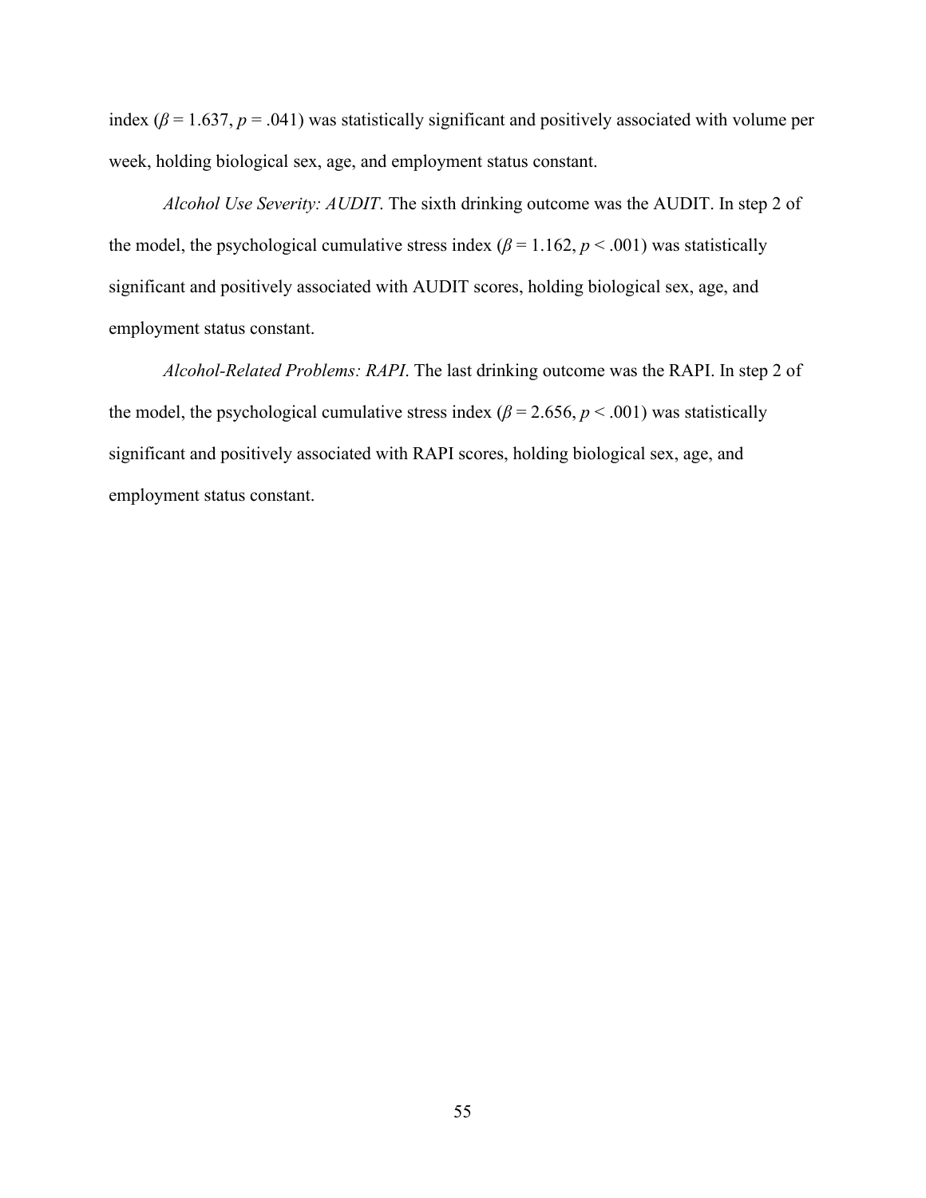index ($\beta = 1.637$, $p = .041$) was statistically significant and positively associated with volume per week, holding biological sex, age, and employment status constant.

*Alcohol Use Severity: AUDIT*. The sixth drinking outcome was the AUDIT. In step 2 of the model, the psychological cumulative stress index ($\beta = 1.162$, $p < .001$) was statistically significant and positively associated with AUDIT scores, holding biological sex, age, and employment status constant.

*Alcohol-Related Problems: RAPI*. The last drinking outcome was the RAPI. In step 2 of the model, the psychological cumulative stress index ($\beta = 2.656$, $p < .001$) was statistically significant and positively associated with RAPI scores, holding biological sex, age, and employment status constant.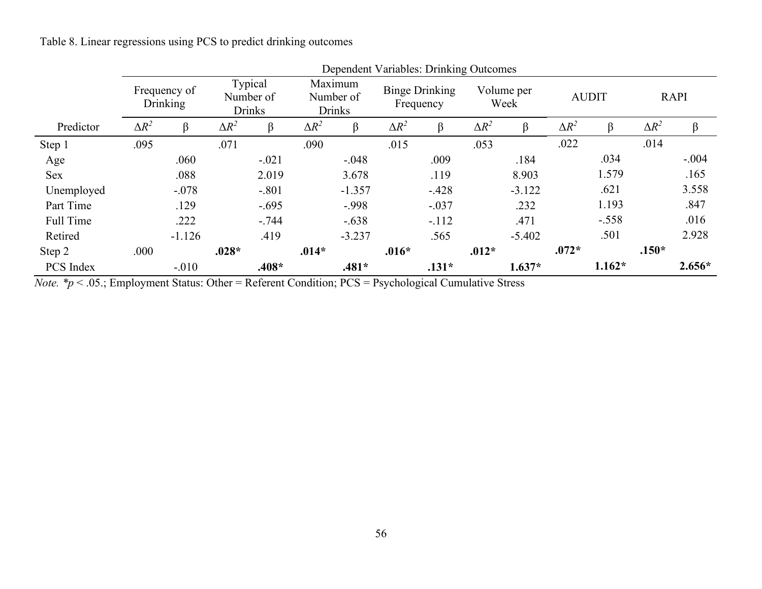Table 8. Linear regressions using PCS to predict drinking outcomes

| | Dependent Variables: Drinking Outcomes | | | | | | | | | | | | | |
|---|---|---|---|---|---|---|---|---|---|---|---|---|---|---|
| | Frequency of Drinking | | Typical Number of Drinks | | Maximum Number of Drinks | | Binge Drinking Frequency | | Volume per Week | | AUDIT | | RAPI | |
| Predictor | $\Delta R^2$ | β | $\Delta R^2$ | β | $\Delta R^2$ | β | $\Delta R^2$ | β | $\Delta R^2$ | β | $\Delta R^2$ | β | $\Delta R^2$ | β |
| Step 1 | .095 | | .071 | | .090 | | .015 | | .053 | | .022 | | .014 | |
| Age | | .060 | | -.021 | | -.048 | | .009 | | .184 | | .034 | | -.004 |
| Sex | | .088 | | 2.019 | | 3.678 | | .119 | | 8.903 | | 1.579 | | .165 |
| Unemployed | | -.078 | | -.801 | | -1.357 | | -.428 | | -3.122 | | .621 | | 3.558 |
| Part Time | | .129 | | -.695 | | -.998 | | -.037 | | .232 | | 1.193 | | .847 |
| Full Time | | .222 | | -.744 | | -.638 | | -.112 | | .471 | | -.558 | | .016 |
| Retired | | -1.126 | | .419 | | -3.237 | | .565 | | -5.402 | | .501 | | 2.928 |
| Step 2 | .000 | | **.028*** | | **.014*** | | **.016*** | | **.012*** | | **.072*** | | **.150*** | |
| PCS Index | | -.010 | | **.408*** | | **.481*** | | **.131*** | | **1.637*** | | **1.162*** | | **2.656*** |

*Note.* *$p < .05$.; Employment Status: Other = Referent Condition; PCS = Psychological Cumulative Stress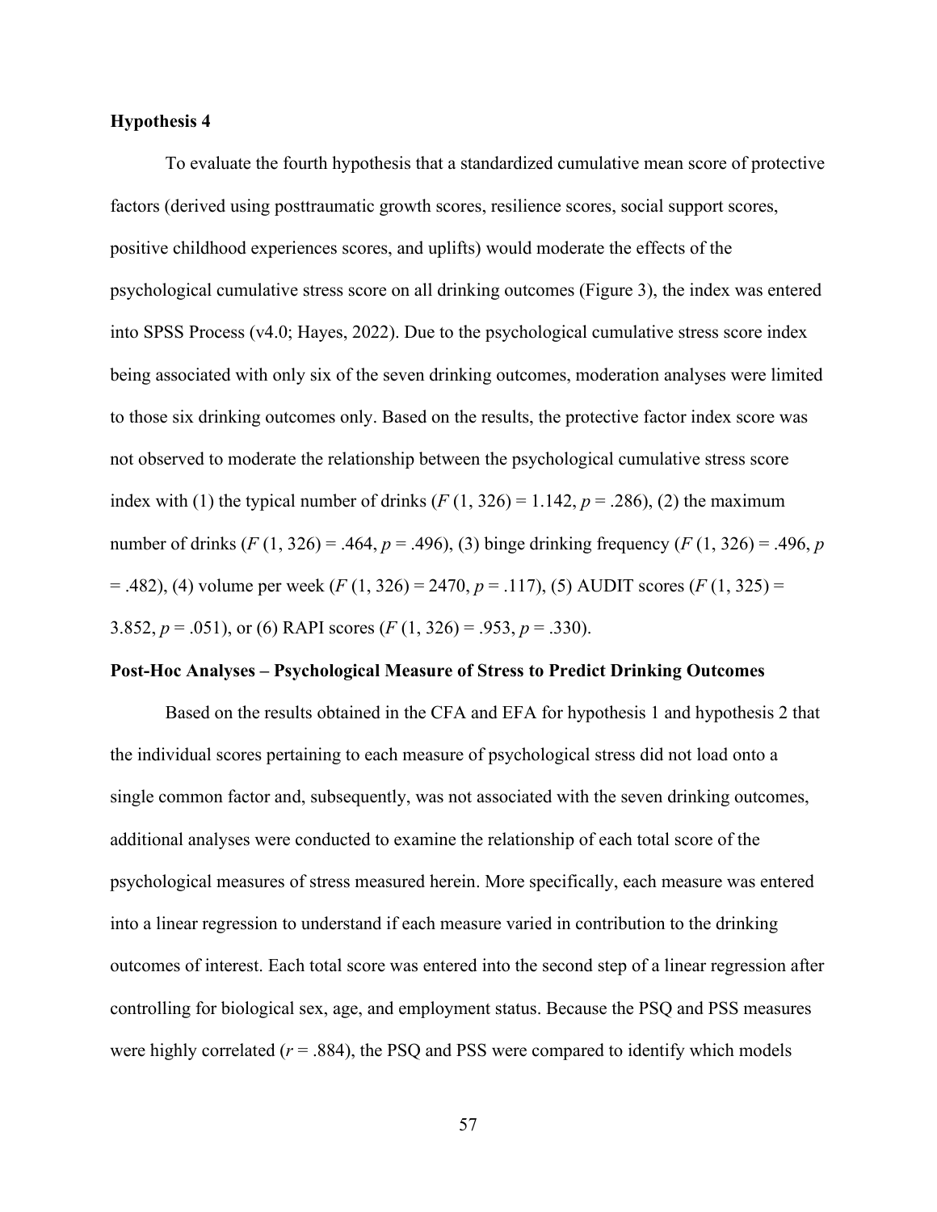**Hypothesis 4**

To evaluate the fourth hypothesis that a standardized cumulative mean score of protective factors (derived using posttraumatic growth scores, resilience scores, social support scores, positive childhood experiences scores, and uplifts) would moderate the effects of the psychological cumulative stress score on all drinking outcomes (Figure 3), the index was entered into SPSS Process (v4.0; Hayes, 2022). Due to the psychological cumulative stress score index being associated with only six of the seven drinking outcomes, moderation analyses were limited to those six drinking outcomes only. Based on the results, the protective factor index score was not observed to moderate the relationship between the psychological cumulative stress score index with (1) the typical number of drinks ($F$ (1, 326) = 1.142, $p$ = .286), (2) the maximum number of drinks ($F$ (1, 326) = .464, $p$ = .496), (3) binge drinking frequency ($F$ (1, 326) = .496, $p$ = .482), (4) volume per week ($F$ (1, 326) = 2470, $p$ = .117), (5) AUDIT scores ($F$ (1, 325) = 3.852, $p$ = .051), or (6) RAPI scores ($F$ (1, 326) = .953, $p$ = .330).

**Post-Hoc Analyses – Psychological Measure of Stress to Predict Drinking Outcomes**

Based on the results obtained in the CFA and EFA for hypothesis 1 and hypothesis 2 that the individual scores pertaining to each measure of psychological stress did not load onto a single common factor and, subsequently, was not associated with the seven drinking outcomes, additional analyses were conducted to examine the relationship of each total score of the psychological measures of stress measured herein. More specifically, each measure was entered into a linear regression to understand if each measure varied in contribution to the drinking outcomes of interest. Each total score was entered into the second step of a linear regression after controlling for biological sex, age, and employment status. Because the PSQ and PSS measures were highly correlated ($r$ = .884), the PSQ and PSS were compared to identify which models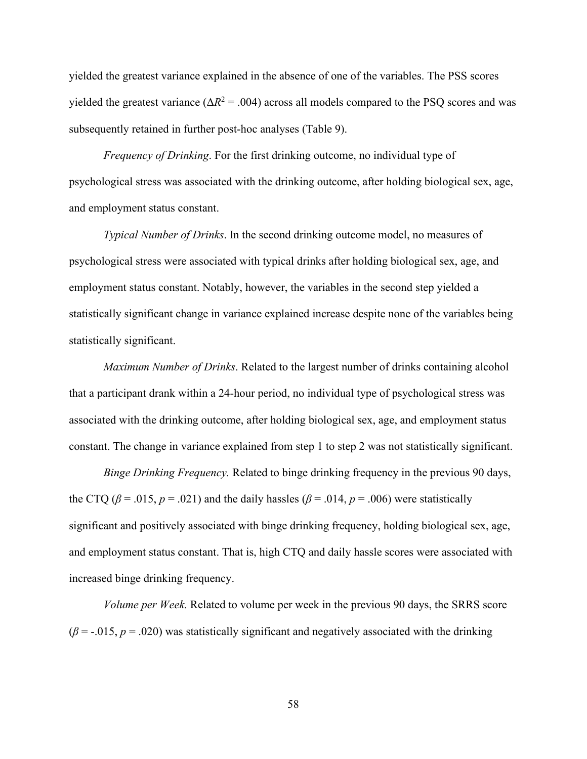yielded the greatest variance explained in the absence of one of the variables. The PSS scores yielded the greatest variance ($\Delta R^2 = .004$) across all models compared to the PSQ scores and was subsequently retained in further post-hoc analyses (Table 9).

*Frequency of Drinking*. For the first drinking outcome, no individual type of psychological stress was associated with the drinking outcome, after holding biological sex, age, and employment status constant.

*Typical Number of Drinks*. In the second drinking outcome model, no measures of psychological stress were associated with typical drinks after holding biological sex, age, and employment status constant. Notably, however, the variables in the second step yielded a statistically significant change in variance explained increase despite none of the variables being statistically significant.

*Maximum Number of Drinks*. Related to the largest number of drinks containing alcohol that a participant drank within a 24-hour period, no individual type of psychological stress was associated with the drinking outcome, after holding biological sex, age, and employment status constant. The change in variance explained from step 1 to step 2 was not statistically significant.

*Binge Drinking Frequency.* Related to binge drinking frequency in the previous 90 days, the CTQ ($\beta = .015$, $p = .021$) and the daily hassles ($\beta = .014$, $p = .006$) were statistically significant and positively associated with binge drinking frequency, holding biological sex, age, and employment status constant. That is, high CTQ and daily hassle scores were associated with increased binge drinking frequency.

*Volume per Week.* Related to volume per week in the previous 90 days, the SRRS score ($\beta = -.015$, $p = .020$) was statistically significant and negatively associated with the drinking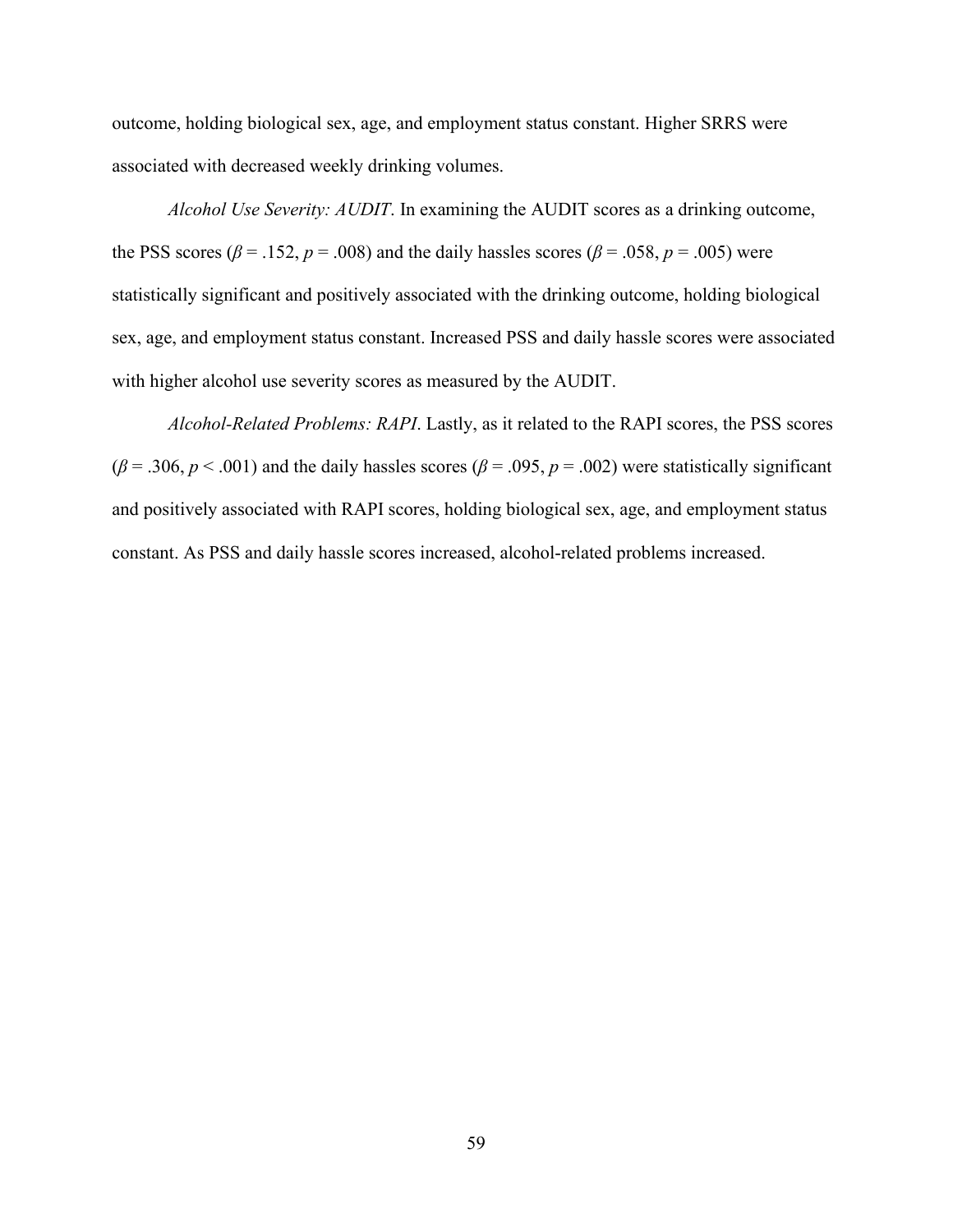outcome, holding biological sex, age, and employment status constant. Higher SRRS were associated with decreased weekly drinking volumes.

*Alcohol Use Severity: AUDIT*. In examining the AUDIT scores as a drinking outcome, the PSS scores ($\beta = .152$, $p = .008$) and the daily hassles scores ($\beta = .058$, $p = .005$) were statistically significant and positively associated with the drinking outcome, holding biological sex, age, and employment status constant. Increased PSS and daily hassle scores were associated with higher alcohol use severity scores as measured by the AUDIT.

*Alcohol-Related Problems: RAPI*. Lastly, as it related to the RAPI scores, the PSS scores ($\beta = .306$, $p < .001$) and the daily hassles scores ($\beta = .095$, $p = .002$) were statistically significant and positively associated with RAPI scores, holding biological sex, age, and employment status constant. As PSS and daily hassle scores increased, alcohol-related problems increased.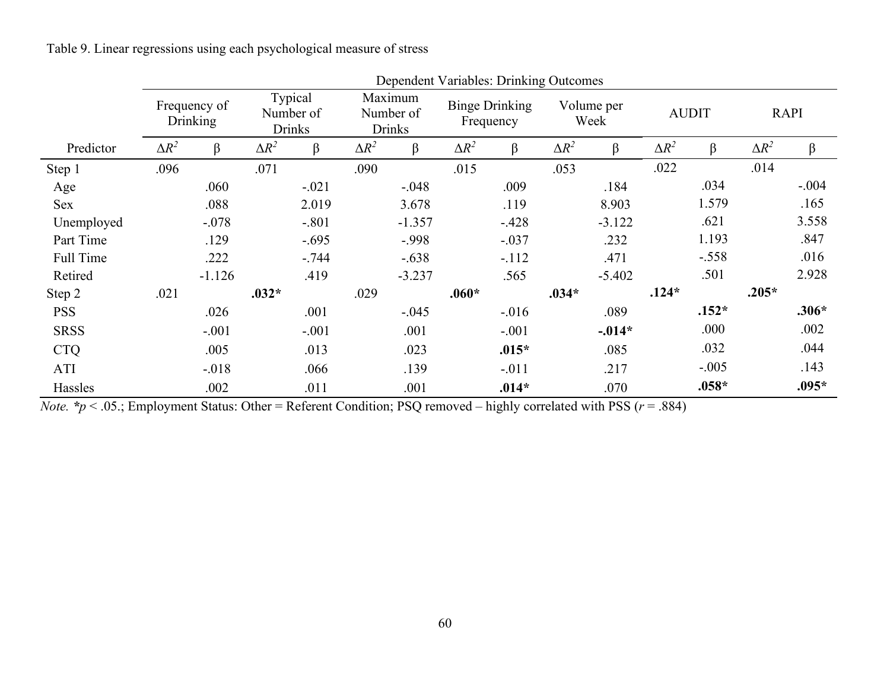Table 9. Linear regressions using each psychological measure of stress

| | Dependent Variables: Drinking Outcomes | | | | | | | | | | | | | |
|---|---|---|---|---|---|---|---|---|---|---|---|---|---|---|
| | Frequency of Drinking | | Typical Number of Drinks | | Maximum Number of Drinks | | Binge Drinking Frequency | | Volume per Week | | AUDIT | | RAPI | |
| Predictor | $\Delta R^2$ | β | $\Delta R^2$ | β | $\Delta R^2$ | β | $\Delta R^2$ | β | $\Delta R^2$ | β | $\Delta R^2$ | β | $\Delta R^2$ | β |
| Step 1 | .096 | | .071 | | .090 | | .015 | | .053 | | .022 | | .014 | |
| Age | | .060 | | -.021 | | -.048 | | .009 | | .184 | | .034 | | -.004 |
| Sex | | .088 | | 2.019 | | 3.678 | | .119 | | 8.903 | | 1.579 | | .165 |
| Unemployed | | -.078 | | -.801 | | -1.357 | | -.428 | | -3.122 | | .621 | | 3.558 |
| Part Time | | .129 | | -.695 | | -.998 | | -.037 | | .232 | | 1.193 | | .847 |
| Full Time | | .222 | | -.744 | | -.638 | | -.112 | | .471 | | -.558 | | .016 |
| Retired | | -1.126 | | .419 | | -3.237 | | .565 | | -5.402 | | .501 | | 2.928 |
| Step 2 | .021 | | **.032*** | | .029 | | **.060*** | | **.034*** | | **.124*** | | **.205*** | |
| PSS | | .026 | | .001 | | -.045 | | -.016 | | .089 | | **.152*** | | **.306*** |
| SRSS | | -.001 | | -.001 | | .001 | | -.001 | | **-.014*** | | .000 | | .002 |
| CTQ | | .005 | | .013 | | .023 | | **.015*** | | .085 | | .032 | | .044 |
| ATI | | -.018 | | .066 | | .139 | | -.011 | | .217 | | -.005 | | .143 |
| Hassles | | .002 | | .011 | | .001 | | **.014*** | | .070 | | **.058*** | | **.095*** |

*Note.* *$p < .05$.; Employment Status: Other = Referent Condition; PSQ removed – highly correlated with PSS ($r = .884$)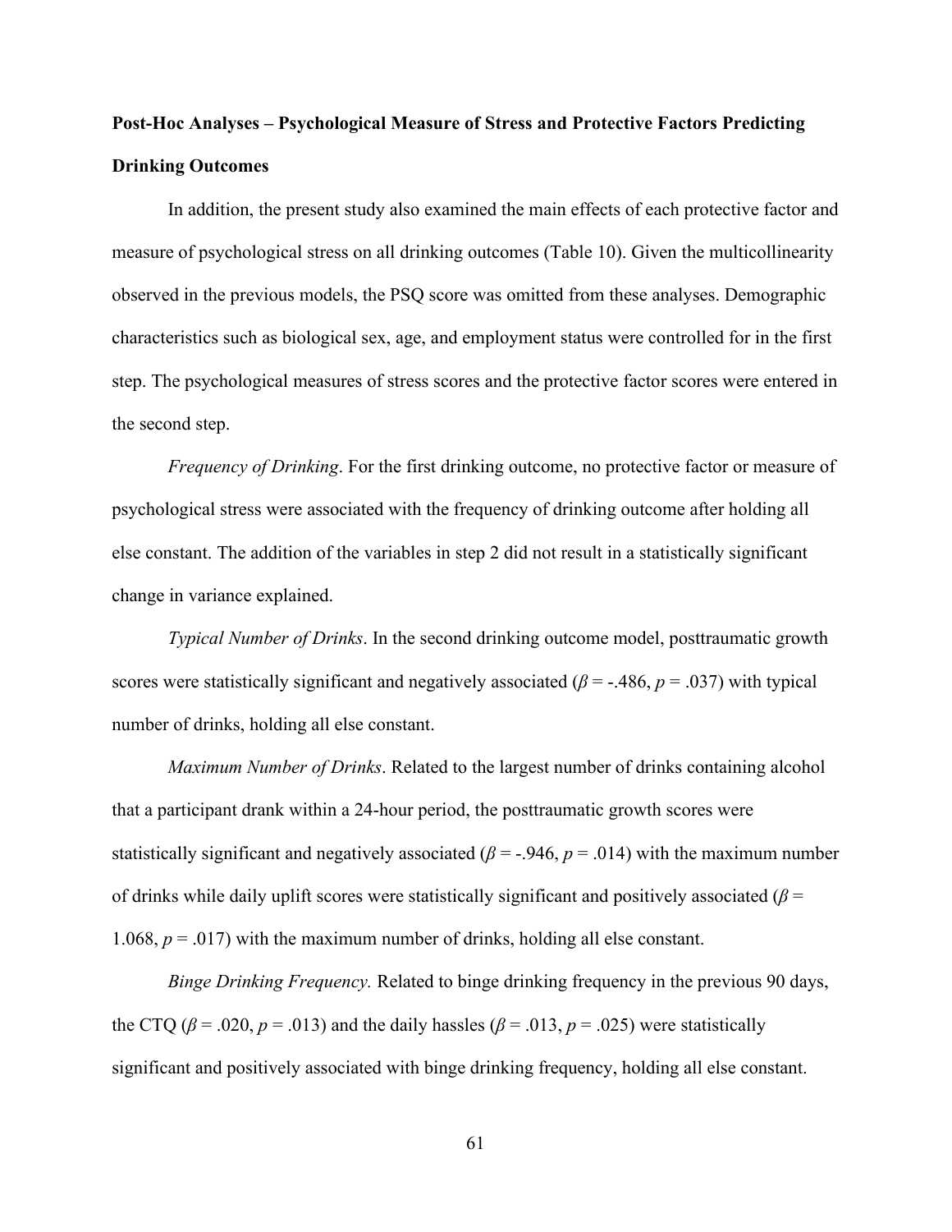**Post-Hoc Analyses – Psychological Measure of Stress and Protective Factors Predicting Drinking Outcomes**

In addition, the present study also examined the main effects of each protective factor and measure of psychological stress on all drinking outcomes (Table 10). Given the multicollinearity observed in the previous models, the PSQ score was omitted from these analyses. Demographic characteristics such as biological sex, age, and employment status were controlled for in the first step. The psychological measures of stress scores and the protective factor scores were entered in the second step.

*Frequency of Drinking*. For the first drinking outcome, no protective factor or measure of psychological stress were associated with the frequency of drinking outcome after holding all else constant. The addition of the variables in step 2 did not result in a statistically significant change in variance explained.

*Typical Number of Drinks*. In the second drinking outcome model, posttraumatic growth scores were statistically significant and negatively associated ($\beta$ = -.486, $p$ = .037) with typical number of drinks, holding all else constant.

*Maximum Number of Drinks*. Related to the largest number of drinks containing alcohol that a participant drank within a 24-hour period, the posttraumatic growth scores were statistically significant and negatively associated ($\beta$ = -.946, $p$ = .014) with the maximum number of drinks while daily uplift scores were statistically significant and positively associated ($\beta$ = 1.068, $p$ = .017) with the maximum number of drinks, holding all else constant.

*Binge Drinking Frequency.* Related to binge drinking frequency in the previous 90 days, the CTQ ($\beta$ = .020, $p$ = .013) and the daily hassles ($\beta$ = .013, $p$ = .025) were statistically significant and positively associated with binge drinking frequency, holding all else constant.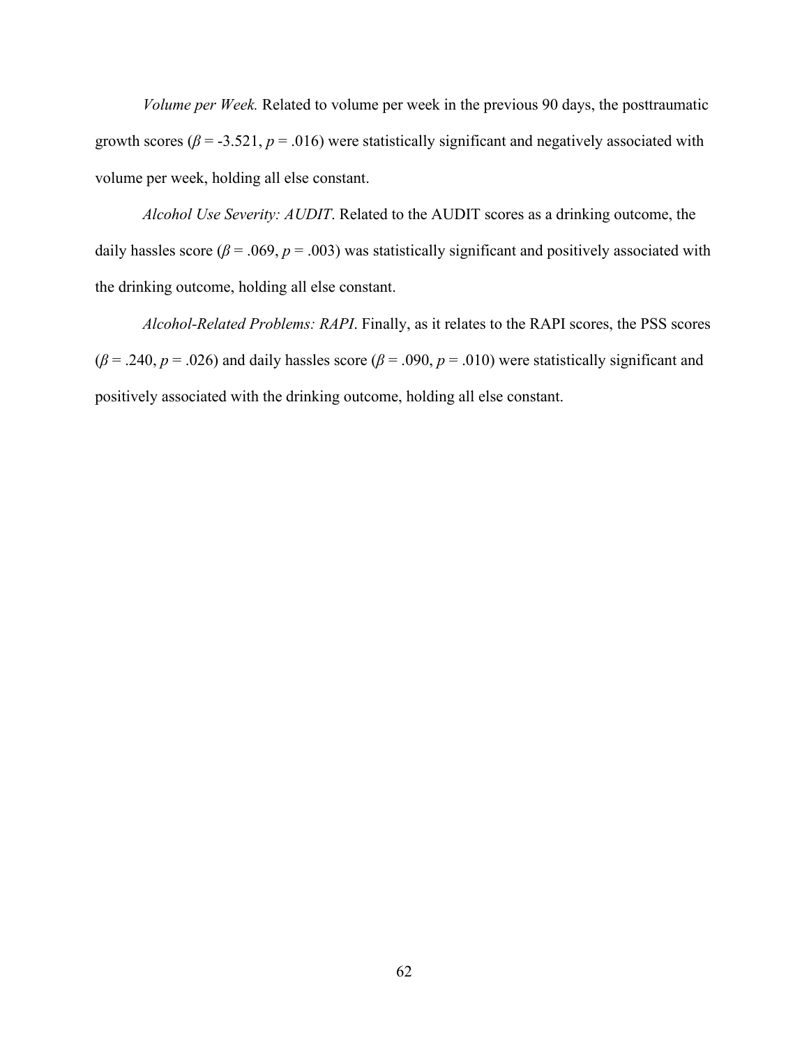*Volume per Week.* Related to volume per week in the previous 90 days, the posttraumatic growth scores ($\beta$ = -3.521, $p$ = .016) were statistically significant and negatively associated with volume per week, holding all else constant.

*Alcohol Use Severity: AUDIT*. Related to the AUDIT scores as a drinking outcome, the daily hassles score ($\beta$ = .069, $p$ = .003) was statistically significant and positively associated with the drinking outcome, holding all else constant.

*Alcohol-Related Problems: RAPI*. Finally, as it relates to the RAPI scores, the PSS scores ($\beta$ = .240, $p$ = .026) and daily hassles score ($\beta$ = .090, $p$ = .010) were statistically significant and positively associated with the drinking outcome, holding all else constant.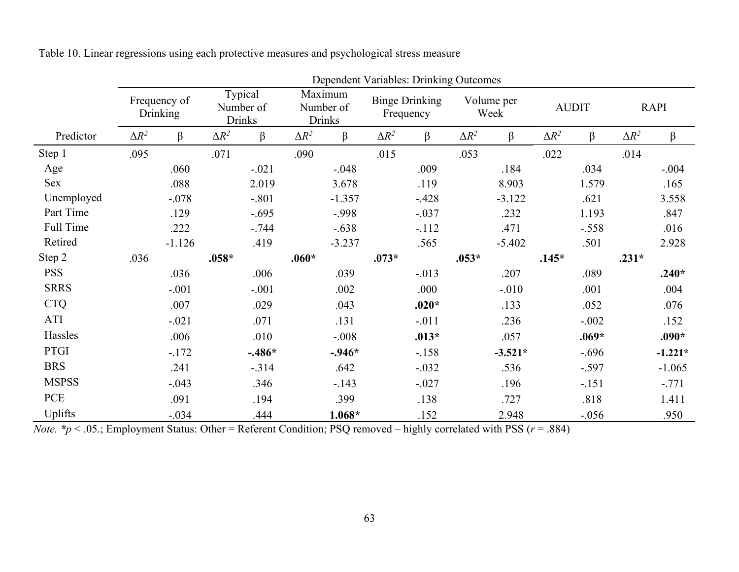Table 10. Linear regressions using each protective measures and psychological stress measure

| | Dependent Variables: Drinking Outcomes | | | | | | | | | | | | | |
|---|---|---|---|---|---|---|---|---|---|---|---|---|---|---|
| | Frequency of Drinking | | Typical Number of Drinks | | Maximum Number of Drinks | | Binge Drinking Frequency | | Volume per Week | | AUDIT | | RAPI | |
| Predictor | $\Delta R^2$ | β | $\Delta R^2$ | β | $\Delta R^2$ | β | $\Delta R^2$ | β | $\Delta R^2$ | β | $\Delta R^2$ | β | $\Delta R^2$ | β |
| Step 1 | .095 | | .071 | | .090 | | .015 | | .053 | | .022 | | .014 | |
| Age | | .060 | | -.021 | | -.048 | | .009 | | .184 | | .034 | | -.004 |
| Sex | | .088 | | 2.019 | | 3.678 | | .119 | | 8.903 | | 1.579 | | .165 |
| Unemployed | | -.078 | | -.801 | | -1.357 | | -.428 | | -3.122 | | .621 | | 3.558 |
| Part Time | | .129 | | -.695 | | -.998 | | -.037 | | .232 | | 1.193 | | .847 |
| Full Time | | .222 | | -.744 | | -.638 | | -.112 | | .471 | | -.558 | | .016 |
| Retired | | -1.126 | | .419 | | -3.237 | | .565 | | -5.402 | | .501 | | 2.928 |
| Step 2 | .036 | | **.058*** | | **.060*** | | **.073*** | | **.053*** | | **.145*** | | **.231*** | |
| PSS | | .036 | | .006 | | .039 | | -.013 | | .207 | | .089 | | **.240*** |
| SRRS | | -.001 | | -.001 | | .002 | | .000 | | -.010 | | .001 | | .004 |
| CTQ | | .007 | | .029 | | .043 | | **.020*** | | .133 | | .052 | | .076 |
| ATI | | -.021 | | .071 | | .131 | | -.011 | | .236 | | -.002 | | .152 |
| Hassles | | .006 | | .010 | | -.008 | | **.013*** | | .057 | | **.069*** | | **.090*** |
| PTGI | | -.172 | | **-.486*** | | **-.946*** | | -.158 | | **-3.521*** | | -.696 | | **-1.221*** |
| BRS | | .241 | | -.314 | | .642 | | -.032 | | .536 | | -.597 | | -1.065 |
| MSPSS | | -.043 | | .346 | | -.143 | | -.027 | | .196 | | -.151 | | -.771 |
| PCE | | .091 | | .194 | | .399 | | .138 | | .727 | | .818 | | 1.411 |
| Uplifts | | -.034 | | .444 | | **1.068*** | | .152 | | 2.948 | | -.056 | | .950 |

*Note.* *$p < .05$.; Employment Status: Other = Referent Condition; PSQ removed – highly correlated with PSS ($r = .884$)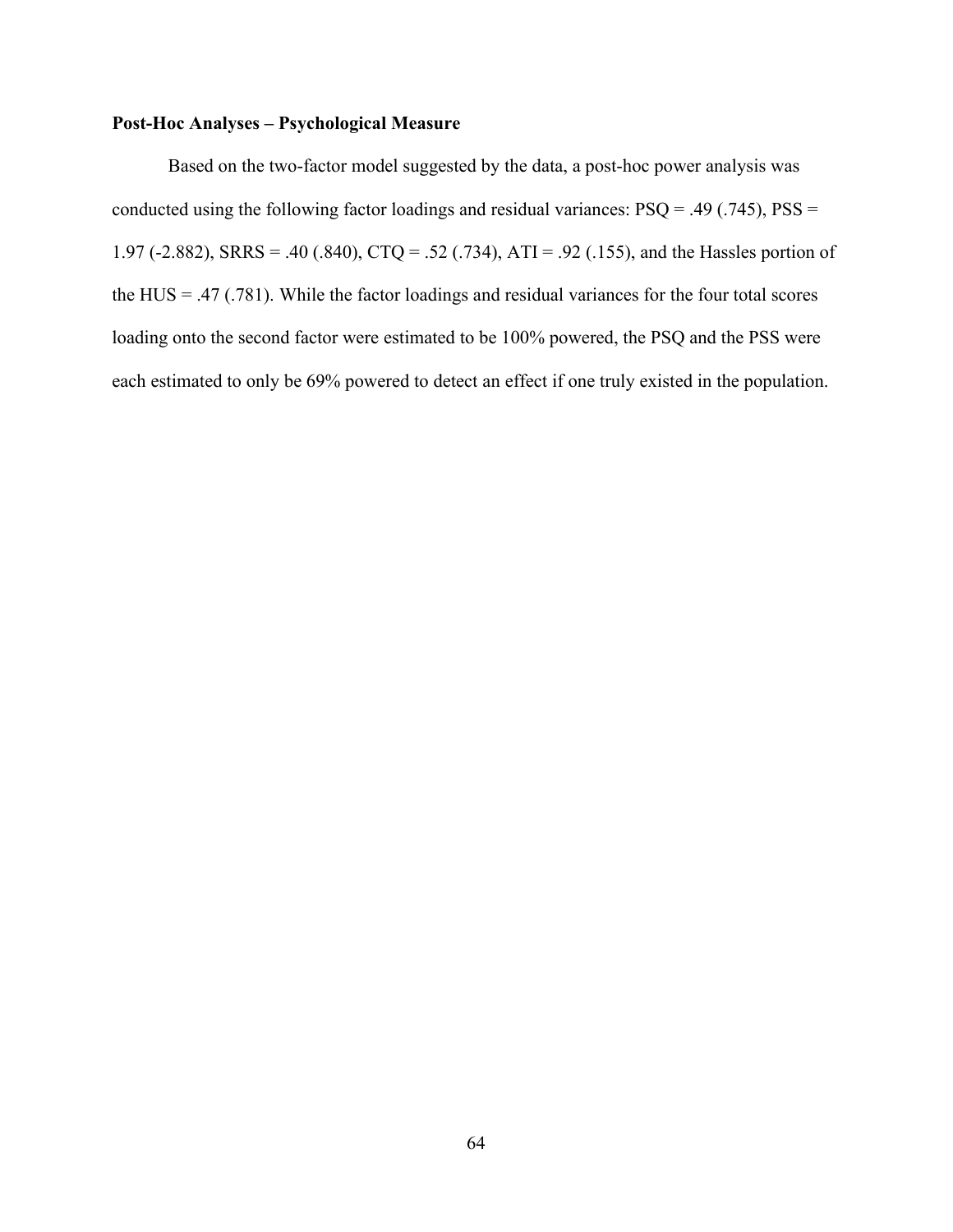**Post-Hoc Analyses – Psychological Measure**

Based on the two-factor model suggested by the data, a post-hoc power analysis was conducted using the following factor loadings and residual variances: PSQ = .49 (.745), PSS = 1.97 (-2.882), SRRS = .40 (.840), CTQ = .52 (.734), ATI = .92 (.155), and the Hassles portion of the HUS = .47 (.781). While the factor loadings and residual variances for the four total scores loading onto the second factor were estimated to be 100% powered, the PSQ and the PSS were each estimated to only be 69% powered to detect an effect if one truly existed in the population.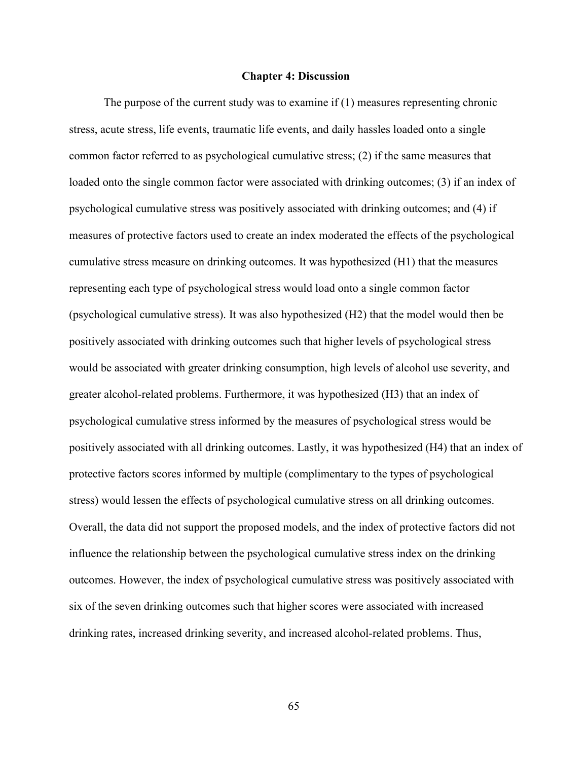# Chapter 4: Discussion

The purpose of the current study was to examine if (1) measures representing chronic stress, acute stress, life events, traumatic life events, and daily hassles loaded onto a single common factor referred to as psychological cumulative stress; (2) if the same measures that loaded onto the single common factor were associated with drinking outcomes; (3) if an index of psychological cumulative stress was positively associated with drinking outcomes; and (4) if measures of protective factors used to create an index moderated the effects of the psychological cumulative stress measure on drinking outcomes. It was hypothesized (H1) that the measures representing each type of psychological stress would load onto a single common factor (psychological cumulative stress). It was also hypothesized (H2) that the model would then be positively associated with drinking outcomes such that higher levels of psychological stress would be associated with greater drinking consumption, high levels of alcohol use severity, and greater alcohol-related problems. Furthermore, it was hypothesized (H3) that an index of psychological cumulative stress informed by the measures of psychological stress would be positively associated with all drinking outcomes. Lastly, it was hypothesized (H4) that an index of protective factors scores informed by multiple (complimentary to the types of psychological stress) would lessen the effects of psychological cumulative stress on all drinking outcomes. Overall, the data did not support the proposed models, and the index of protective factors did not influence the relationship between the psychological cumulative stress index on the drinking outcomes. However, the index of psychological cumulative stress was positively associated with six of the seven drinking outcomes such that higher scores were associated with increased drinking rates, increased drinking severity, and increased alcohol-related problems. Thus,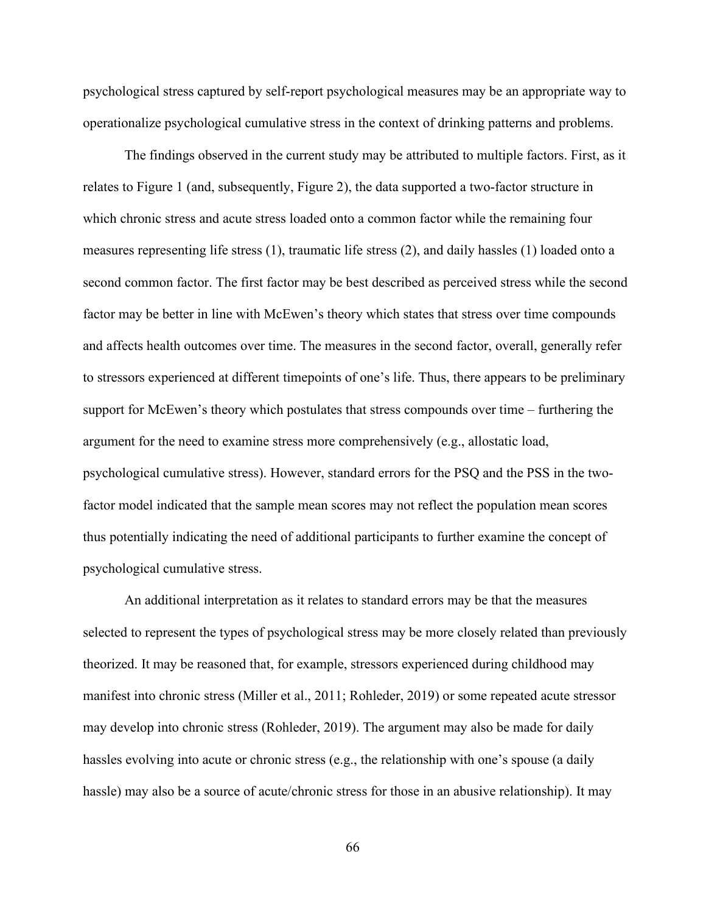psychological stress captured by self-report psychological measures may be an appropriate way to operationalize psychological cumulative stress in the context of drinking patterns and problems.

The findings observed in the current study may be attributed to multiple factors. First, as it relates to Figure 1 (and, subsequently, Figure 2), the data supported a two-factor structure in which chronic stress and acute stress loaded onto a common factor while the remaining four measures representing life stress (1), traumatic life stress (2), and daily hassles (1) loaded onto a second common factor. The first factor may be best described as perceived stress while the second factor may be better in line with McEwen's theory which states that stress over time compounds and affects health outcomes over time. The measures in the second factor, overall, generally refer to stressors experienced at different timepoints of one's life. Thus, there appears to be preliminary support for McEwen's theory which postulates that stress compounds over time – furthering the argument for the need to examine stress more comprehensively (e.g., allostatic load, psychological cumulative stress). However, standard errors for the PSQ and the PSS in the two-factor model indicated that the sample mean scores may not reflect the population mean scores thus potentially indicating the need of additional participants to further examine the concept of psychological cumulative stress.

An additional interpretation as it relates to standard errors may be that the measures selected to represent the types of psychological stress may be more closely related than previously theorized. It may be reasoned that, for example, stressors experienced during childhood may manifest into chronic stress (Miller et al., 2011; Rohleder, 2019) or some repeated acute stressor may develop into chronic stress (Rohleder, 2019). The argument may also be made for daily hassles evolving into acute or chronic stress (e.g., the relationship with one's spouse (a daily hassle) may also be a source of acute/chronic stress for those in an abusive relationship). It may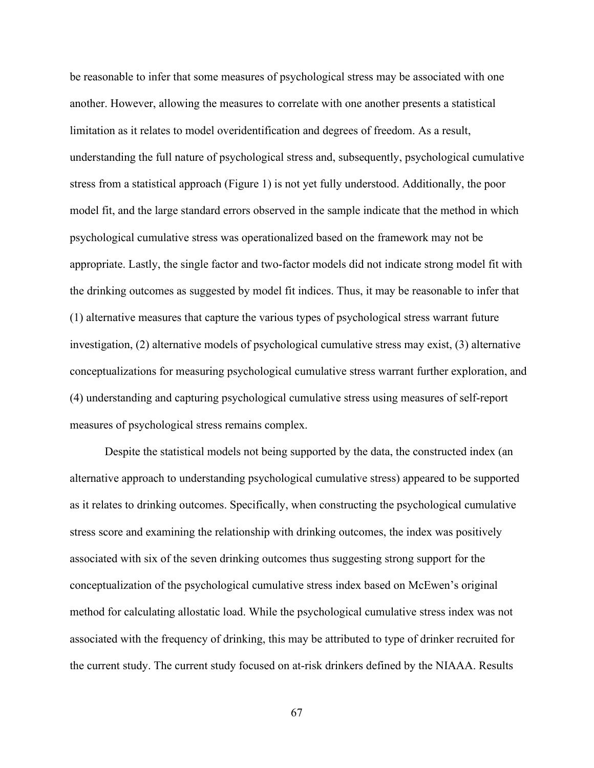be reasonable to infer that some measures of psychological stress may be associated with one another. However, allowing the measures to correlate with one another presents a statistical limitation as it relates to model overidentification and degrees of freedom. As a result, understanding the full nature of psychological stress and, subsequently, psychological cumulative stress from a statistical approach (Figure 1) is not yet fully understood. Additionally, the poor model fit, and the large standard errors observed in the sample indicate that the method in which psychological cumulative stress was operationalized based on the framework may not be appropriate. Lastly, the single factor and two-factor models did not indicate strong model fit with the drinking outcomes as suggested by model fit indices. Thus, it may be reasonable to infer that (1) alternative measures that capture the various types of psychological stress warrant future investigation, (2) alternative models of psychological cumulative stress may exist, (3) alternative conceptualizations for measuring psychological cumulative stress warrant further exploration, and (4) understanding and capturing psychological cumulative stress using measures of self-report measures of psychological stress remains complex.

Despite the statistical models not being supported by the data, the constructed index (an alternative approach to understanding psychological cumulative stress) appeared to be supported as it relates to drinking outcomes. Specifically, when constructing the psychological cumulative stress score and examining the relationship with drinking outcomes, the index was positively associated with six of the seven drinking outcomes thus suggesting strong support for the conceptualization of the psychological cumulative stress index based on McEwen's original method for calculating allostatic load. While the psychological cumulative stress index was not associated with the frequency of drinking, this may be attributed to type of drinker recruited for the current study. The current study focused on at-risk drinkers defined by the NIAAA. Results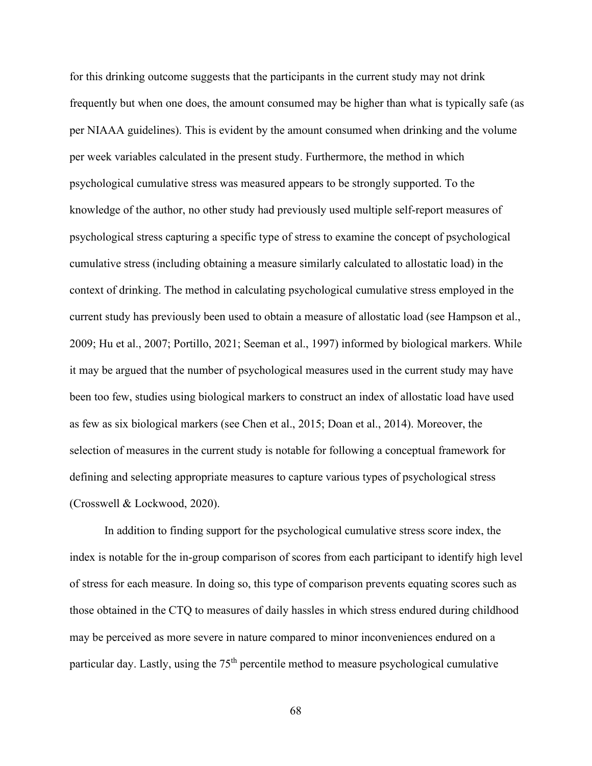for this drinking outcome suggests that the participants in the current study may not drink frequently but when one does, the amount consumed may be higher than what is typically safe (as per NIAAA guidelines). This is evident by the amount consumed when drinking and the volume per week variables calculated in the present study. Furthermore, the method in which psychological cumulative stress was measured appears to be strongly supported. To the knowledge of the author, no other study had previously used multiple self-report measures of psychological stress capturing a specific type of stress to examine the concept of psychological cumulative stress (including obtaining a measure similarly calculated to allostatic load) in the context of drinking. The method in calculating psychological cumulative stress employed in the current study has previously been used to obtain a measure of allostatic load (see Hampson et al., 2009; Hu et al., 2007; Portillo, 2021; Seeman et al., 1997) informed by biological markers. While it may be argued that the number of psychological measures used in the current study may have been too few, studies using biological markers to construct an index of allostatic load have used as few as six biological markers (see Chen et al., 2015; Doan et al., 2014). Moreover, the selection of measures in the current study is notable for following a conceptual framework for defining and selecting appropriate measures to capture various types of psychological stress (Crosswell & Lockwood, 2020).

In addition to finding support for the psychological cumulative stress score index, the index is notable for the in-group comparison of scores from each participant to identify high level of stress for each measure. In doing so, this type of comparison prevents equating scores such as those obtained in the CTQ to measures of daily hassles in which stress endured during childhood may be perceived as more severe in nature compared to minor inconveniences endured on a particular day. Lastly, using the 75$^{th}$ percentile method to measure psychological cumulative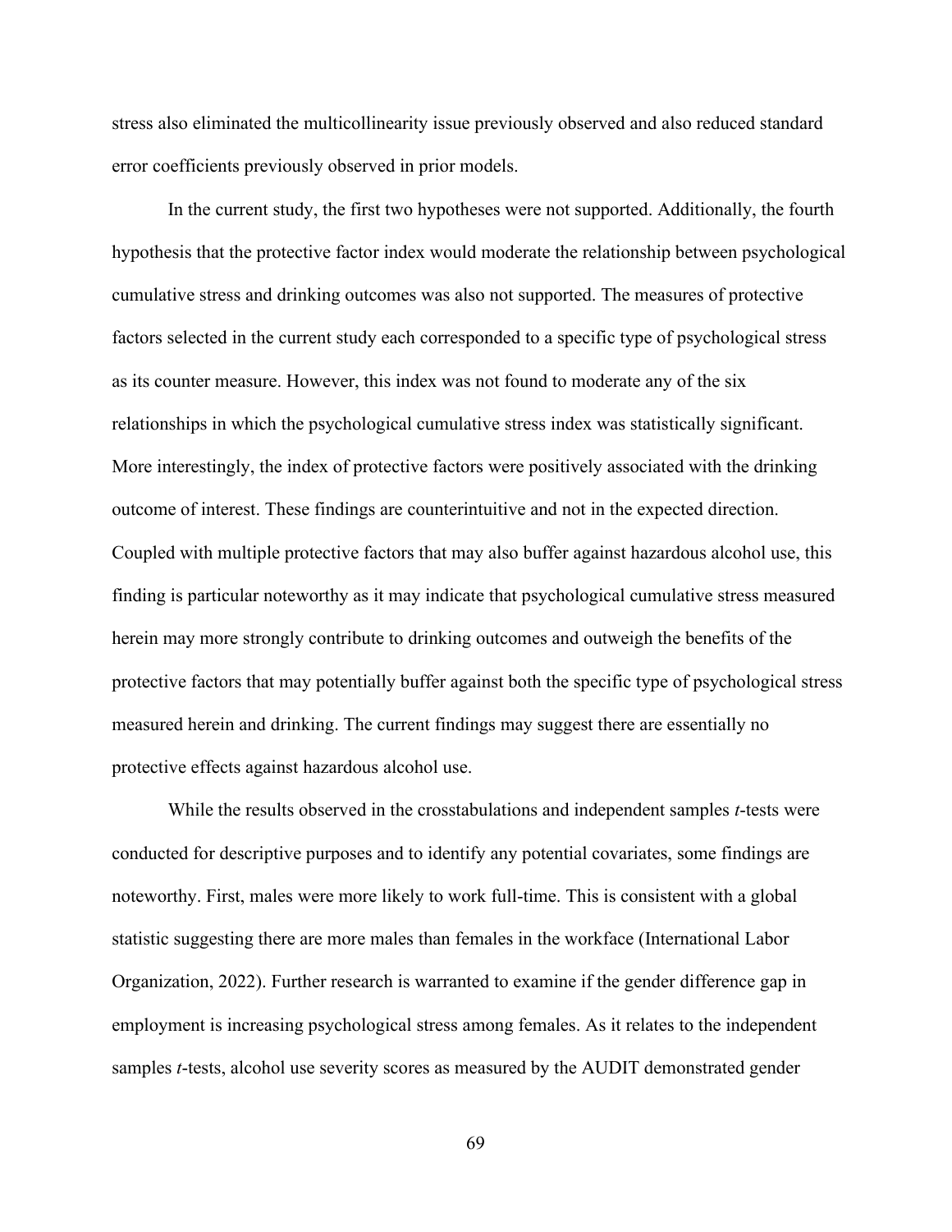stress also eliminated the multicollinearity issue previously observed and also reduced standard error coefficients previously observed in prior models.

In the current study, the first two hypotheses were not supported. Additionally, the fourth hypothesis that the protective factor index would moderate the relationship between psychological cumulative stress and drinking outcomes was also not supported. The measures of protective factors selected in the current study each corresponded to a specific type of psychological stress as its counter measure. However, this index was not found to moderate any of the six relationships in which the psychological cumulative stress index was statistically significant. More interestingly, the index of protective factors were positively associated with the drinking outcome of interest. These findings are counterintuitive and not in the expected direction. Coupled with multiple protective factors that may also buffer against hazardous alcohol use, this finding is particular noteworthy as it may indicate that psychological cumulative stress measured herein may more strongly contribute to drinking outcomes and outweigh the benefits of the protective factors that may potentially buffer against both the specific type of psychological stress measured herein and drinking. The current findings may suggest there are essentially no protective effects against hazardous alcohol use.

While the results observed in the crosstabulations and independent samples *t*-tests were conducted for descriptive purposes and to identify any potential covariates, some findings are noteworthy. First, males were more likely to work full-time. This is consistent with a global statistic suggesting there are more males than females in the workface (International Labor Organization, 2022). Further research is warranted to examine if the gender difference gap in employment is increasing psychological stress among females. As it relates to the independent samples *t*-tests, alcohol use severity scores as measured by the AUDIT demonstrated gender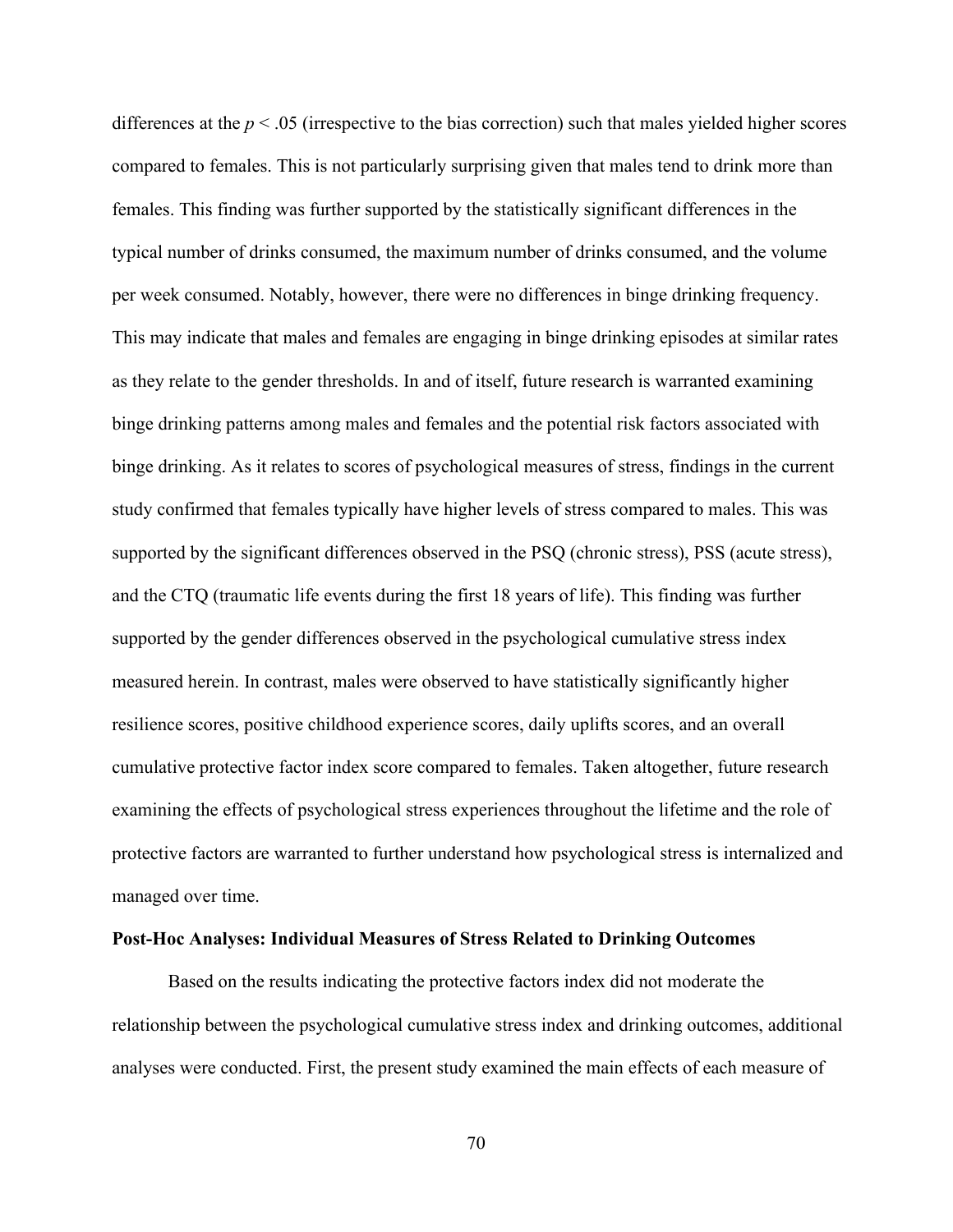differences at the $p < .05$ (irrespective to the bias correction) such that males yielded higher scores compared to females. This is not particularly surprising given that males tend to drink more than females. This finding was further supported by the statistically significant differences in the typical number of drinks consumed, the maximum number of drinks consumed, and the volume per week consumed. Notably, however, there were no differences in binge drinking frequency. This may indicate that males and females are engaging in binge drinking episodes at similar rates as they relate to the gender thresholds. In and of itself, future research is warranted examining binge drinking patterns among males and females and the potential risk factors associated with binge drinking. As it relates to scores of psychological measures of stress, findings in the current study confirmed that females typically have higher levels of stress compared to males. This was supported by the significant differences observed in the PSQ (chronic stress), PSS (acute stress), and the CTQ (traumatic life events during the first 18 years of life). This finding was further supported by the gender differences observed in the psychological cumulative stress index measured herein. In contrast, males were observed to have statistically significantly higher resilience scores, positive childhood experience scores, daily uplifts scores, and an overall cumulative protective factor index score compared to females. Taken altogether, future research examining the effects of psychological stress experiences throughout the lifetime and the role of protective factors are warranted to further understand how psychological stress is internalized and managed over time.

**Post-Hoc Analyses: Individual Measures of Stress Related to Drinking Outcomes**

Based on the results indicating the protective factors index did not moderate the relationship between the psychological cumulative stress index and drinking outcomes, additional analyses were conducted. First, the present study examined the main effects of each measure of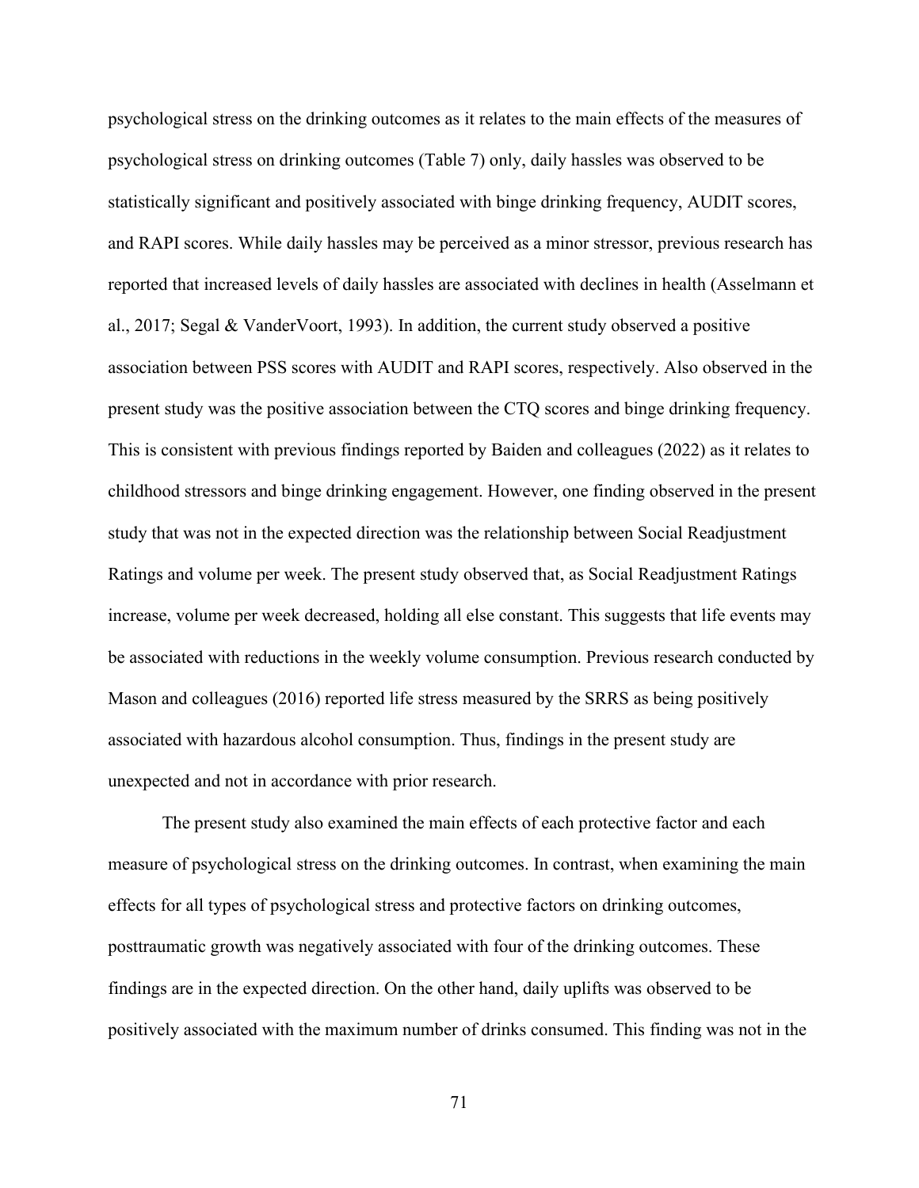psychological stress on the drinking outcomes as it relates to the main effects of the measures of psychological stress on drinking outcomes (Table 7) only, daily hassles was observed to be statistically significant and positively associated with binge drinking frequency, AUDIT scores, and RAPI scores. While daily hassles may be perceived as a minor stressor, previous research has reported that increased levels of daily hassles are associated with declines in health (Asselmann et al., 2017; Segal & VanderVoort, 1993). In addition, the current study observed a positive association between PSS scores with AUDIT and RAPI scores, respectively. Also observed in the present study was the positive association between the CTQ scores and binge drinking frequency. This is consistent with previous findings reported by Baiden and colleagues (2022) as it relates to childhood stressors and binge drinking engagement. However, one finding observed in the present study that was not in the expected direction was the relationship between Social Readjustment Ratings and volume per week. The present study observed that, as Social Readjustment Ratings increase, volume per week decreased, holding all else constant. This suggests that life events may be associated with reductions in the weekly volume consumption. Previous research conducted by Mason and colleagues (2016) reported life stress measured by the SRRS as being positively associated with hazardous alcohol consumption. Thus, findings in the present study are unexpected and not in accordance with prior research.

The present study also examined the main effects of each protective factor and each measure of psychological stress on the drinking outcomes. In contrast, when examining the main effects for all types of psychological stress and protective factors on drinking outcomes, posttraumatic growth was negatively associated with four of the drinking outcomes. These findings are in the expected direction. On the other hand, daily uplifts was observed to be positively associated with the maximum number of drinks consumed. This finding was not in the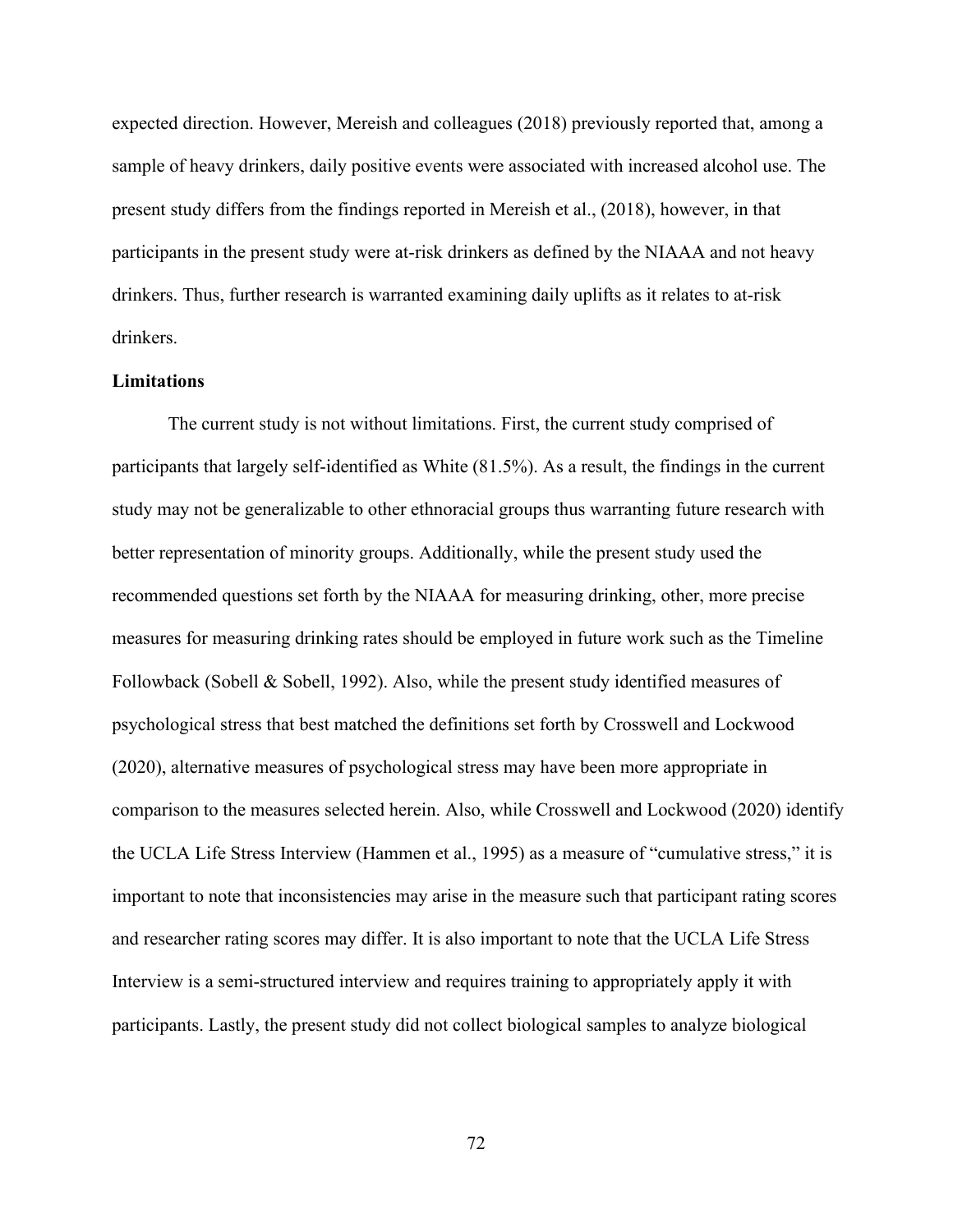expected direction. However, Mereish and colleagues (2018) previously reported that, among a sample of heavy drinkers, daily positive events were associated with increased alcohol use. The present study differs from the findings reported in Mereish et al., (2018), however, in that participants in the present study were at-risk drinkers as defined by the NIAAA and not heavy drinkers. Thus, further research is warranted examining daily uplifts as it relates to at-risk drinkers.

**Limitations**

The current study is not without limitations. First, the current study comprised of participants that largely self-identified as White (81.5%). As a result, the findings in the current study may not be generalizable to other ethnoracial groups thus warranting future research with better representation of minority groups. Additionally, while the present study used the recommended questions set forth by the NIAAA for measuring drinking, other, more precise measures for measuring drinking rates should be employed in future work such as the Timeline Followback (Sobell & Sobell, 1992). Also, while the present study identified measures of psychological stress that best matched the definitions set forth by Crosswell and Lockwood (2020), alternative measures of psychological stress may have been more appropriate in comparison to the measures selected herein. Also, while Crosswell and Lockwood (2020) identify the UCLA Life Stress Interview (Hammen et al., 1995) as a measure of "cumulative stress," it is important to note that inconsistencies may arise in the measure such that participant rating scores and researcher rating scores may differ. It is also important to note that the UCLA Life Stress Interview is a semi-structured interview and requires training to appropriately apply it with participants. Lastly, the present study did not collect biological samples to analyze biological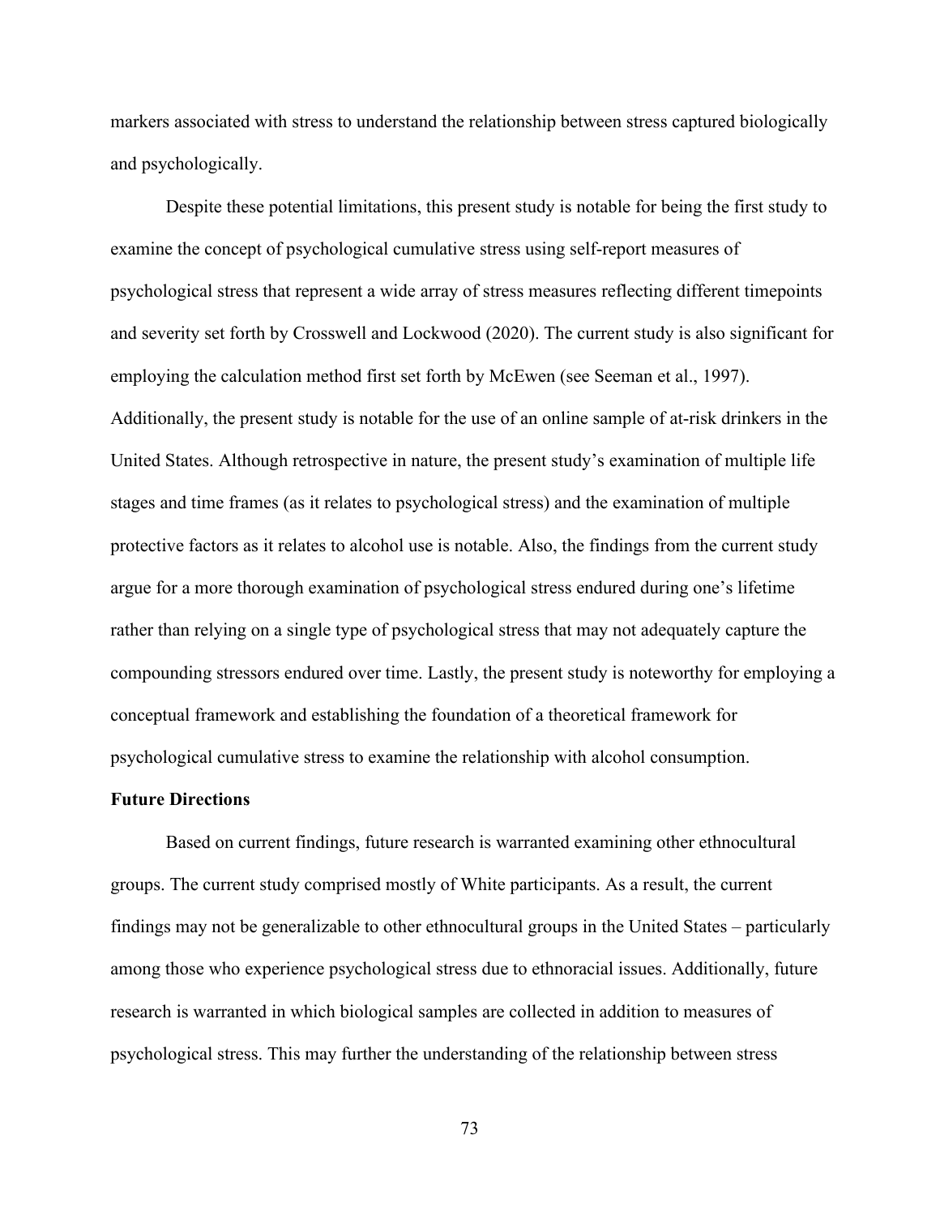markers associated with stress to understand the relationship between stress captured biologically and psychologically.

Despite these potential limitations, this present study is notable for being the first study to examine the concept of psychological cumulative stress using self-report measures of psychological stress that represent a wide array of stress measures reflecting different timepoints and severity set forth by Crosswell and Lockwood (2020). The current study is also significant for employing the calculation method first set forth by McEwen (see Seeman et al., 1997). Additionally, the present study is notable for the use of an online sample of at-risk drinkers in the United States. Although retrospective in nature, the present study's examination of multiple life stages and time frames (as it relates to psychological stress) and the examination of multiple protective factors as it relates to alcohol use is notable. Also, the findings from the current study argue for a more thorough examination of psychological stress endured during one's lifetime rather than relying on a single type of psychological stress that may not adequately capture the compounding stressors endured over time. Lastly, the present study is noteworthy for employing a conceptual framework and establishing the foundation of a theoretical framework for psychological cumulative stress to examine the relationship with alcohol consumption.

**Future Directions**

Based on current findings, future research is warranted examining other ethnocultural groups. The current study comprised mostly of White participants. As a result, the current findings may not be generalizable to other ethnocultural groups in the United States – particularly among those who experience psychological stress due to ethnoracial issues. Additionally, future research is warranted in which biological samples are collected in addition to measures of psychological stress. This may further the understanding of the relationship between stress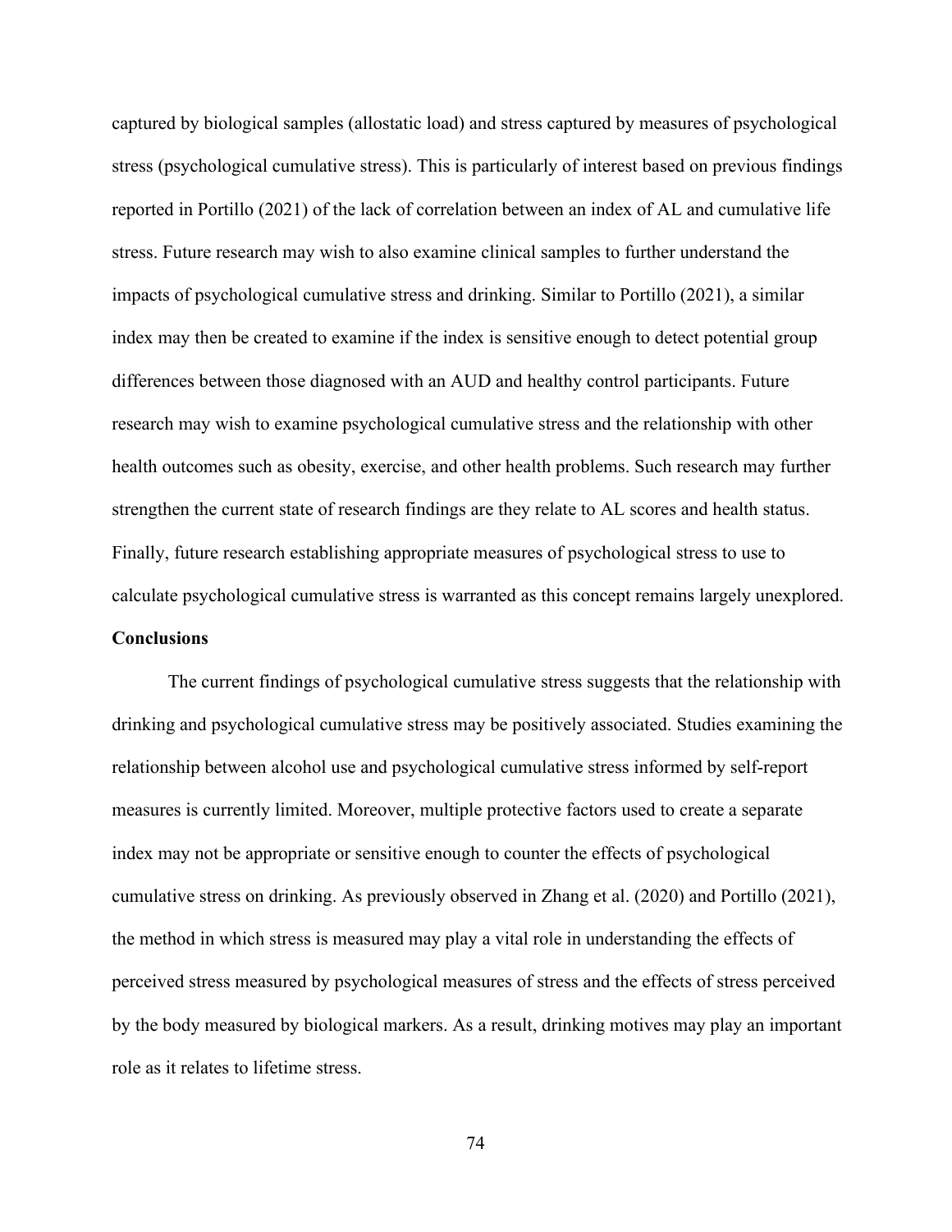captured by biological samples (allostatic load) and stress captured by measures of psychological stress (psychological cumulative stress). This is particularly of interest based on previous findings reported in Portillo (2021) of the lack of correlation between an index of AL and cumulative life stress. Future research may wish to also examine clinical samples to further understand the impacts of psychological cumulative stress and drinking. Similar to Portillo (2021), a similar index may then be created to examine if the index is sensitive enough to detect potential group differences between those diagnosed with an AUD and healthy control participants. Future research may wish to examine psychological cumulative stress and the relationship with other health outcomes such as obesity, exercise, and other health problems. Such research may further strengthen the current state of research findings are they relate to AL scores and health status. Finally, future research establishing appropriate measures of psychological stress to use to calculate psychological cumulative stress is warranted as this concept remains largely unexplored.

**Conclusions**

The current findings of psychological cumulative stress suggests that the relationship with drinking and psychological cumulative stress may be positively associated. Studies examining the relationship between alcohol use and psychological cumulative stress informed by self-report measures is currently limited. Moreover, multiple protective factors used to create a separate index may not be appropriate or sensitive enough to counter the effects of psychological cumulative stress on drinking. As previously observed in Zhang et al. (2020) and Portillo (2021), the method in which stress is measured may play a vital role in understanding the effects of perceived stress measured by psychological measures of stress and the effects of stress perceived by the body measured by biological markers. As a result, drinking motives may play an important role as it relates to lifetime stress.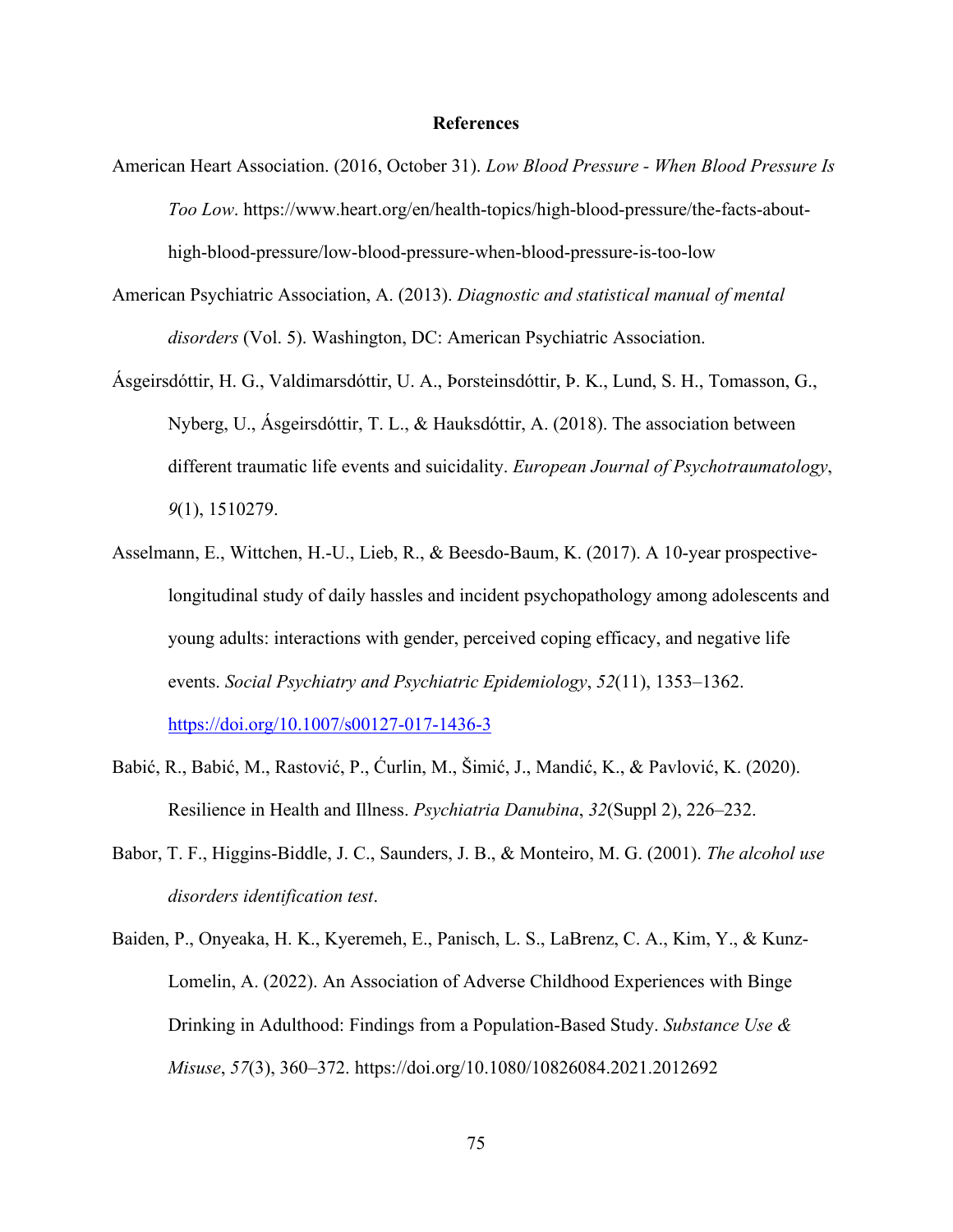# References

American Heart Association. (2016, October 31). *Low Blood Pressure - When Blood Pressure Is Too Low*. https://www.heart.org/en/health-topics/high-blood-pressure/the-facts-about-high-blood-pressure/low-blood-pressure-when-blood-pressure-is-too-low

American Psychiatric Association, A. (2013). *Diagnostic and statistical manual of mental disorders* (Vol. 5). Washington, DC: American Psychiatric Association.

Ásgeirsdóttir, H. G., Valdimarsdóttir, U. A., Þorsteinsdóttir, Þ. K., Lund, S. H., Tomasson, G., Nyberg, U., Ásgeirsdóttir, T. L., & Hauksdóttir, A. (2018). The association between different traumatic life events and suicidality. *European Journal of Psychotraumatology*, *9*(1), 1510279.

Asselmann, E., Wittchen, H.-U., Lieb, R., & Beesdo-Baum, K. (2017). A 10-year prospective-longitudinal study of daily hassles and incident psychopathology among adolescents and young adults: interactions with gender, perceived coping efficacy, and negative life events. *Social Psychiatry and Psychiatric Epidemiology*, *52*(11), 1353–1362. https://doi.org/10.1007/s00127-017-1436-3

Babić, R., Babić, M., Rastović, P., Ćurlin, M., Šimić, J., Mandić, K., & Pavlović, K. (2020). Resilience in Health and Illness. *Psychiatria Danubina*, *32*(Suppl 2), 226–232.

Babor, T. F., Higgins-Biddle, J. C., Saunders, J. B., & Monteiro, M. G. (2001). *The alcohol use disorders identification test*.

Baiden, P., Onyeaka, H. K., Kyeremeh, E., Panisch, L. S., LaBrenz, C. A., Kim, Y., & Kunz-Lomelin, A. (2022). An Association of Adverse Childhood Experiences with Binge Drinking in Adulthood: Findings from a Population-Based Study. *Substance Use & Misuse*, *57*(3), 360–372. https://doi.org/10.1080/10826084.2021.2012692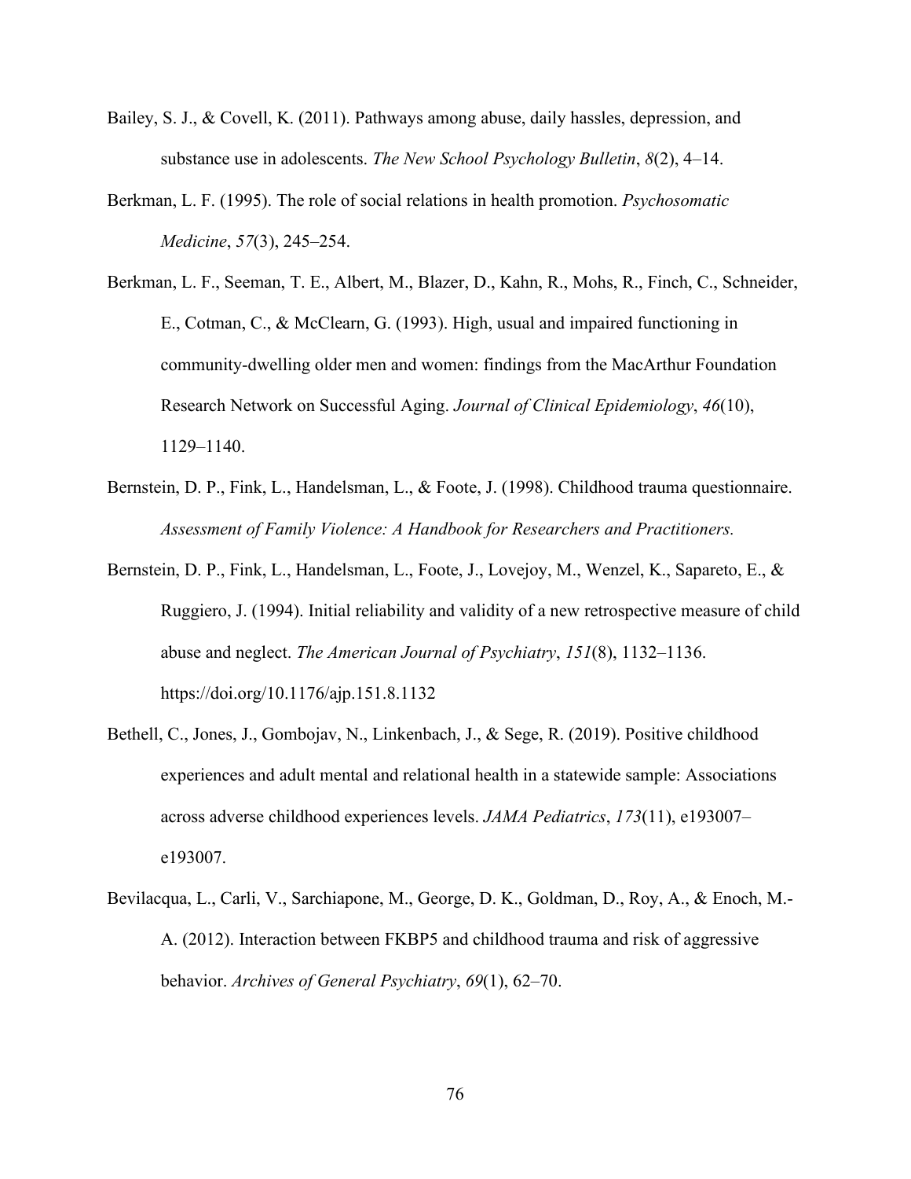Bailey, S. J., & Covell, K. (2011). Pathways among abuse, daily hassles, depression, and substance use in adolescents. *The New School Psychology Bulletin*, *8*(2), 4–14.

Berkman, L. F. (1995). The role of social relations in health promotion. *Psychosomatic Medicine*, *57*(3), 245–254.

Berkman, L. F., Seeman, T. E., Albert, M., Blazer, D., Kahn, R., Mohs, R., Finch, C., Schneider, E., Cotman, C., & McClearn, G. (1993). High, usual and impaired functioning in community-dwelling older men and women: findings from the MacArthur Foundation Research Network on Successful Aging. *Journal of Clinical Epidemiology*, *46*(10), 1129–1140.

Bernstein, D. P., Fink, L., Handelsman, L., & Foote, J. (1998). Childhood trauma questionnaire. *Assessment of Family Violence: A Handbook for Researchers and Practitioners.*

Bernstein, D. P., Fink, L., Handelsman, L., Foote, J., Lovejoy, M., Wenzel, K., Sapareto, E., & Ruggiero, J. (1994). Initial reliability and validity of a new retrospective measure of child abuse and neglect. *The American Journal of Psychiatry*, *151*(8), 1132–1136. https://doi.org/10.1176/ajp.151.8.1132

Bethell, C., Jones, J., Gombojav, N., Linkenbach, J., & Sege, R. (2019). Positive childhood experiences and adult mental and relational health in a statewide sample: Associations across adverse childhood experiences levels. *JAMA Pediatrics*, *173*(11), e193007–e193007.

Bevilacqua, L., Carli, V., Sarchiapone, M., George, D. K., Goldman, D., Roy, A., & Enoch, M.-A. (2012). Interaction between FKBP5 and childhood trauma and risk of aggressive behavior. *Archives of General Psychiatry*, *69*(1), 62–70.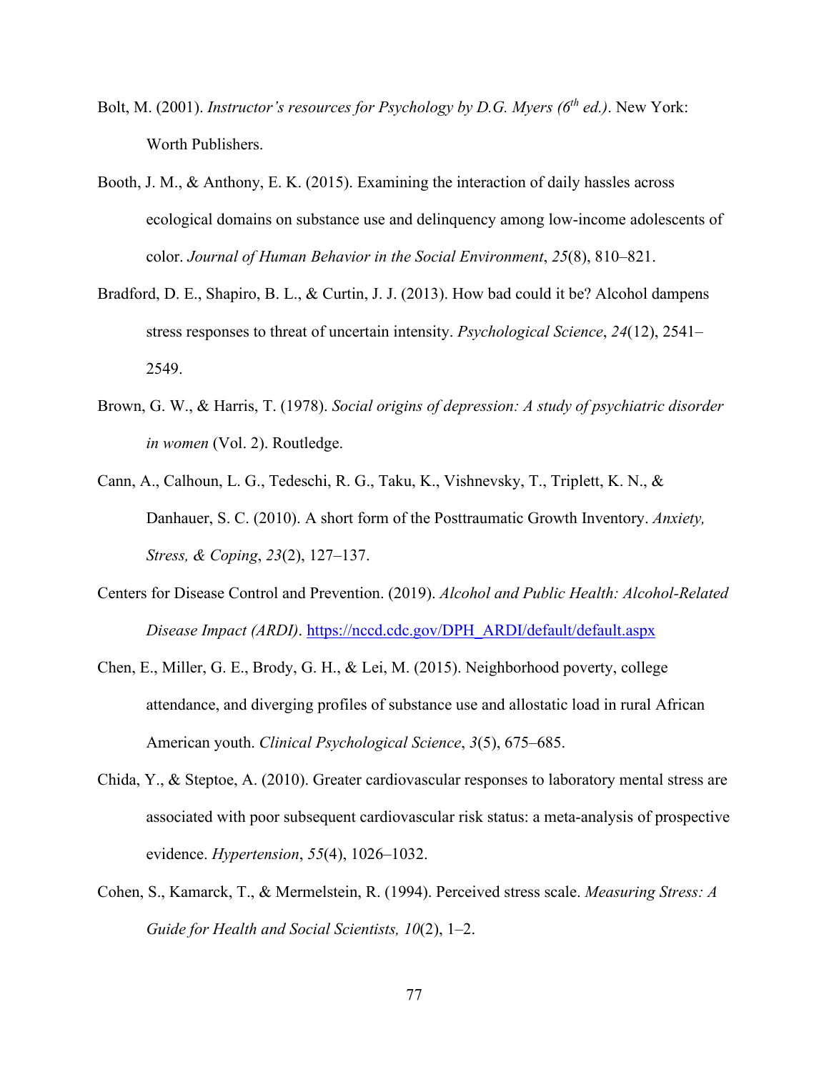Bolt, M. (2001). *Instructor's resources for Psychology by D.G. Myers (6th ed.)*. New York: Worth Publishers.

Booth, J. M., & Anthony, E. K. (2015). Examining the interaction of daily hassles across ecological domains on substance use and delinquency among low-income adolescents of color. *Journal of Human Behavior in the Social Environment*, *25*(8), 810–821.

Bradford, D. E., Shapiro, B. L., & Curtin, J. J. (2013). How bad could it be? Alcohol dampens stress responses to threat of uncertain intensity. *Psychological Science*, *24*(12), 2541–2549.

Brown, G. W., & Harris, T. (1978). *Social origins of depression: A study of psychiatric disorder in women* (Vol. 2). Routledge.

Cann, A., Calhoun, L. G., Tedeschi, R. G., Taku, K., Vishnevsky, T., Triplett, K. N., & Danhauer, S. C. (2010). A short form of the Posttraumatic Growth Inventory. *Anxiety, Stress, & Coping*, *23*(2), 127–137.

Centers for Disease Control and Prevention. (2019). *Alcohol and Public Health: Alcohol-Related Disease Impact (ARDI)*. https://nccd.cdc.gov/DPH_ARDI/default/default.aspx

Chen, E., Miller, G. E., Brody, G. H., & Lei, M. (2015). Neighborhood poverty, college attendance, and diverging profiles of substance use and allostatic load in rural African American youth. *Clinical Psychological Science*, *3*(5), 675–685.

Chida, Y., & Steptoe, A. (2010). Greater cardiovascular responses to laboratory mental stress are associated with poor subsequent cardiovascular risk status: a meta-analysis of prospective evidence. *Hypertension*, *55*(4), 1026–1032.

Cohen, S., Kamarck, T., & Mermelstein, R. (1994). Perceived stress scale. *Measuring Stress: A Guide for Health and Social Scientists, 10*(2), 1–2.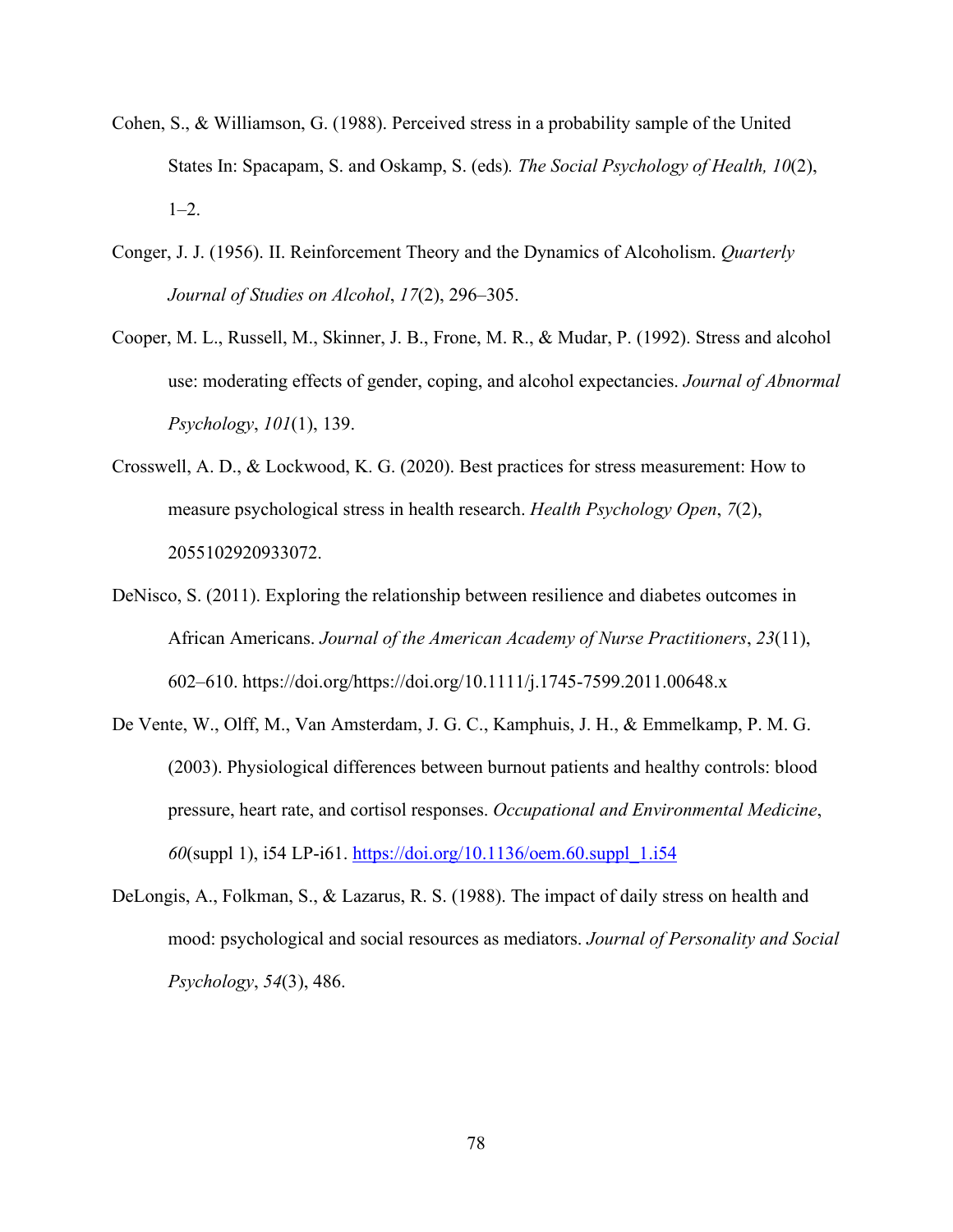Cohen, S., & Williamson, G. (1988). Perceived stress in a probability sample of the United States In: Spacapam, S. and Oskamp, S. (eds)*. The Social Psychology of Health, 10*(2), 1–2.

Conger, J. J. (1956). II. Reinforcement Theory and the Dynamics of Alcoholism. *Quarterly Journal of Studies on Alcohol*, *17*(2), 296–305.

Cooper, M. L., Russell, M., Skinner, J. B., Frone, M. R., & Mudar, P. (1992). Stress and alcohol use: moderating effects of gender, coping, and alcohol expectancies. *Journal of Abnormal Psychology*, *101*(1), 139.

Crosswell, A. D., & Lockwood, K. G. (2020). Best practices for stress measurement: How to measure psychological stress in health research. *Health Psychology Open*, *7*(2), 2055102920933072.

DeNisco, S. (2011). Exploring the relationship between resilience and diabetes outcomes in African Americans. *Journal of the American Academy of Nurse Practitioners*, *23*(11), 602–610. https://doi.org/https://doi.org/10.1111/j.1745-7599.2011.00648.x

De Vente, W., Olff, M., Van Amsterdam, J. G. C., Kamphuis, J. H., & Emmelkamp, P. M. G. (2003). Physiological differences between burnout patients and healthy controls: blood pressure, heart rate, and cortisol responses. *Occupational and Environmental Medicine*, *60*(suppl 1), i54 LP-i61. https://doi.org/10.1136/oem.60.suppl_1.i54

DeLongis, A., Folkman, S., & Lazarus, R. S. (1988). The impact of daily stress on health and mood: psychological and social resources as mediators. *Journal of Personality and Social Psychology*, *54*(3), 486.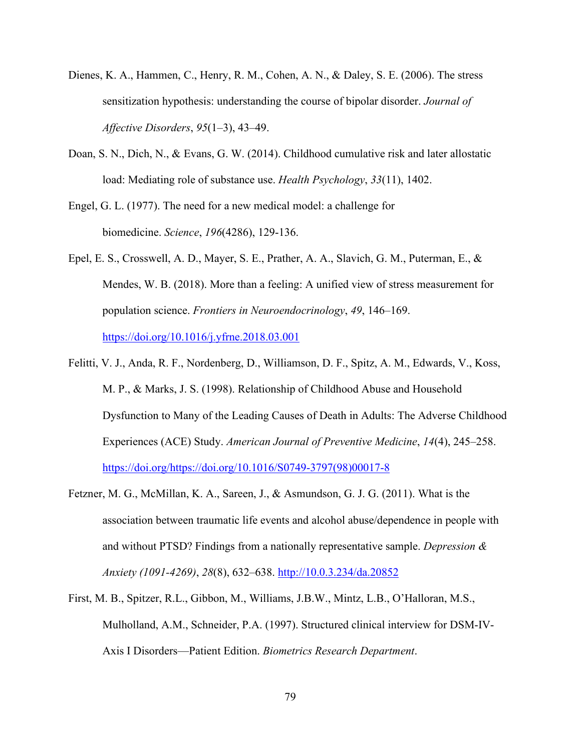Dienes, K. A., Hammen, C., Henry, R. M., Cohen, A. N., & Daley, S. E. (2006). The stress sensitization hypothesis: understanding the course of bipolar disorder. *Journal of Affective Disorders*, *95*(1–3), 43–49.

Doan, S. N., Dich, N., & Evans, G. W. (2014). Childhood cumulative risk and later allostatic load: Mediating role of substance use. *Health Psychology*, *33*(11), 1402.

Engel, G. L. (1977). The need for a new medical model: a challenge for biomedicine. *Science*, *196*(4286), 129-136.

Epel, E. S., Crosswell, A. D., Mayer, S. E., Prather, A. A., Slavich, G. M., Puterman, E., & Mendes, W. B. (2018). More than a feeling: A unified view of stress measurement for population science. *Frontiers in Neuroendocrinology*, *49*, 146–169. https://doi.org/10.1016/j.yfrne.2018.03.001

Felitti, V. J., Anda, R. F., Nordenberg, D., Williamson, D. F., Spitz, A. M., Edwards, V., Koss, M. P., & Marks, J. S. (1998). Relationship of Childhood Abuse and Household Dysfunction to Many of the Leading Causes of Death in Adults: The Adverse Childhood Experiences (ACE) Study. *American Journal of Preventive Medicine*, *14*(4), 245–258. https://doi.org/https://doi.org/10.1016/S0749-3797(98)00017-8

Fetzner, M. G., McMillan, K. A., Sareen, J., & Asmundson, G. J. G. (2011). What is the association between traumatic life events and alcohol abuse/dependence in people with and without PTSD? Findings from a nationally representative sample. *Depression & Anxiety (1091-4269)*, *28*(8), 632–638. http://10.0.3.234/da.20852

First, M. B., Spitzer, R.L., Gibbon, M., Williams, J.B.W., Mintz, L.B., O'Halloran, M.S., Mulholland, A.M., Schneider, P.A. (1997). Structured clinical interview for DSM-IV-Axis I Disorders—Patient Edition. *Biometrics Research Department*.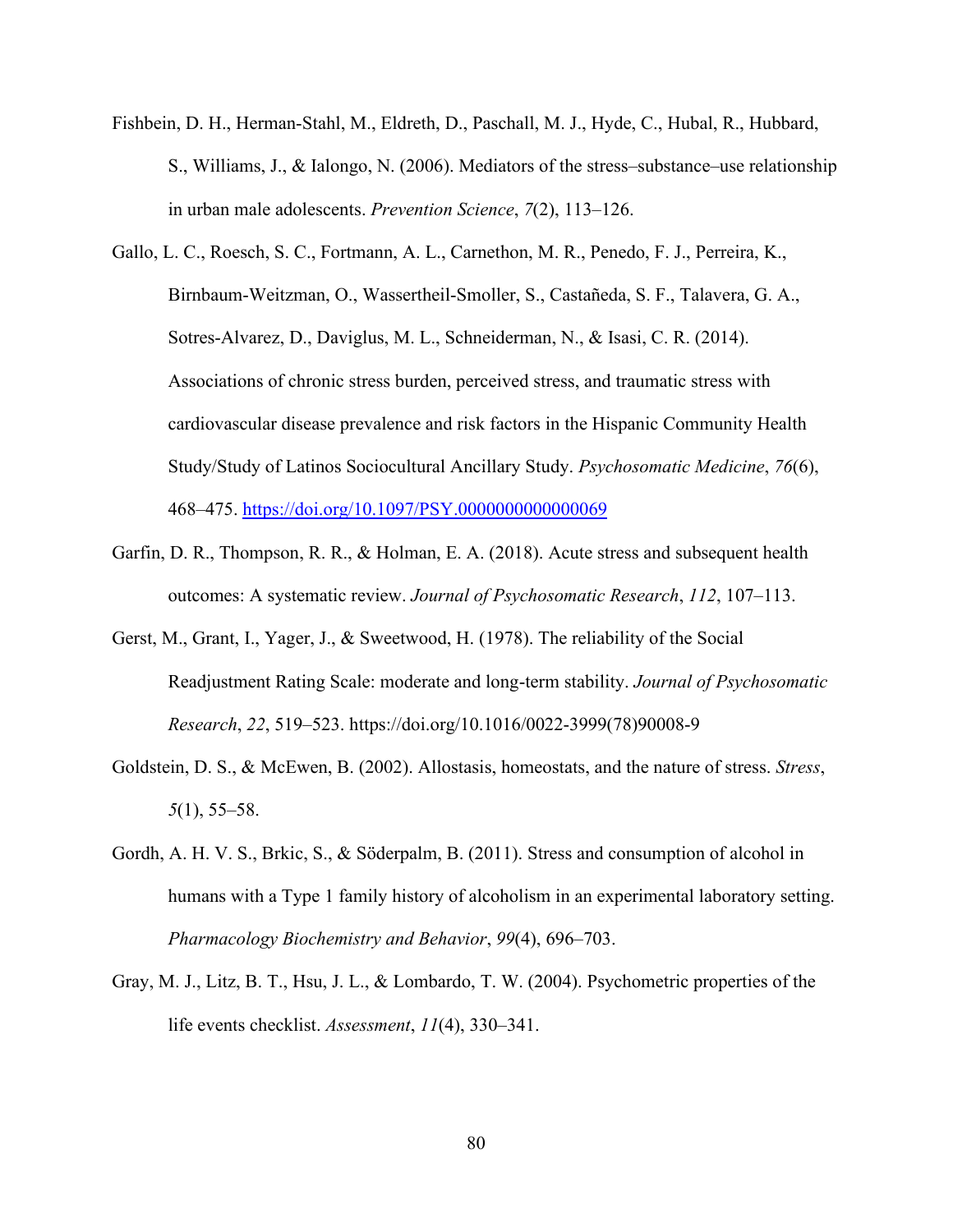Fishbein, D. H., Herman-Stahl, M., Eldreth, D., Paschall, M. J., Hyde, C., Hubal, R., Hubbard, S., Williams, J., & Ialongo, N. (2006). Mediators of the stress–substance–use relationship in urban male adolescents. *Prevention Science*, *7*(2), 113–126.

Gallo, L. C., Roesch, S. C., Fortmann, A. L., Carnethon, M. R., Penedo, F. J., Perreira, K., Birnbaum-Weitzman, O., Wassertheil-Smoller, S., Castañeda, S. F., Talavera, G. A., Sotres-Alvarez, D., Daviglus, M. L., Schneiderman, N., & Isasi, C. R. (2014). Associations of chronic stress burden, perceived stress, and traumatic stress with cardiovascular disease prevalence and risk factors in the Hispanic Community Health Study/Study of Latinos Sociocultural Ancillary Study. *Psychosomatic Medicine*, *76*(6), 468–475. https://doi.org/10.1097/PSY.0000000000000069

Garfin, D. R., Thompson, R. R., & Holman, E. A. (2018). Acute stress and subsequent health outcomes: A systematic review. *Journal of Psychosomatic Research*, *112*, 107–113.

Gerst, M., Grant, I., Yager, J., & Sweetwood, H. (1978). The reliability of the Social Readjustment Rating Scale: moderate and long-term stability. *Journal of Psychosomatic Research*, *22*, 519–523. https://doi.org/10.1016/0022-3999(78)90008-9

Goldstein, D. S., & McEwen, B. (2002). Allostasis, homeostats, and the nature of stress. *Stress*, *5*(1), 55–58.

Gordh, A. H. V. S., Brkic, S., & Söderpalm, B. (2011). Stress and consumption of alcohol in humans with a Type 1 family history of alcoholism in an experimental laboratory setting. *Pharmacology Biochemistry and Behavior*, *99*(4), 696–703.

Gray, M. J., Litz, B. T., Hsu, J. L., & Lombardo, T. W. (2004). Psychometric properties of the life events checklist. *Assessment*, *11*(4), 330–341.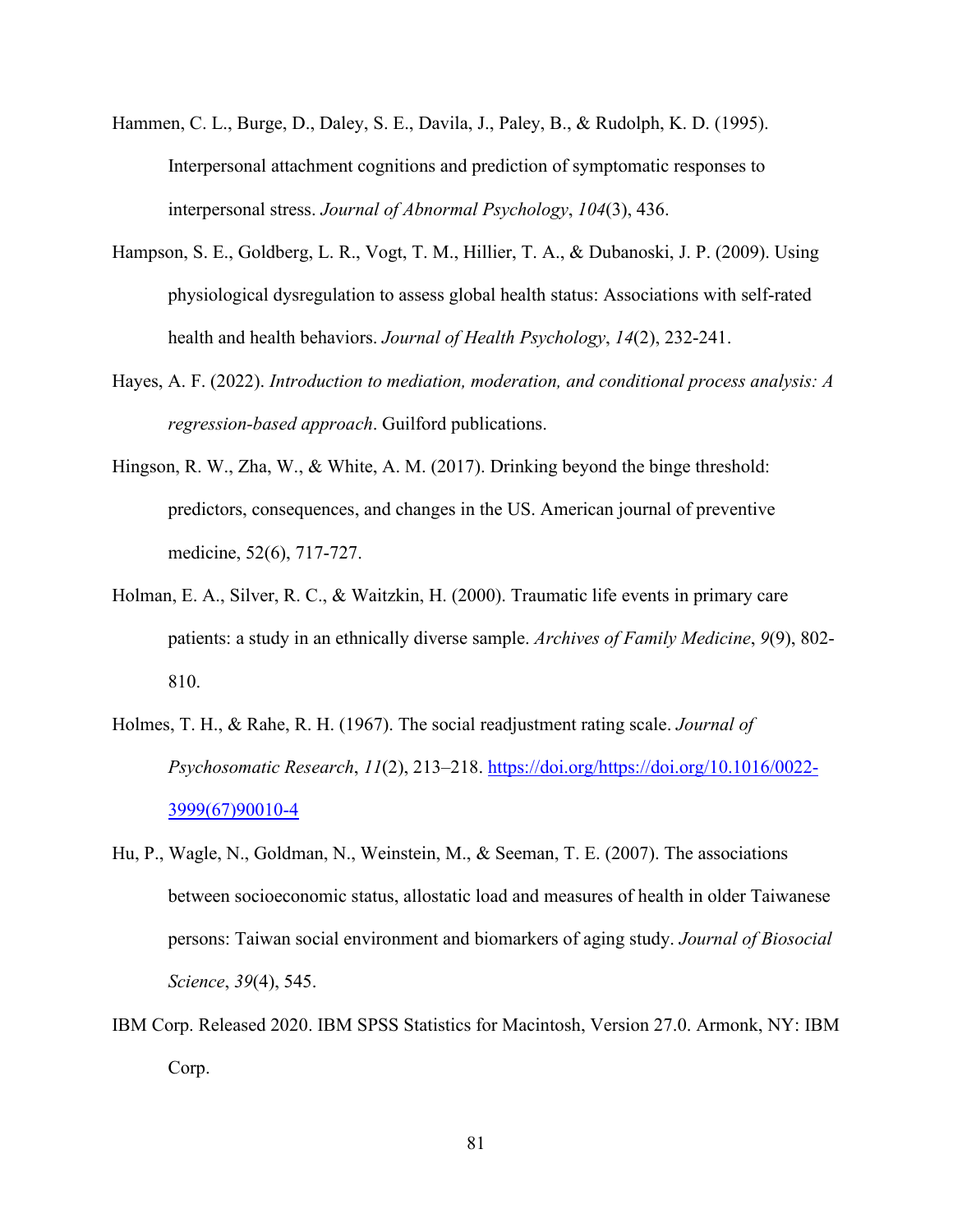Hammen, C. L., Burge, D., Daley, S. E., Davila, J., Paley, B., & Rudolph, K. D. (1995). Interpersonal attachment cognitions and prediction of symptomatic responses to interpersonal stress. *Journal of Abnormal Psychology*, *104*(3), 436.

Hampson, S. E., Goldberg, L. R., Vogt, T. M., Hillier, T. A., & Dubanoski, J. P. (2009). Using physiological dysregulation to assess global health status: Associations with self-rated health and health behaviors. *Journal of Health Psychology*, *14*(2), 232-241.

Hayes, A. F. (2022). *Introduction to mediation, moderation, and conditional process analysis: A regression-based approach*. Guilford publications.

Hingson, R. W., Zha, W., & White, A. M. (2017). Drinking beyond the binge threshold: predictors, consequences, and changes in the US. American journal of preventive medicine, 52(6), 717-727.

Holman, E. A., Silver, R. C., & Waitzkin, H. (2000). Traumatic life events in primary care patients: a study in an ethnically diverse sample. *Archives of Family Medicine*, *9*(9), 802-810.

Holmes, T. H., & Rahe, R. H. (1967). The social readjustment rating scale. *Journal of Psychosomatic Research*, *11*(2), 213–218. [https://doi.org/https://doi.org/10.1016/0022-3999(67)90010-4](https://doi.org/https://doi.org/10.1016/0022-3999(67)90010-4)

Hu, P., Wagle, N., Goldman, N., Weinstein, M., & Seeman, T. E. (2007). The associations between socioeconomic status, allostatic load and measures of health in older Taiwanese persons: Taiwan social environment and biomarkers of aging study. *Journal of Biosocial Science*, *39*(4), 545.

IBM Corp. Released 2020. IBM SPSS Statistics for Macintosh, Version 27.0. Armonk, NY: IBM Corp.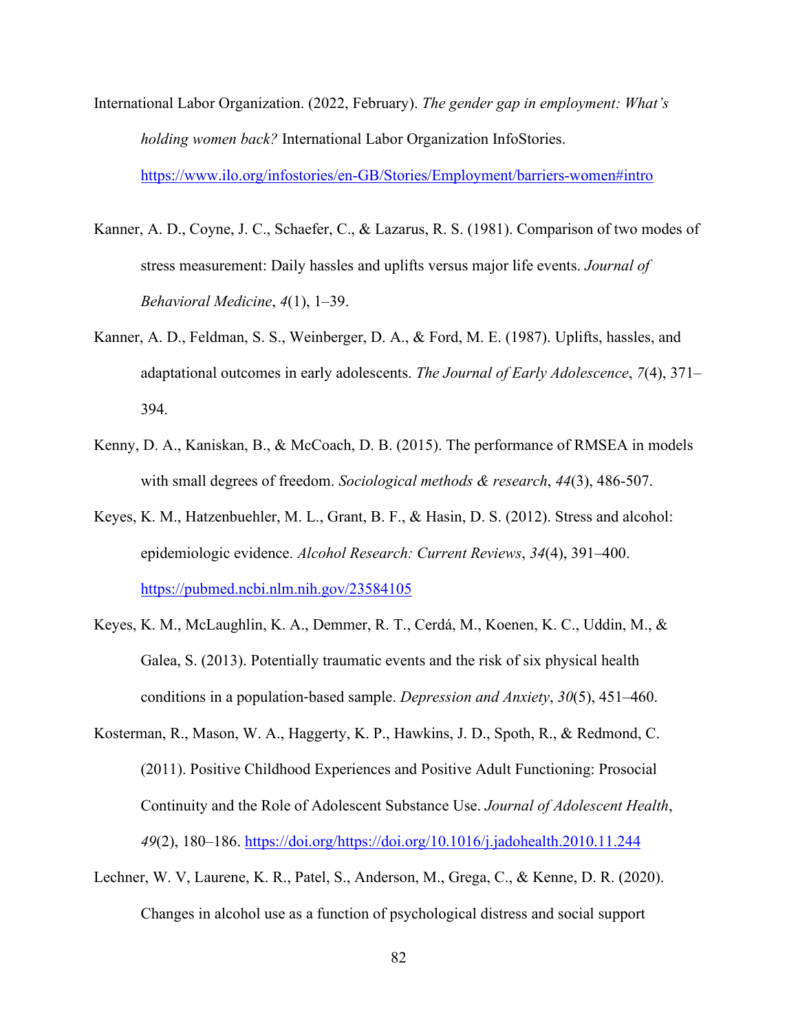International Labor Organization. (2022, February). *The gender gap in employment: What's holding women back?* International Labor Organization InfoStories. https://www.ilo.org/infostories/en-GB/Stories/Employment/barriers-women#intro

Kanner, A. D., Coyne, J. C., Schaefer, C., & Lazarus, R. S. (1981). Comparison of two modes of stress measurement: Daily hassles and uplifts versus major life events. *Journal of Behavioral Medicine*, *4*(1), 1–39.

Kanner, A. D., Feldman, S. S., Weinberger, D. A., & Ford, M. E. (1987). Uplifts, hassles, and adaptational outcomes in early adolescents. *The Journal of Early Adolescence*, *7*(4), 371–394.

Kenny, D. A., Kaniskan, B., & McCoach, D. B. (2015). The performance of RMSEA in models with small degrees of freedom. *Sociological methods & research*, *44*(3), 486-507.

Keyes, K. M., Hatzenbuehler, M. L., Grant, B. F., & Hasin, D. S. (2012). Stress and alcohol: epidemiologic evidence. *Alcohol Research: Current Reviews*, *34*(4), 391–400. https://pubmed.ncbi.nlm.nih.gov/23584105

Keyes, K. M., McLaughlin, K. A., Demmer, R. T., Cerdá, M., Koenen, K. C., Uddin, M., & Galea, S. (2013). Potentially traumatic events and the risk of six physical health conditions in a population-based sample. *Depression and Anxiety*, *30*(5), 451–460.

Kosterman, R., Mason, W. A., Haggerty, K. P., Hawkins, J. D., Spoth, R., & Redmond, C. (2011). Positive Childhood Experiences and Positive Adult Functioning: Prosocial Continuity and the Role of Adolescent Substance Use. *Journal of Adolescent Health*, *49*(2), 180–186. https://doi.org/https://doi.org/10.1016/j.jadohealth.2010.11.244

Lechner, W. V, Laurene, K. R., Patel, S., Anderson, M., Grega, C., & Kenne, D. R. (2020). Changes in alcohol use as a function of psychological distress and social support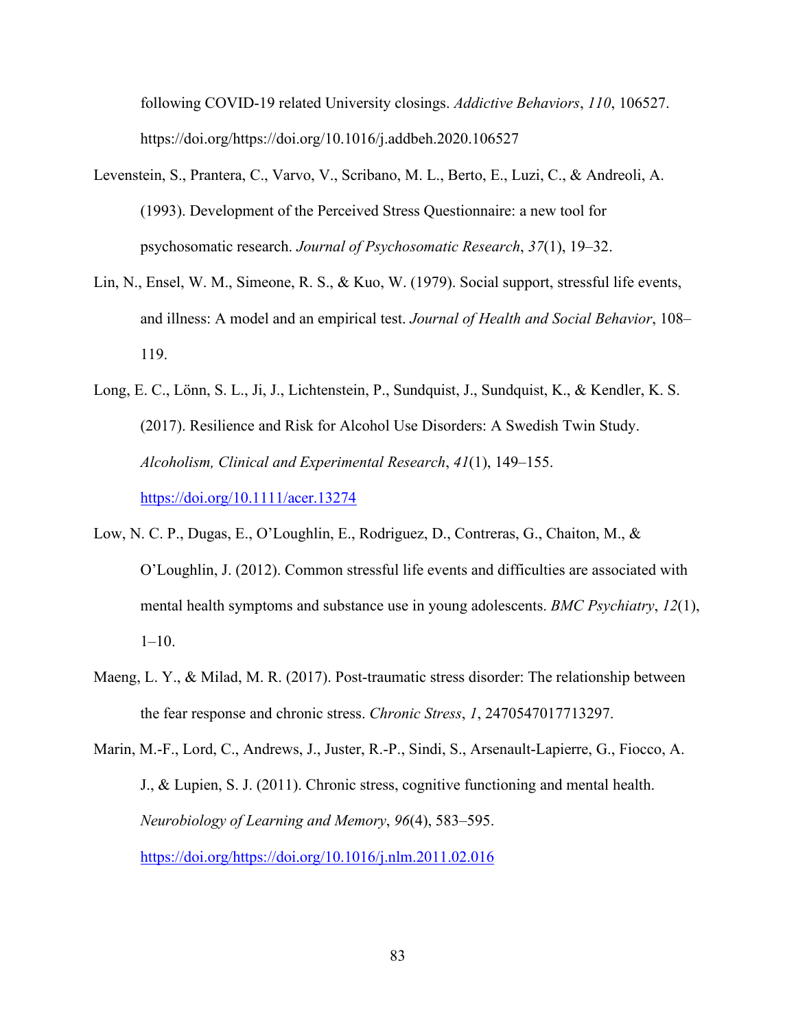following COVID-19 related University closings. *Addictive Behaviors*, *110*, 106527. https://doi.org/https://doi.org/10.1016/j.addbeh.2020.106527

Levenstein, S., Prantera, C., Varvo, V., Scribano, M. L., Berto, E., Luzi, C., & Andreoli, A. (1993). Development of the Perceived Stress Questionnaire: a new tool for psychosomatic research. *Journal of Psychosomatic Research*, *37*(1), 19–32.

Lin, N., Ensel, W. M., Simeone, R. S., & Kuo, W. (1979). Social support, stressful life events, and illness: A model and an empirical test. *Journal of Health and Social Behavior*, 108–119.

Long, E. C., Lönn, S. L., Ji, J., Lichtenstein, P., Sundquist, J., Sundquist, K., & Kendler, K. S. (2017). Resilience and Risk for Alcohol Use Disorders: A Swedish Twin Study. *Alcoholism, Clinical and Experimental Research*, *41*(1), 149–155. https://doi.org/10.1111/acer.13274

Low, N. C. P., Dugas, E., O'Loughlin, E., Rodriguez, D., Contreras, G., Chaiton, M., & O'Loughlin, J. (2012). Common stressful life events and difficulties are associated with mental health symptoms and substance use in young adolescents. *BMC Psychiatry*, *12*(1), 1–10.

Maeng, L. Y., & Milad, M. R. (2017). Post-traumatic stress disorder: The relationship between the fear response and chronic stress. *Chronic Stress*, *1*, 2470547017713297.

Marin, M.-F., Lord, C., Andrews, J., Juster, R.-P., Sindi, S., Arsenault-Lapierre, G., Fiocco, A. J., & Lupien, S. J. (2011). Chronic stress, cognitive functioning and mental health. *Neurobiology of Learning and Memory*, *96*(4), 583–595. https://doi.org/https://doi.org/10.1016/j.nlm.2011.02.016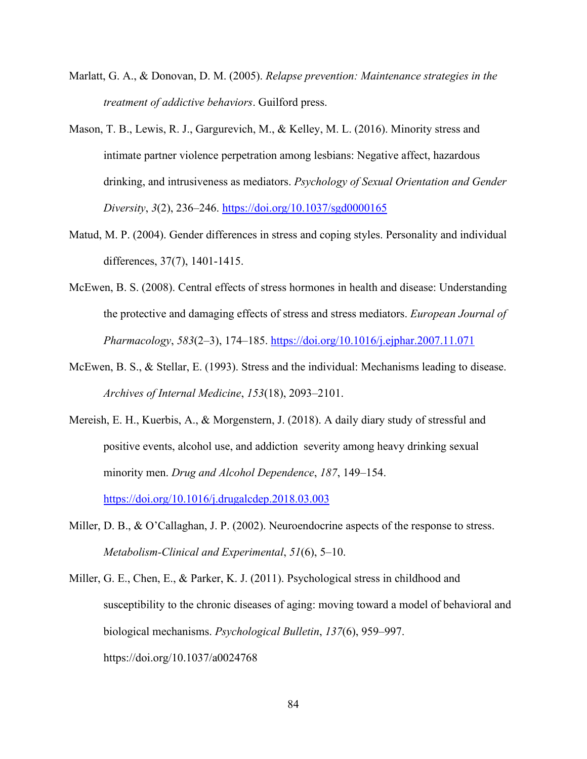Marlatt, G. A., & Donovan, D. M. (2005). *Relapse prevention: Maintenance strategies in the treatment of addictive behaviors*. Guilford press.

Mason, T. B., Lewis, R. J., Gargurevich, M., & Kelley, M. L. (2016). Minority stress and intimate partner violence perpetration among lesbians: Negative affect, hazardous drinking, and intrusiveness as mediators. *Psychology of Sexual Orientation and Gender Diversity*, *3*(2), 236–246. https://doi.org/10.1037/sgd0000165

Matud, M. P. (2004). Gender differences in stress and coping styles. Personality and individual differences, 37(7), 1401-1415.

McEwen, B. S. (2008). Central effects of stress hormones in health and disease: Understanding the protective and damaging effects of stress and stress mediators. *European Journal of Pharmacology*, *583*(2–3), 174–185. https://doi.org/10.1016/j.ejphar.2007.11.071

McEwen, B. S., & Stellar, E. (1993). Stress and the individual: Mechanisms leading to disease. *Archives of Internal Medicine*, *153*(18), 2093–2101.

Mereish, E. H., Kuerbis, A., & Morgenstern, J. (2018). A daily diary study of stressful and positive events, alcohol use, and addiction severity among heavy drinking sexual minority men. *Drug and Alcohol Dependence*, *187*, 149–154. https://doi.org/10.1016/j.drugalcdep.2018.03.003

Miller, D. B., & O'Callaghan, J. P. (2002). Neuroendocrine aspects of the response to stress. *Metabolism-Clinical and Experimental*, *51*(6), 5–10.

Miller, G. E., Chen, E., & Parker, K. J. (2011). Psychological stress in childhood and susceptibility to the chronic diseases of aging: moving toward a model of behavioral and biological mechanisms. *Psychological Bulletin*, *137*(6), 959–997. https://doi.org/10.1037/a0024768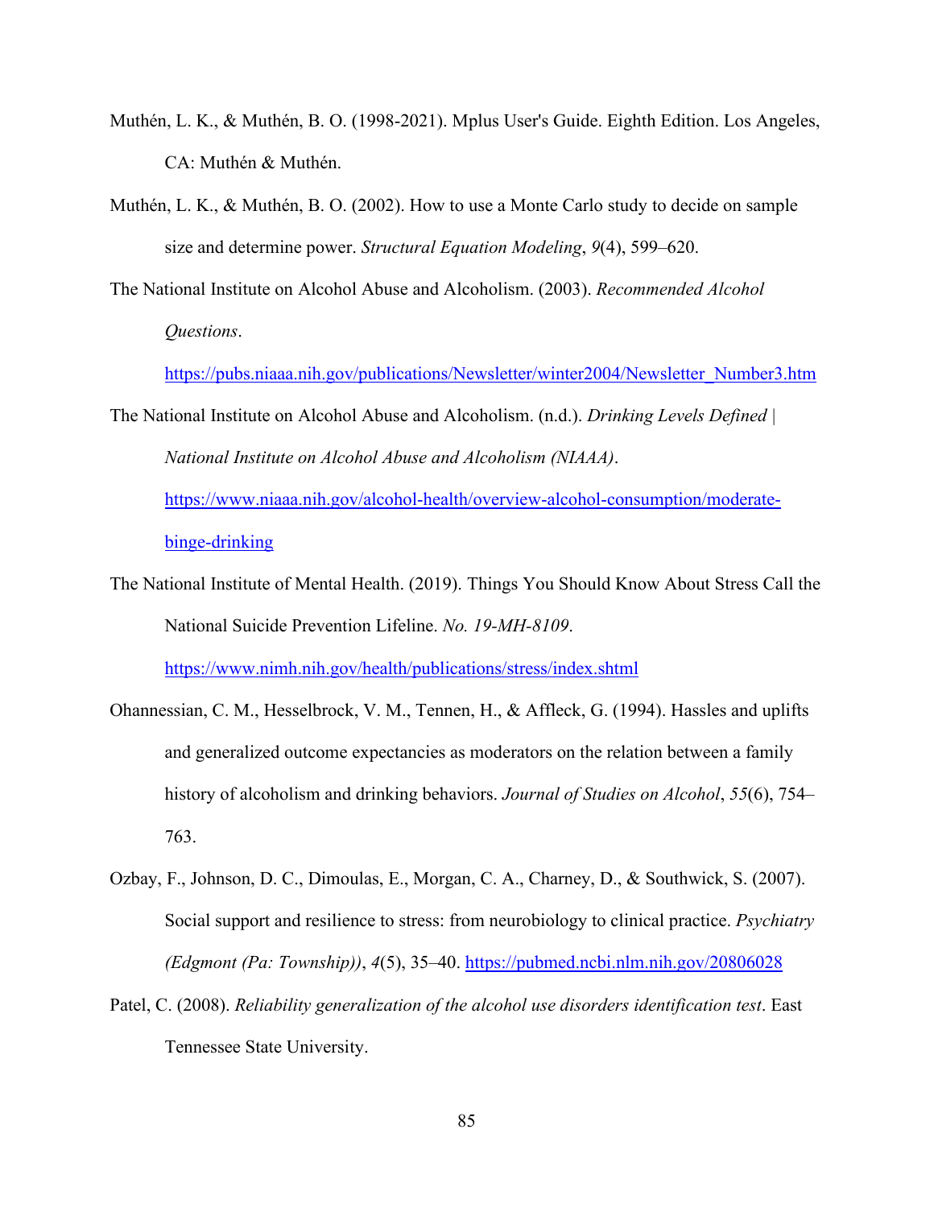Muthén, L. K., & Muthén, B. O. (1998-2021). Mplus User's Guide. Eighth Edition. Los Angeles, CA: Muthén & Muthén.

Muthén, L. K., & Muthén, B. O. (2002). How to use a Monte Carlo study to decide on sample size and determine power. *Structural Equation Modeling*, *9*(4), 599–620.

The National Institute on Alcohol Abuse and Alcoholism. (2003). *Recommended Alcohol Questions*. https://pubs.niaaa.nih.gov/publications/Newsletter/winter2004/Newsletter_Number3.htm

The National Institute on Alcohol Abuse and Alcoholism. (n.d.). *Drinking Levels Defined | National Institute on Alcohol Abuse and Alcoholism (NIAAA)*. https://www.niaaa.nih.gov/alcohol-health/overview-alcohol-consumption/moderate-binge-drinking

The National Institute of Mental Health. (2019). Things You Should Know About Stress Call the National Suicide Prevention Lifeline. *No. 19-MH-8109*. https://www.nimh.nih.gov/health/publications/stress/index.shtml

Ohannessian, C. M., Hesselbrock, V. M., Tennen, H., & Affleck, G. (1994). Hassles and uplifts and generalized outcome expectancies as moderators on the relation between a family history of alcoholism and drinking behaviors. *Journal of Studies on Alcohol*, *55*(6), 754–763.

Ozbay, F., Johnson, D. C., Dimoulas, E., Morgan, C. A., Charney, D., & Southwick, S. (2007). Social support and resilience to stress: from neurobiology to clinical practice. *Psychiatry (Edgmont (Pa: Township))*, *4*(5), 35–40. https://pubmed.ncbi.nlm.nih.gov/20806028

Patel, C. (2008). *Reliability generalization of the alcohol use disorders identification test*. East Tennessee State University.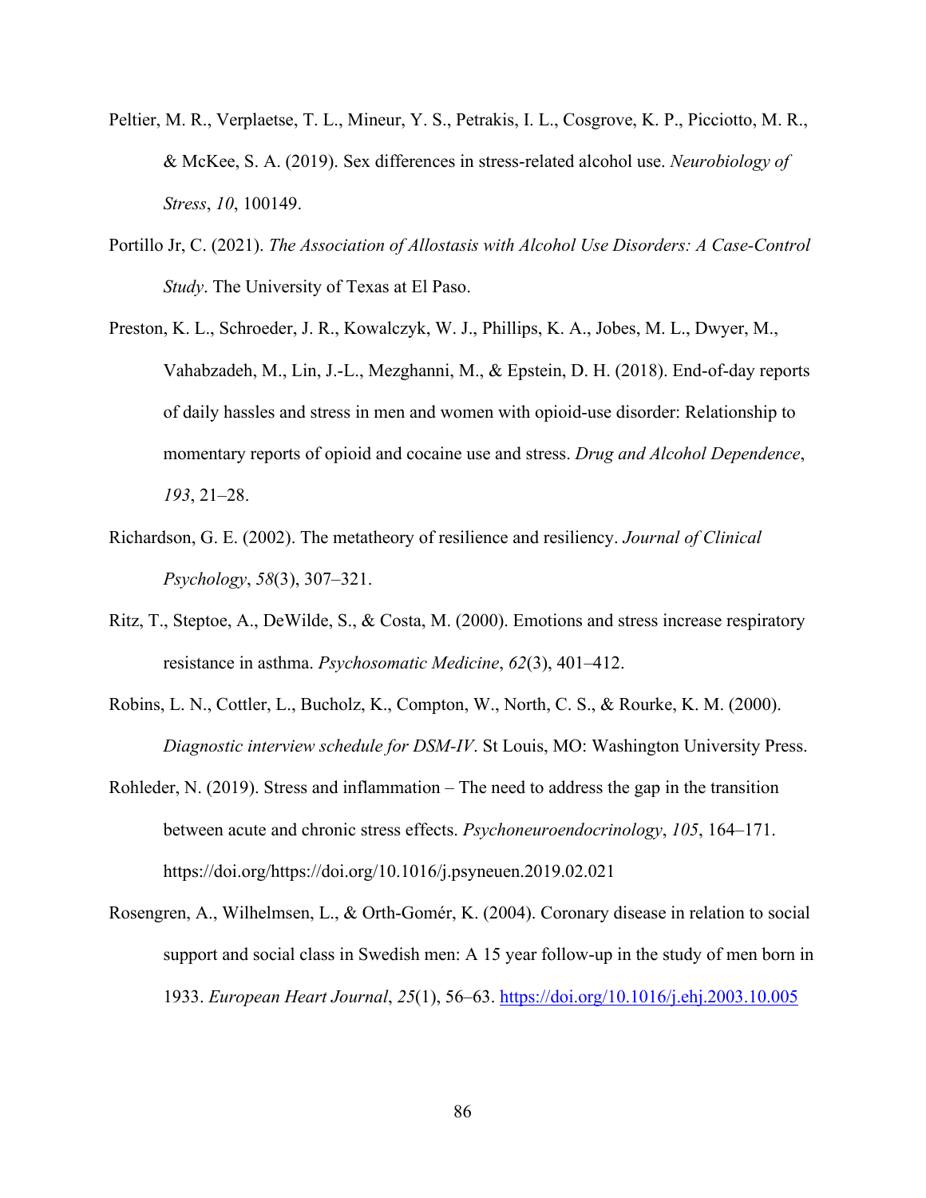Peltier, M. R., Verplaetse, T. L., Mineur, Y. S., Petrakis, I. L., Cosgrove, K. P., Picciotto, M. R., & McKee, S. A. (2019). Sex differences in stress-related alcohol use. *Neurobiology of Stress*, *10*, 100149.

Portillo Jr, C. (2021). *The Association of Allostasis with Alcohol Use Disorders: A Case-Control Study*. The University of Texas at El Paso.

Preston, K. L., Schroeder, J. R., Kowalczyk, W. J., Phillips, K. A., Jobes, M. L., Dwyer, M., Vahabzadeh, M., Lin, J.-L., Mezghanni, M., & Epstein, D. H. (2018). End-of-day reports of daily hassles and stress in men and women with opioid-use disorder: Relationship to momentary reports of opioid and cocaine use and stress. *Drug and Alcohol Dependence*, *193*, 21–28.

Richardson, G. E. (2002). The metatheory of resilience and resiliency. *Journal of Clinical Psychology*, *58*(3), 307–321.

Ritz, T., Steptoe, A., DeWilde, S., & Costa, M. (2000). Emotions and stress increase respiratory resistance in asthma. *Psychosomatic Medicine*, *62*(3), 401–412.

Robins, L. N., Cottler, L., Bucholz, K., Compton, W., North, C. S., & Rourke, K. M. (2000). *Diagnostic interview schedule for DSM-IV*. St Louis, MO: Washington University Press.

Rohleder, N. (2019). Stress and inflammation – The need to address the gap in the transition between acute and chronic stress effects. *Psychoneuroendocrinology*, *105*, 164–171. https://doi.org/https://doi.org/10.1016/j.psyneuen.2019.02.021

Rosengren, A., Wilhelmsen, L., & Orth-Gomér, K. (2004). Coronary disease in relation to social support and social class in Swedish men: A 15 year follow-up in the study of men born in 1933. *European Heart Journal*, *25*(1), 56–63. https://doi.org/10.1016/j.ehj.2003.10.005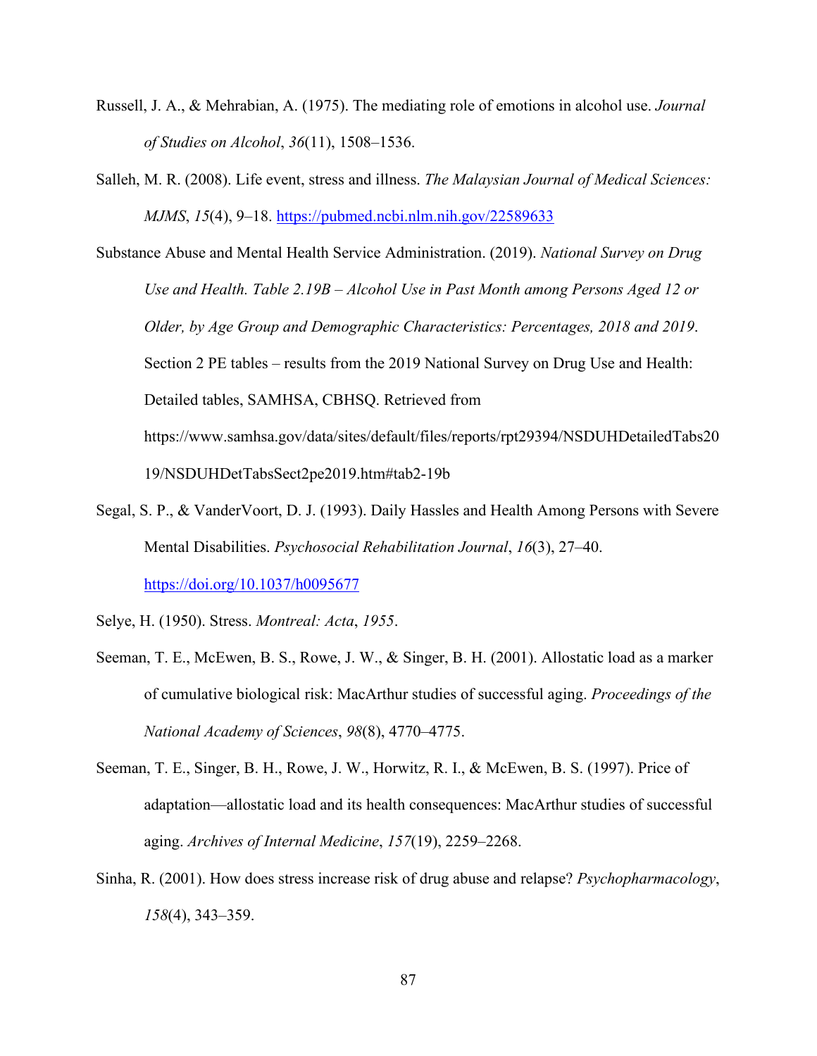Russell, J. A., & Mehrabian, A. (1975). The mediating role of emotions in alcohol use. *Journal of Studies on Alcohol*, *36*(11), 1508–1536.

Salleh, M. R. (2008). Life event, stress and illness. *The Malaysian Journal of Medical Sciences: MJMS*, *15*(4), 9–18. https://pubmed.ncbi.nlm.nih.gov/22589633

Substance Abuse and Mental Health Service Administration. (2019). *National Survey on Drug Use and Health. Table 2.19B – Alcohol Use in Past Month among Persons Aged 12 or Older, by Age Group and Demographic Characteristics: Percentages, 2018 and 2019*. Section 2 PE tables – results from the 2019 National Survey on Drug Use and Health: Detailed tables, SAMHSA, CBHSQ. Retrieved from https://www.samhsa.gov/data/sites/default/files/reports/rpt29394/NSDUHDetailedTabs2019/NSDUHDetTabsSect2pe2019.htm#tab2-19b

Segal, S. P., & VanderVoort, D. J. (1993). Daily Hassles and Health Among Persons with Severe Mental Disabilities. *Psychosocial Rehabilitation Journal*, *16*(3), 27–40. https://doi.org/10.1037/h0095677

Selye, H. (1950). Stress. *Montreal: Acta*, *1955*.

Seeman, T. E., McEwen, B. S., Rowe, J. W., & Singer, B. H. (2001). Allostatic load as a marker of cumulative biological risk: MacArthur studies of successful aging. *Proceedings of the National Academy of Sciences*, *98*(8), 4770–4775.

Seeman, T. E., Singer, B. H., Rowe, J. W., Horwitz, R. I., & McEwen, B. S. (1997). Price of adaptation—allostatic load and its health consequences: MacArthur studies of successful aging. *Archives of Internal Medicine*, *157*(19), 2259–2268.

Sinha, R. (2001). How does stress increase risk of drug abuse and relapse? *Psychopharmacology*, *158*(4), 343–359.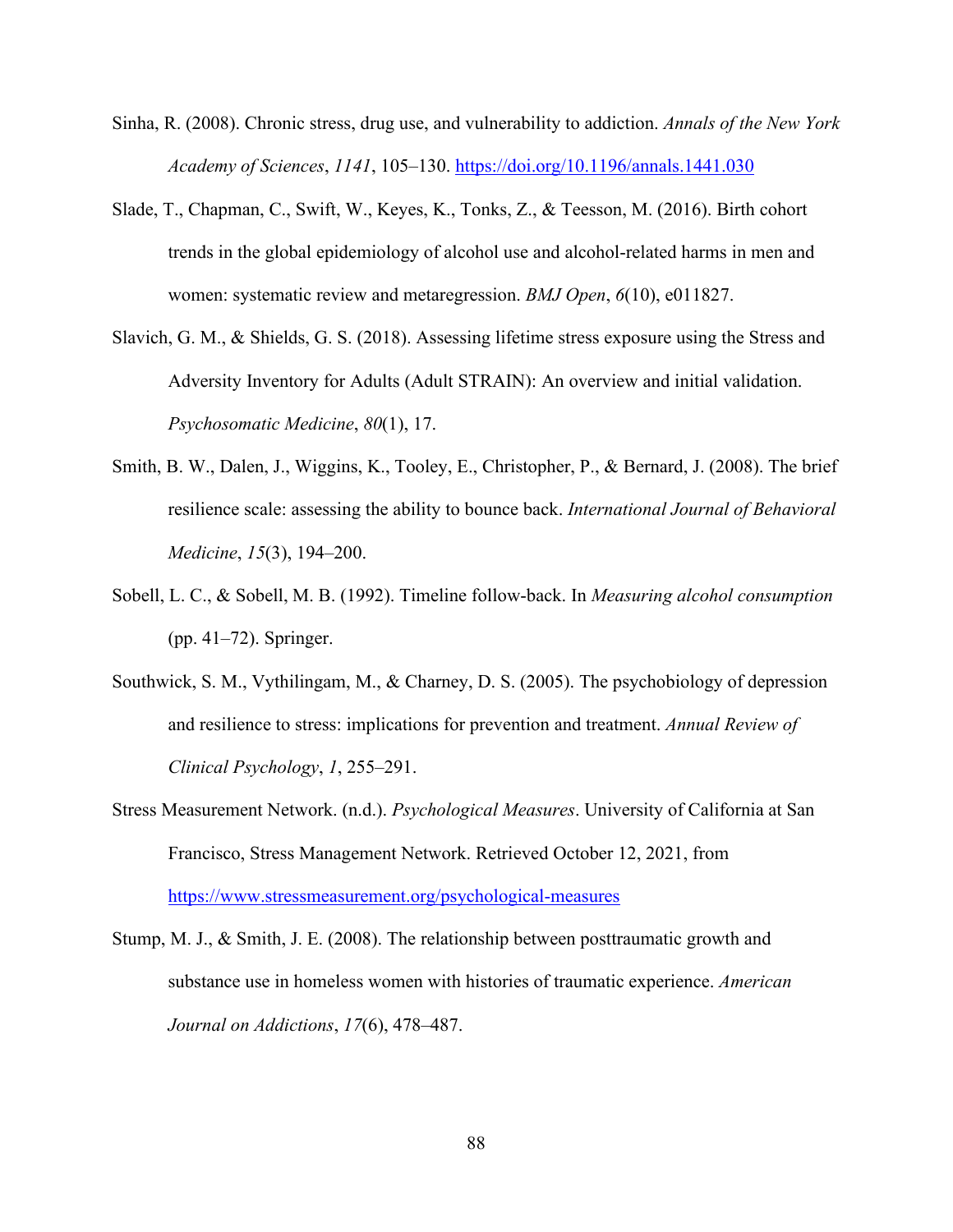Sinha, R. (2008). Chronic stress, drug use, and vulnerability to addiction. *Annals of the New York Academy of Sciences*, *1141*, 105–130. https://doi.org/10.1196/annals.1441.030

Slade, T., Chapman, C., Swift, W., Keyes, K., Tonks, Z., & Teesson, M. (2016). Birth cohort trends in the global epidemiology of alcohol use and alcohol-related harms in men and women: systematic review and metaregression. *BMJ Open*, *6*(10), e011827.

Slavich, G. M., & Shields, G. S. (2018). Assessing lifetime stress exposure using the Stress and Adversity Inventory for Adults (Adult STRAIN): An overview and initial validation. *Psychosomatic Medicine*, *80*(1), 17.

Smith, B. W., Dalen, J., Wiggins, K., Tooley, E., Christopher, P., & Bernard, J. (2008). The brief resilience scale: assessing the ability to bounce back. *International Journal of Behavioral Medicine*, *15*(3), 194–200.

Sobell, L. C., & Sobell, M. B. (1992). Timeline follow-back. In *Measuring alcohol consumption* (pp. 41–72). Springer.

Southwick, S. M., Vythilingam, M., & Charney, D. S. (2005). The psychobiology of depression and resilience to stress: implications for prevention and treatment. *Annual Review of Clinical Psychology*, *1*, 255–291.

Stress Measurement Network. (n.d.). *Psychological Measures*. University of California at San Francisco, Stress Management Network. Retrieved October 12, 2021, from https://www.stressmeasurement.org/psychological-measures

Stump, M. J., & Smith, J. E. (2008). The relationship between posttraumatic growth and substance use in homeless women with histories of traumatic experience. *American Journal on Addictions*, *17*(6), 478–487.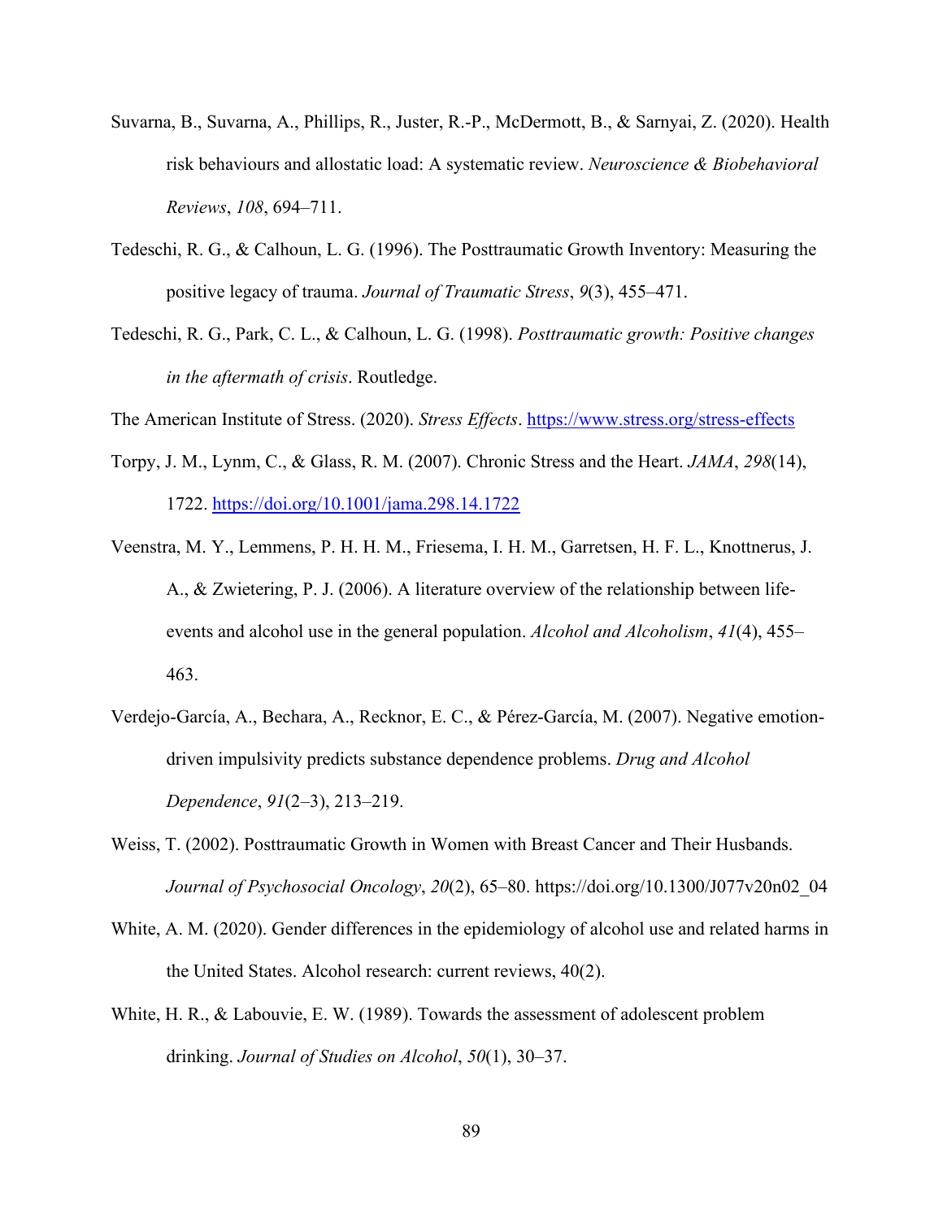Suvarna, B., Suvarna, A., Phillips, R., Juster, R.-P., McDermott, B., & Sarnyai, Z. (2020). Health risk behaviours and allostatic load: A systematic review. *Neuroscience & Biobehavioral Reviews*, *108*, 694–711.

Tedeschi, R. G., & Calhoun, L. G. (1996). The Posttraumatic Growth Inventory: Measuring the positive legacy of trauma. *Journal of Traumatic Stress*, *9*(3), 455–471.

Tedeschi, R. G., Park, C. L., & Calhoun, L. G. (1998). *Posttraumatic growth: Positive changes in the aftermath of crisis*. Routledge.

The American Institute of Stress. (2020). *Stress Effects*. https://www.stress.org/stress-effects

Torpy, J. M., Lynm, C., & Glass, R. M. (2007). Chronic Stress and the Heart. *JAMA*, *298*(14), 1722. https://doi.org/10.1001/jama.298.14.1722

Veenstra, M. Y., Lemmens, P. H. H. M., Friesema, I. H. M., Garretsen, H. F. L., Knottnerus, J. A., & Zwietering, P. J. (2006). A literature overview of the relationship between life-events and alcohol use in the general population. *Alcohol and Alcoholism*, *41*(4), 455–463.

Verdejo-García, A., Bechara, A., Recknor, E. C., & Pérez-García, M. (2007). Negative emotion-driven impulsivity predicts substance dependence problems. *Drug and Alcohol Dependence*, *91*(2–3), 213–219.

Weiss, T. (2002). Posttraumatic Growth in Women with Breast Cancer and Their Husbands. *Journal of Psychosocial Oncology*, *20*(2), 65–80. https://doi.org/10.1300/J077v20n02_04

White, A. M. (2020). Gender differences in the epidemiology of alcohol use and related harms in the United States. Alcohol research: current reviews, 40(2).

White, H. R., & Labouvie, E. W. (1989). Towards the assessment of adolescent problem drinking. *Journal of Studies on Alcohol*, *50*(1), 30–37.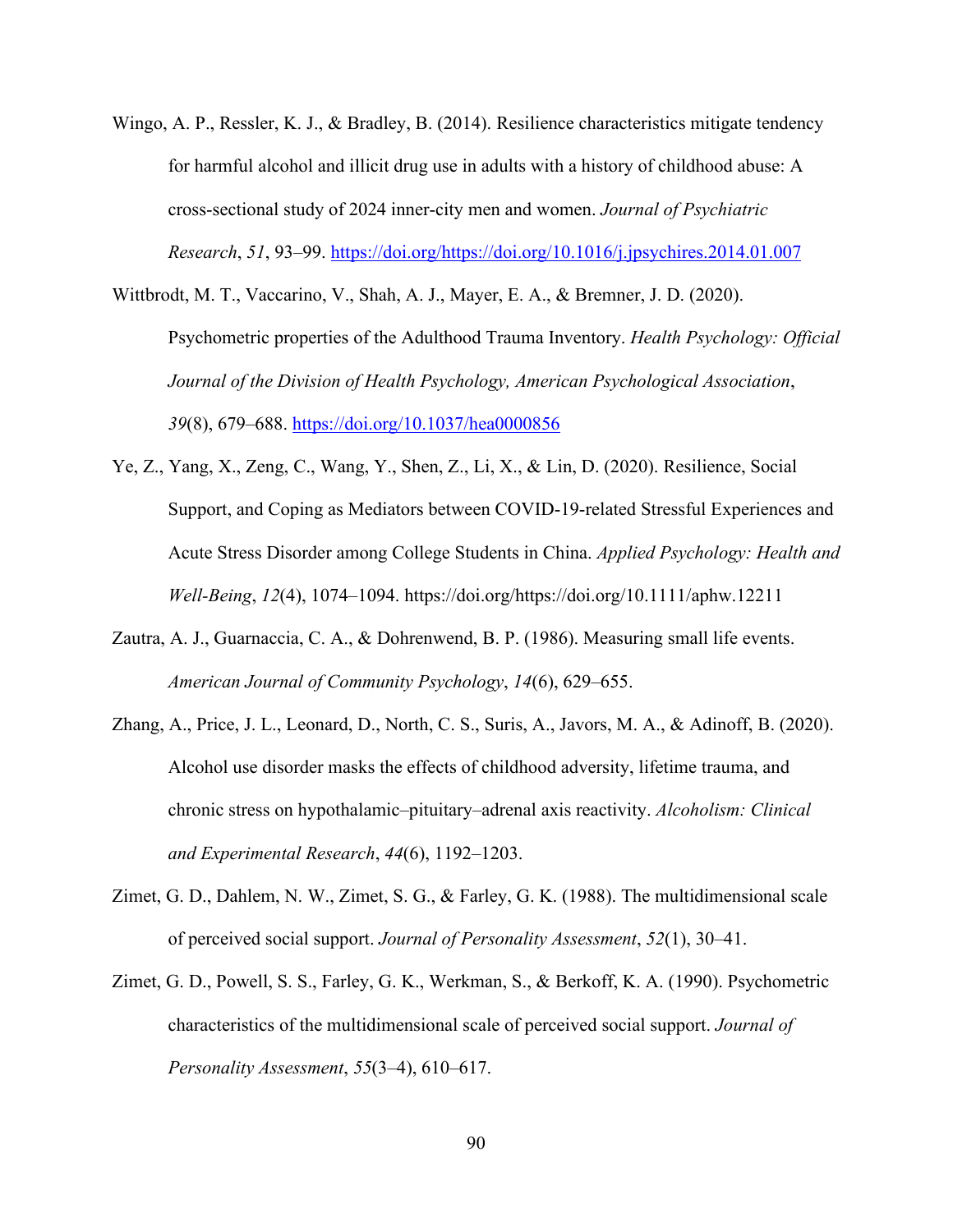Wingo, A. P., Ressler, K. J., & Bradley, B. (2014). Resilience characteristics mitigate tendency for harmful alcohol and illicit drug use in adults with a history of childhood abuse: A cross-sectional study of 2024 inner-city men and women. *Journal of Psychiatric Research*, *51*, 93–99. https://doi.org/https://doi.org/10.1016/j.jpsychires.2014.01.007

Wittbrodt, M. T., Vaccarino, V., Shah, A. J., Mayer, E. A., & Bremner, J. D. (2020). Psychometric properties of the Adulthood Trauma Inventory. *Health Psychology: Official Journal of the Division of Health Psychology, American Psychological Association*, *39*(8), 679–688. https://doi.org/10.1037/hea0000856

Ye, Z., Yang, X., Zeng, C., Wang, Y., Shen, Z., Li, X., & Lin, D. (2020). Resilience, Social Support, and Coping as Mediators between COVID-19-related Stressful Experiences and Acute Stress Disorder among College Students in China. *Applied Psychology: Health and Well-Being*, *12*(4), 1074–1094. https://doi.org/https://doi.org/10.1111/aphw.12211

Zautra, A. J., Guarnaccia, C. A., & Dohrenwend, B. P. (1986). Measuring small life events. *American Journal of Community Psychology*, *14*(6), 629–655.

Zhang, A., Price, J. L., Leonard, D., North, C. S., Suris, A., Javors, M. A., & Adinoff, B. (2020). Alcohol use disorder masks the effects of childhood adversity, lifetime trauma, and chronic stress on hypothalamic–pituitary–adrenal axis reactivity. *Alcoholism: Clinical and Experimental Research*, *44*(6), 1192–1203.

Zimet, G. D., Dahlem, N. W., Zimet, S. G., & Farley, G. K. (1988). The multidimensional scale of perceived social support. *Journal of Personality Assessment*, *52*(1), 30–41.

Zimet, G. D., Powell, S. S., Farley, G. K., Werkman, S., & Berkoff, K. A. (1990). Psychometric characteristics of the multidimensional scale of perceived social support. *Journal of Personality Assessment*, *55*(3–4), 610–617.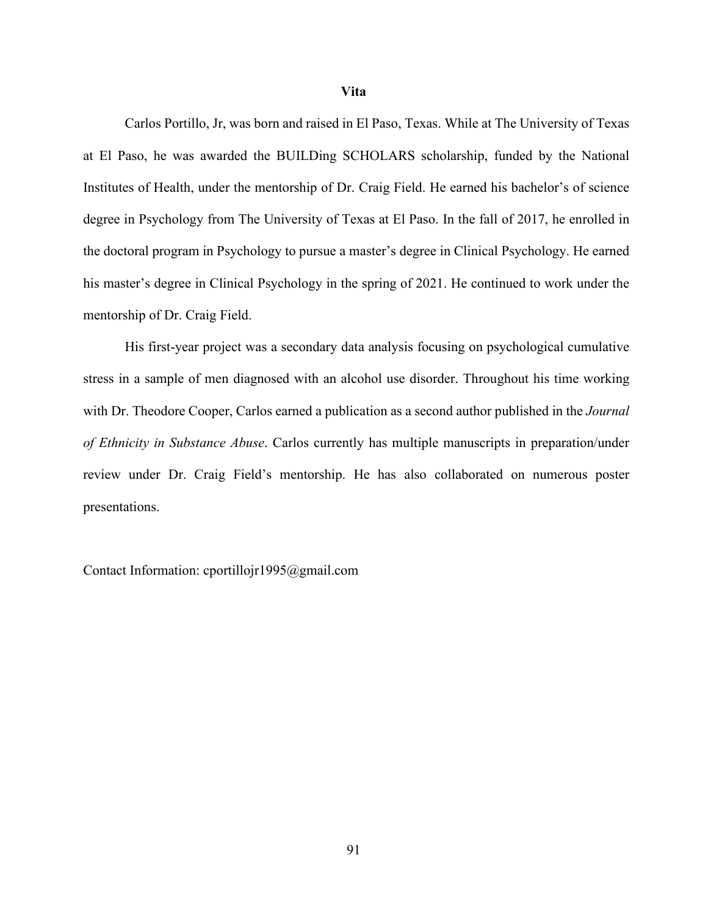# Vita

Carlos Portillo, Jr, was born and raised in El Paso, Texas. While at The University of Texas at El Paso, he was awarded the BUILDing SCHOLARS scholarship, funded by the National Institutes of Health, under the mentorship of Dr. Craig Field. He earned his bachelor's of science degree in Psychology from The University of Texas at El Paso. In the fall of 2017, he enrolled in the doctoral program in Psychology to pursue a master's degree in Clinical Psychology. He earned his master's degree in Clinical Psychology in the spring of 2021. He continued to work under the mentorship of Dr. Craig Field.

His first-year project was a secondary data analysis focusing on psychological cumulative stress in a sample of men diagnosed with an alcohol use disorder. Throughout his time working with Dr. Theodore Cooper, Carlos earned a publication as a second author published in the *Journal of Ethnicity in Substance Abuse*. Carlos currently has multiple manuscripts in preparation/under review under Dr. Craig Field's mentorship. He has also collaborated on numerous poster presentations.

Contact Information: cportillojr1995@gmail.com